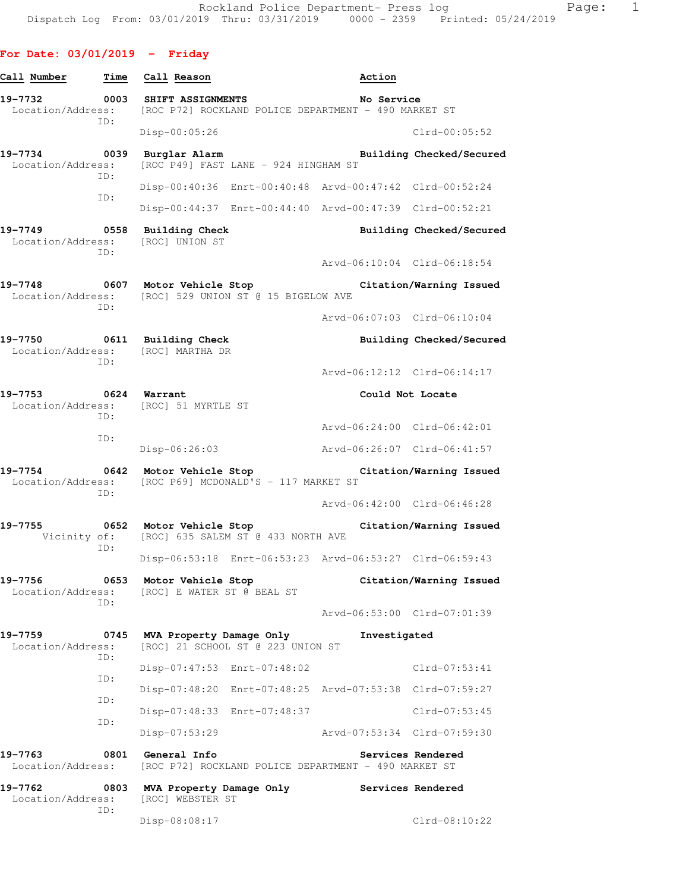Rockland Police Department- Press log
Dispatch Log From: 03/01/2019 Thru: 03/31/2019 0000 - 2359 Printed: 05/24/2019

## For Date: 03/01/2019 - Friday

| Call Number | Time | Call Reason | Action |
|---|---|---|---|

**19-7732** 0003 **SHIFT ASSIGNMENTS** — **No Service**
Location/Address: [ROC P72] ROCKLAND POLICE DEPARTMENT - 490 MARKET ST
ID:
Disp-00:05:26 Clrd-00:05:52

**19-7734** 0039 **Burglar Alarm** — **Building Checked/Secured**
Location/Address: [ROC P49] FAST LANE - 924 HINGHAM ST
ID:
Disp-00:40:36 Enrt-00:40:48 Arvd-00:47:42 Clrd-00:52:24
ID:
Disp-00:44:37 Enrt-00:44:40 Arvd-00:47:39 Clrd-00:52:21

**19-7749** 0558 **Building Check** — **Building Checked/Secured**
Location/Address: [ROC] UNION ST
ID:
Arvd-06:10:04 Clrd-06:18:54

**19-7748** 0607 **Motor Vehicle Stop** — **Citation/Warning Issued**
Location/Address: [ROC] 529 UNION ST @ 15 BIGELOW AVE
ID:
Arvd-06:07:03 Clrd-06:10:04

**19-7750** 0611 **Building Check** — **Building Checked/Secured**
Location/Address: [ROC] MARTHA DR
ID:
Arvd-06:12:12 Clrd-06:14:17

**19-7753** 0624 **Warrant** — **Could Not Locate**
Location/Address: [ROC] 51 MYRTLE ST
ID:
Arvd-06:24:00 Clrd-06:42:01
ID:
Disp-06:26:03 Arvd-06:26:07 Clrd-06:41:57

**19-7754** 0642 **Motor Vehicle Stop** — **Citation/Warning Issued**
Location/Address: [ROC P69] MCDONALD'S - 117 MARKET ST
ID:
Arvd-06:42:00 Clrd-06:46:28

**19-7755** 0652 **Motor Vehicle Stop** — **Citation/Warning Issued**
Vicinity of: [ROC] 635 SALEM ST @ 433 NORTH AVE
ID:
Disp-06:53:18 Enrt-06:53:23 Arvd-06:53:27 Clrd-06:59:43

**19-7756** 0653 **Motor Vehicle Stop** — **Citation/Warning Issued**
Location/Address: [ROC] E WATER ST @ BEAL ST
ID:
Arvd-06:53:00 Clrd-07:01:39

**19-7759** 0745 **MVA Property Damage Only** — **Investigated**
Location/Address: [ROC] 21 SCHOOL ST @ 223 UNION ST
ID:
Disp-07:47:53 Enrt-07:48:02 Clrd-07:53:41
ID:
Disp-07:48:20 Enrt-07:48:25 Arvd-07:53:38 Clrd-07:59:27
ID:
Disp-07:48:33 Enrt-07:48:37 Clrd-07:53:45
ID:
Disp-07:53:29 Arvd-07:53:34 Clrd-07:59:30

**19-7763** 0801 **General Info** — **Services Rendered**
Location/Address: [ROC P72] ROCKLAND POLICE DEPARTMENT - 490 MARKET ST

**19-7762** 0803 **MVA Property Damage Only** — **Services Rendered**
Location/Address: [ROC] WEBSTER ST
ID:
Disp-08:08:17 Clrd-08:10:22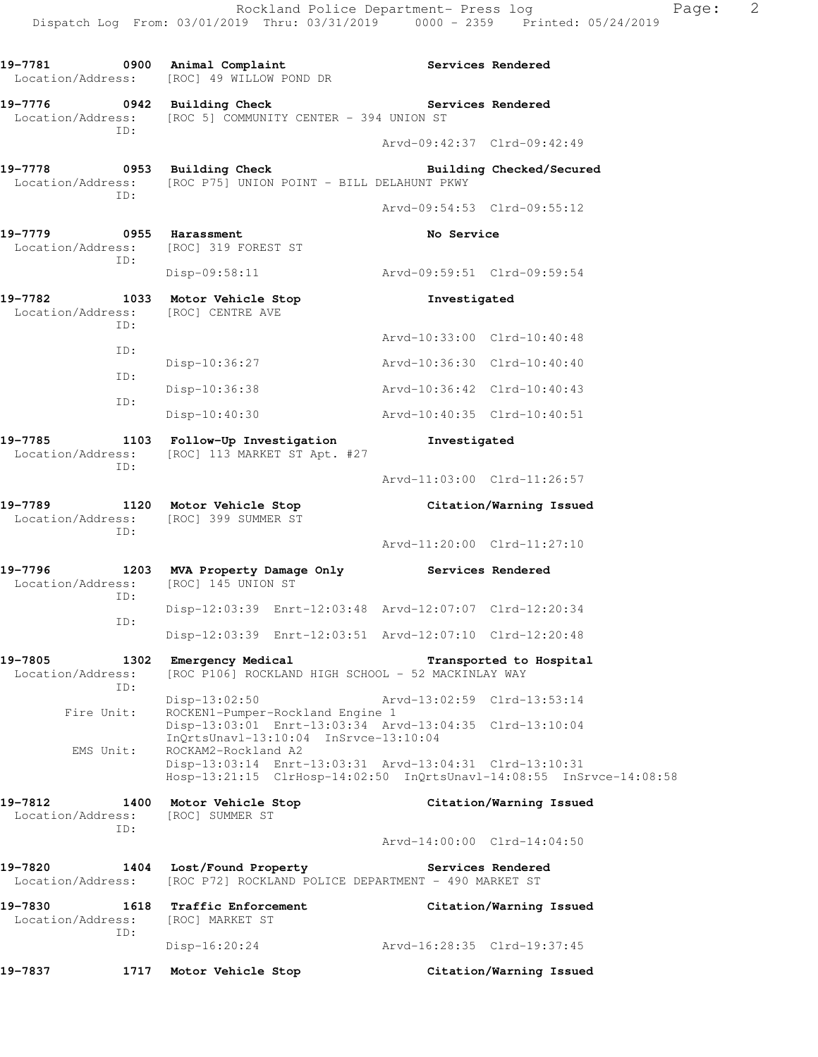19-7781 0900 Animal Complaint Services Rendered
Location/Address: [ROC] 49 WILLOW POND DR

19-7776 0942 Building Check Services Rendered
Location/Address: [ROC 5] COMMUNITY CENTER - 394 UNION ST
ID:
Arvd-09:42:37 Clrd-09:42:49

19-7778 0953 Building Check Building Checked/Secured
Location/Address: [ROC P75] UNION POINT - BILL DELAHUNT PKWY
ID:
Arvd-09:54:53 Clrd-09:55:12

19-7779 0955 Harassment No Service
Location/Address: [ROC] 319 FOREST ST
ID:
Disp-09:58:11 Arvd-09:59:51 Clrd-09:59:54

19-7782 1033 Motor Vehicle Stop Investigated
Location/Address: [ROC] CENTRE AVE
ID:
Arvd-10:33:00 Clrd-10:40:48
ID:
Disp-10:36:27 Arvd-10:36:30 Clrd-10:40:40
ID:
Disp-10:36:38 Arvd-10:36:42 Clrd-10:40:43
ID:
Disp-10:40:30 Arvd-10:40:35 Clrd-10:40:51

19-7785 1103 Follow-Up Investigation Investigated
Location/Address: [ROC] 113 MARKET ST Apt. #27
ID:
Arvd-11:03:00 Clrd-11:26:57

19-7789 1120 Motor Vehicle Stop Citation/Warning Issued
Location/Address: [ROC] 399 SUMMER ST
ID:
Arvd-11:20:00 Clrd-11:27:10

19-7796 1203 MVA Property Damage Only Services Rendered
Location/Address: [ROC] 145 UNION ST
ID:
Disp-12:03:39 Enrt-12:03:48 Arvd-12:07:07 Clrd-12:20:34
ID:
Disp-12:03:39 Enrt-12:03:51 Arvd-12:07:10 Clrd-12:20:48

19-7805 1302 Emergency Medical Transported to Hospital
Location/Address: [ROC P106] ROCKLAND HIGH SCHOOL - 52 MACKINLAY WAY
ID:
Disp-13:02:50 Arvd-13:02:59 Clrd-13:53:14
Fire Unit: ROCKEN1-Pumper-Rockland Engine 1
Disp-13:03:01 Enrt-13:03:34 Arvd-13:04:35 Clrd-13:10:04
InQrtsUnavl-13:10:04 InSrvce-13:10:04
EMS Unit: ROCKAM2-Rockland A2
Disp-13:03:14 Enrt-13:03:31 Arvd-13:04:31 Clrd-13:10:31
Hosp-13:21:15 ClrHosp-14:02:50 InQrtsUnavl-14:08:55 InSrvce-14:08:58

19-7812 1400 Motor Vehicle Stop Citation/Warning Issued
Location/Address: [ROC] SUMMER ST
ID:
Arvd-14:00:00 Clrd-14:04:50

19-7820 1404 Lost/Found Property Services Rendered
Location/Address: [ROC P72] ROCKLAND POLICE DEPARTMENT - 490 MARKET ST

19-7830 1618 Traffic Enforcement Citation/Warning Issued
Location/Address: [ROC] MARKET ST
ID:
Disp-16:20:24 Arvd-16:28:35 Clrd-19:37:45

19-7837 1717 Motor Vehicle Stop Citation/Warning Issued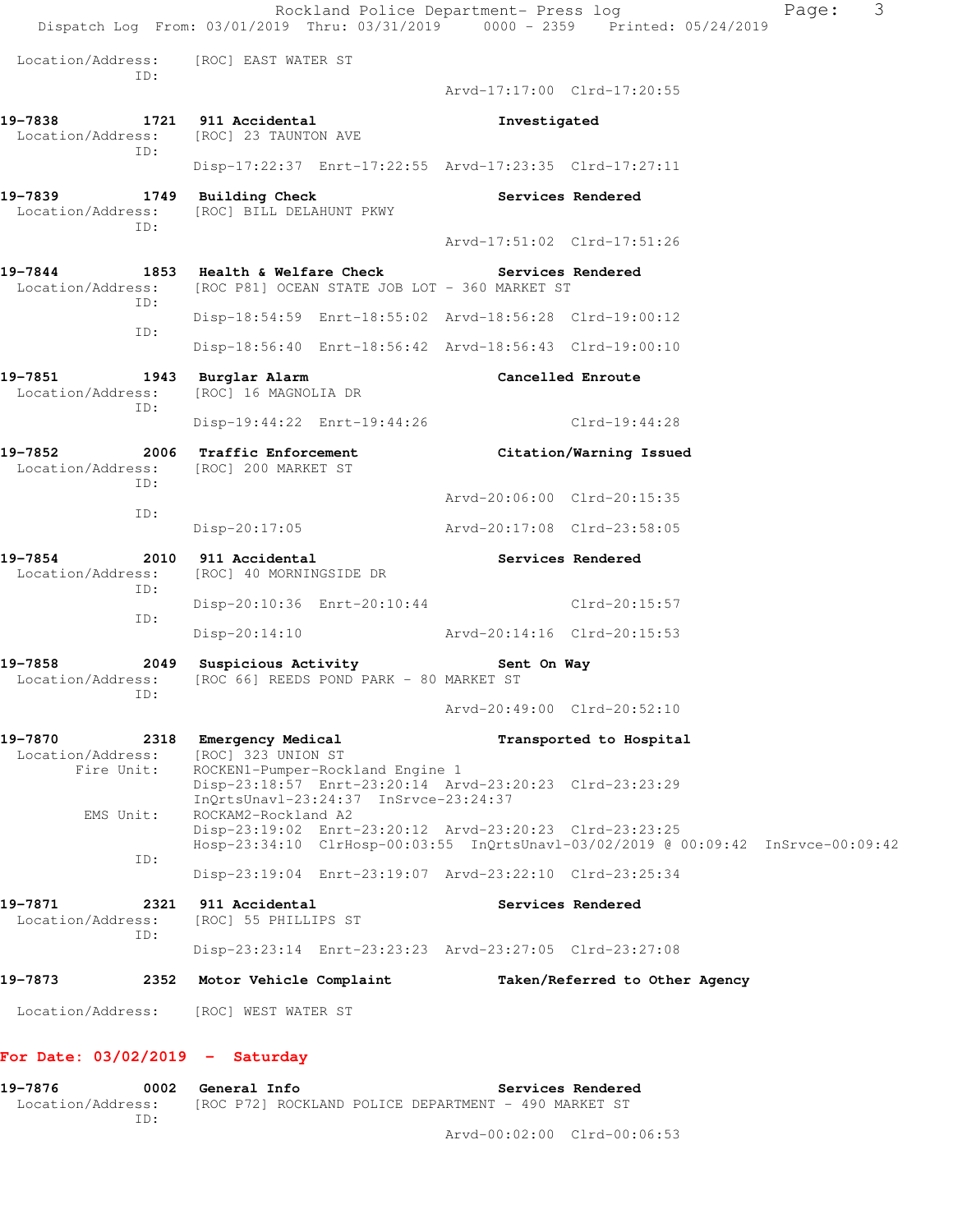Location/Address: [ROC] EAST WATER ST
ID:
Arvd-17:17:00 Clrd-17:20:55

**19-7838 1721 911 Accidental** **Investigated**
Location/Address: [ROC] 23 TAUNTON AVE
ID:
Disp-17:22:37 Enrt-17:22:55 Arvd-17:23:35 Clrd-17:27:11

**19-7839 1749 Building Check** **Services Rendered**
Location/Address: [ROC] BILL DELAHUNT PKWY
ID:
Arvd-17:51:02 Clrd-17:51:26

**19-7844 1853 Health & Welfare Check** **Services Rendered**
Location/Address: [ROC P81] OCEAN STATE JOB LOT - 360 MARKET ST
ID:
Disp-18:54:59 Enrt-18:55:02 Arvd-18:56:28 Clrd-19:00:12
ID:
Disp-18:56:40 Enrt-18:56:42 Arvd-18:56:43 Clrd-19:00:10

**19-7851 1943 Burglar Alarm** **Cancelled Enroute**
Location/Address: [ROC] 16 MAGNOLIA DR
ID:
Disp-19:44:22 Enrt-19:44:26 Clrd-19:44:28

**19-7852 2006 Traffic Enforcement** **Citation/Warning Issued**
Location/Address: [ROC] 200 MARKET ST
ID:
Arvd-20:06:00 Clrd-20:15:35
ID:
Disp-20:17:05 Arvd-20:17:08 Clrd-23:58:05

**19-7854 2010 911 Accidental** **Services Rendered**
Location/Address: [ROC] 40 MORNINGSIDE DR
ID:
Disp-20:10:36 Enrt-20:10:44 Clrd-20:15:57
ID:
Disp-20:14:10 Arvd-20:14:16 Clrd-20:15:53

**19-7858 2049 Suspicious Activity** **Sent On Way**
Location/Address: [ROC 66] REEDS POND PARK - 80 MARKET ST
ID:
Arvd-20:49:00 Clrd-20:52:10

**19-7870 2318 Emergency Medical** **Transported to Hospital**
Location/Address: [ROC] 323 UNION ST
Fire Unit: ROCKEN1-Pumper-Rockland Engine 1
Disp-23:18:57 Enrt-23:20:14 Arvd-23:20:23 Clrd-23:23:29
InQrtsUnavl-23:24:37 InSrvce-23:24:37
EMS Unit: ROCKAM2-Rockland A2
Disp-23:19:02 Enrt-23:20:12 Arvd-23:20:23 Clrd-23:23:25
Hosp-23:34:10 ClrHosp-00:03:55 InQrtsUnavl-03/02/2019 @ 00:09:42 InSrvce-00:09:42
ID:
Disp-23:19:04 Enrt-23:19:07 Arvd-23:22:10 Clrd-23:25:34

**19-7871 2321 911 Accidental** **Services Rendered**
Location/Address: [ROC] 55 PHILLIPS ST
ID:
Disp-23:23:14 Enrt-23:23:23 Arvd-23:27:05 Clrd-23:27:08

**19-7873 2352 Motor Vehicle Complaint** **Taken/Referred to Other Agency**
Location/Address: [ROC] WEST WATER ST

## For Date: 03/02/2019 - Saturday

**19-7876 0002 General Info** **Services Rendered**
Location/Address: [ROC P72] ROCKLAND POLICE DEPARTMENT - 490 MARKET ST
ID:
Arvd-00:02:00 Clrd-00:06:53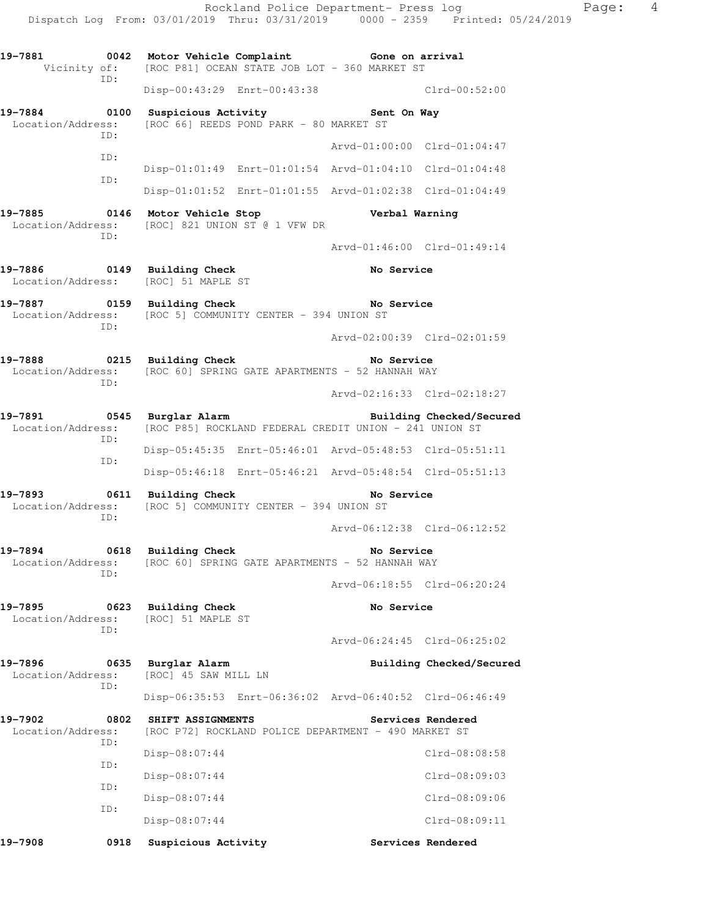```
19-7881        0042  Motor Vehicle Complaint              Gone on arrival
     Vicinity of:    [ROC P81] OCEAN STATE JOB LOT - 360 MARKET ST
              ID:    
                     Disp-00:43:29  Enrt-00:43:38                     Clrd-00:52:00

19-7884        0100  Suspicious Activity                  Sent On Way
 Location/Address:   [ROC 66] REEDS POND PARK - 80 MARKET ST
              ID:    
                                                   Arvd-01:00:00  Clrd-01:04:47
              ID:    
                     Disp-01:01:49  Enrt-01:01:54  Arvd-01:04:10  Clrd-01:04:48
              ID:    
                     Disp-01:01:52  Enrt-01:01:55  Arvd-01:02:38  Clrd-01:04:49

19-7885        0146  Motor Vehicle Stop                   Verbal Warning
 Location/Address:   [ROC] 821 UNION ST @ 1 VFW DR
              ID:    
                                                   Arvd-01:46:00  Clrd-01:49:14

19-7886        0149  Building Check                       No Service
 Location/Address:   [ROC] 51 MAPLE ST

19-7887        0159  Building Check                       No Service
 Location/Address:   [ROC 5] COMMUNITY CENTER - 394 UNION ST
              ID:    
                                                   Arvd-02:00:39  Clrd-02:01:59

19-7888        0215  Building Check                       No Service
 Location/Address:   [ROC 60] SPRING GATE APARTMENTS - 52 HANNAH WAY
              ID:    
                                                   Arvd-02:16:33  Clrd-02:18:27

19-7891        0545  Burglar Alarm                        Building Checked/Secured
 Location/Address:   [ROC P85] ROCKLAND FEDERAL CREDIT UNION - 241 UNION ST
              ID:    
                     Disp-05:45:35  Enrt-05:46:01  Arvd-05:48:53  Clrd-05:51:11
              ID:    
                     Disp-05:46:18  Enrt-05:46:21  Arvd-05:48:54  Clrd-05:51:13

19-7893        0611  Building Check                       No Service
 Location/Address:   [ROC 5] COMMUNITY CENTER - 394 UNION ST
              ID:    
                                                   Arvd-06:12:38  Clrd-06:12:52

19-7894        0618  Building Check                       No Service
 Location/Address:   [ROC 60] SPRING GATE APARTMENTS - 52 HANNAH WAY
              ID:    
                                                   Arvd-06:18:55  Clrd-06:20:24

19-7895        0623  Building Check                       No Service
 Location/Address:   [ROC] 51 MAPLE ST
              ID:    
                                                   Arvd-06:24:45  Clrd-06:25:02

19-7896        0635  Burglar Alarm                        Building Checked/Secured
 Location/Address:   [ROC] 45 SAW MILL LN
              ID:    
                     Disp-06:35:53  Enrt-06:36:02  Arvd-06:40:52  Clrd-06:46:49

19-7902        0802  SHIFT ASSIGNMENTS                    Services Rendered
 Location/Address:   [ROC P72] ROCKLAND POLICE DEPARTMENT - 490 MARKET ST
              ID:    
                     Disp-08:07:44                                Clrd-08:08:58
              ID:    
                     Disp-08:07:44                                Clrd-08:09:03
              ID:    
                     Disp-08:07:44                                Clrd-08:09:06
              ID:    
                     Disp-08:07:44                                Clrd-08:09:11

19-7908        0918  Suspicious Activity                  Services Rendered
```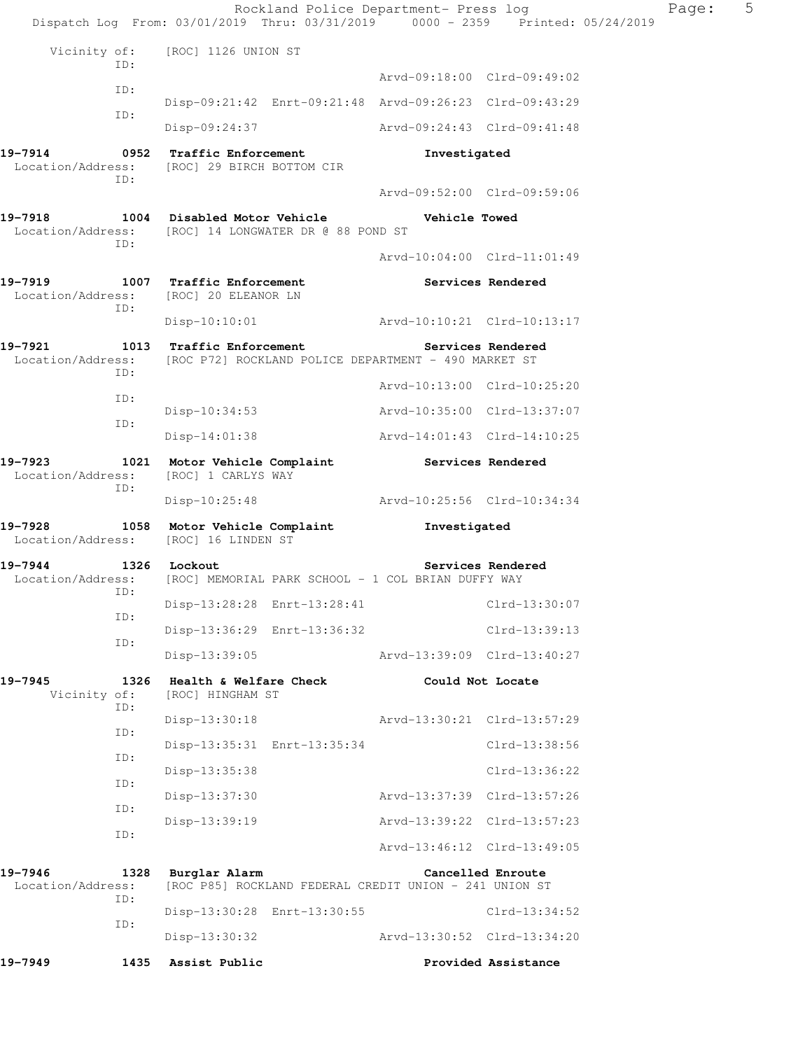Vicinity of: [ROC] 1126 UNION ST

ID: Arvd-09:18:00 Clrd-09:49:02

ID: Disp-09:21:42 Enrt-09:21:48 Arvd-09:26:23 Clrd-09:43:29

ID: Disp-09:24:37 Arvd-09:24:43 Clrd-09:41:48

**19-7914 0952 Traffic Enforcement Investigated**

Location/Address: [ROC] 29 BIRCH BOTTOM CIR

ID: Arvd-09:52:00 Clrd-09:59:06

**19-7918 1004 Disabled Motor Vehicle Vehicle Towed**

Location/Address: [ROC] 14 LONGWATER DR @ 88 POND ST

ID: Arvd-10:04:00 Clrd-11:01:49

**19-7919 1007 Traffic Enforcement Services Rendered**

Location/Address: [ROC] 20 ELEANOR LN

ID: Disp-10:10:01 Arvd-10:10:21 Clrd-10:13:17

**19-7921 1013 Traffic Enforcement Services Rendered**

Location/Address: [ROC P72] ROCKLAND POLICE DEPARTMENT - 490 MARKET ST

ID: Arvd-10:13:00 Clrd-10:25:20

ID: Disp-10:34:53 Arvd-10:35:00 Clrd-13:37:07

ID: Disp-14:01:38 Arvd-14:01:43 Clrd-14:10:25

**19-7923 1021 Motor Vehicle Complaint Services Rendered**

Location/Address: [ROC] 1 CARLYS WAY

ID: Disp-10:25:48 Arvd-10:25:56 Clrd-10:34:34

**19-7928 1058 Motor Vehicle Complaint Investigated**

Location/Address: [ROC] 16 LINDEN ST

**19-7944 1326 Lockout Services Rendered**

Location/Address: [ROC] MEMORIAL PARK SCHOOL - 1 COL BRIAN DUFFY WAY

ID: Disp-13:28:28 Enrt-13:28:41 Clrd-13:30:07

ID: Disp-13:36:29 Enrt-13:36:32 Clrd-13:39:13

ID: Disp-13:39:05 Arvd-13:39:09 Clrd-13:40:27

**19-7945 1326 Health & Welfare Check Could Not Locate**

Vicinity of: [ROC] HINGHAM ST

ID: Disp-13:30:18 Arvd-13:30:21 Clrd-13:57:29

ID: Disp-13:35:31 Enrt-13:35:34 Clrd-13:38:56

ID: Disp-13:35:38 Clrd-13:36:22

ID: Disp-13:37:30 Arvd-13:37:39 Clrd-13:57:26

ID: Disp-13:39:19 Arvd-13:39:22 Clrd-13:57:23

ID: Arvd-13:46:12 Clrd-13:49:05

**19-7946 1328 Burglar Alarm Cancelled Enroute**

Location/Address: [ROC P85] ROCKLAND FEDERAL CREDIT UNION - 241 UNION ST

ID: Disp-13:30:28 Enrt-13:30:55 Clrd-13:34:52

ID: Disp-13:30:32 Arvd-13:30:52 Clrd-13:34:20

**19-7949 1435 Assist Public Provided Assistance**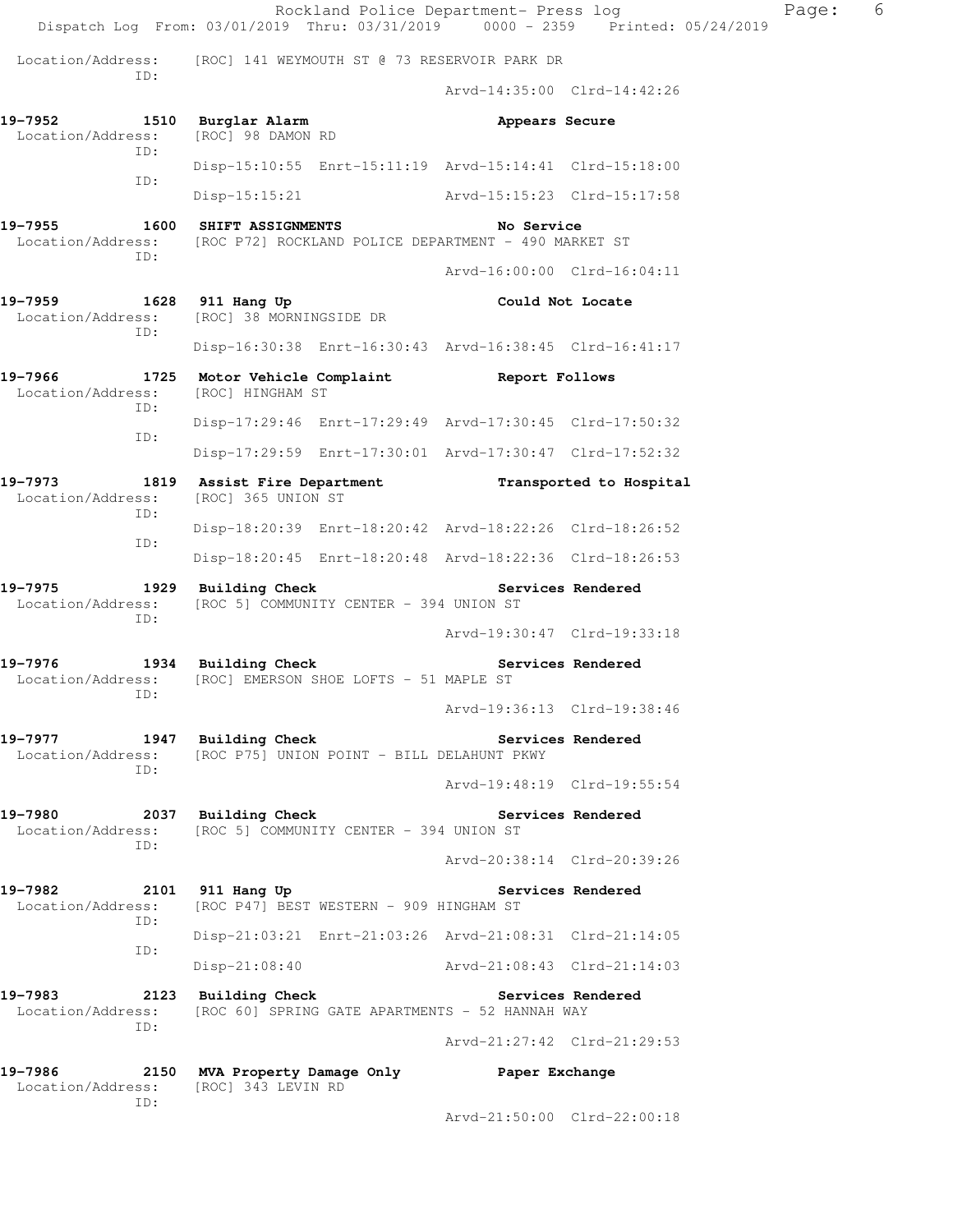Location/Address: [ROC] 141 WEYMOUTH ST @ 73 RESERVOIR PARK DR
ID:
Arvd-14:35:00 Clrd-14:42:26

**19-7952 1510 Burglar Alarm** — **Appears Secure**
Location/Address: [ROC] 98 DAMON RD
ID:
Disp-15:10:55 Enrt-15:11:19 Arvd-15:14:41 Clrd-15:18:00
ID:
Disp-15:15:21 Arvd-15:15:23 Clrd-15:17:58

**19-7955 1600 SHIFT ASSIGNMENTS** — **No Service**
Location/Address: [ROC P72] ROCKLAND POLICE DEPARTMENT - 490 MARKET ST
ID:
Arvd-16:00:00 Clrd-16:04:11

**19-7959 1628 911 Hang Up** — **Could Not Locate**
Location/Address: [ROC] 38 MORNINGSIDE DR
ID:
Disp-16:30:38 Enrt-16:30:43 Arvd-16:38:45 Clrd-16:41:17

**19-7966 1725 Motor Vehicle Complaint** — **Report Follows**
Location/Address: [ROC] HINGHAM ST
ID:
Disp-17:29:46 Enrt-17:29:49 Arvd-17:30:45 Clrd-17:50:32
ID:
Disp-17:29:59 Enrt-17:30:01 Arvd-17:30:47 Clrd-17:52:32

**19-7973 1819 Assist Fire Department** — **Transported to Hospital**
Location/Address: [ROC] 365 UNION ST
ID:
Disp-18:20:39 Enrt-18:20:42 Arvd-18:22:26 Clrd-18:26:52
ID:
Disp-18:20:45 Enrt-18:20:48 Arvd-18:22:36 Clrd-18:26:53

**19-7975 1929 Building Check** — **Services Rendered**
Location/Address: [ROC 5] COMMUNITY CENTER - 394 UNION ST
ID:
Arvd-19:30:47 Clrd-19:33:18

**19-7976 1934 Building Check** — **Services Rendered**
Location/Address: [ROC] EMERSON SHOE LOFTS - 51 MAPLE ST
ID:
Arvd-19:36:13 Clrd-19:38:46

**19-7977 1947 Building Check** — **Services Rendered**
Location/Address: [ROC P75] UNION POINT - BILL DELAHUNT PKWY
ID:
Arvd-19:48:19 Clrd-19:55:54

**19-7980 2037 Building Check** — **Services Rendered**
Location/Address: [ROC 5] COMMUNITY CENTER - 394 UNION ST
ID:
Arvd-20:38:14 Clrd-20:39:26

**19-7982 2101 911 Hang Up** — **Services Rendered**
Location/Address: [ROC P47] BEST WESTERN - 909 HINGHAM ST
ID:
Disp-21:03:21 Enrt-21:03:26 Arvd-21:08:31 Clrd-21:14:05
ID:
Disp-21:08:40 Arvd-21:08:43 Clrd-21:14:03

**19-7983 2123 Building Check** — **Services Rendered**
Location/Address: [ROC 60] SPRING GATE APARTMENTS - 52 HANNAH WAY
ID:
Arvd-21:27:42 Clrd-21:29:53

**19-7986 2150 MVA Property Damage Only** — **Paper Exchange**
Location/Address: [ROC] 343 LEVIN RD
ID:
Arvd-21:50:00 Clrd-22:00:18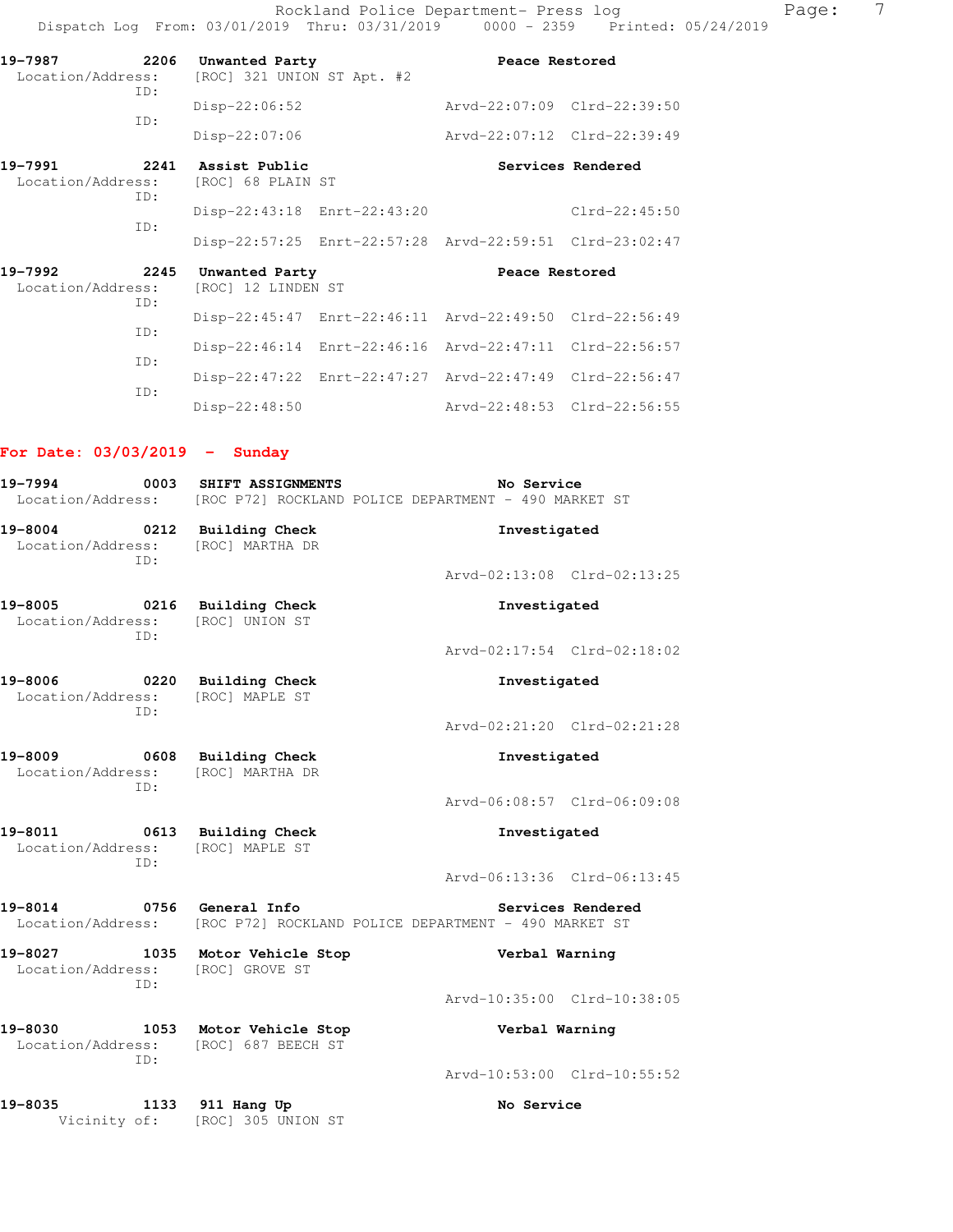19-7987 2206 Unwanted Party Peace Restored
Location/Address: [ROC] 321 UNION ST Apt. #2
ID:
Disp-22:06:52 Arvd-22:07:09 Clrd-22:39:50
ID:
Disp-22:07:06 Arvd-22:07:12 Clrd-22:39:49

19-7991 2241 Assist Public Services Rendered
Location/Address: [ROC] 68 PLAIN ST
ID:
Disp-22:43:18 Enrt-22:43:20 Clrd-22:45:50
ID:
Disp-22:57:25 Enrt-22:57:28 Arvd-22:59:51 Clrd-23:02:47

19-7992 2245 Unwanted Party Peace Restored
Location/Address: [ROC] 12 LINDEN ST
ID:
Disp-22:45:47 Enrt-22:46:11 Arvd-22:49:50 Clrd-22:56:49
ID:
Disp-22:46:14 Enrt-22:46:16 Arvd-22:47:11 Clrd-22:56:57
ID:
Disp-22:47:22 Enrt-22:47:27 Arvd-22:47:49 Clrd-22:56:47
ID:
Disp-22:48:50 Arvd-22:48:53 Clrd-22:56:55

**For Date: 03/03/2019 - Sunday**

19-7994 0003 SHIFT ASSIGNMENTS No Service
Location/Address: [ROC P72] ROCKLAND POLICE DEPARTMENT - 490 MARKET ST

19-8004 0212 Building Check Investigated
Location/Address: [ROC] MARTHA DR
ID:
Arvd-02:13:08 Clrd-02:13:25

19-8005 0216 Building Check Investigated
Location/Address: [ROC] UNION ST
ID:
Arvd-02:17:54 Clrd-02:18:02

19-8006 0220 Building Check Investigated
Location/Address: [ROC] MAPLE ST
ID:
Arvd-02:21:20 Clrd-02:21:28

19-8009 0608 Building Check Investigated
Location/Address: [ROC] MARTHA DR
ID:
Arvd-06:08:57 Clrd-06:09:08

19-8011 0613 Building Check Investigated
Location/Address: [ROC] MAPLE ST
ID:
Arvd-06:13:36 Clrd-06:13:45

19-8014 0756 General Info Services Rendered
Location/Address: [ROC P72] ROCKLAND POLICE DEPARTMENT - 490 MARKET ST

19-8027 1035 Motor Vehicle Stop Verbal Warning
Location/Address: [ROC] GROVE ST
ID:
Arvd-10:35:00 Clrd-10:38:05

19-8030 1053 Motor Vehicle Stop Verbal Warning
Location/Address: [ROC] 687 BEECH ST
ID:
Arvd-10:53:00 Clrd-10:55:52

19-8035 1133 911 Hang Up No Service
Vicinity of: [ROC] 305 UNION ST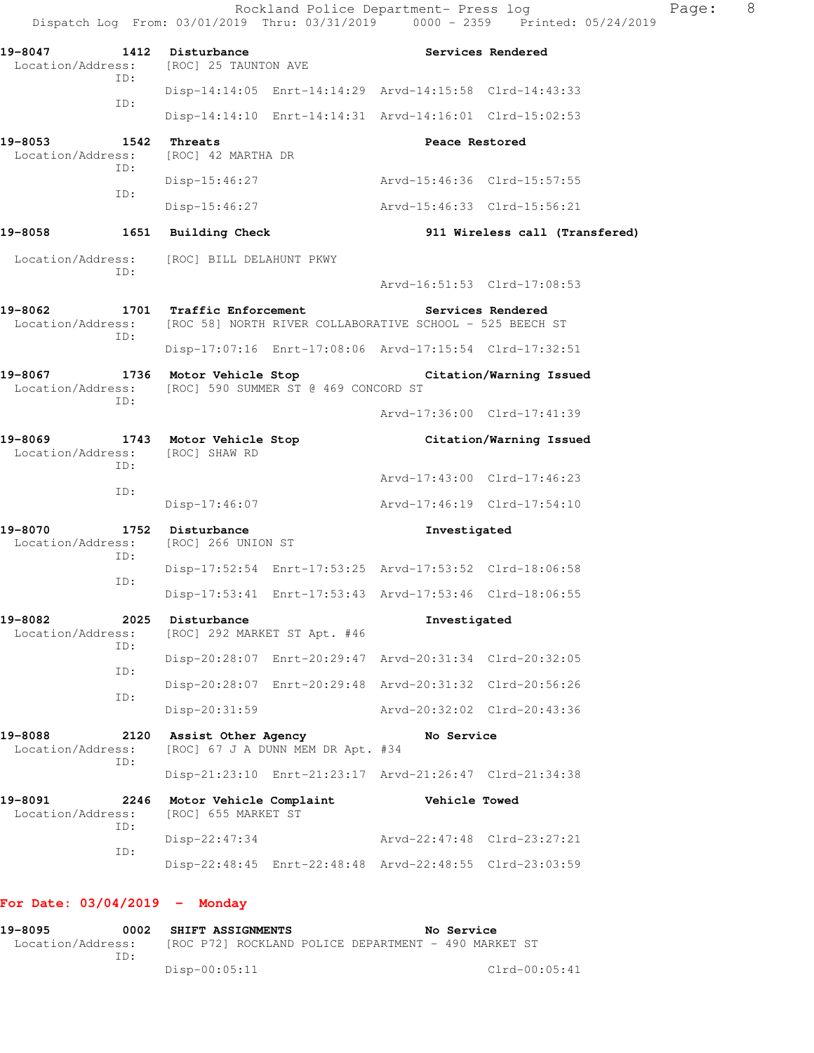**19-8047 1412 Disturbance — Services Rendered**
Location/Address: [ROC] 25 TAUNTON AVE
ID:
Disp-14:14:05 Enrt-14:14:29 Arvd-14:15:58 Clrd-14:43:33
ID:
Disp-14:14:10 Enrt-14:14:31 Arvd-14:16:01 Clrd-15:02:53

**19-8053 1542 Threats — Peace Restored**
Location/Address: [ROC] 42 MARTHA DR
ID:
Disp-15:46:27 Arvd-15:46:36 Clrd-15:57:55
ID:
Disp-15:46:27 Arvd-15:46:33 Clrd-15:56:21

**19-8058 1651 Building Check — 911 Wireless call (Transfered)**
Location/Address: [ROC] BILL DELAHUNT PKWY
ID:
Arvd-16:51:53 Clrd-17:08:53

**19-8062 1701 Traffic Enforcement — Services Rendered**
Location/Address: [ROC 58] NORTH RIVER COLLABORATIVE SCHOOL - 525 BEECH ST
ID:
Disp-17:07:16 Enrt-17:08:06 Arvd-17:15:54 Clrd-17:32:51

**19-8067 1736 Motor Vehicle Stop — Citation/Warning Issued**
Location/Address: [ROC] 590 SUMMER ST @ 469 CONCORD ST
ID:
Arvd-17:36:00 Clrd-17:41:39

**19-8069 1743 Motor Vehicle Stop — Citation/Warning Issued**
Location/Address: [ROC] SHAW RD
ID:
Arvd-17:43:00 Clrd-17:46:23
ID:
Disp-17:46:07 Arvd-17:46:19 Clrd-17:54:10

**19-8070 1752 Disturbance — Investigated**
Location/Address: [ROC] 266 UNION ST
ID:
Disp-17:52:54 Enrt-17:53:25 Arvd-17:53:52 Clrd-18:06:58
ID:
Disp-17:53:41 Enrt-17:53:43 Arvd-17:53:46 Clrd-18:06:55

**19-8082 2025 Disturbance — Investigated**
Location/Address: [ROC] 292 MARKET ST Apt. #46
ID:
Disp-20:28:07 Enrt-20:29:47 Arvd-20:31:34 Clrd-20:32:05
ID:
Disp-20:28:07 Enrt-20:29:48 Arvd-20:31:32 Clrd-20:56:26
ID:
Disp-20:31:59 Arvd-20:32:02 Clrd-20:43:36

**19-8088 2120 Assist Other Agency — No Service**
Location/Address: [ROC] 67 J A DUNN MEM DR Apt. #34
ID:
Disp-21:23:10 Enrt-21:23:17 Arvd-21:26:47 Clrd-21:34:38

**19-8091 2246 Motor Vehicle Complaint — Vehicle Towed**
Location/Address: [ROC] 655 MARKET ST
ID:
Disp-22:47:34 Arvd-22:47:48 Clrd-23:27:21
ID:
Disp-22:48:45 Enrt-22:48:48 Arvd-22:48:55 Clrd-23:03:59

## For Date: 03/04/2019 - Monday

**19-8095 0002 SHIFT ASSIGNMENTS — No Service**
Location/Address: [ROC P72] ROCKLAND POLICE DEPARTMENT - 490 MARKET ST
ID:
Disp-00:05:11 Clrd-00:05:41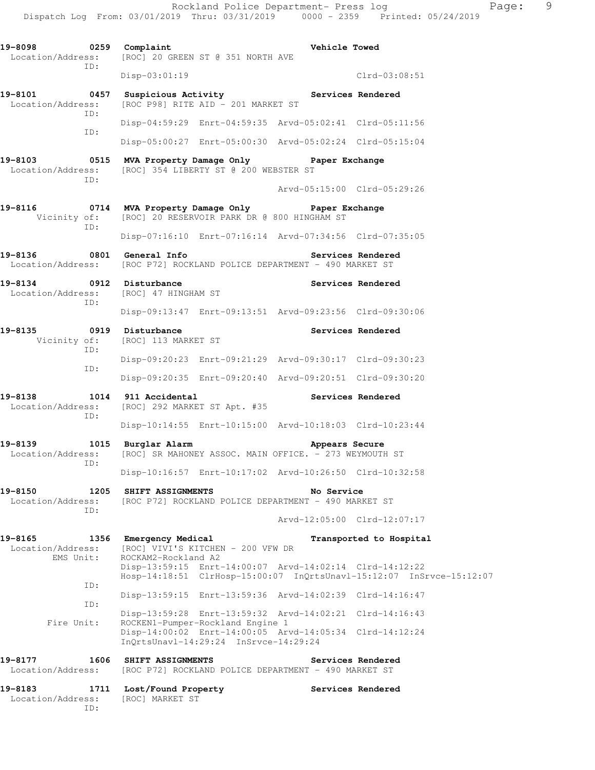```
19-8098        0259  Complaint                              Vehicle Towed
 Location/Address:   [ROC] 20 GREEN ST @ 351 NORTH AVE
              ID:
                     Disp-03:01:19                                    Clrd-03:08:51

19-8101        0457  Suspicious Activity                    Services Rendered
 Location/Address:   [ROC P98] RITE AID - 201 MARKET ST
              ID:
                     Disp-04:59:29  Enrt-04:59:35  Arvd-05:02:41  Clrd-05:11:56
              ID:
                     Disp-05:00:27  Enrt-05:00:30  Arvd-05:02:24  Clrd-05:15:04

19-8103        0515  MVA Property Damage Only               Paper Exchange
 Location/Address:   [ROC] 354 LIBERTY ST @ 200 WEBSTER ST
              ID:
                                                   Arvd-05:15:00  Clrd-05:29:26

19-8116        0714  MVA Property Damage Only               Paper Exchange
      Vicinity of:   [ROC] 20 RESERVOIR PARK DR @ 800 HINGHAM ST
              ID:
                     Disp-07:16:10  Enrt-07:16:14  Arvd-07:34:56  Clrd-07:35:05

19-8136        0801  General Info                           Services Rendered
 Location/Address:   [ROC P72] ROCKLAND POLICE DEPARTMENT - 490 MARKET ST

19-8134        0912  Disturbance                            Services Rendered
 Location/Address:   [ROC] 47 HINGHAM ST
              ID:
                     Disp-09:13:47  Enrt-09:13:51  Arvd-09:23:56  Clrd-09:30:06

19-8135        0919  Disturbance                            Services Rendered
      Vicinity of:   [ROC] 113 MARKET ST
              ID:
                     Disp-09:20:23  Enrt-09:21:29  Arvd-09:30:17  Clrd-09:30:23
              ID:
                     Disp-09:20:35  Enrt-09:20:40  Arvd-09:20:51  Clrd-09:30:20

19-8138        1014  911 Accidental                         Services Rendered
 Location/Address:   [ROC] 292 MARKET ST Apt. #35
              ID:
                     Disp-10:14:55  Enrt-10:15:00  Arvd-10:18:03  Clrd-10:23:44

19-8139        1015  Burglar Alarm                          Appears Secure
 Location/Address:   [ROC] SR MAHONEY ASSOC. MAIN OFFICE. - 273 WEYMOUTH ST
              ID:
                     Disp-10:16:57  Enrt-10:17:02  Arvd-10:26:50  Clrd-10:32:58

19-8150        1205  SHIFT ASSIGNMENTS                      No Service
 Location/Address:   [ROC P72] ROCKLAND POLICE DEPARTMENT - 490 MARKET ST
              ID:
                                                   Arvd-12:05:00  Clrd-12:07:17

19-8165        1356  Emergency Medical                      Transported to Hospital
 Location/Address:   [ROC] VIVI'S KITCHEN - 200 VFW DR
        EMS Unit:    ROCKAM2-Rockland A2
                     Disp-13:59:15  Enrt-14:00:07  Arvd-14:02:14  Clrd-14:12:22
                     Hosp-14:18:51  ClrHosp-15:00:07  InQrtsUnavl-15:12:07  InSrvce-15:12:07
              ID:
                     Disp-13:59:15  Enrt-13:59:36  Arvd-14:02:39  Clrd-14:16:47
              ID:
                     Disp-13:59:28  Enrt-13:59:32  Arvd-14:02:21  Clrd-14:16:43
       Fire Unit:    ROCKEN1-Pumper-Rockland Engine 1
                     Disp-14:00:02  Enrt-14:00:05  Arvd-14:05:34  Clrd-14:12:24
                     InQrtsUnavl-14:29:24  InSrvce-14:29:24

19-8177        1606  SHIFT ASSIGNMENTS                      Services Rendered
 Location/Address:   [ROC P72] ROCKLAND POLICE DEPARTMENT - 490 MARKET ST

19-8183        1711  Lost/Found Property                    Services Rendered
 Location/Address:   [ROC] MARKET ST
              ID:
```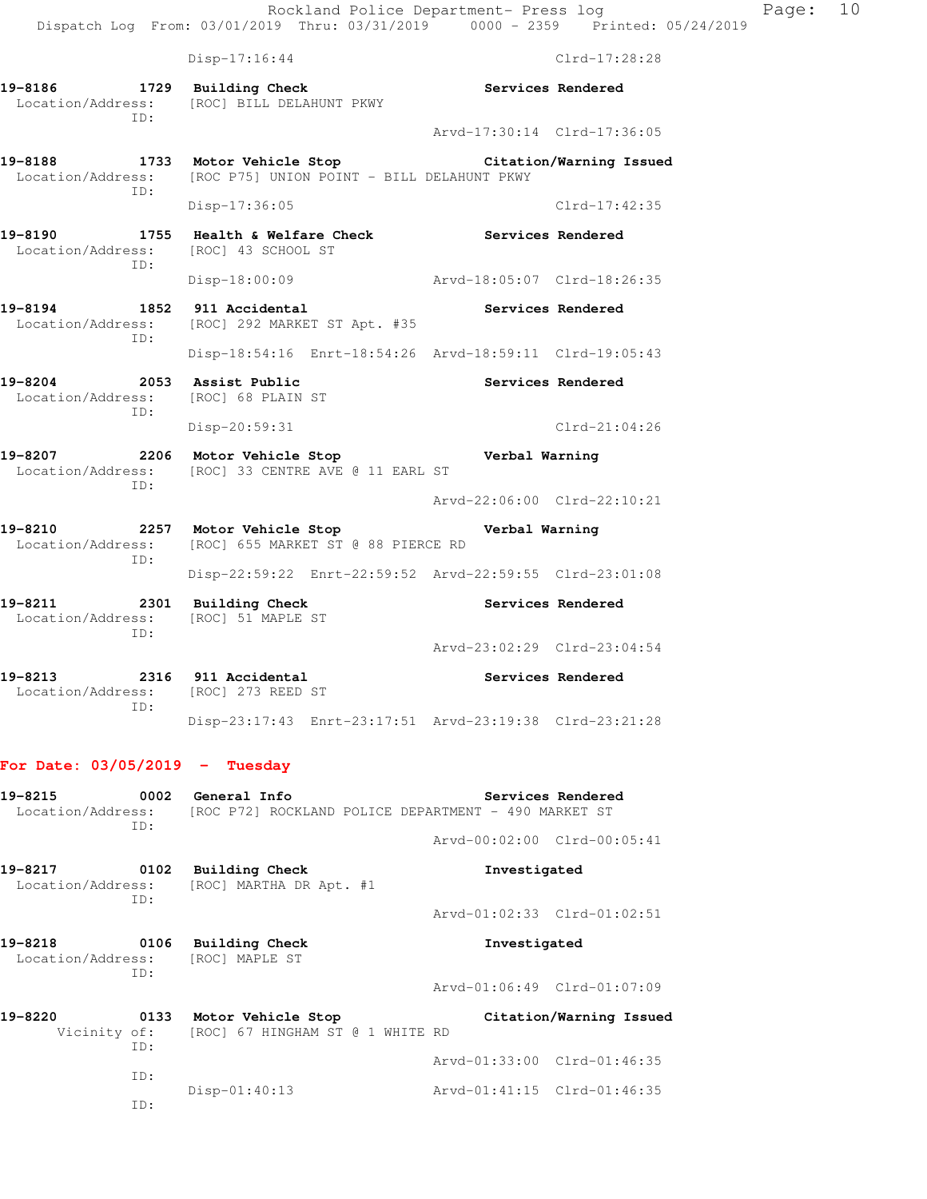Disp-17:16:44 Clrd-17:28:28

**19-8186 1729 Building Check** **Services Rendered**
Location/Address: [ROC] BILL DELAHUNT PKWY
ID:
Arvd-17:30:14 Clrd-17:36:05

**19-8188 1733 Motor Vehicle Stop** **Citation/Warning Issued**
Location/Address: [ROC P75] UNION POINT - BILL DELAHUNT PKWY
ID:
Disp-17:36:05 Clrd-17:42:35

**19-8190 1755 Health & Welfare Check** **Services Rendered**
Location/Address: [ROC] 43 SCHOOL ST
ID:
Disp-18:00:09 Arvd-18:05:07 Clrd-18:26:35

**19-8194 1852 911 Accidental** **Services Rendered**
Location/Address: [ROC] 292 MARKET ST Apt. #35
ID:
Disp-18:54:16 Enrt-18:54:26 Arvd-18:59:11 Clrd-19:05:43

**19-8204 2053 Assist Public** **Services Rendered**
Location/Address: [ROC] 68 PLAIN ST
ID:
Disp-20:59:31 Clrd-21:04:26

**19-8207 2206 Motor Vehicle Stop** **Verbal Warning**
Location/Address: [ROC] 33 CENTRE AVE @ 11 EARL ST
ID:
Arvd-22:06:00 Clrd-22:10:21

**19-8210 2257 Motor Vehicle Stop** **Verbal Warning**
Location/Address: [ROC] 655 MARKET ST @ 88 PIERCE RD
ID:
Disp-22:59:22 Enrt-22:59:52 Arvd-22:59:55 Clrd-23:01:08

**19-8211 2301 Building Check** **Services Rendered**
Location/Address: [ROC] 51 MAPLE ST
ID:
Arvd-23:02:29 Clrd-23:04:54

**19-8213 2316 911 Accidental** **Services Rendered**
Location/Address: [ROC] 273 REED ST
ID:
Disp-23:17:43 Enrt-23:17:51 Arvd-23:19:38 Clrd-23:21:28

## For Date: 03/05/2019 - Tuesday

**19-8215 0002 General Info** **Services Rendered**
Location/Address: [ROC P72] ROCKLAND POLICE DEPARTMENT - 490 MARKET ST
ID:
Arvd-00:02:00 Clrd-00:05:41

**19-8217 0102 Building Check** **Investigated**
Location/Address: [ROC] MARTHA DR Apt. #1
ID:
Arvd-01:02:33 Clrd-01:02:51

**19-8218 0106 Building Check** **Investigated**
Location/Address: [ROC] MAPLE ST
ID:
Arvd-01:06:49 Clrd-01:07:09

**19-8220 0133 Motor Vehicle Stop** **Citation/Warning Issued**
Vicinity of: [ROC] 67 HINGHAM ST @ 1 WHITE RD
ID:
Arvd-01:33:00 Clrd-01:46:35
ID:
Disp-01:40:13 Arvd-01:41:15 Clrd-01:46:35
ID: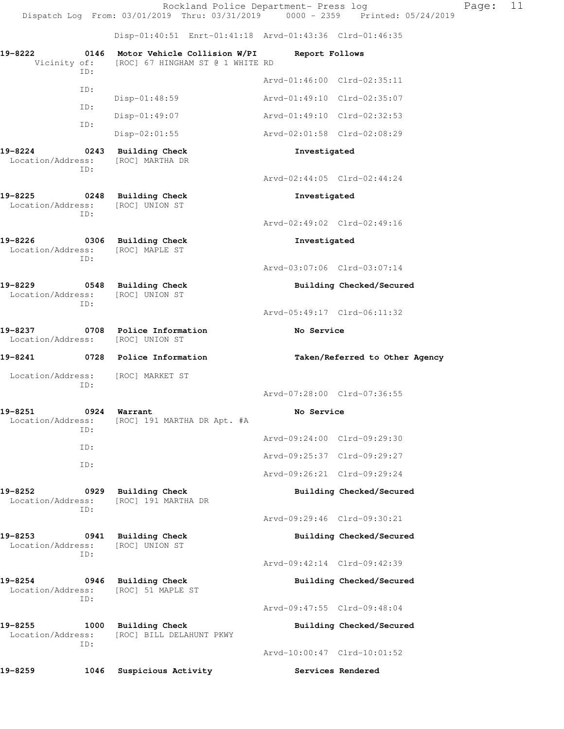Disp-01:40:51 Enrt-01:41:18 Arvd-01:43:36 Clrd-01:46:35

**19-8222 0146 Motor Vehicle Collision W/PI Report Follows**
Vicinity of: [ROC] 67 HINGHAM ST @ 1 WHITE RD
ID: Arvd-01:46:00 Clrd-02:35:11
ID: Disp-01:48:59 Arvd-01:49:10 Clrd-02:35:07
ID: Disp-01:49:07 Arvd-01:49:10 Clrd-02:32:53
ID: Disp-02:01:55 Arvd-02:01:58 Clrd-02:08:29

**19-8224 0243 Building Check Investigated**
Location/Address: [ROC] MARTHA DR
ID: Arvd-02:44:05 Clrd-02:44:24

**19-8225 0248 Building Check Investigated**
Location/Address: [ROC] UNION ST
ID: Arvd-02:49:02 Clrd-02:49:16

**19-8226 0306 Building Check Investigated**
Location/Address: [ROC] MAPLE ST
ID: Arvd-03:07:06 Clrd-03:07:14

**19-8229 0548 Building Check Building Checked/Secured**
Location/Address: [ROC] UNION ST
ID: Arvd-05:49:17 Clrd-06:11:32

**19-8237 0708 Police Information No Service**
Location/Address: [ROC] UNION ST

**19-8241 0728 Police Information Taken/Referred to Other Agency**
Location/Address: [ROC] MARKET ST
ID: Arvd-07:28:00 Clrd-07:36:55

**19-8251 0924 Warrant No Service**
Location/Address: [ROC] 191 MARTHA DR Apt. #A
ID: Arvd-09:24:00 Clrd-09:29:30
ID: Arvd-09:25:37 Clrd-09:29:27
ID: Arvd-09:26:21 Clrd-09:29:24

**19-8252 0929 Building Check Building Checked/Secured**
Location/Address: [ROC] 191 MARTHA DR
ID: Arvd-09:29:46 Clrd-09:30:21

**19-8253 0941 Building Check Building Checked/Secured**
Location/Address: [ROC] UNION ST
ID: Arvd-09:42:14 Clrd-09:42:39

**19-8254 0946 Building Check Building Checked/Secured**
Location/Address: [ROC] 51 MAPLE ST
ID: Arvd-09:47:55 Clrd-09:48:04

**19-8255 1000 Building Check Building Checked/Secured**
Location/Address: [ROC] BILL DELAHUNT PKWY
ID: Arvd-10:00:47 Clrd-10:01:52

**19-8259 1046 Suspicious Activity Services Rendered**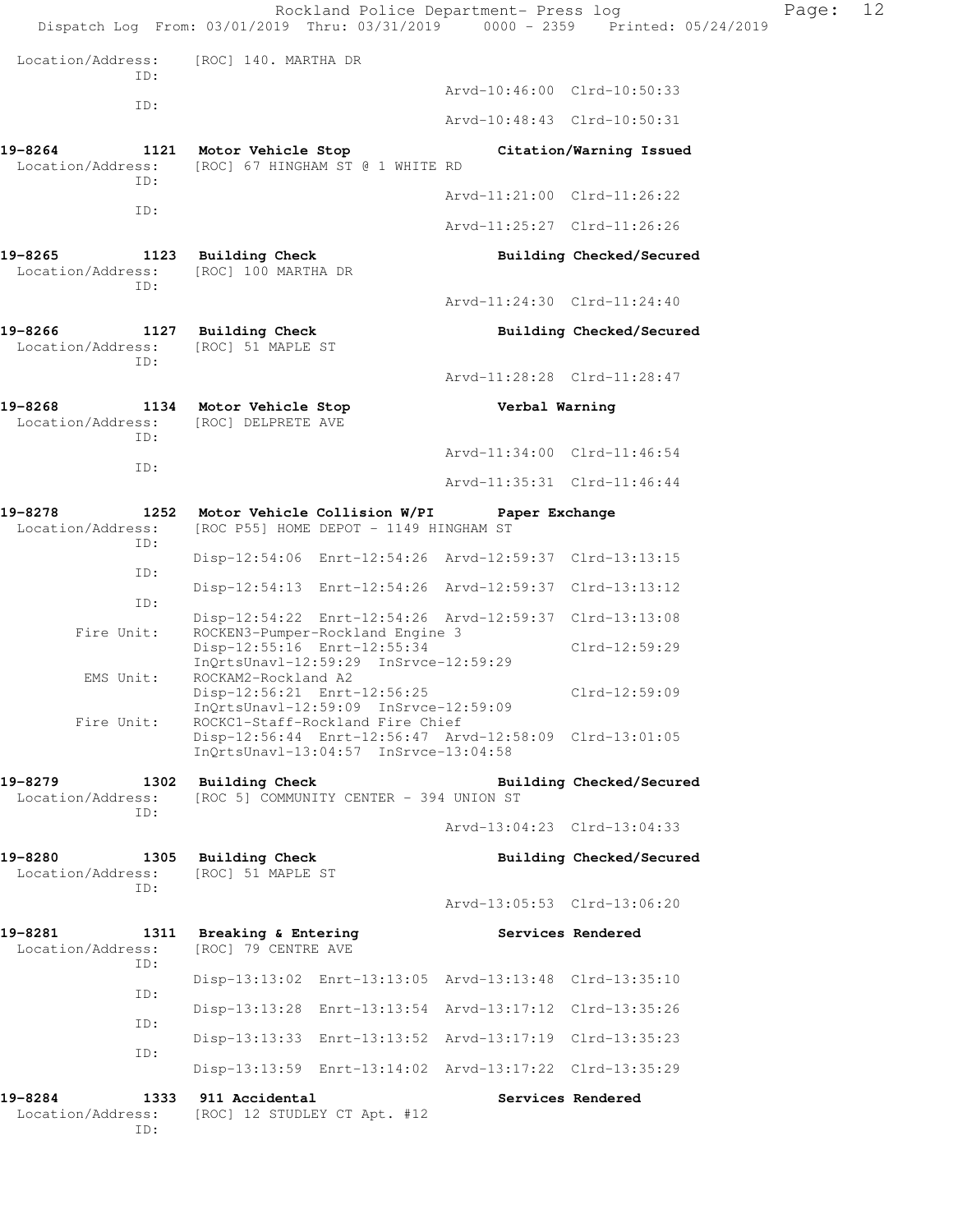```
 Location/Address:    [ROC] 140. MARTHA DR
              ID:
                                                      Arvd-10:46:00  Clrd-10:50:33
              ID:
                                                      Arvd-10:48:43  Clrd-10:50:31

19-8264          1121  Motor Vehicle Stop                   Citation/Warning Issued
 Location/Address:    [ROC] 67 HINGHAM ST @ 1 WHITE RD
              ID:
                                                      Arvd-11:21:00  Clrd-11:26:22
              ID:
                                                      Arvd-11:25:27  Clrd-11:26:26

19-8265          1123  Building Check                       Building Checked/Secured
 Location/Address:    [ROC] 100 MARTHA DR
              ID:
                                                      Arvd-11:24:30  Clrd-11:24:40

19-8266          1127  Building Check                       Building Checked/Secured
 Location/Address:    [ROC] 51 MAPLE ST
              ID:
                                                      Arvd-11:28:28  Clrd-11:28:47

19-8268          1134  Motor Vehicle Stop                   Verbal Warning
 Location/Address:    [ROC] DELPRETE AVE
              ID:
                                                      Arvd-11:34:00  Clrd-11:46:54
              ID:
                                                      Arvd-11:35:31  Clrd-11:46:44

19-8278          1252  Motor Vehicle Collision W/PI       Paper Exchange
 Location/Address:    [ROC P55] HOME DEPOT - 1149 HINGHAM ST
              ID:
                      Disp-12:54:06  Enrt-12:54:26  Arvd-12:59:37  Clrd-13:13:15
              ID:
                      Disp-12:54:13  Enrt-12:54:26  Arvd-12:59:37  Clrd-13:13:12
              ID:
                      Disp-12:54:22  Enrt-12:54:26  Arvd-12:59:37  Clrd-13:13:08
       Fire Unit:     ROCKEN3-Pumper-Rockland Engine 3
                      Disp-12:55:16  Enrt-12:55:34                 Clrd-12:59:29
                      InQrtsUnavl-12:59:29  InSrvce-12:59:29
        EMS Unit:     ROCKAM2-Rockland A2
                      Disp-12:56:21  Enrt-12:56:25                 Clrd-12:59:09
                      InQrtsUnavl-12:59:09  InSrvce-12:59:09
       Fire Unit:     ROCKC1-Staff-Rockland Fire Chief
                      Disp-12:56:44  Enrt-12:56:47  Arvd-12:58:09  Clrd-13:01:05
                      InQrtsUnavl-13:04:57  InSrvce-13:04:58

19-8279          1302  Building Check                       Building Checked/Secured
 Location/Address:    [ROC 5] COMMUNITY CENTER - 394 UNION ST
              ID:
                                                      Arvd-13:04:23  Clrd-13:04:33

19-8280          1305  Building Check                       Building Checked/Secured
 Location/Address:    [ROC] 51 MAPLE ST
              ID:
                                                      Arvd-13:05:53  Clrd-13:06:20

19-8281          1311  Breaking & Entering                  Services Rendered
 Location/Address:    [ROC] 79 CENTRE AVE
              ID:
                      Disp-13:13:02  Enrt-13:13:05  Arvd-13:13:48  Clrd-13:35:10
              ID:
                      Disp-13:13:28  Enrt-13:13:54  Arvd-13:17:12  Clrd-13:35:26
              ID:
                      Disp-13:13:33  Enrt-13:13:52  Arvd-13:17:19  Clrd-13:35:23
              ID:
                      Disp-13:13:59  Enrt-13:14:02  Arvd-13:17:22  Clrd-13:35:29

19-8284          1333  911 Accidental                       Services Rendered
 Location/Address:    [ROC] 12 STUDLEY CT Apt. #12
              ID:
```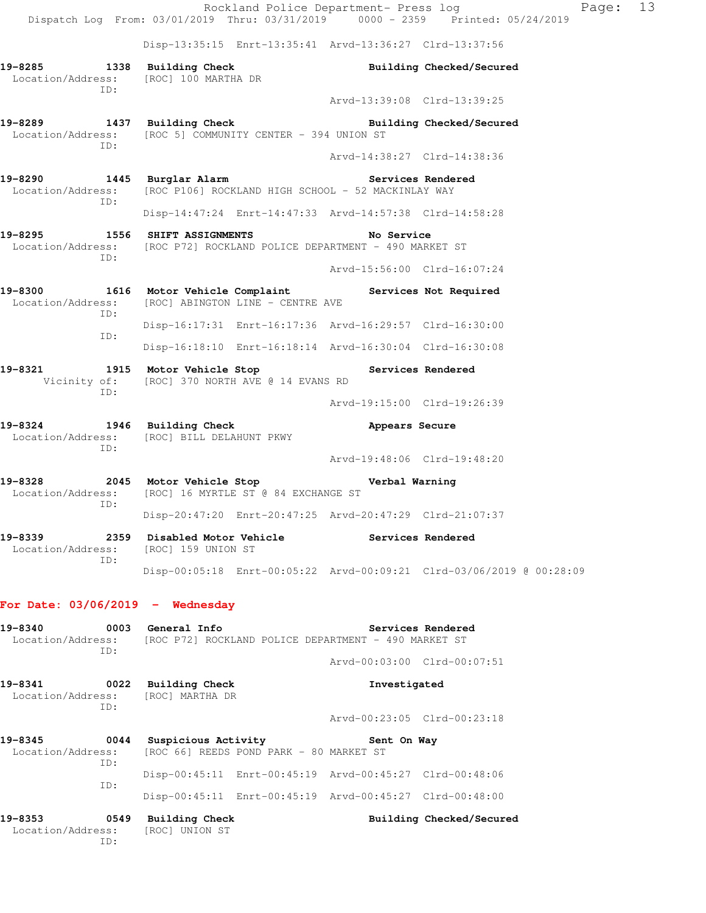Disp-13:35:15 Enrt-13:35:41 Arvd-13:36:27 Clrd-13:37:56

**19-8285 1338 Building Check** **Building Checked/Secured**
Location/Address: [ROC] 100 MARTHA DR
ID:
Arvd-13:39:08 Clrd-13:39:25

**19-8289 1437 Building Check** **Building Checked/Secured**
Location/Address: [ROC 5] COMMUNITY CENTER - 394 UNION ST
ID:
Arvd-14:38:27 Clrd-14:38:36

**19-8290 1445 Burglar Alarm** **Services Rendered**
Location/Address: [ROC P106] ROCKLAND HIGH SCHOOL - 52 MACKINLAY WAY
ID:
Disp-14:47:24 Enrt-14:47:33 Arvd-14:57:38 Clrd-14:58:28

**19-8295 1556 SHIFT ASSIGNMENTS** **No Service**
Location/Address: [ROC P72] ROCKLAND POLICE DEPARTMENT - 490 MARKET ST
ID:
Arvd-15:56:00 Clrd-16:07:24

**19-8300 1616 Motor Vehicle Complaint** **Services Not Required**
Location/Address: [ROC] ABINGTON LINE - CENTRE AVE
ID:
Disp-16:17:31 Enrt-16:17:36 Arvd-16:29:57 Clrd-16:30:00
ID:
Disp-16:18:10 Enrt-16:18:14 Arvd-16:30:04 Clrd-16:30:08

**19-8321 1915 Motor Vehicle Stop** **Services Rendered**
Vicinity of: [ROC] 370 NORTH AVE @ 14 EVANS RD
ID:
Arvd-19:15:00 Clrd-19:26:39

**19-8324 1946 Building Check** **Appears Secure**
Location/Address: [ROC] BILL DELAHUNT PKWY
ID:
Arvd-19:48:06 Clrd-19:48:20

**19-8328 2045 Motor Vehicle Stop** **Verbal Warning**
Location/Address: [ROC] 16 MYRTLE ST @ 84 EXCHANGE ST
ID:
Disp-20:47:20 Enrt-20:47:25 Arvd-20:47:29 Clrd-21:07:37

**19-8339 2359 Disabled Motor Vehicle** **Services Rendered**
Location/Address: [ROC] 159 UNION ST
ID:
Disp-00:05:18 Enrt-00:05:22 Arvd-00:09:21 Clrd-03/06/2019 @ 00:28:09

## For Date: 03/06/2019 - Wednesday

**19-8340 0003 General Info** **Services Rendered**
Location/Address: [ROC P72] ROCKLAND POLICE DEPARTMENT - 490 MARKET ST
ID:
Arvd-00:03:00 Clrd-00:07:51

**19-8341 0022 Building Check** **Investigated**
Location/Address: [ROC] MARTHA DR
ID:
Arvd-00:23:05 Clrd-00:23:18

**19-8345 0044 Suspicious Activity** **Sent On Way**
Location/Address: [ROC 66] REEDS POND PARK - 80 MARKET ST
ID:
Disp-00:45:11 Enrt-00:45:19 Arvd-00:45:27 Clrd-00:48:06
ID:
Disp-00:45:11 Enrt-00:45:19 Arvd-00:45:27 Clrd-00:48:00

**19-8353 0549 Building Check** **Building Checked/Secured**
Location/Address: [ROC] UNION ST
ID: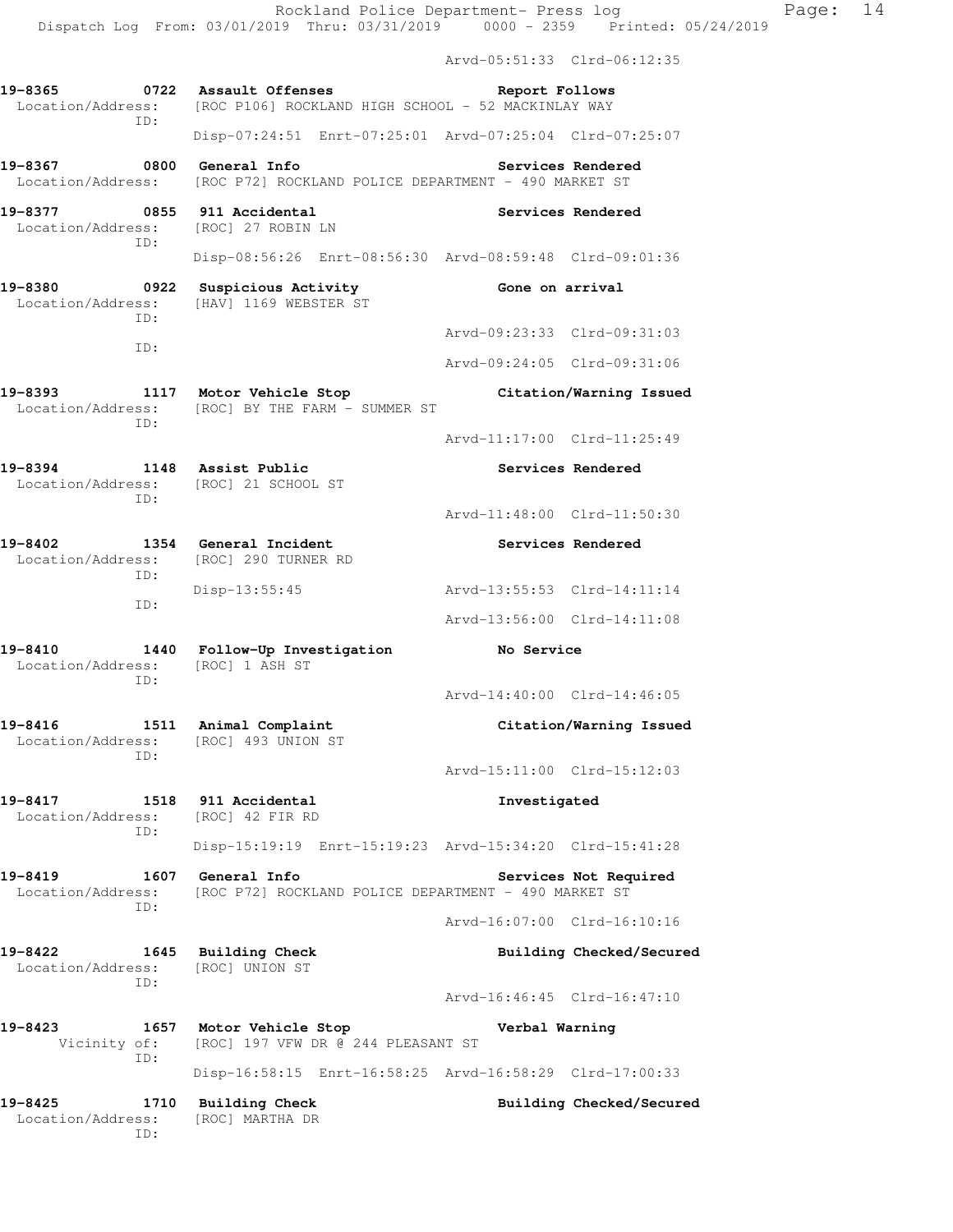Arvd-05:51:33 Clrd-06:12:35

**19-8365 0722 Assault Offenses** **Report Follows**
Location/Address: [ROC P106] ROCKLAND HIGH SCHOOL - 52 MACKINLAY WAY
ID:
Disp-07:24:51 Enrt-07:25:01 Arvd-07:25:04 Clrd-07:25:07

**19-8367 0800 General Info** **Services Rendered**
Location/Address: [ROC P72] ROCKLAND POLICE DEPARTMENT - 490 MARKET ST

**19-8377 0855 911 Accidental** **Services Rendered**
Location/Address: [ROC] 27 ROBIN LN
ID:
Disp-08:56:26 Enrt-08:56:30 Arvd-08:59:48 Clrd-09:01:36

**19-8380 0922 Suspicious Activity** **Gone on arrival**
Location/Address: [HAV] 1169 WEBSTER ST
ID:
Arvd-09:23:33 Clrd-09:31:03
ID:
Arvd-09:24:05 Clrd-09:31:06

**19-8393 1117 Motor Vehicle Stop** **Citation/Warning Issued**
Location/Address: [ROC] BY THE FARM - SUMMER ST
ID:
Arvd-11:17:00 Clrd-11:25:49

**19-8394 1148 Assist Public** **Services Rendered**
Location/Address: [ROC] 21 SCHOOL ST
ID:
Arvd-11:48:00 Clrd-11:50:30

**19-8402 1354 General Incident** **Services Rendered**
Location/Address: [ROC] 290 TURNER RD
ID:
Disp-13:55:45 Arvd-13:55:53 Clrd-14:11:14
ID:
Arvd-13:56:00 Clrd-14:11:08

**19-8410 1440 Follow-Up Investigation** **No Service**
Location/Address: [ROC] 1 ASH ST
ID:
Arvd-14:40:00 Clrd-14:46:05

**19-8416 1511 Animal Complaint** **Citation/Warning Issued**
Location/Address: [ROC] 493 UNION ST
ID:
Arvd-15:11:00 Clrd-15:12:03

**19-8417 1518 911 Accidental** **Investigated**
Location/Address: [ROC] 42 FIR RD
ID:
Disp-15:19:19 Enrt-15:19:23 Arvd-15:34:20 Clrd-15:41:28

**19-8419 1607 General Info** **Services Not Required**
Location/Address: [ROC P72] ROCKLAND POLICE DEPARTMENT - 490 MARKET ST
ID:
Arvd-16:07:00 Clrd-16:10:16

**19-8422 1645 Building Check** **Building Checked/Secured**
Location/Address: [ROC] UNION ST
ID:
Arvd-16:46:45 Clrd-16:47:10

**19-8423 1657 Motor Vehicle Stop** **Verbal Warning**
Vicinity of: [ROC] 197 VFW DR @ 244 PLEASANT ST
ID:
Disp-16:58:15 Enrt-16:58:25 Arvd-16:58:29 Clrd-17:00:33

**19-8425 1710 Building Check** **Building Checked/Secured**
Location/Address: [ROC] MARTHA DR
ID: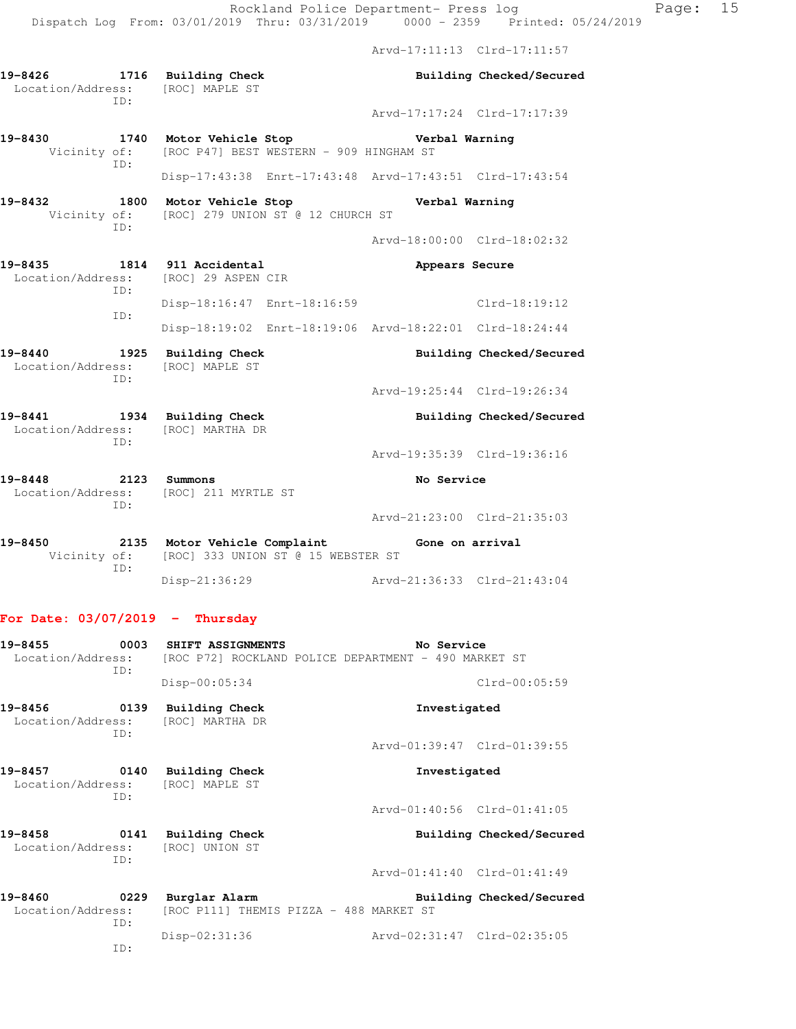Arvd-17:11:13 Clrd-17:11:57

```
19-8426        1716  Building Check                    Building Checked/Secured
  Location/Address:   [ROC] MAPLE ST
            ID:
                                                   Arvd-17:17:24  Clrd-17:17:39

19-8430        1740  Motor Vehicle Stop                Verbal Warning
       Vicinity of:   [ROC P47] BEST WESTERN - 909 HINGHAM ST
            ID:
                      Disp-17:43:38  Enrt-17:43:48  Arvd-17:43:51  Clrd-17:43:54

19-8432        1800  Motor Vehicle Stop                Verbal Warning
       Vicinity of:   [ROC] 279 UNION ST @ 12 CHURCH ST
            ID:
                                                   Arvd-18:00:00  Clrd-18:02:32

19-8435        1814  911 Accidental                    Appears Secure
  Location/Address:   [ROC] 29 ASPEN CIR
            ID:
                      Disp-18:16:47  Enrt-18:16:59                Clrd-18:19:12
            ID:
                      Disp-18:19:02  Enrt-18:19:06  Arvd-18:22:01  Clrd-18:24:44

19-8440        1925  Building Check                    Building Checked/Secured
  Location/Address:   [ROC] MAPLE ST
            ID:
                                                   Arvd-19:25:44  Clrd-19:26:34

19-8441        1934  Building Check                    Building Checked/Secured
  Location/Address:   [ROC] MARTHA DR
            ID:
                                                   Arvd-19:35:39  Clrd-19:36:16

19-8448        2123  Summons                           No Service
  Location/Address:   [ROC] 211 MYRTLE ST
            ID:
                                                   Arvd-21:23:00  Clrd-21:35:03

19-8450        2135  Motor Vehicle Complaint           Gone on arrival
       Vicinity of:   [ROC] 333 UNION ST @ 15 WEBSTER ST
            ID:
                      Disp-21:36:29                 Arvd-21:36:33  Clrd-21:43:04
```

**For Date: 03/07/2019 - Thursday**

```
19-8455        0003  SHIFT ASSIGNMENTS                 No Service
  Location/Address:   [ROC P72] ROCKLAND POLICE DEPARTMENT - 490 MARKET ST
            ID:
                      Disp-00:05:34                                Clrd-00:05:59

19-8456        0139  Building Check                    Investigated
  Location/Address:   [ROC] MARTHA DR
            ID:
                                                   Arvd-01:39:47  Clrd-01:39:55

19-8457        0140  Building Check                    Investigated
  Location/Address:   [ROC] MAPLE ST
            ID:
                                                   Arvd-01:40:56  Clrd-01:41:05

19-8458        0141  Building Check                    Building Checked/Secured
  Location/Address:   [ROC] UNION ST
            ID:
                                                   Arvd-01:41:40  Clrd-01:41:49

19-8460        0229  Burglar Alarm                     Building Checked/Secured
  Location/Address:   [ROC P111] THEMIS PIZZA - 488 MARKET ST
            ID:
                      Disp-02:31:36                 Arvd-02:31:47  Clrd-02:35:05
            ID:
```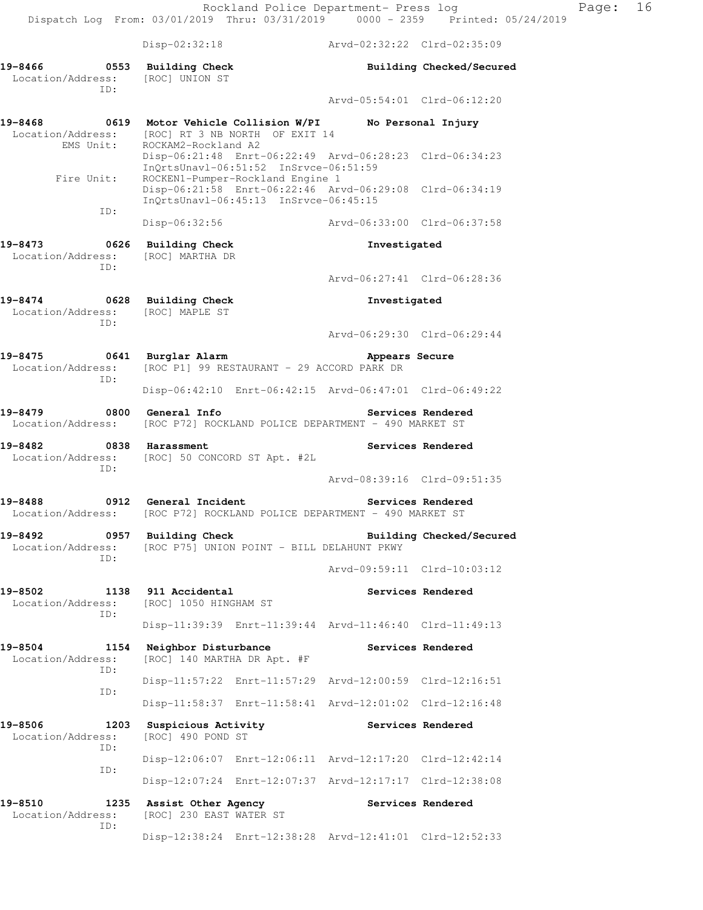```
                  Disp-02:32:18               Arvd-02:32:22  Clrd-02:35:09

19-8466        0553  Building Check                  Building Checked/Secured
 Location/Address:    [ROC] UNION ST
               ID:
                                              Arvd-05:54:01  Clrd-06:12:20

19-8468        0619  Motor Vehicle Collision W/PI    No Personal Injury
 Location/Address:    [ROC] RT 3 NB NORTH  OF EXIT 14
        EMS Unit:     ROCKAM2-Rockland A2
                      Disp-06:21:48  Enrt-06:22:49  Arvd-06:28:23  Clrd-06:34:23
                      InQrtsUnavl-06:51:52  InSrvce-06:51:59
       Fire Unit:     ROCKEN1-Pumper-Rockland Engine 1
                      Disp-06:21:58  Enrt-06:22:46  Arvd-06:29:08  Clrd-06:34:19
                      InQrtsUnavl-06:45:13  InSrvce-06:45:15
               ID:
                      Disp-06:32:56               Arvd-06:33:00  Clrd-06:37:58

19-8473        0626  Building Check                  Investigated
 Location/Address:    [ROC] MARTHA DR
               ID:
                                              Arvd-06:27:41  Clrd-06:28:36

19-8474        0628  Building Check                  Investigated
 Location/Address:    [ROC] MAPLE ST
               ID:
                                              Arvd-06:29:30  Clrd-06:29:44

19-8475        0641  Burglar Alarm                   Appears Secure
 Location/Address:    [ROC P1] 99 RESTAURANT - 29 ACCORD PARK DR
               ID:
                      Disp-06:42:10  Enrt-06:42:15  Arvd-06:47:01  Clrd-06:49:22

19-8479        0800  General Info                    Services Rendered
 Location/Address:    [ROC P72] ROCKLAND POLICE DEPARTMENT - 490 MARKET ST

19-8482        0838  Harassment                      Services Rendered
 Location/Address:    [ROC] 50 CONCORD ST Apt. #2L
               ID:
                                              Arvd-08:39:16  Clrd-09:51:35

19-8488        0912  General Incident                Services Rendered
 Location/Address:    [ROC P72] ROCKLAND POLICE DEPARTMENT - 490 MARKET ST

19-8492        0957  Building Check                  Building Checked/Secured
 Location/Address:    [ROC P75] UNION POINT - BILL DELAHUNT PKWY
               ID:
                                              Arvd-09:59:11  Clrd-10:03:12

19-8502        1138  911 Accidental                  Services Rendered
 Location/Address:    [ROC] 1050 HINGHAM ST
               ID:
                      Disp-11:39:39  Enrt-11:39:44  Arvd-11:46:40  Clrd-11:49:13

19-8504        1154  Neighbor Disturbance            Services Rendered
 Location/Address:    [ROC] 140 MARTHA DR Apt. #F
               ID:
                      Disp-11:57:22  Enrt-11:57:29  Arvd-12:00:59  Clrd-12:16:51
               ID:
                      Disp-11:58:37  Enrt-11:58:41  Arvd-12:01:02  Clrd-12:16:48

19-8506        1203  Suspicious Activity             Services Rendered
 Location/Address:    [ROC] 490 POND ST
               ID:
                      Disp-12:06:07  Enrt-12:06:11  Arvd-12:17:20  Clrd-12:42:14
               ID:
                      Disp-12:07:24  Enrt-12:07:37  Arvd-12:17:17  Clrd-12:38:08

19-8510        1235  Assist Other Agency             Services Rendered
 Location/Address:    [ROC] 230 EAST WATER ST
               ID:
                      Disp-12:38:24  Enrt-12:38:28  Arvd-12:41:01  Clrd-12:52:33
```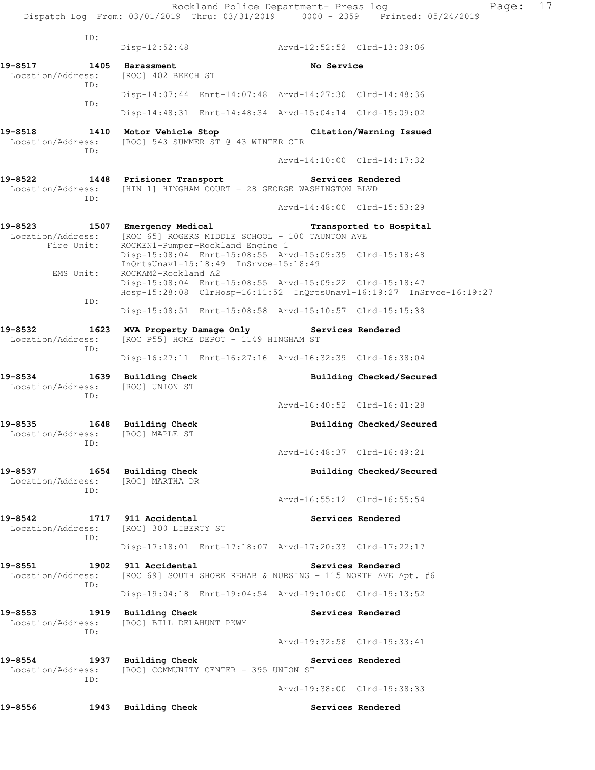ID:
Disp-12:52:48 Arvd-12:52:52 Clrd-13:09:06

**19-8517 1405 Harassment No Service**
Location/Address: [ROC] 402 BEECH ST
ID:
Disp-14:07:44 Enrt-14:07:48 Arvd-14:27:30 Clrd-14:48:36
ID:
Disp-14:48:31 Enrt-14:48:34 Arvd-15:04:14 Clrd-15:09:02

**19-8518 1410 Motor Vehicle Stop Citation/Warning Issued**
Location/Address: [ROC] 543 SUMMER ST @ 43 WINTER CIR
ID:
Arvd-14:10:00 Clrd-14:17:32

**19-8522 1448 Prisioner Transport Services Rendered**
Location/Address: [HIN 1] HINGHAM COURT - 28 GEORGE WASHINGTON BLVD
ID:
Arvd-14:48:00 Clrd-15:53:29

**19-8523 1507 Emergency Medical Transported to Hospital**
Location/Address: [ROC 65] ROGERS MIDDLE SCHOOL - 100 TAUNTON AVE
Fire Unit: ROCKEN1-Pumper-Rockland Engine 1
Disp-15:08:04 Enrt-15:08:55 Arvd-15:09:35 Clrd-15:18:48
InQrtsUnavl-15:18:49 InSrvce-15:18:49
EMS Unit: ROCKAM2-Rockland A2
Disp-15:08:04 Enrt-15:08:55 Arvd-15:09:22 Clrd-15:18:47
Hosp-15:28:08 ClrHosp-16:11:52 InQrtsUnavl-16:19:27 InSrvce-16:19:27
ID:
Disp-15:08:51 Enrt-15:08:58 Arvd-15:10:57 Clrd-15:15:38

**19-8532 1623 MVA Property Damage Only Services Rendered**
Location/Address: [ROC P55] HOME DEPOT - 1149 HINGHAM ST
ID:
Disp-16:27:11 Enrt-16:27:16 Arvd-16:32:39 Clrd-16:38:04

**19-8534 1639 Building Check Building Checked/Secured**
Location/Address: [ROC] UNION ST
ID:
Arvd-16:40:52 Clrd-16:41:28

**19-8535 1648 Building Check Building Checked/Secured**
Location/Address: [ROC] MAPLE ST
ID:
Arvd-16:48:37 Clrd-16:49:21

**19-8537 1654 Building Check Building Checked/Secured**
Location/Address: [ROC] MARTHA DR
ID:
Arvd-16:55:12 Clrd-16:55:54

**19-8542 1717 911 Accidental Services Rendered**
Location/Address: [ROC] 300 LIBERTY ST
ID:
Disp-17:18:01 Enrt-17:18:07 Arvd-17:20:33 Clrd-17:22:17

**19-8551 1902 911 Accidental Services Rendered**
Location/Address: [ROC 69] SOUTH SHORE REHAB & NURSING - 115 NORTH AVE Apt. #6
ID:
Disp-19:04:18 Enrt-19:04:54 Arvd-19:10:00 Clrd-19:13:52

**19-8553 1919 Building Check Services Rendered**
Location/Address: [ROC] BILL DELAHUNT PKWY
ID:
Arvd-19:32:58 Clrd-19:33:41

**19-8554 1937 Building Check Services Rendered**
Location/Address: [ROC] COMMUNITY CENTER - 395 UNION ST
ID:
Arvd-19:38:00 Clrd-19:38:33

**19-8556 1943 Building Check Services Rendered**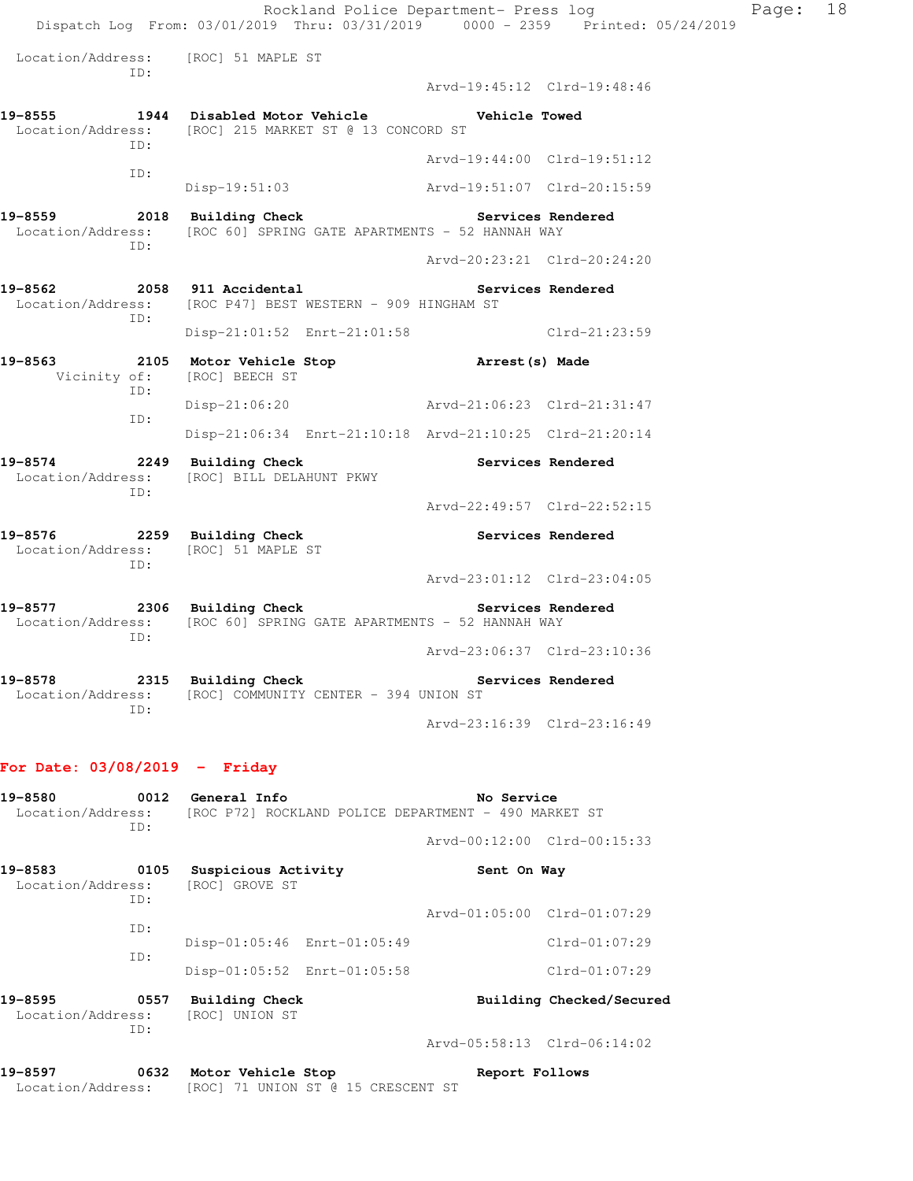Location/Address: [ROC] 51 MAPLE ST
ID:
Arvd-19:45:12 Clrd-19:48:46

**19-8555 1944 Disabled Motor Vehicle — Vehicle Towed**
Location/Address: [ROC] 215 MARKET ST @ 13 CONCORD ST
ID:
Arvd-19:44:00 Clrd-19:51:12
ID:
Disp-19:51:03 Arvd-19:51:07 Clrd-20:15:59

**19-8559 2018 Building Check — Services Rendered**
Location/Address: [ROC 60] SPRING GATE APARTMENTS - 52 HANNAH WAY
ID:
Arvd-20:23:21 Clrd-20:24:20

**19-8562 2058 911 Accidental — Services Rendered**
Location/Address: [ROC P47] BEST WESTERN - 909 HINGHAM ST
ID:
Disp-21:01:52 Enrt-21:01:58 Clrd-21:23:59

**19-8563 2105 Motor Vehicle Stop — Arrest(s) Made**
Vicinity of: [ROC] BEECH ST
ID:
Disp-21:06:20 Arvd-21:06:23 Clrd-21:31:47
ID:
Disp-21:06:34 Enrt-21:10:18 Arvd-21:10:25 Clrd-21:20:14

**19-8574 2249 Building Check — Services Rendered**
Location/Address: [ROC] BILL DELAHUNT PKWY
ID:
Arvd-22:49:57 Clrd-22:52:15

**19-8576 2259 Building Check — Services Rendered**
Location/Address: [ROC] 51 MAPLE ST
ID:
Arvd-23:01:12 Clrd-23:04:05

**19-8577 2306 Building Check — Services Rendered**
Location/Address: [ROC 60] SPRING GATE APARTMENTS - 52 HANNAH WAY
ID:
Arvd-23:06:37 Clrd-23:10:36

**19-8578 2315 Building Check — Services Rendered**
Location/Address: [ROC] COMMUNITY CENTER - 394 UNION ST
ID:
Arvd-23:16:39 Clrd-23:16:49

## For Date: 03/08/2019 - Friday

**19-8580 0012 General Info — No Service**
Location/Address: [ROC P72] ROCKLAND POLICE DEPARTMENT - 490 MARKET ST
ID:
Arvd-00:12:00 Clrd-00:15:33

**19-8583 0105 Suspicious Activity — Sent On Way**
Location/Address: [ROC] GROVE ST
ID:
Arvd-01:05:00 Clrd-01:07:29
ID:
Disp-01:05:46 Enrt-01:05:49 Clrd-01:07:29
ID:
Disp-01:05:52 Enrt-01:05:58 Clrd-01:07:29

**19-8595 0557 Building Check — Building Checked/Secured**
Location/Address: [ROC] UNION ST
ID:
Arvd-05:58:13 Clrd-06:14:02

**19-8597 0632 Motor Vehicle Stop — Report Follows**
Location/Address: [ROC] 71 UNION ST @ 15 CRESCENT ST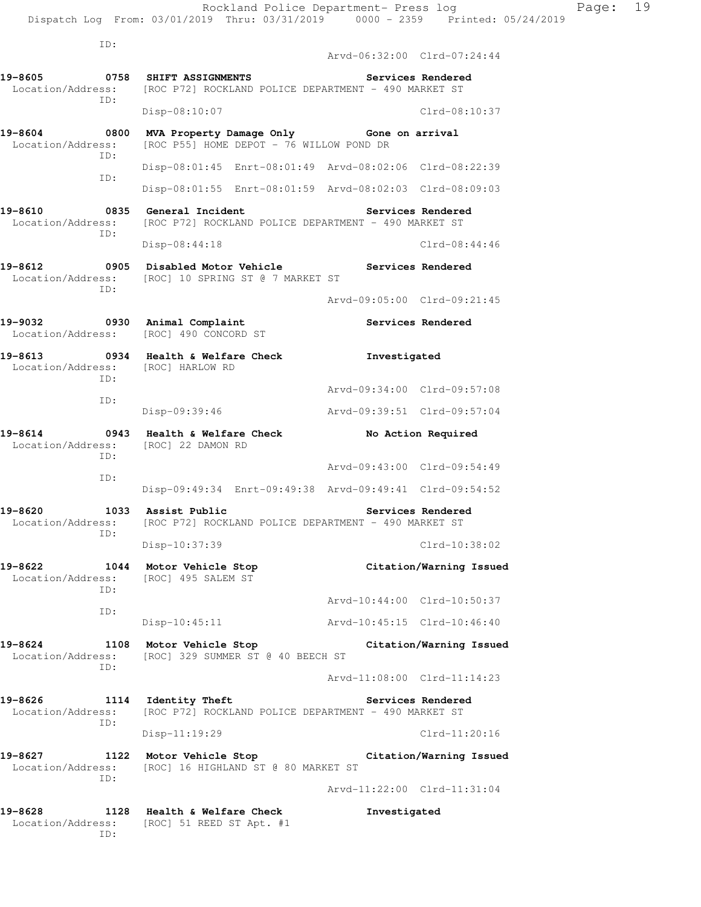ID:

Arvd-06:32:00 Clrd-07:24:44

**19-8605 0758 SHIFT ASSIGNMENTS** **Services Rendered**
Location/Address: [ROC P72] ROCKLAND POLICE DEPARTMENT - 490 MARKET ST
ID:
Disp-08:10:07 Clrd-08:10:37

**19-8604 0800 MVA Property Damage Only** **Gone on arrival**
Location/Address: [ROC P55] HOME DEPOT - 76 WILLOW POND DR
ID:
Disp-08:01:45 Enrt-08:01:49 Arvd-08:02:06 Clrd-08:22:39
ID:
Disp-08:01:55 Enrt-08:01:59 Arvd-08:02:03 Clrd-08:09:03

**19-8610 0835 General Incident** **Services Rendered**
Location/Address: [ROC P72] ROCKLAND POLICE DEPARTMENT - 490 MARKET ST
ID:
Disp-08:44:18 Clrd-08:44:46

**19-8612 0905 Disabled Motor Vehicle** **Services Rendered**
Location/Address: [ROC] 10 SPRING ST @ 7 MARKET ST
ID:
Arvd-09:05:00 Clrd-09:21:45

**19-9032 0930 Animal Complaint** **Services Rendered**
Location/Address: [ROC] 490 CONCORD ST

**19-8613 0934 Health & Welfare Check** **Investigated**
Location/Address: [ROC] HARLOW RD
ID:
Arvd-09:34:00 Clrd-09:57:08
ID:
Disp-09:39:46 Arvd-09:39:51 Clrd-09:57:04

**19-8614 0943 Health & Welfare Check** **No Action Required**
Location/Address: [ROC] 22 DAMON RD
ID:
Arvd-09:43:00 Clrd-09:54:49
ID:
Disp-09:49:34 Enrt-09:49:38 Arvd-09:49:41 Clrd-09:54:52

**19-8620 1033 Assist Public** **Services Rendered**
Location/Address: [ROC P72] ROCKLAND POLICE DEPARTMENT - 490 MARKET ST
ID:
Disp-10:37:39 Clrd-10:38:02

**19-8622 1044 Motor Vehicle Stop** **Citation/Warning Issued**
Location/Address: [ROC] 495 SALEM ST
ID:
Arvd-10:44:00 Clrd-10:50:37
ID:
Disp-10:45:11 Arvd-10:45:15 Clrd-10:46:40

**19-8624 1108 Motor Vehicle Stop** **Citation/Warning Issued**
Location/Address: [ROC] 329 SUMMER ST @ 40 BEECH ST
ID:
Arvd-11:08:00 Clrd-11:14:23

**19-8626 1114 Identity Theft** **Services Rendered**
Location/Address: [ROC P72] ROCKLAND POLICE DEPARTMENT - 490 MARKET ST
ID:
Disp-11:19:29 Clrd-11:20:16

**19-8627 1122 Motor Vehicle Stop** **Citation/Warning Issued**
Location/Address: [ROC] 16 HIGHLAND ST @ 80 MARKET ST
ID:
Arvd-11:22:00 Clrd-11:31:04

**19-8628 1128 Health & Welfare Check** **Investigated**
Location/Address: [ROC] 51 REED ST Apt. #1
ID: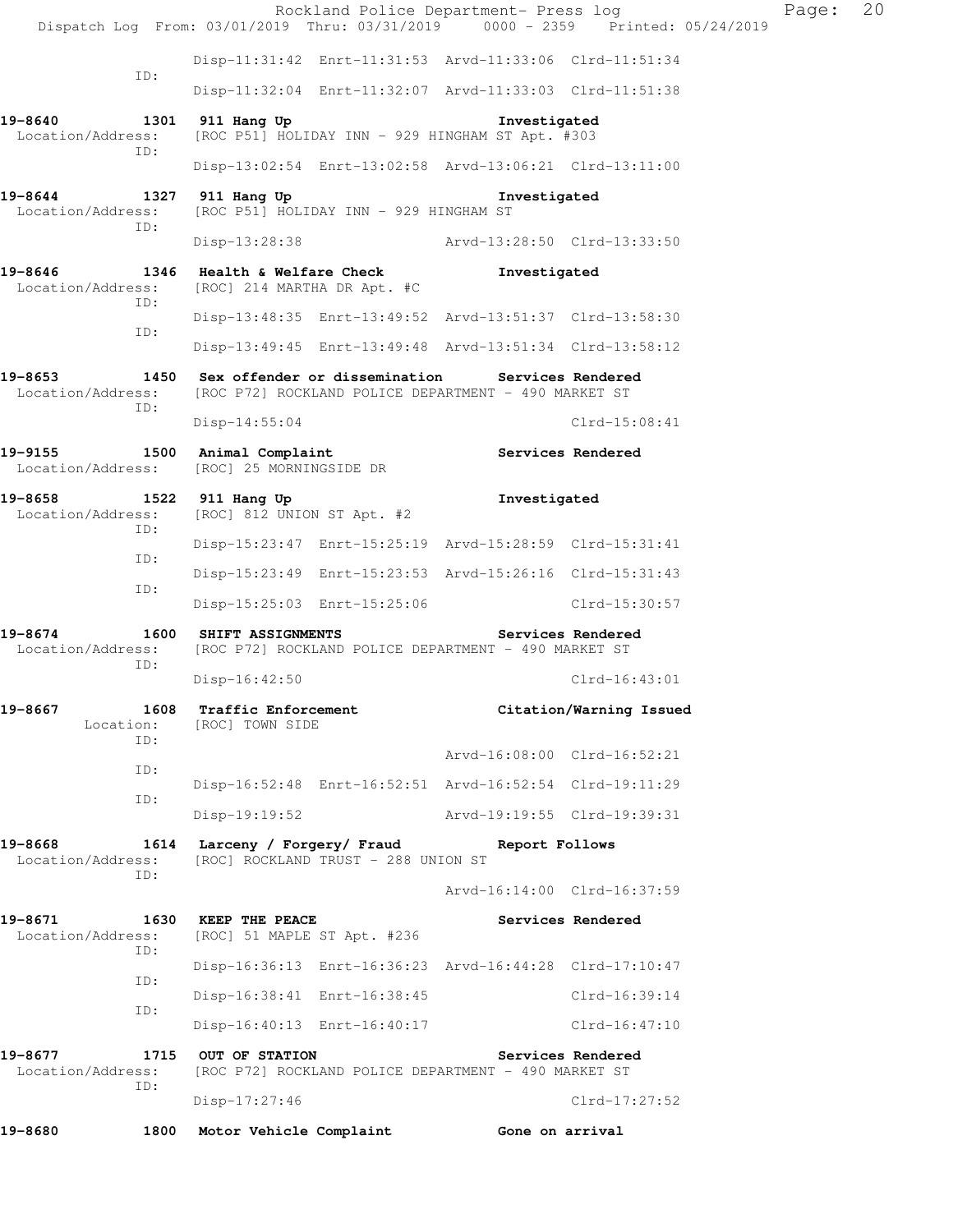```
                ID:
                        Disp-11:31:42  Enrt-11:31:53  Arvd-11:33:06  Clrd-11:51:34
                        Disp-11:32:04  Enrt-11:32:07  Arvd-11:33:03  Clrd-11:51:38

19-8640         1301  911 Hang Up                                Investigated
  Location/Address:   [ROC P51] HOLIDAY INN - 929 HINGHAM ST Apt. #303
                ID:
                        Disp-13:02:54  Enrt-13:02:58  Arvd-13:06:21  Clrd-13:11:00

19-8644         1327  911 Hang Up                                Investigated
  Location/Address:   [ROC P51] HOLIDAY INN - 929 HINGHAM ST
                ID:
                        Disp-13:28:38                Arvd-13:28:50  Clrd-13:33:50

19-8646         1346  Health & Welfare Check                     Investigated
  Location/Address:   [ROC] 214 MARTHA DR Apt. #C
                ID:
                        Disp-13:48:35  Enrt-13:49:52  Arvd-13:51:37  Clrd-13:58:30
                ID:
                        Disp-13:49:45  Enrt-13:49:48  Arvd-13:51:34  Clrd-13:58:12

19-8653         1450  Sex offender or dissemination       Services Rendered
  Location/Address:   [ROC P72] ROCKLAND POLICE DEPARTMENT - 490 MARKET ST
                ID:
                        Disp-14:55:04                              Clrd-15:08:41

19-9155         1500  Animal Complaint                    Services Rendered
  Location/Address:   [ROC] 25 MORNINGSIDE DR

19-8658         1522  911 Hang Up                                Investigated
  Location/Address:   [ROC] 812 UNION ST Apt. #2
                ID:
                        Disp-15:23:47  Enrt-15:25:19  Arvd-15:28:59  Clrd-15:31:41
                ID:
                        Disp-15:23:49  Enrt-15:23:53  Arvd-15:26:16  Clrd-15:31:43
                ID:
                        Disp-15:25:03  Enrt-15:25:06                 Clrd-15:30:57

19-8674         1600  SHIFT ASSIGNMENTS                   Services Rendered
  Location/Address:   [ROC P72] ROCKLAND POLICE DEPARTMENT - 490 MARKET ST
                ID:
                        Disp-16:42:50                              Clrd-16:43:01

19-8667         1608  Traffic Enforcement                 Citation/Warning Issued
        Location:     [ROC] TOWN SIDE
                ID:
                                                     Arvd-16:08:00  Clrd-16:52:21
                ID:
                        Disp-16:52:48  Enrt-16:52:51  Arvd-16:52:54  Clrd-19:11:29
                ID:
                        Disp-19:19:52                Arvd-19:19:55  Clrd-19:39:31

19-8668         1614  Larceny / Forgery/ Fraud            Report Follows
  Location/Address:   [ROC] ROCKLAND TRUST - 288 UNION ST
                ID:
                                                     Arvd-16:14:00  Clrd-16:37:59

19-8671         1630  KEEP THE PEACE                      Services Rendered
  Location/Address:   [ROC] 51 MAPLE ST Apt. #236
                ID:
                        Disp-16:36:13  Enrt-16:36:23  Arvd-16:44:28  Clrd-17:10:47
                ID:
                        Disp-16:38:41  Enrt-16:38:45                 Clrd-16:39:14
                ID:
                        Disp-16:40:13  Enrt-16:40:17                 Clrd-16:47:10

19-8677         1715  OUT OF STATION                      Services Rendered
  Location/Address:   [ROC P72] ROCKLAND POLICE DEPARTMENT - 490 MARKET ST
                ID:
                        Disp-17:27:46                              Clrd-17:27:52

19-8680         1800  Motor Vehicle Complaint             Gone on arrival
```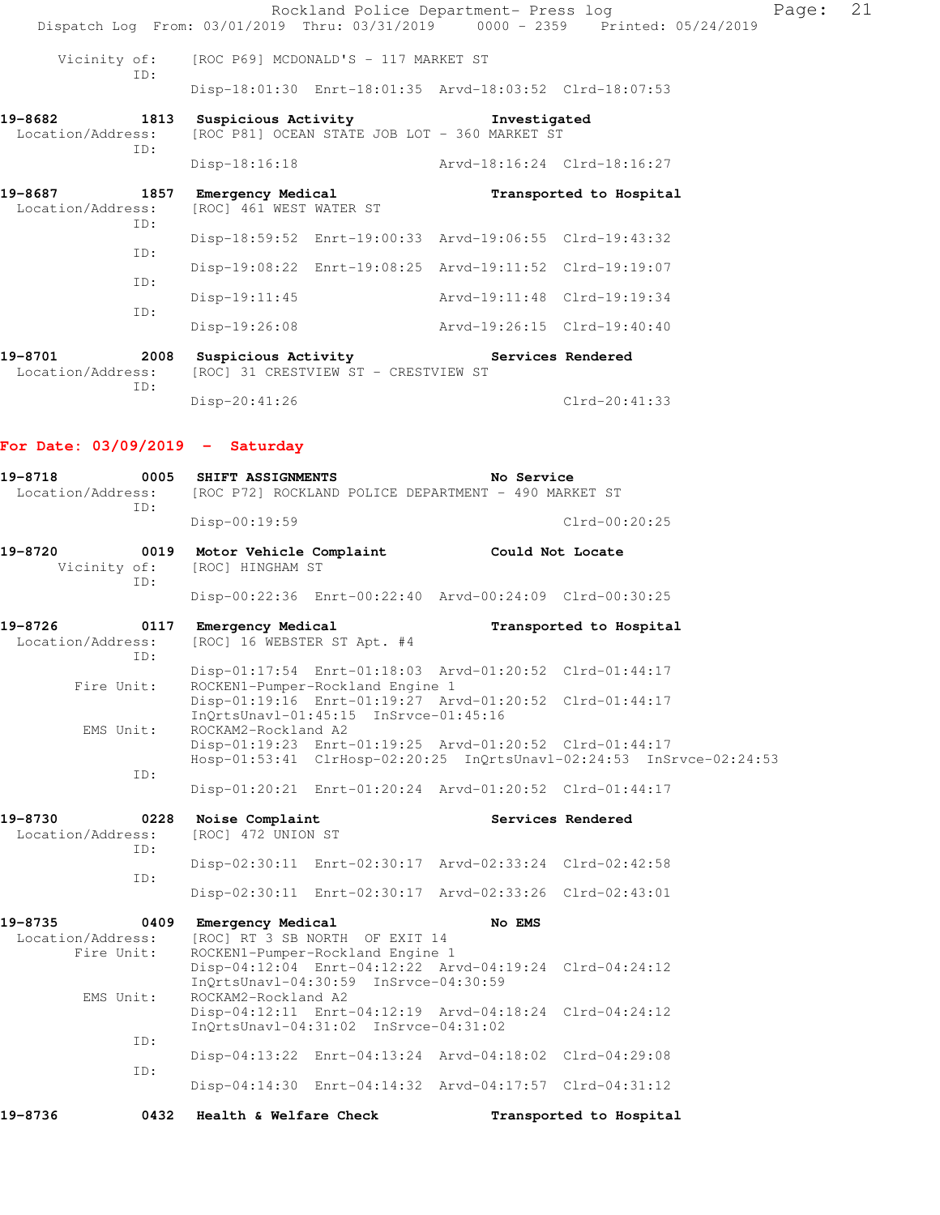Vicinity of: [ROC P69] MCDONALD'S - 117 MARKET ST
ID:
Disp-18:01:30 Enrt-18:01:35 Arvd-18:03:52 Clrd-18:07:53

**19-8682 1813 Suspicious Activity Investigated**
Location/Address: [ROC P81] OCEAN STATE JOB LOT - 360 MARKET ST
ID:
Disp-18:16:18 Arvd-18:16:24 Clrd-18:16:27

**19-8687 1857 Emergency Medical Transported to Hospital**
Location/Address: [ROC] 461 WEST WATER ST
ID:
Disp-18:59:52 Enrt-19:00:33 Arvd-19:06:55 Clrd-19:43:32
ID:
Disp-19:08:22 Enrt-19:08:25 Arvd-19:11:52 Clrd-19:19:07
ID:
Disp-19:11:45 Arvd-19:11:48 Clrd-19:19:34
ID:
Disp-19:26:08 Arvd-19:26:15 Clrd-19:40:40

**19-8701 2008 Suspicious Activity Services Rendered**
Location/Address: [ROC] 31 CRESTVIEW ST - CRESTVIEW ST
ID:
Disp-20:41:26 Clrd-20:41:33

## For Date: 03/09/2019 - Saturday

**19-8718 0005 SHIFT ASSIGNMENTS No Service**
Location/Address: [ROC P72] ROCKLAND POLICE DEPARTMENT - 490 MARKET ST
ID:
Disp-00:19:59 Clrd-00:20:25

**19-8720 0019 Motor Vehicle Complaint Could Not Locate**
Vicinity of: [ROC] HINGHAM ST
ID:
Disp-00:22:36 Enrt-00:22:40 Arvd-00:24:09 Clrd-00:30:25

**19-8726 0117 Emergency Medical Transported to Hospital**
Location/Address: [ROC] 16 WEBSTER ST Apt. #4
ID:
Disp-01:17:54 Enrt-01:18:03 Arvd-01:20:52 Clrd-01:44:17
Fire Unit: ROCKEN1-Pumper-Rockland Engine 1
Disp-01:19:16 Enrt-01:19:27 Arvd-01:20:52 Clrd-01:44:17
InQrtsUnavl-01:45:15 InSrvce-01:45:16
EMS Unit: ROCKAM2-Rockland A2
Disp-01:19:23 Enrt-01:19:25 Arvd-01:20:52 Clrd-01:44:17
Hosp-01:53:41 ClrHosp-02:20:25 InQrtsUnavl-02:24:53 InSrvce-02:24:53
ID:
Disp-01:20:21 Enrt-01:20:24 Arvd-01:20:52 Clrd-01:44:17

**19-8730 0228 Noise Complaint Services Rendered**
Location/Address: [ROC] 472 UNION ST
ID:
Disp-02:30:11 Enrt-02:30:17 Arvd-02:33:24 Clrd-02:42:58
ID:
Disp-02:30:11 Enrt-02:30:17 Arvd-02:33:26 Clrd-02:43:01

**19-8735 0409 Emergency Medical No EMS**
Location/Address: [ROC] RT 3 SB NORTH OF EXIT 14
Fire Unit: ROCKEN1-Pumper-Rockland Engine 1
Disp-04:12:04 Enrt-04:12:22 Arvd-04:19:24 Clrd-04:24:12
InQrtsUnavl-04:30:59 InSrvce-04:30:59
EMS Unit: ROCKAM2-Rockland A2
Disp-04:12:11 Enrt-04:12:19 Arvd-04:18:24 Clrd-04:24:12
InQrtsUnavl-04:31:02 InSrvce-04:31:02
ID:
Disp-04:13:22 Enrt-04:13:24 Arvd-04:18:02 Clrd-04:29:08
ID:
Disp-04:14:30 Enrt-04:14:32 Arvd-04:17:57 Clrd-04:31:12

**19-8736 0432 Health & Welfare Check Transported to Hospital**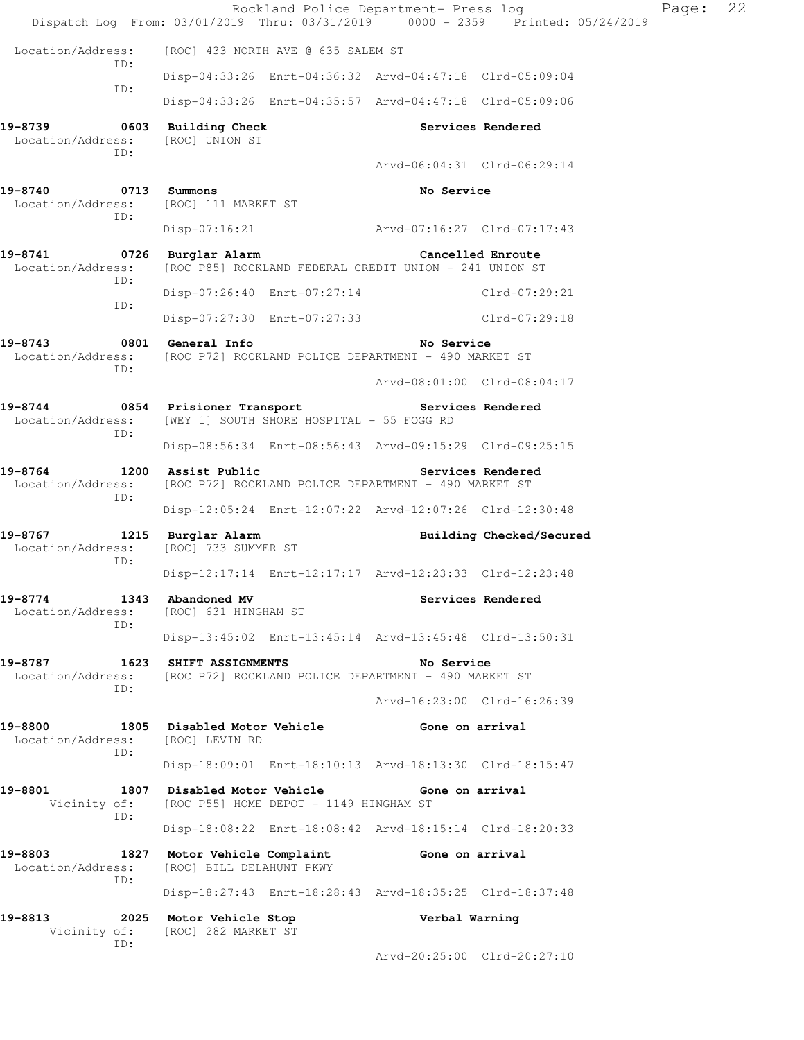Location/Address: [ROC] 433 NORTH AVE @ 635 SALEM ST
ID:
Disp-04:33:26 Enrt-04:36:32 Arvd-04:47:18 Clrd-05:09:04
ID:
Disp-04:33:26 Enrt-04:35:57 Arvd-04:47:18 Clrd-05:09:06

**19-8739 0603 Building Check Services Rendered**
Location/Address: [ROC] UNION ST
ID:
Arvd-06:04:31 Clrd-06:29:14

**19-8740 0713 Summons No Service**
Location/Address: [ROC] 111 MARKET ST
ID:
Disp-07:16:21 Arvd-07:16:27 Clrd-07:17:43

**19-8741 0726 Burglar Alarm Cancelled Enroute**
Location/Address: [ROC P85] ROCKLAND FEDERAL CREDIT UNION - 241 UNION ST
ID:
Disp-07:26:40 Enrt-07:27:14 Clrd-07:29:21
ID:
Disp-07:27:30 Enrt-07:27:33 Clrd-07:29:18

**19-8743 0801 General Info No Service**
Location/Address: [ROC P72] ROCKLAND POLICE DEPARTMENT - 490 MARKET ST
ID:
Arvd-08:01:00 Clrd-08:04:17

**19-8744 0854 Prisioner Transport Services Rendered**
Location/Address: [WEY 1] SOUTH SHORE HOSPITAL - 55 FOGG RD
ID:
Disp-08:56:34 Enrt-08:56:43 Arvd-09:15:29 Clrd-09:25:15

**19-8764 1200 Assist Public Services Rendered**
Location/Address: [ROC P72] ROCKLAND POLICE DEPARTMENT - 490 MARKET ST
ID:
Disp-12:05:24 Enrt-12:07:22 Arvd-12:07:26 Clrd-12:30:48

**19-8767 1215 Burglar Alarm Building Checked/Secured**
Location/Address: [ROC] 733 SUMMER ST
ID:
Disp-12:17:14 Enrt-12:17:17 Arvd-12:23:33 Clrd-12:23:48

**19-8774 1343 Abandoned MV Services Rendered**
Location/Address: [ROC] 631 HINGHAM ST
ID:
Disp-13:45:02 Enrt-13:45:14 Arvd-13:45:48 Clrd-13:50:31

**19-8787 1623 SHIFT ASSIGNMENTS No Service**
Location/Address: [ROC P72] ROCKLAND POLICE DEPARTMENT - 490 MARKET ST
ID:
Arvd-16:23:00 Clrd-16:26:39

**19-8800 1805 Disabled Motor Vehicle Gone on arrival**
Location/Address: [ROC] LEVIN RD
ID:
Disp-18:09:01 Enrt-18:10:13 Arvd-18:13:30 Clrd-18:15:47

**19-8801 1807 Disabled Motor Vehicle Gone on arrival**
Vicinity of: [ROC P55] HOME DEPOT - 1149 HINGHAM ST
ID:
Disp-18:08:22 Enrt-18:08:42 Arvd-18:15:14 Clrd-18:20:33

**19-8803 1827 Motor Vehicle Complaint Gone on arrival**
Location/Address: [ROC] BILL DELAHUNT PKWY
ID:
Disp-18:27:43 Enrt-18:28:43 Arvd-18:35:25 Clrd-18:37:48

**19-8813 2025 Motor Vehicle Stop Verbal Warning**
Vicinity of: [ROC] 282 MARKET ST
ID:
Arvd-20:25:00 Clrd-20:27:10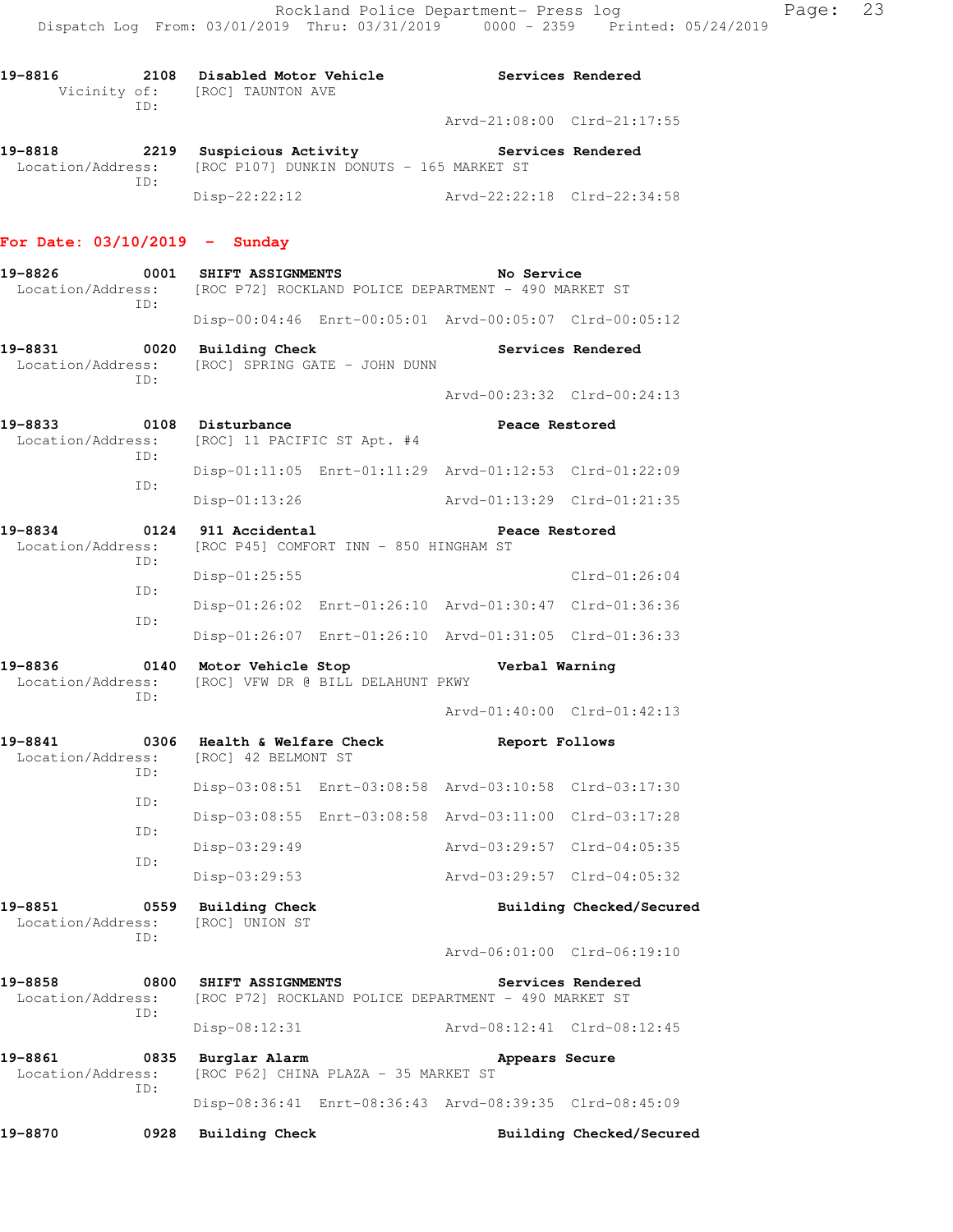19-8816 2108 Disabled Motor Vehicle Services Rendered
Vicinity of: [ROC] TAUNTON AVE
ID:
Arvd-21:08:00 Clrd-21:17:55

19-8818 2219 Suspicious Activity Services Rendered
Location/Address: [ROC P107] DUNKIN DONUTS - 165 MARKET ST
ID:
Disp-22:22:12 Arvd-22:22:18 Clrd-22:34:58

## For Date: 03/10/2019 - Sunday

19-8826 0001 SHIFT ASSIGNMENTS No Service
Location/Address: [ROC P72] ROCKLAND POLICE DEPARTMENT - 490 MARKET ST
ID:
Disp-00:04:46 Enrt-00:05:01 Arvd-00:05:07 Clrd-00:05:12

19-8831 0020 Building Check Services Rendered
Location/Address: [ROC] SPRING GATE - JOHN DUNN
ID:
Arvd-00:23:32 Clrd-00:24:13

19-8833 0108 Disturbance Peace Restored
Location/Address: [ROC] 11 PACIFIC ST Apt. #4
ID:
Disp-01:11:05 Enrt-01:11:29 Arvd-01:12:53 Clrd-01:22:09
ID:
Disp-01:13:26 Arvd-01:13:29 Clrd-01:21:35

19-8834 0124 911 Accidental Peace Restored
Location/Address: [ROC P45] COMFORT INN - 850 HINGHAM ST
ID:
Disp-01:25:55 Clrd-01:26:04
ID:
Disp-01:26:02 Enrt-01:26:10 Arvd-01:30:47 Clrd-01:36:36
ID:
Disp-01:26:07 Enrt-01:26:10 Arvd-01:31:05 Clrd-01:36:33

19-8836 0140 Motor Vehicle Stop Verbal Warning
Location/Address: [ROC] VFW DR @ BILL DELAHUNT PKWY
ID:
Arvd-01:40:00 Clrd-01:42:13

19-8841 0306 Health & Welfare Check Report Follows
Location/Address: [ROC] 42 BELMONT ST
ID:
Disp-03:08:51 Enrt-03:08:58 Arvd-03:10:58 Clrd-03:17:30
ID:
Disp-03:08:55 Enrt-03:08:58 Arvd-03:11:00 Clrd-03:17:28
ID:
Disp-03:29:49 Arvd-03:29:57 Clrd-04:05:35
ID:
Disp-03:29:53 Arvd-03:29:57 Clrd-04:05:32

19-8851 0559 Building Check Building Checked/Secured
Location/Address: [ROC] UNION ST
ID:
Arvd-06:01:00 Clrd-06:19:10

19-8858 0800 SHIFT ASSIGNMENTS Services Rendered
Location/Address: [ROC P72] ROCKLAND POLICE DEPARTMENT - 490 MARKET ST
ID:
Disp-08:12:31 Arvd-08:12:41 Clrd-08:12:45

19-8861 0835 Burglar Alarm Appears Secure
Location/Address: [ROC P62] CHINA PLAZA - 35 MARKET ST
ID:
Disp-08:36:41 Enrt-08:36:43 Arvd-08:39:35 Clrd-08:45:09

19-8870 0928 Building Check Building Checked/Secured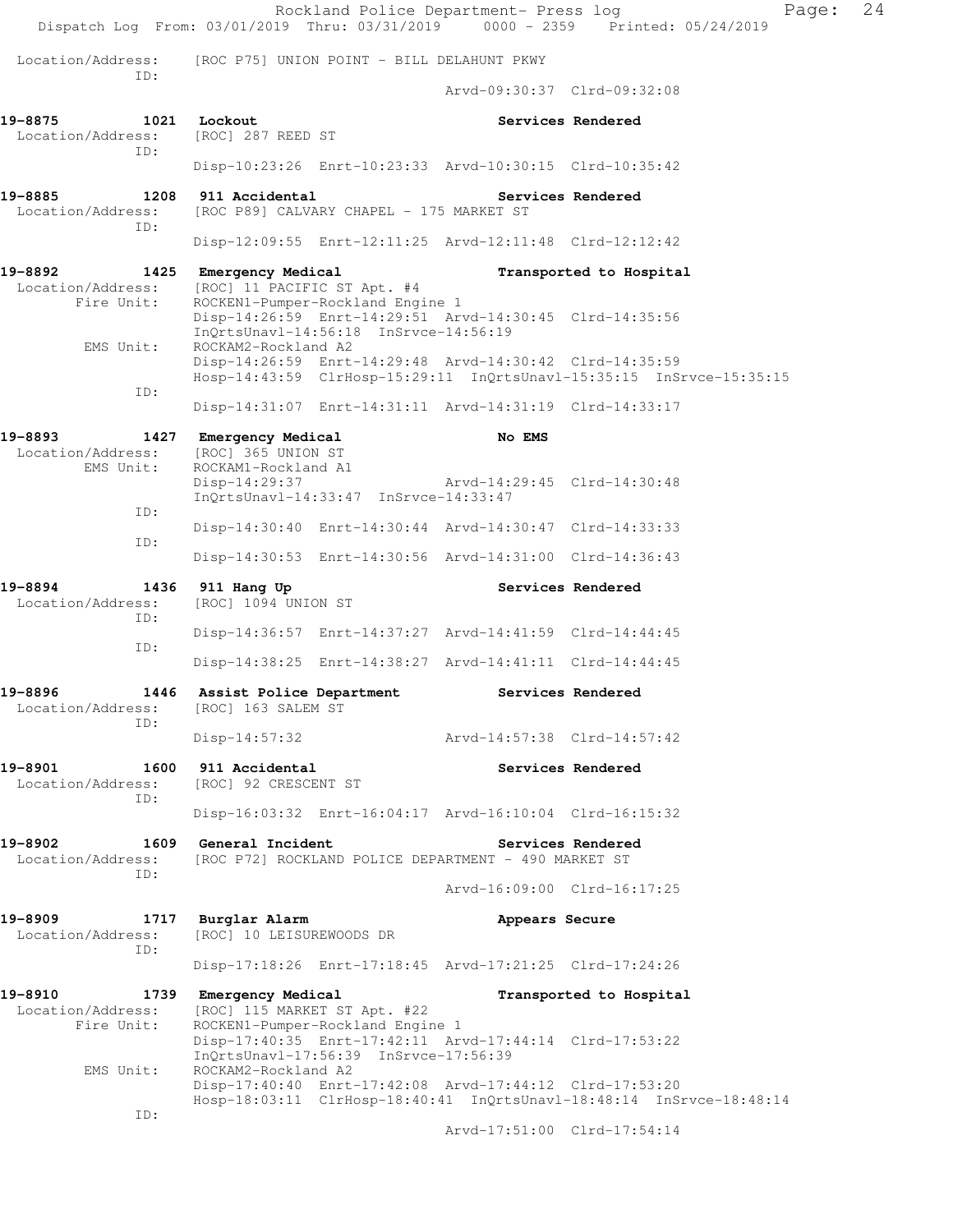Location/Address: [ROC P75] UNION POINT - BILL DELAHUNT PKWY
ID:
Arvd-09:30:37 Clrd-09:32:08

**19-8875 1021 Lockout** — Services Rendered
Location/Address: [ROC] 287 REED ST
ID:
Disp-10:23:26 Enrt-10:23:33 Arvd-10:30:15 Clrd-10:35:42

**19-8885 1208 911 Accidental** — Services Rendered
Location/Address: [ROC P89] CALVARY CHAPEL - 175 MARKET ST
ID:
Disp-12:09:55 Enrt-12:11:25 Arvd-12:11:48 Clrd-12:12:42

**19-8892 1425 Emergency Medical** — Transported to Hospital
Location/Address: [ROC] 11 PACIFIC ST Apt. #4
Fire Unit: ROCKEN1-Pumper-Rockland Engine 1
Disp-14:26:59 Enrt-14:29:51 Arvd-14:30:45 Clrd-14:35:56
InQrtsUnavl-14:56:18 InSrvce-14:56:19
EMS Unit: ROCKAM2-Rockland A2
Disp-14:26:59 Enrt-14:29:48 Arvd-14:30:42 Clrd-14:35:59
Hosp-14:43:59 ClrHosp-15:29:11 InQrtsUnavl-15:35:15 InSrvce-15:35:15
ID:
Disp-14:31:07 Enrt-14:31:11 Arvd-14:31:19 Clrd-14:33:17

**19-8893 1427 Emergency Medical** — No EMS
Location/Address: [ROC] 365 UNION ST
EMS Unit: ROCKAM1-Rockland A1
Disp-14:29:37 Arvd-14:29:45 Clrd-14:30:48
InQrtsUnavl-14:33:47 InSrvce-14:33:47
ID:
Disp-14:30:40 Enrt-14:30:44 Arvd-14:30:47 Clrd-14:33:33
ID:
Disp-14:30:53 Enrt-14:30:56 Arvd-14:31:00 Clrd-14:36:43

**19-8894 1436 911 Hang Up** — Services Rendered
Location/Address: [ROC] 1094 UNION ST
ID:
Disp-14:36:57 Enrt-14:37:27 Arvd-14:41:59 Clrd-14:44:45
ID:
Disp-14:38:25 Enrt-14:38:27 Arvd-14:41:11 Clrd-14:44:45

**19-8896 1446 Assist Police Department** — Services Rendered
Location/Address: [ROC] 163 SALEM ST
ID:
Disp-14:57:32 Arvd-14:57:38 Clrd-14:57:42

**19-8901 1600 911 Accidental** — Services Rendered
Location/Address: [ROC] 92 CRESCENT ST
ID:
Disp-16:03:32 Enrt-16:04:17 Arvd-16:10:04 Clrd-16:15:32

**19-8902 1609 General Incident** — Services Rendered
Location/Address: [ROC P72] ROCKLAND POLICE DEPARTMENT - 490 MARKET ST
ID:
Arvd-16:09:00 Clrd-16:17:25

**19-8909 1717 Burglar Alarm** — Appears Secure
Location/Address: [ROC] 10 LEISUREWOODS DR
ID:
Disp-17:18:26 Enrt-17:18:45 Arvd-17:21:25 Clrd-17:24:26

**19-8910 1739 Emergency Medical** — Transported to Hospital
Location/Address: [ROC] 115 MARKET ST Apt. #22
Fire Unit: ROCKEN1-Pumper-Rockland Engine 1
Disp-17:40:35 Enrt-17:42:11 Arvd-17:44:14 Clrd-17:53:22
InQrtsUnavl-17:56:39 InSrvce-17:56:39
EMS Unit: ROCKAM2-Rockland A2
Disp-17:40:40 Enrt-17:42:08 Arvd-17:44:12 Clrd-17:53:20
Hosp-18:03:11 ClrHosp-18:40:41 InQrtsUnavl-18:48:14 InSrvce-18:48:14
ID:
Arvd-17:51:00 Clrd-17:54:14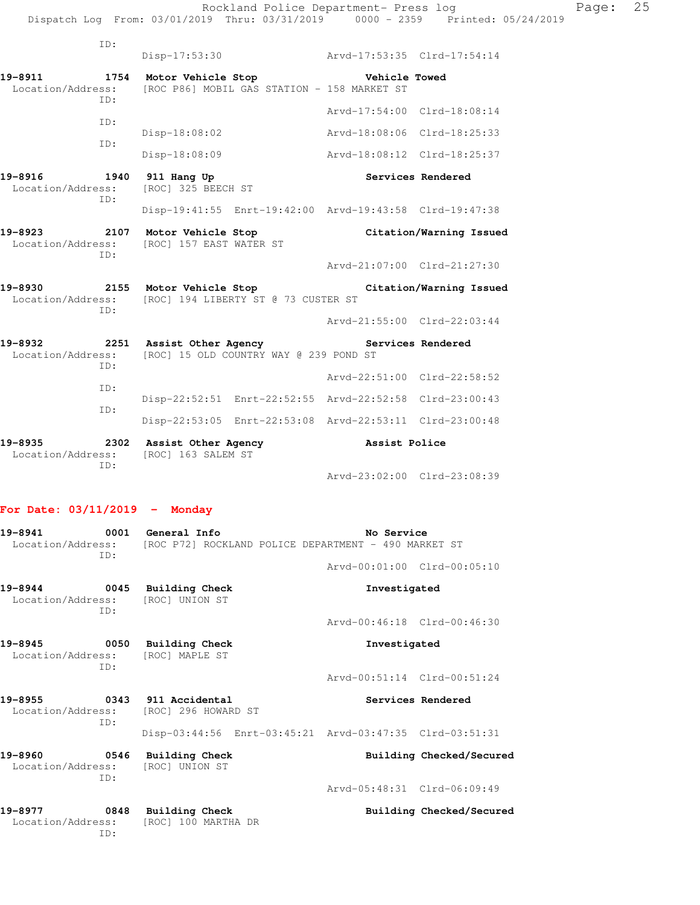ID:
Disp-17:53:30 Arvd-17:53:35 Clrd-17:54:14

**19-8911 1754 Motor Vehicle Stop — Vehicle Towed**
Location/Address: [ROC P86] MOBIL GAS STATION - 158 MARKET ST
ID:
Arvd-17:54:00 Clrd-18:08:14
ID:
Disp-18:08:02 Arvd-18:08:06 Clrd-18:25:33
ID:
Disp-18:08:09 Arvd-18:08:12 Clrd-18:25:37

**19-8916 1940 911 Hang Up — Services Rendered**
Location/Address: [ROC] 325 BEECH ST
ID:
Disp-19:41:55 Enrt-19:42:00 Arvd-19:43:58 Clrd-19:47:38

**19-8923 2107 Motor Vehicle Stop — Citation/Warning Issued**
Location/Address: [ROC] 157 EAST WATER ST
ID:
Arvd-21:07:00 Clrd-21:27:30

**19-8930 2155 Motor Vehicle Stop — Citation/Warning Issued**
Location/Address: [ROC] 194 LIBERTY ST @ 73 CUSTER ST
ID:
Arvd-21:55:00 Clrd-22:03:44

**19-8932 2251 Assist Other Agency — Services Rendered**
Location/Address: [ROC] 15 OLD COUNTRY WAY @ 239 POND ST
ID:
Arvd-22:51:00 Clrd-22:58:52
ID:
Disp-22:52:51 Enrt-22:52:55 Arvd-22:52:58 Clrd-23:00:43
ID:
Disp-22:53:05 Enrt-22:53:08 Arvd-22:53:11 Clrd-23:00:48

**19-8935 2302 Assist Other Agency — Assist Police**
Location/Address: [ROC] 163 SALEM ST
ID:
Arvd-23:02:00 Clrd-23:08:39

## For Date: 03/11/2019 - Monday

**19-8941 0001 General Info — No Service**
Location/Address: [ROC P72] ROCKLAND POLICE DEPARTMENT - 490 MARKET ST
ID:
Arvd-00:01:00 Clrd-00:05:10

**19-8944 0045 Building Check — Investigated**
Location/Address: [ROC] UNION ST
ID:
Arvd-00:46:18 Clrd-00:46:30

**19-8945 0050 Building Check — Investigated**
Location/Address: [ROC] MAPLE ST
ID:
Arvd-00:51:14 Clrd-00:51:24

**19-8955 0343 911 Accidental — Services Rendered**
Location/Address: [ROC] 296 HOWARD ST
ID:
Disp-03:44:56 Enrt-03:45:21 Arvd-03:47:35 Clrd-03:51:31

**19-8960 0546 Building Check — Building Checked/Secured**
Location/Address: [ROC] UNION ST
ID:
Arvd-05:48:31 Clrd-06:09:49

**19-8977 0848 Building Check — Building Checked/Secured**
Location/Address: [ROC] 100 MARTHA DR
ID: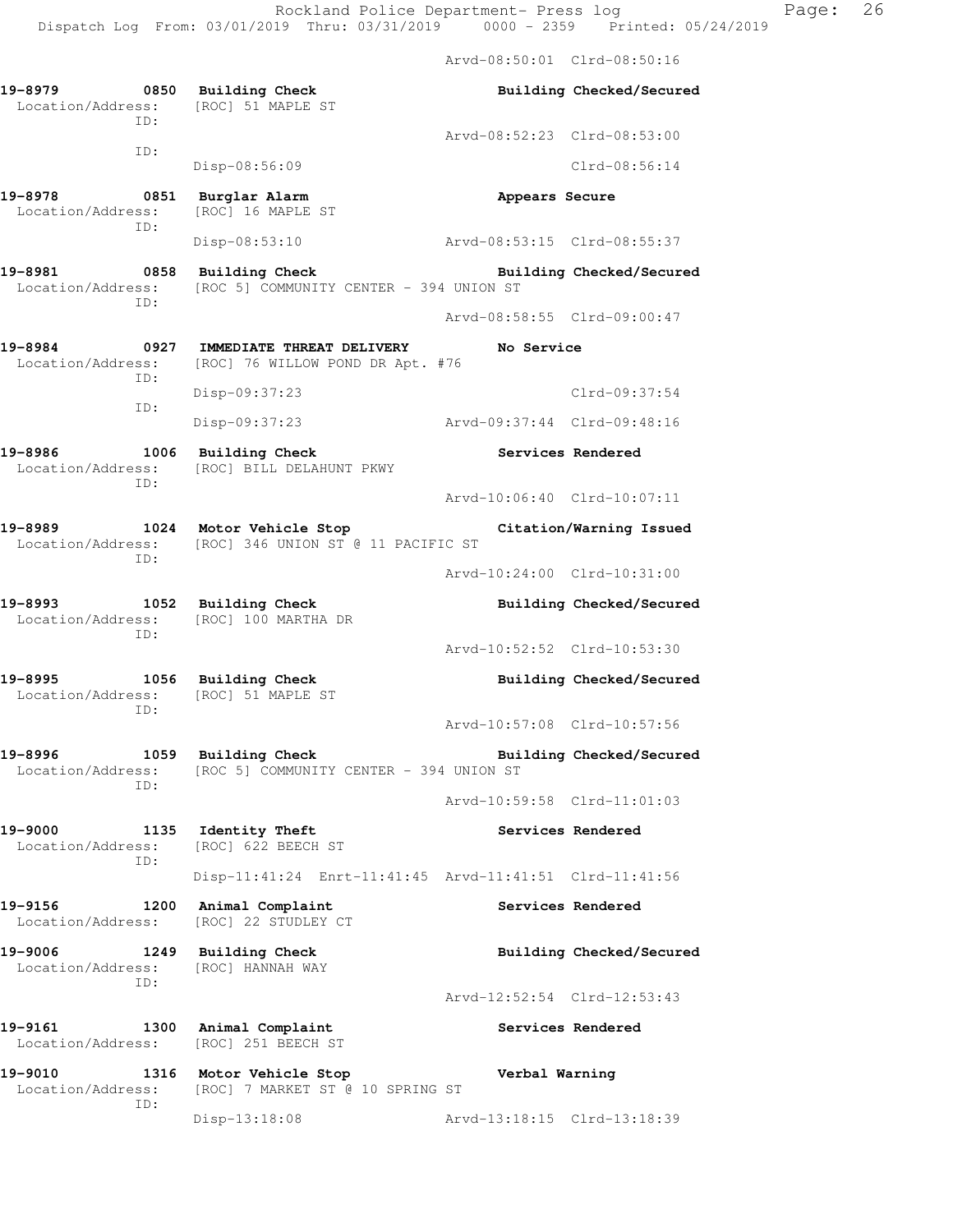Arvd-08:50:01 Clrd-08:50:16

**19-8979 0850 Building Check** — **Building Checked/Secured**
Location/Address: [ROC] 51 MAPLE ST
ID:
Arvd-08:52:23 Clrd-08:53:00
ID:
Disp-08:56:09 Clrd-08:56:14

**19-8978 0851 Burglar Alarm** — **Appears Secure**
Location/Address: [ROC] 16 MAPLE ST
ID:
Disp-08:53:10 Arvd-08:53:15 Clrd-08:55:37

**19-8981 0858 Building Check** — **Building Checked/Secured**
Location/Address: [ROC 5] COMMUNITY CENTER - 394 UNION ST
ID:
Arvd-08:58:55 Clrd-09:00:47

**19-8984 0927 IMMEDIATE THREAT DELIVERY** — **No Service**
Location/Address: [ROC] 76 WILLOW POND DR Apt. #76
ID:
Disp-09:37:23 Clrd-09:37:54
ID:
Disp-09:37:23 Arvd-09:37:44 Clrd-09:48:16

**19-8986 1006 Building Check** — **Services Rendered**
Location/Address: [ROC] BILL DELAHUNT PKWY
ID:
Arvd-10:06:40 Clrd-10:07:11

**19-8989 1024 Motor Vehicle Stop** — **Citation/Warning Issued**
Location/Address: [ROC] 346 UNION ST @ 11 PACIFIC ST
ID:
Arvd-10:24:00 Clrd-10:31:00

**19-8993 1052 Building Check** — **Building Checked/Secured**
Location/Address: [ROC] 100 MARTHA DR
ID:
Arvd-10:52:52 Clrd-10:53:30

**19-8995 1056 Building Check** — **Building Checked/Secured**
Location/Address: [ROC] 51 MAPLE ST
ID:
Arvd-10:57:08 Clrd-10:57:56

**19-8996 1059 Building Check** — **Building Checked/Secured**
Location/Address: [ROC 5] COMMUNITY CENTER - 394 UNION ST
ID:
Arvd-10:59:58 Clrd-11:01:03

**19-9000 1135 Identity Theft** — **Services Rendered**
Location/Address: [ROC] 622 BEECH ST
ID:
Disp-11:41:24 Enrt-11:41:45 Arvd-11:41:51 Clrd-11:41:56

**19-9156 1200 Animal Complaint** — **Services Rendered**
Location/Address: [ROC] 22 STUDLEY CT

**19-9006 1249 Building Check** — **Building Checked/Secured**
Location/Address: [ROC] HANNAH WAY
ID:
Arvd-12:52:54 Clrd-12:53:43

**19-9161 1300 Animal Complaint** — **Services Rendered**
Location/Address: [ROC] 251 BEECH ST

**19-9010 1316 Motor Vehicle Stop** — **Verbal Warning**
Location/Address: [ROC] 7 MARKET ST @ 10 SPRING ST
ID:
Disp-13:18:08 Arvd-13:18:15 Clrd-13:18:39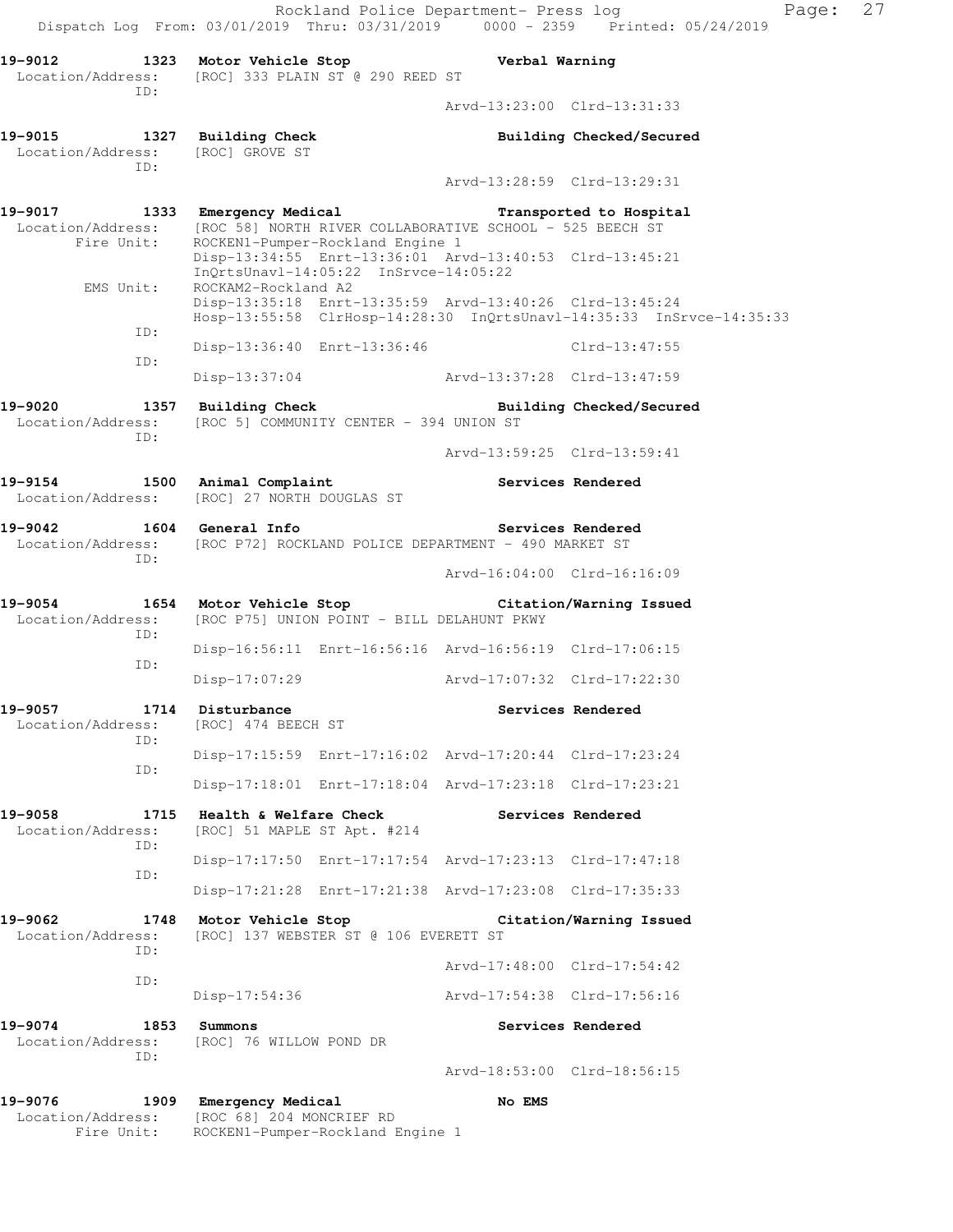**19-9012 1323 Motor Vehicle Stop** **Verbal Warning**
Location/Address: [ROC] 333 PLAIN ST @ 290 REED ST
ID:
Arvd-13:23:00 Clrd-13:31:33

**19-9015 1327 Building Check** **Building Checked/Secured**
Location/Address: [ROC] GROVE ST
ID:
Arvd-13:28:59 Clrd-13:29:31

**19-9017 1333 Emergency Medical** **Transported to Hospital**
Location/Address: [ROC 58] NORTH RIVER COLLABORATIVE SCHOOL - 525 BEECH ST
Fire Unit: ROCKEN1-Pumper-Rockland Engine 1
Disp-13:34:55 Enrt-13:36:01 Arvd-13:40:53 Clrd-13:45:21
InQrtsUnavl-14:05:22 InSrvce-14:05:22
EMS Unit: ROCKAM2-Rockland A2
Disp-13:35:18 Enrt-13:35:59 Arvd-13:40:26 Clrd-13:45:24
Hosp-13:55:58 ClrHosp-14:28:30 InQrtsUnavl-14:35:33 InSrvce-14:35:33
ID:
Disp-13:36:40 Enrt-13:36:46 Clrd-13:47:55
ID:
Disp-13:37:04 Arvd-13:37:28 Clrd-13:47:59

**19-9020 1357 Building Check** **Building Checked/Secured**
Location/Address: [ROC 5] COMMUNITY CENTER - 394 UNION ST
ID:
Arvd-13:59:25 Clrd-13:59:41

**19-9154 1500 Animal Complaint** **Services Rendered**
Location/Address: [ROC] 27 NORTH DOUGLAS ST

**19-9042 1604 General Info** **Services Rendered**
Location/Address: [ROC P72] ROCKLAND POLICE DEPARTMENT - 490 MARKET ST
ID:
Arvd-16:04:00 Clrd-16:16:09

**19-9054 1654 Motor Vehicle Stop** **Citation/Warning Issued**
Location/Address: [ROC P75] UNION POINT - BILL DELAHUNT PKWY
ID:
Disp-16:56:11 Enrt-16:56:16 Arvd-16:56:19 Clrd-17:06:15
ID:
Disp-17:07:29 Arvd-17:07:32 Clrd-17:22:30

**19-9057 1714 Disturbance** **Services Rendered**
Location/Address: [ROC] 474 BEECH ST
ID:
Disp-17:15:59 Enrt-17:16:02 Arvd-17:20:44 Clrd-17:23:24
ID:
Disp-17:18:01 Enrt-17:18:04 Arvd-17:23:18 Clrd-17:23:21

**19-9058 1715 Health & Welfare Check** **Services Rendered**
Location/Address: [ROC] 51 MAPLE ST Apt. #214
ID:
Disp-17:17:50 Enrt-17:17:54 Arvd-17:23:13 Clrd-17:47:18
ID:
Disp-17:21:28 Enrt-17:21:38 Arvd-17:23:08 Clrd-17:35:33

**19-9062 1748 Motor Vehicle Stop** **Citation/Warning Issued**
Location/Address: [ROC] 137 WEBSTER ST @ 106 EVERETT ST
ID:
Arvd-17:48:00 Clrd-17:54:42
ID:
Disp-17:54:36 Arvd-17:54:38 Clrd-17:56:16

**19-9074 1853 Summons** **Services Rendered**
Location/Address: [ROC] 76 WILLOW POND DR
ID:
Arvd-18:53:00 Clrd-18:56:15

**19-9076 1909 Emergency Medical** **No EMS**
Location/Address: [ROC 68] 204 MONCRIEF RD
Fire Unit: ROCKEN1-Pumper-Rockland Engine 1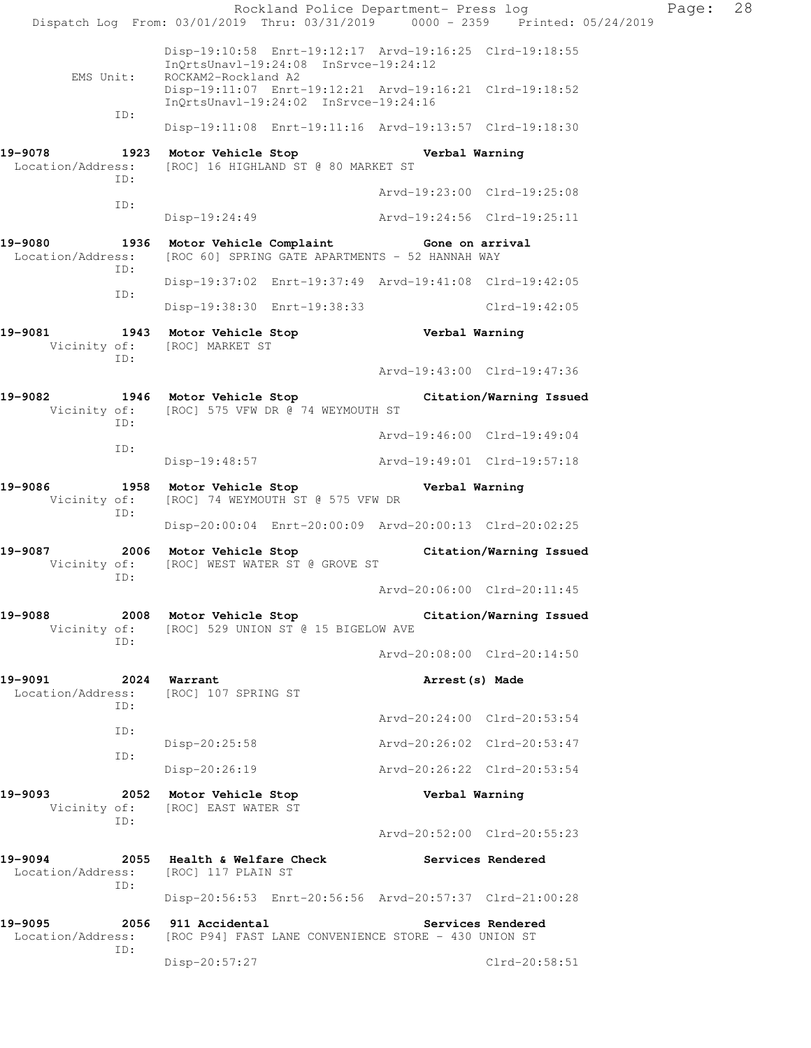```
              Disp-19:10:58  Enrt-19:12:17  Arvd-19:16:25  Clrd-19:18:55
              InQrtsUnavl-19:24:08  InSrvce-19:24:12
   EMS Unit:  ROCKAM2-Rockland A2
              Disp-19:11:07  Enrt-19:12:21  Arvd-19:16:21  Clrd-19:18:52
              InQrtsUnavl-19:24:02  InSrvce-19:24:16
         ID:
              Disp-19:11:08  Enrt-19:11:16  Arvd-19:13:57  Clrd-19:18:30

19-9078        1923  Motor Vehicle Stop              Verbal Warning
 Location/Address:   [ROC] 16 HIGHLAND ST @ 80 MARKET ST
         ID:
                                            Arvd-19:23:00  Clrd-19:25:08
         ID:
              Disp-19:24:49                 Arvd-19:24:56  Clrd-19:25:11

19-9080        1936  Motor Vehicle Complaint         Gone on arrival
 Location/Address:   [ROC 60] SPRING GATE APARTMENTS - 52 HANNAH WAY
         ID:
              Disp-19:37:02  Enrt-19:37:49  Arvd-19:41:08  Clrd-19:42:05
         ID:
              Disp-19:38:30  Enrt-19:38:33                 Clrd-19:42:05

19-9081        1943  Motor Vehicle Stop              Verbal Warning
   Vicinity of:      [ROC] MARKET ST
         ID:
                                            Arvd-19:43:00  Clrd-19:47:36

19-9082        1946  Motor Vehicle Stop              Citation/Warning Issued
   Vicinity of:      [ROC] 575 VFW DR @ 74 WEYMOUTH ST
         ID:
                                            Arvd-19:46:00  Clrd-19:49:04
         ID:
              Disp-19:48:57                 Arvd-19:49:01  Clrd-19:57:18

19-9086        1958  Motor Vehicle Stop              Verbal Warning
   Vicinity of:      [ROC] 74 WEYMOUTH ST @ 575 VFW DR
         ID:
              Disp-20:00:04  Enrt-20:00:09  Arvd-20:00:13  Clrd-20:02:25

19-9087        2006  Motor Vehicle Stop              Citation/Warning Issued
   Vicinity of:      [ROC] WEST WATER ST @ GROVE ST
         ID:
                                            Arvd-20:06:00  Clrd-20:11:45

19-9088        2008  Motor Vehicle Stop              Citation/Warning Issued
   Vicinity of:      [ROC] 529 UNION ST @ 15 BIGELOW AVE
         ID:
                                            Arvd-20:08:00  Clrd-20:14:50

19-9091        2024  Warrant                         Arrest(s) Made
 Location/Address:   [ROC] 107 SPRING ST
         ID:
                                            Arvd-20:24:00  Clrd-20:53:54
         ID:
              Disp-20:25:58                 Arvd-20:26:02  Clrd-20:53:47
         ID:
              Disp-20:26:19                 Arvd-20:26:22  Clrd-20:53:54

19-9093        2052  Motor Vehicle Stop              Verbal Warning
   Vicinity of:      [ROC] EAST WATER ST
         ID:
                                            Arvd-20:52:00  Clrd-20:55:23

19-9094        2055  Health & Welfare Check          Services Rendered
 Location/Address:   [ROC] 117 PLAIN ST
         ID:
              Disp-20:56:53  Enrt-20:56:56  Arvd-20:57:37  Clrd-21:00:28

19-9095        2056  911 Accidental                  Services Rendered
 Location/Address:   [ROC P94] FAST LANE CONVENIENCE STORE - 430 UNION ST
         ID:
              Disp-20:57:27                                Clrd-20:58:51
```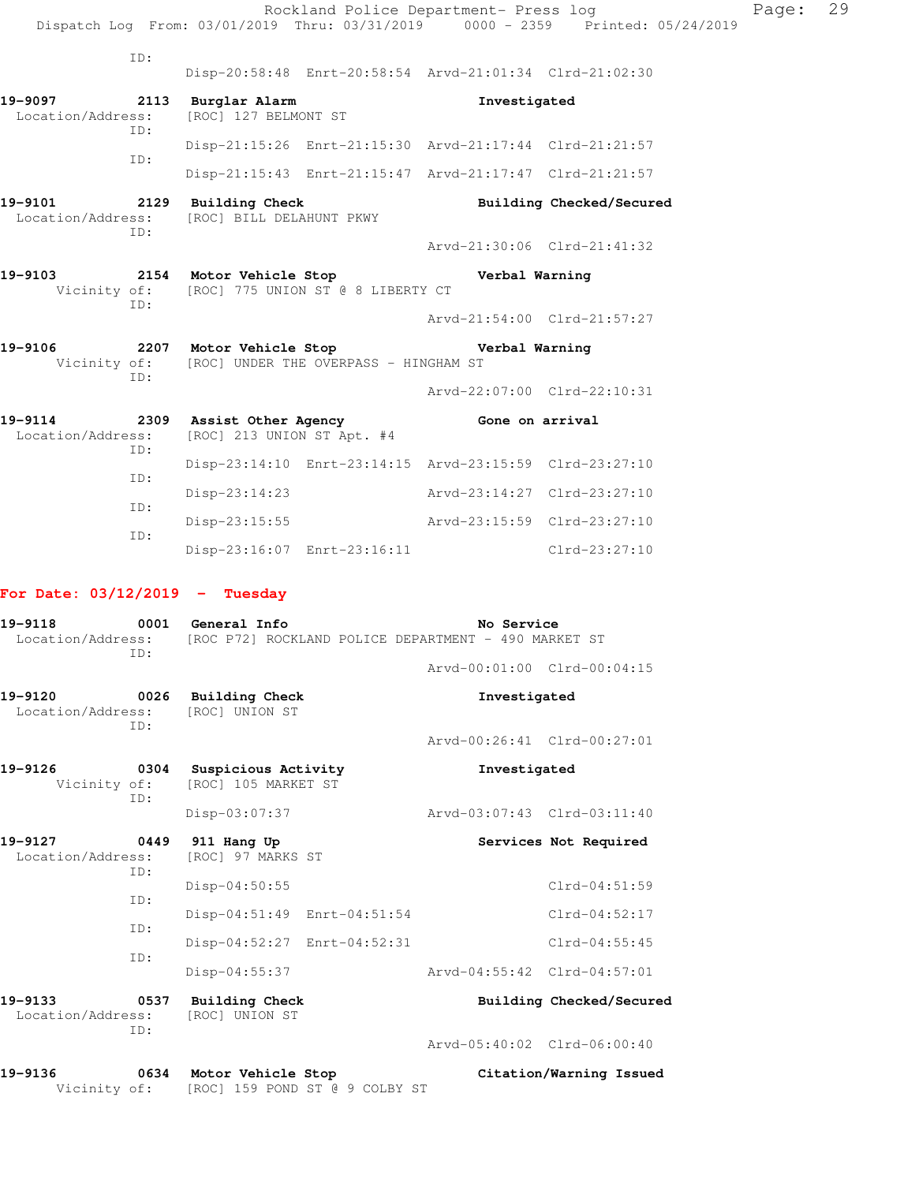ID:
Disp-20:58:48 Enrt-20:58:54 Arvd-21:01:34 Clrd-21:02:30

**19-9097 2113 Burglar Alarm** **Investigated**
Location/Address: [ROC] 127 BELMONT ST
ID:
Disp-21:15:26 Enrt-21:15:30 Arvd-21:17:44 Clrd-21:21:57
ID:
Disp-21:15:43 Enrt-21:15:47 Arvd-21:17:47 Clrd-21:21:57

**19-9101 2129 Building Check** **Building Checked/Secured**
Location/Address: [ROC] BILL DELAHUNT PKWY
ID:
Arvd-21:30:06 Clrd-21:41:32

**19-9103 2154 Motor Vehicle Stop** **Verbal Warning**
Vicinity of: [ROC] 775 UNION ST @ 8 LIBERTY CT
ID:
Arvd-21:54:00 Clrd-21:57:27

**19-9106 2207 Motor Vehicle Stop** **Verbal Warning**
Vicinity of: [ROC] UNDER THE OVERPASS - HINGHAM ST
ID:
Arvd-22:07:00 Clrd-22:10:31

**19-9114 2309 Assist Other Agency** **Gone on arrival**
Location/Address: [ROC] 213 UNION ST Apt. #4
ID:
Disp-23:14:10 Enrt-23:14:15 Arvd-23:15:59 Clrd-23:27:10
ID:
Disp-23:14:23 Arvd-23:14:27 Clrd-23:27:10
ID:
Disp-23:15:55 Arvd-23:15:59 Clrd-23:27:10
ID:
Disp-23:16:07 Enrt-23:16:11 Clrd-23:27:10

## For Date: 03/12/2019 - Tuesday

**19-9118 0001 General Info** **No Service**
Location/Address: [ROC P72] ROCKLAND POLICE DEPARTMENT - 490 MARKET ST
ID:
Arvd-00:01:00 Clrd-00:04:15

**19-9120 0026 Building Check** **Investigated**
Location/Address: [ROC] UNION ST
ID:
Arvd-00:26:41 Clrd-00:27:01

**19-9126 0304 Suspicious Activity** **Investigated**
Vicinity of: [ROC] 105 MARKET ST
ID:
Disp-03:07:37 Arvd-03:07:43 Clrd-03:11:40

**19-9127 0449 911 Hang Up** **Services Not Required**
Location/Address: [ROC] 97 MARKS ST
ID:
Disp-04:50:55 Clrd-04:51:59
ID:
Disp-04:51:49 Enrt-04:51:54 Clrd-04:52:17
ID:
Disp-04:52:27 Enrt-04:52:31 Clrd-04:55:45
ID:
Disp-04:55:37 Arvd-04:55:42 Clrd-04:57:01

**19-9133 0537 Building Check** **Building Checked/Secured**
Location/Address: [ROC] UNION ST
ID:
Arvd-05:40:02 Clrd-06:00:40

**19-9136 0634 Motor Vehicle Stop** **Citation/Warning Issued**
Vicinity of: [ROC] 159 POND ST @ 9 COLBY ST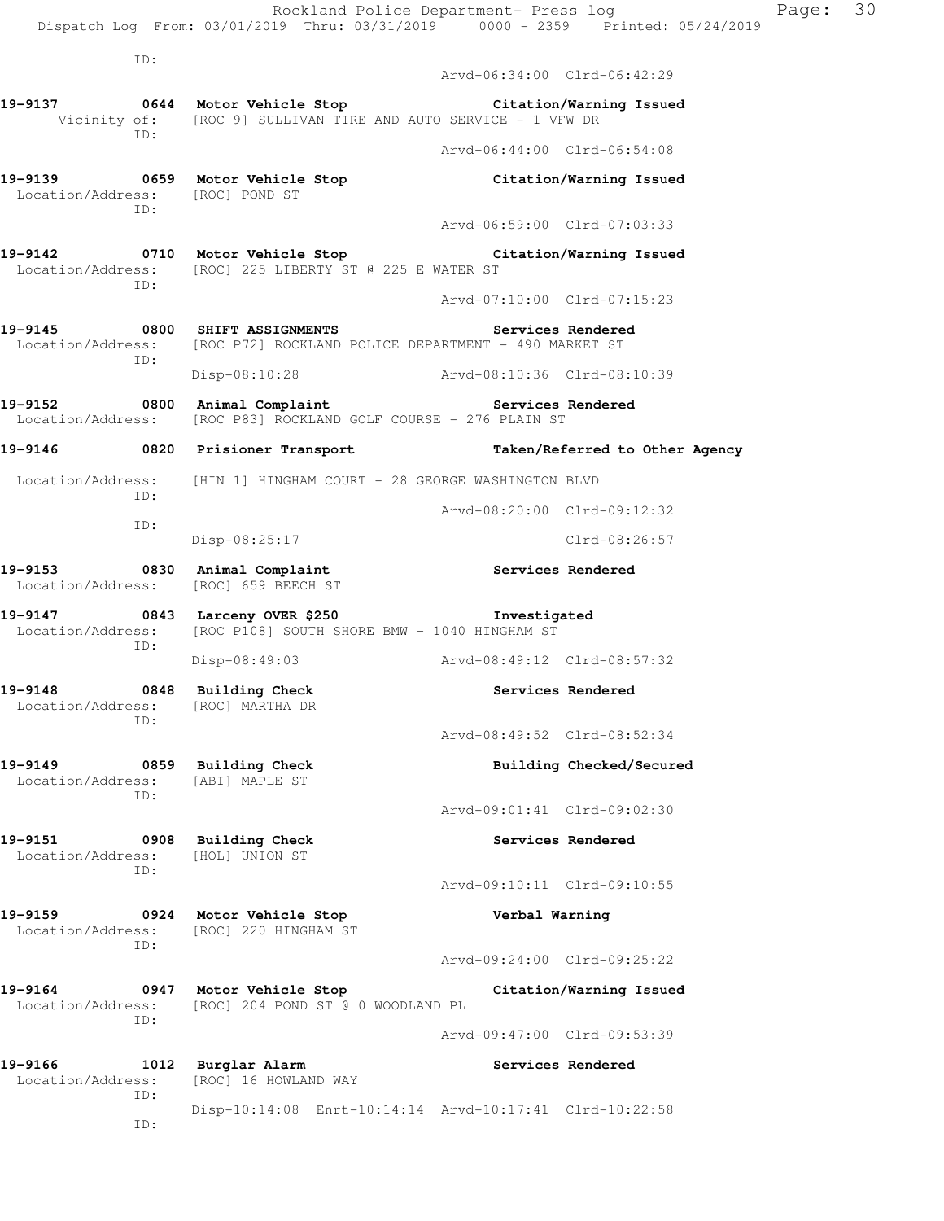```
                    ID:
                                                    Arvd-06:34:00  Clrd-06:42:29

19-9137        0644  Motor Vehicle Stop              Citation/Warning Issued
      Vicinity of:   [ROC 9] SULLIVAN TIRE AND AUTO SERVICE - 1 VFW DR
                ID:
                                                    Arvd-06:44:00  Clrd-06:54:08

19-9139        0659  Motor Vehicle Stop              Citation/Warning Issued
 Location/Address:   [ROC] POND ST
                ID:
                                                    Arvd-06:59:00  Clrd-07:03:33

19-9142        0710  Motor Vehicle Stop              Citation/Warning Issued
 Location/Address:   [ROC] 225 LIBERTY ST @ 225 E WATER ST
                ID:
                                                    Arvd-07:10:00  Clrd-07:15:23

19-9145        0800  SHIFT ASSIGNMENTS               Services Rendered
 Location/Address:   [ROC P72] ROCKLAND POLICE DEPARTMENT - 490 MARKET ST
                ID:
                     Disp-08:10:28                  Arvd-08:10:36  Clrd-08:10:39

19-9152        0800  Animal Complaint                Services Rendered
 Location/Address:   [ROC P83] ROCKLAND GOLF COURSE - 276 PLAIN ST

19-9146        0820  Prisioner Transport             Taken/Referred to Other Agency

 Location/Address:   [HIN 1] HINGHAM COURT - 28 GEORGE WASHINGTON BLVD
                ID:
                                                    Arvd-08:20:00  Clrd-09:12:32
                ID:
                     Disp-08:25:17                                 Clrd-08:26:57

19-9153        0830  Animal Complaint                Services Rendered
 Location/Address:   [ROC] 659 BEECH ST

19-9147        0843  Larceny OVER $250               Investigated
 Location/Address:   [ROC P108] SOUTH SHORE BMW - 1040 HINGHAM ST
                ID:
                     Disp-08:49:03                  Arvd-08:49:12  Clrd-08:57:32

19-9148        0848  Building Check                  Services Rendered
 Location/Address:   [ROC] MARTHA DR
                ID:
                                                    Arvd-08:49:52  Clrd-08:52:34

19-9149        0859  Building Check                  Building Checked/Secured
 Location/Address:   [ABI] MAPLE ST
                ID:
                                                    Arvd-09:01:41  Clrd-09:02:30

19-9151        0908  Building Check                  Services Rendered
 Location/Address:   [HOL] UNION ST
                ID:
                                                    Arvd-09:10:11  Clrd-09:10:55

19-9159        0924  Motor Vehicle Stop              Verbal Warning
 Location/Address:   [ROC] 220 HINGHAM ST
                ID:
                                                    Arvd-09:24:00  Clrd-09:25:22

19-9164        0947  Motor Vehicle Stop              Citation/Warning Issued
 Location/Address:   [ROC] 204 POND ST @ 0 WOODLAND PL
                ID:
                                                    Arvd-09:47:00  Clrd-09:53:39

19-9166        1012  Burglar Alarm                   Services Rendered
 Location/Address:   [ROC] 16 HOWLAND WAY
                ID:
                     Disp-10:14:08  Enrt-10:14:14  Arvd-10:17:41  Clrd-10:22:58
                ID:
```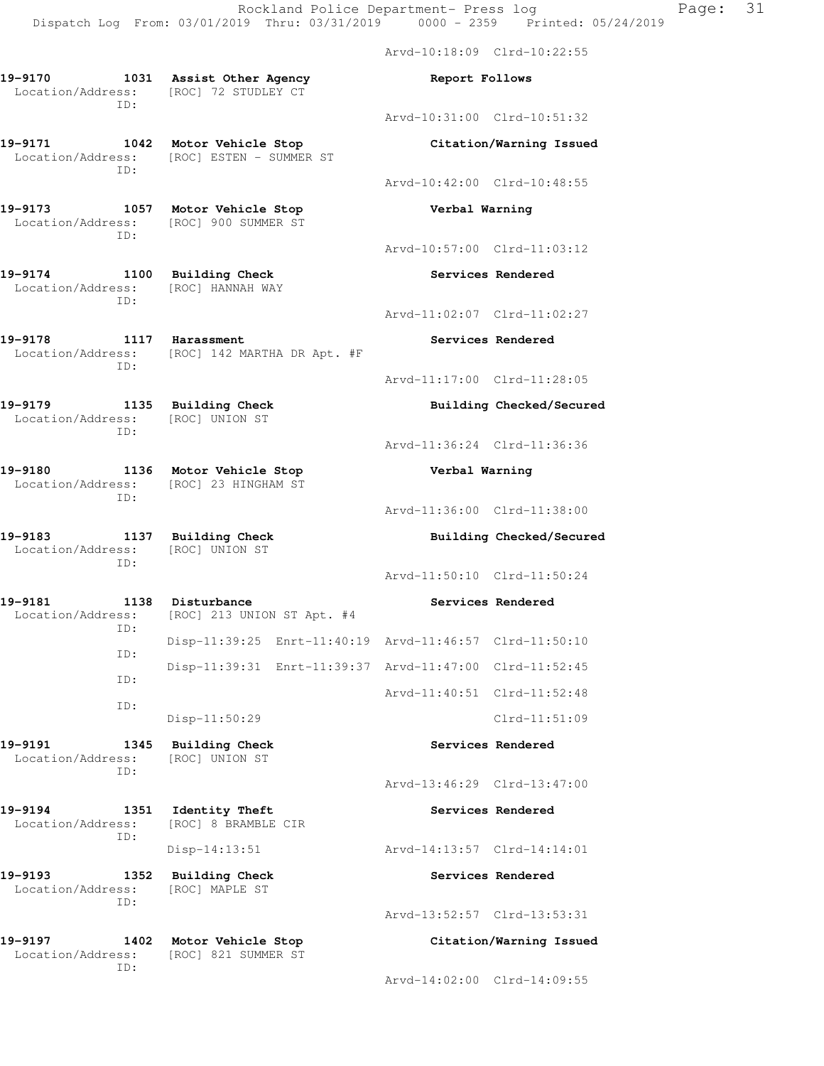Arvd-10:18:09 Clrd-10:22:55

**19-9170 1031 Assist Other Agency** — **Report Follows**
Location/Address: [ROC] 72 STUDLEY CT
ID:
Arvd-10:31:00 Clrd-10:51:32

**19-9171 1042 Motor Vehicle Stop** — **Citation/Warning Issued**
Location/Address: [ROC] ESTEN - SUMMER ST
ID:
Arvd-10:42:00 Clrd-10:48:55

**19-9173 1057 Motor Vehicle Stop** — **Verbal Warning**
Location/Address: [ROC] 900 SUMMER ST
ID:
Arvd-10:57:00 Clrd-11:03:12

**19-9174 1100 Building Check** — **Services Rendered**
Location/Address: [ROC] HANNAH WAY
ID:
Arvd-11:02:07 Clrd-11:02:27

**19-9178 1117 Harassment** — **Services Rendered**
Location/Address: [ROC] 142 MARTHA DR Apt. #F
ID:
Arvd-11:17:00 Clrd-11:28:05

**19-9179 1135 Building Check** — **Building Checked/Secured**
Location/Address: [ROC] UNION ST
ID:
Arvd-11:36:24 Clrd-11:36:36

**19-9180 1136 Motor Vehicle Stop** — **Verbal Warning**
Location/Address: [ROC] 23 HINGHAM ST
ID:
Arvd-11:36:00 Clrd-11:38:00

**19-9183 1137 Building Check** — **Building Checked/Secured**
Location/Address: [ROC] UNION ST
ID:
Arvd-11:50:10 Clrd-11:50:24

**19-9181 1138 Disturbance** — **Services Rendered**
Location/Address: [ROC] 213 UNION ST Apt. #4
ID:
Disp-11:39:25 Enrt-11:40:19 Arvd-11:46:57 Clrd-11:50:10
ID:
Disp-11:39:31 Enrt-11:39:37 Arvd-11:47:00 Clrd-11:52:45
ID:
Arvd-11:40:51 Clrd-11:52:48
ID:
Disp-11:50:29 Clrd-11:51:09

**19-9191 1345 Building Check** — **Services Rendered**
Location/Address: [ROC] UNION ST
ID:
Arvd-13:46:29 Clrd-13:47:00

**19-9194 1351 Identity Theft** — **Services Rendered**
Location/Address: [ROC] 8 BRAMBLE CIR
ID:
Disp-14:13:51 Arvd-14:13:57 Clrd-14:14:01

**19-9193 1352 Building Check** — **Services Rendered**
Location/Address: [ROC] MAPLE ST
ID:
Arvd-13:52:57 Clrd-13:53:31

**19-9197 1402 Motor Vehicle Stop** — **Citation/Warning Issued**
Location/Address: [ROC] 821 SUMMER ST
ID:
Arvd-14:02:00 Clrd-14:09:55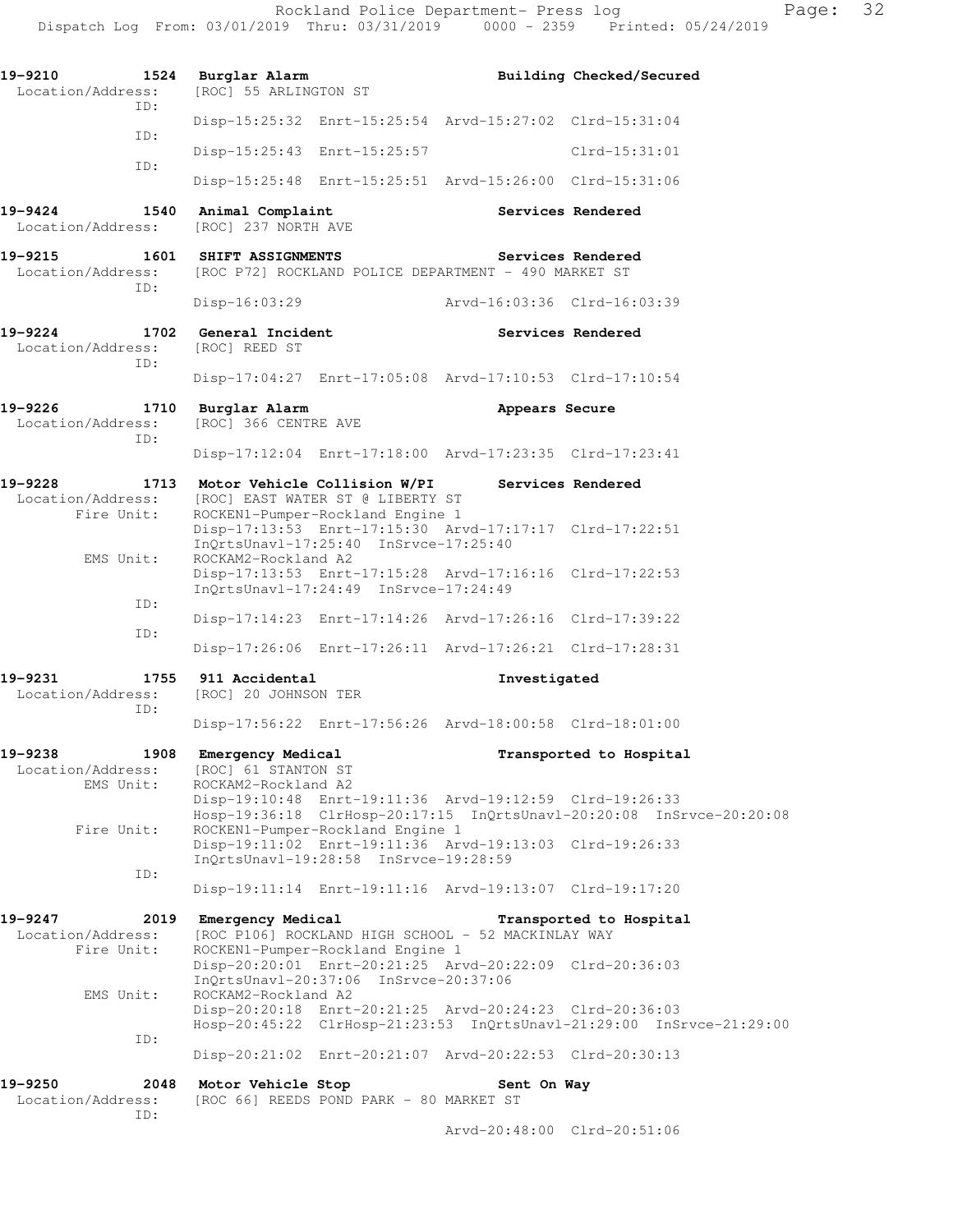```
19-9210        1524  Burglar Alarm                          Building Checked/Secured
 Location/Address:    [ROC] 55 ARLINGTON ST
              ID:
                      Disp-15:25:32  Enrt-15:25:54  Arvd-15:27:02  Clrd-15:31:04
              ID:
                      Disp-15:25:43  Enrt-15:25:57                 Clrd-15:31:01
              ID:
                      Disp-15:25:48  Enrt-15:25:51  Arvd-15:26:00  Clrd-15:31:06

19-9424        1540  Animal Complaint                       Services Rendered
 Location/Address:    [ROC] 237 NORTH AVE

19-9215        1601  SHIFT ASSIGNMENTS                      Services Rendered
 Location/Address:    [ROC P72] ROCKLAND POLICE DEPARTMENT - 490 MARKET ST
              ID:
                      Disp-16:03:29                 Arvd-16:03:36  Clrd-16:03:39

19-9224        1702  General Incident                       Services Rendered
 Location/Address:    [ROC] REED ST
              ID:
                      Disp-17:04:27  Enrt-17:05:08  Arvd-17:10:53  Clrd-17:10:54

19-9226        1710  Burglar Alarm                          Appears Secure
 Location/Address:    [ROC] 366 CENTRE AVE
              ID:
                      Disp-17:12:04  Enrt-17:18:00  Arvd-17:23:35  Clrd-17:23:41

19-9228        1713  Motor Vehicle Collision W/PI           Services Rendered
 Location/Address:    [ROC] EAST WATER ST @ LIBERTY ST
       Fire Unit:     ROCKEN1-Pumper-Rockland Engine 1
                      Disp-17:13:53  Enrt-17:15:30  Arvd-17:17:17  Clrd-17:22:51
                      InQrtsUnavl-17:25:40  InSrvce-17:25:40
        EMS Unit:     ROCKAM2-Rockland A2
                      Disp-17:13:53  Enrt-17:15:28  Arvd-17:16:16  Clrd-17:22:53
                      InQrtsUnavl-17:24:49  InSrvce-17:24:49
              ID:
                      Disp-17:14:23  Enrt-17:14:26  Arvd-17:26:16  Clrd-17:39:22
              ID:
                      Disp-17:26:06  Enrt-17:26:11  Arvd-17:26:21  Clrd-17:28:31

19-9231        1755  911 Accidental                         Investigated
 Location/Address:    [ROC] 20 JOHNSON TER
              ID:
                      Disp-17:56:22  Enrt-17:56:26  Arvd-18:00:58  Clrd-18:01:00

19-9238        1908  Emergency Medical                      Transported to Hospital
 Location/Address:    [ROC] 61 STANTON ST
        EMS Unit:     ROCKAM2-Rockland A2
                      Disp-19:10:48  Enrt-19:11:36  Arvd-19:12:59  Clrd-19:26:33
                      Hosp-19:36:18  ClrHosp-20:17:15  InQrtsUnavl-20:20:08  InSrvce-20:20:08
       Fire Unit:     ROCKEN1-Pumper-Rockland Engine 1
                      Disp-19:11:02  Enrt-19:11:36  Arvd-19:13:03  Clrd-19:26:33
                      InQrtsUnavl-19:28:58  InSrvce-19:28:59
              ID:
                      Disp-19:11:14  Enrt-19:11:16  Arvd-19:13:07  Clrd-19:17:20

19-9247        2019  Emergency Medical                      Transported to Hospital
 Location/Address:    [ROC P106] ROCKLAND HIGH SCHOOL - 52 MACKINLAY WAY
       Fire Unit:     ROCKEN1-Pumper-Rockland Engine 1
                      Disp-20:20:01  Enrt-20:21:25  Arvd-20:22:09  Clrd-20:36:03
                      InQrtsUnavl-20:37:06  InSrvce-20:37:06
        EMS Unit:     ROCKAM2-Rockland A2
                      Disp-20:20:18  Enrt-20:21:25  Arvd-20:24:23  Clrd-20:36:03
                      Hosp-20:45:22  ClrHosp-21:23:53  InQrtsUnavl-21:29:00  InSrvce-21:29:00
              ID:
                      Disp-20:21:02  Enrt-20:21:07  Arvd-20:22:53  Clrd-20:30:13

19-9250        2048  Motor Vehicle Stop                     Sent On Way
 Location/Address:    [ROC 66] REEDS POND PARK - 80 MARKET ST
              ID:
                                                    Arvd-20:48:00  Clrd-20:51:06
```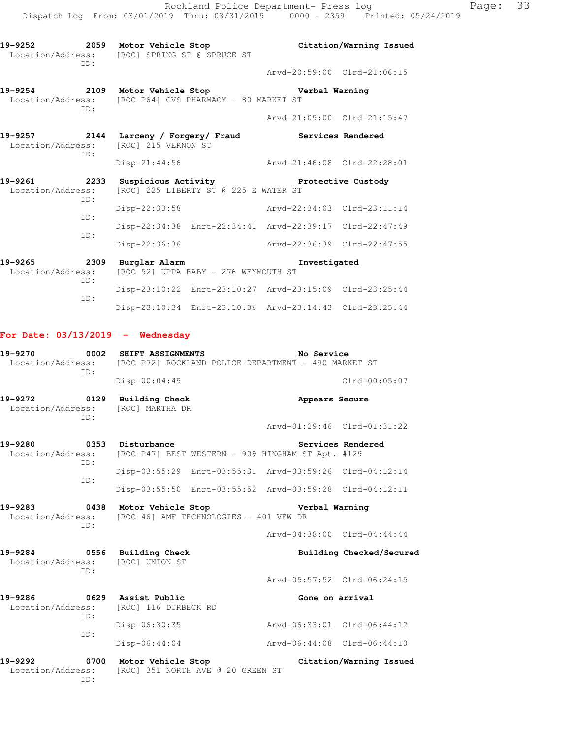19-9252 2059 Motor Vehicle Stop Citation/Warning Issued
Location/Address: [ROC] SPRING ST @ SPRUCE ST
ID:
Arvd-20:59:00 Clrd-21:06:15

19-9254 2109 Motor Vehicle Stop Verbal Warning
Location/Address: [ROC P64] CVS PHARMACY - 80 MARKET ST
ID:
Arvd-21:09:00 Clrd-21:15:47

19-9257 2144 Larceny / Forgery/ Fraud Services Rendered
Location/Address: [ROC] 215 VERNON ST
ID:
Disp-21:44:56 Arvd-21:46:08 Clrd-22:28:01

19-9261 2233 Suspicious Activity Protective Custody
Location/Address: [ROC] 225 LIBERTY ST @ 225 E WATER ST
ID:
Disp-22:33:58 Arvd-22:34:03 Clrd-23:11:14
ID:
Disp-22:34:38 Enrt-22:34:41 Arvd-22:39:17 Clrd-22:47:49
ID:
Disp-22:36:36 Arvd-22:36:39 Clrd-22:47:55

19-9265 2309 Burglar Alarm Investigated
Location/Address: [ROC 52] UPPA BABY - 276 WEYMOUTH ST
ID:
Disp-23:10:22 Enrt-23:10:27 Arvd-23:15:09 Clrd-23:25:44
ID:
Disp-23:10:34 Enrt-23:10:36 Arvd-23:14:43 Clrd-23:25:44

**For Date: 03/13/2019 - Wednesday**

19-9270 0002 SHIFT ASSIGNMENTS No Service
Location/Address: [ROC P72] ROCKLAND POLICE DEPARTMENT - 490 MARKET ST
ID:
Disp-00:04:49 Clrd-00:05:07

19-9272 0129 Building Check Appears Secure
Location/Address: [ROC] MARTHA DR
ID:
Arvd-01:29:46 Clrd-01:31:22

19-9280 0353 Disturbance Services Rendered
Location/Address: [ROC P47] BEST WESTERN - 909 HINGHAM ST Apt. #129
ID:
Disp-03:55:29 Enrt-03:55:31 Arvd-03:59:26 Clrd-04:12:14
ID:
Disp-03:55:50 Enrt-03:55:52 Arvd-03:59:28 Clrd-04:12:11

19-9283 0438 Motor Vehicle Stop Verbal Warning
Location/Address: [ROC 46] AMF TECHNOLOGIES - 401 VFW DR
ID:
Arvd-04:38:00 Clrd-04:44:44

19-9284 0556 Building Check Building Checked/Secured
Location/Address: [ROC] UNION ST
ID:
Arvd-05:57:52 Clrd-06:24:15

19-9286 0629 Assist Public Gone on arrival
Location/Address: [ROC] 116 DURBECK RD
ID:
Disp-06:30:35 Arvd-06:33:01 Clrd-06:44:12
ID:
Disp-06:44:04 Arvd-06:44:08 Clrd-06:44:10

19-9292 0700 Motor Vehicle Stop Citation/Warning Issued
Location/Address: [ROC] 351 NORTH AVE @ 20 GREEN ST
ID: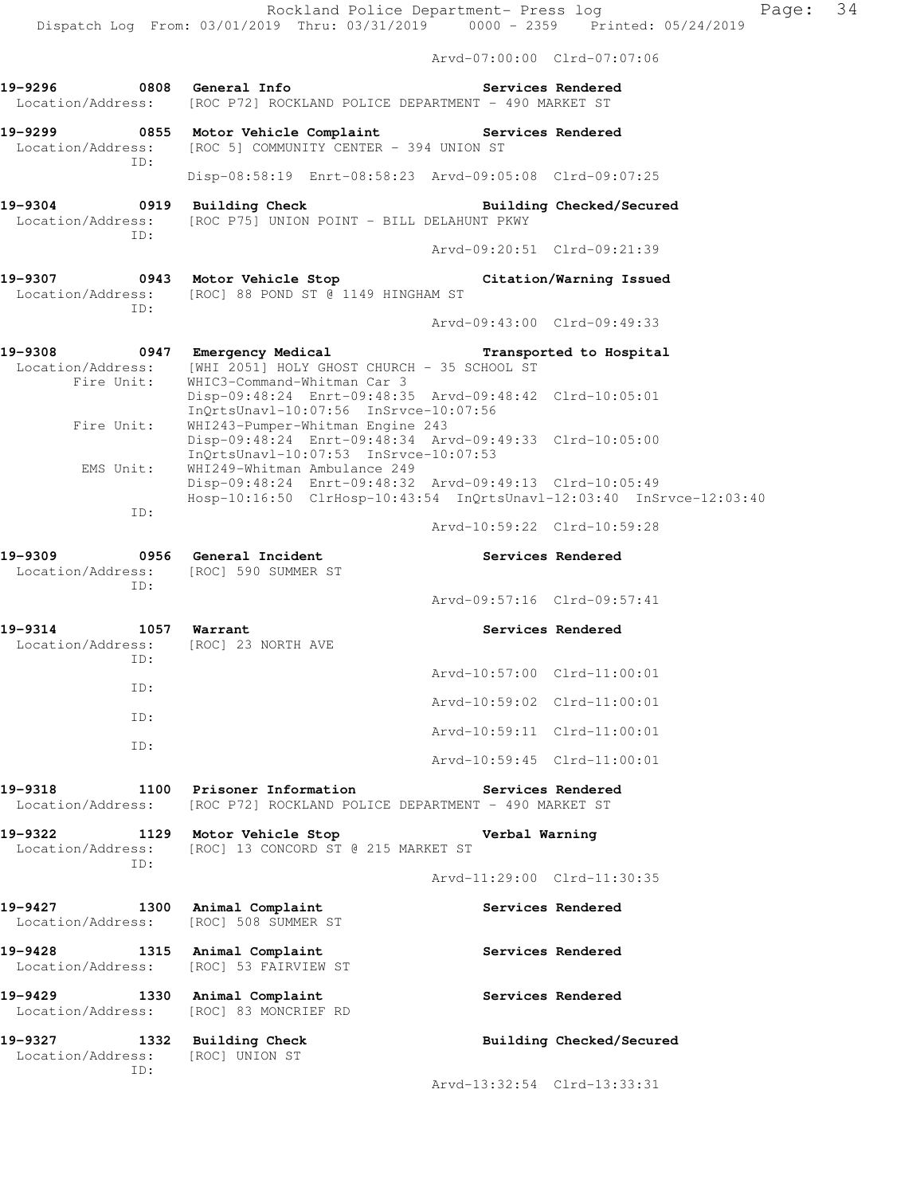Arvd-07:00:00 Clrd-07:07:06

**19-9296 0808 General Info** **Services Rendered**
Location/Address: [ROC P72] ROCKLAND POLICE DEPARTMENT - 490 MARKET ST

**19-9299 0855 Motor Vehicle Complaint** **Services Rendered**
Location/Address: [ROC 5] COMMUNITY CENTER - 394 UNION ST
ID:
Disp-08:58:19 Enrt-08:58:23 Arvd-09:05:08 Clrd-09:07:25

**19-9304 0919 Building Check** **Building Checked/Secured**
Location/Address: [ROC P75] UNION POINT - BILL DELAHUNT PKWY
ID:
Arvd-09:20:51 Clrd-09:21:39

**19-9307 0943 Motor Vehicle Stop** **Citation/Warning Issued**
Location/Address: [ROC] 88 POND ST @ 1149 HINGHAM ST
ID:
Arvd-09:43:00 Clrd-09:49:33

**19-9308 0947 Emergency Medical** **Transported to Hospital**
Location/Address: [WHI 2051] HOLY GHOST CHURCH - 35 SCHOOL ST
Fire Unit: WHIC3-Command-Whitman Car 3
Disp-09:48:24 Enrt-09:48:35 Arvd-09:48:42 Clrd-10:05:01
InQrtsUnavl-10:07:56 InSrvce-10:07:56
Fire Unit: WHI243-Pumper-Whitman Engine 243
Disp-09:48:24 Enrt-09:48:34 Arvd-09:49:33 Clrd-10:05:00
InQrtsUnavl-10:07:53 InSrvce-10:07:53
EMS Unit: WHI249-Whitman Ambulance 249
Disp-09:48:24 Enrt-09:48:32 Arvd-09:49:13 Clrd-10:05:49
Hosp-10:16:50 ClrHosp-10:43:54 InQrtsUnavl-12:03:40 InSrvce-12:03:40
ID:
Arvd-10:59:22 Clrd-10:59:28

**19-9309 0956 General Incident** **Services Rendered**
Location/Address: [ROC] 590 SUMMER ST
ID:
Arvd-09:57:16 Clrd-09:57:41

**19-9314 1057 Warrant** **Services Rendered**
Location/Address: [ROC] 23 NORTH AVE
ID:
Arvd-10:57:00 Clrd-11:00:01
ID:
Arvd-10:59:02 Clrd-11:00:01
ID:
Arvd-10:59:11 Clrd-11:00:01
ID:
Arvd-10:59:45 Clrd-11:00:01

**19-9318 1100 Prisoner Information** **Services Rendered**
Location/Address: [ROC P72] ROCKLAND POLICE DEPARTMENT - 490 MARKET ST

**19-9322 1129 Motor Vehicle Stop** **Verbal Warning**
Location/Address: [ROC] 13 CONCORD ST @ 215 MARKET ST
ID:
Arvd-11:29:00 Clrd-11:30:35

**19-9427 1300 Animal Complaint** **Services Rendered**
Location/Address: [ROC] 508 SUMMER ST

**19-9428 1315 Animal Complaint** **Services Rendered**
Location/Address: [ROC] 53 FAIRVIEW ST

**19-9429 1330 Animal Complaint** **Services Rendered**
Location/Address: [ROC] 83 MONCRIEF RD

**19-9327 1332 Building Check** **Building Checked/Secured**
Location/Address: [ROC] UNION ST
ID:
Arvd-13:32:54 Clrd-13:33:31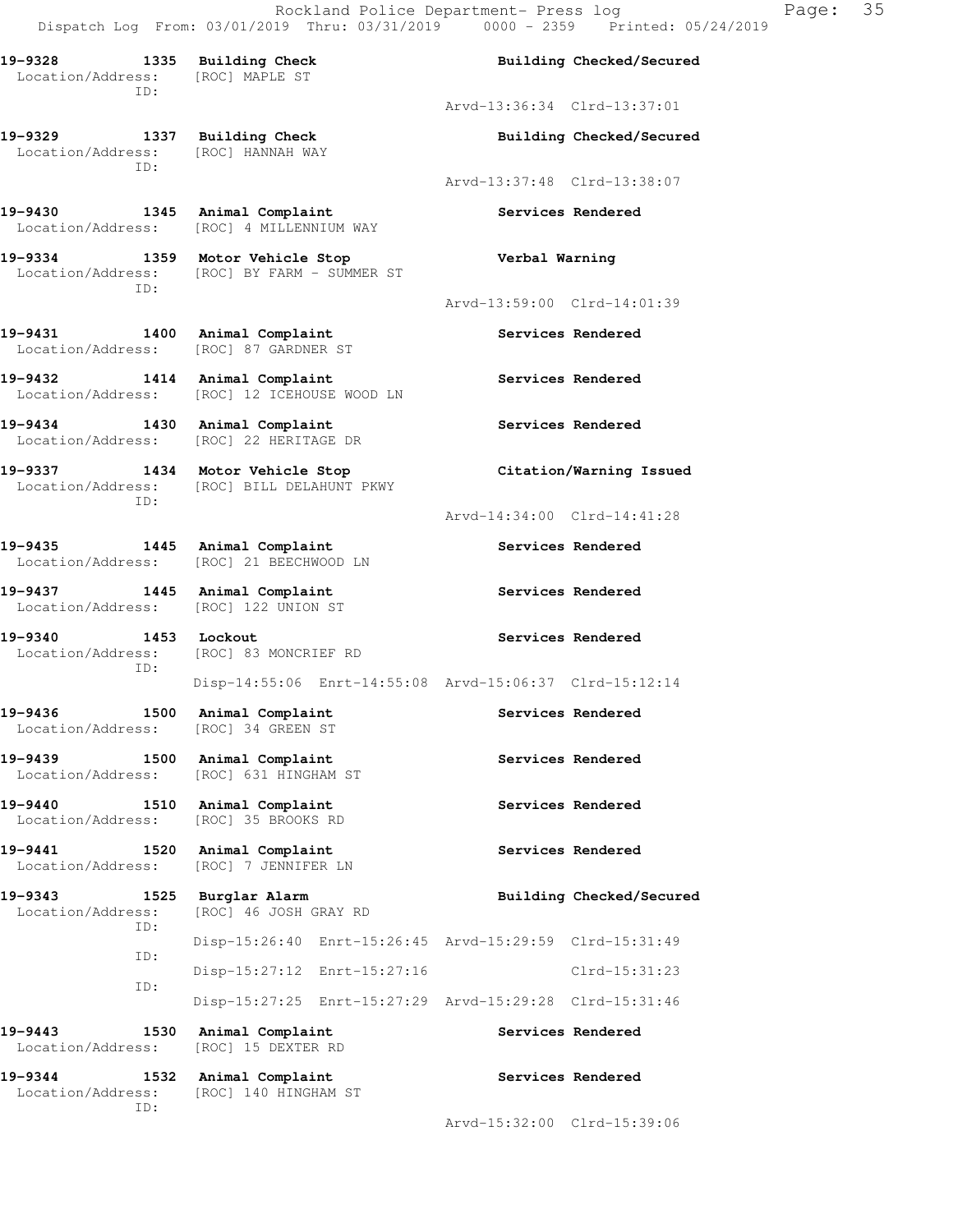19-9328 1335 Building Check Building Checked/Secured
Location/Address: [ROC] MAPLE ST
ID:
Arvd-13:36:34 Clrd-13:37:01

19-9329 1337 Building Check Building Checked/Secured
Location/Address: [ROC] HANNAH WAY
ID:
Arvd-13:37:48 Clrd-13:38:07

19-9430 1345 Animal Complaint Services Rendered
Location/Address: [ROC] 4 MILLENNIUM WAY

19-9334 1359 Motor Vehicle Stop Verbal Warning
Location/Address: [ROC] BY FARM - SUMMER ST
ID:
Arvd-13:59:00 Clrd-14:01:39

19-9431 1400 Animal Complaint Services Rendered
Location/Address: [ROC] 87 GARDNER ST

19-9432 1414 Animal Complaint Services Rendered
Location/Address: [ROC] 12 ICEHOUSE WOOD LN

19-9434 1430 Animal Complaint Services Rendered
Location/Address: [ROC] 22 HERITAGE DR

19-9337 1434 Motor Vehicle Stop Citation/Warning Issued
Location/Address: [ROC] BILL DELAHUNT PKWY
ID:
Arvd-14:34:00 Clrd-14:41:28

19-9435 1445 Animal Complaint Services Rendered
Location/Address: [ROC] 21 BEECHWOOD LN

19-9437 1445 Animal Complaint Services Rendered
Location/Address: [ROC] 122 UNION ST

19-9340 1453 Lockout Services Rendered
Location/Address: [ROC] 83 MONCRIEF RD
ID:
Disp-14:55:06 Enrt-14:55:08 Arvd-15:06:37 Clrd-15:12:14

19-9436 1500 Animal Complaint Services Rendered
Location/Address: [ROC] 34 GREEN ST

19-9439 1500 Animal Complaint Services Rendered
Location/Address: [ROC] 631 HINGHAM ST

19-9440 1510 Animal Complaint Services Rendered
Location/Address: [ROC] 35 BROOKS RD

19-9441 1520 Animal Complaint Services Rendered
Location/Address: [ROC] 7 JENNIFER LN

19-9343 1525 Burglar Alarm Building Checked/Secured
Location/Address: [ROC] 46 JOSH GRAY RD
ID:
Disp-15:26:40 Enrt-15:26:45 Arvd-15:29:59 Clrd-15:31:49
ID:
Disp-15:27:12 Enrt-15:27:16 Clrd-15:31:23
ID:
Disp-15:27:25 Enrt-15:27:29 Arvd-15:29:28 Clrd-15:31:46

19-9443 1530 Animal Complaint Services Rendered
Location/Address: [ROC] 15 DEXTER RD

19-9344 1532 Animal Complaint Services Rendered
Location/Address: [ROC] 140 HINGHAM ST
ID:
Arvd-15:32:00 Clrd-15:39:06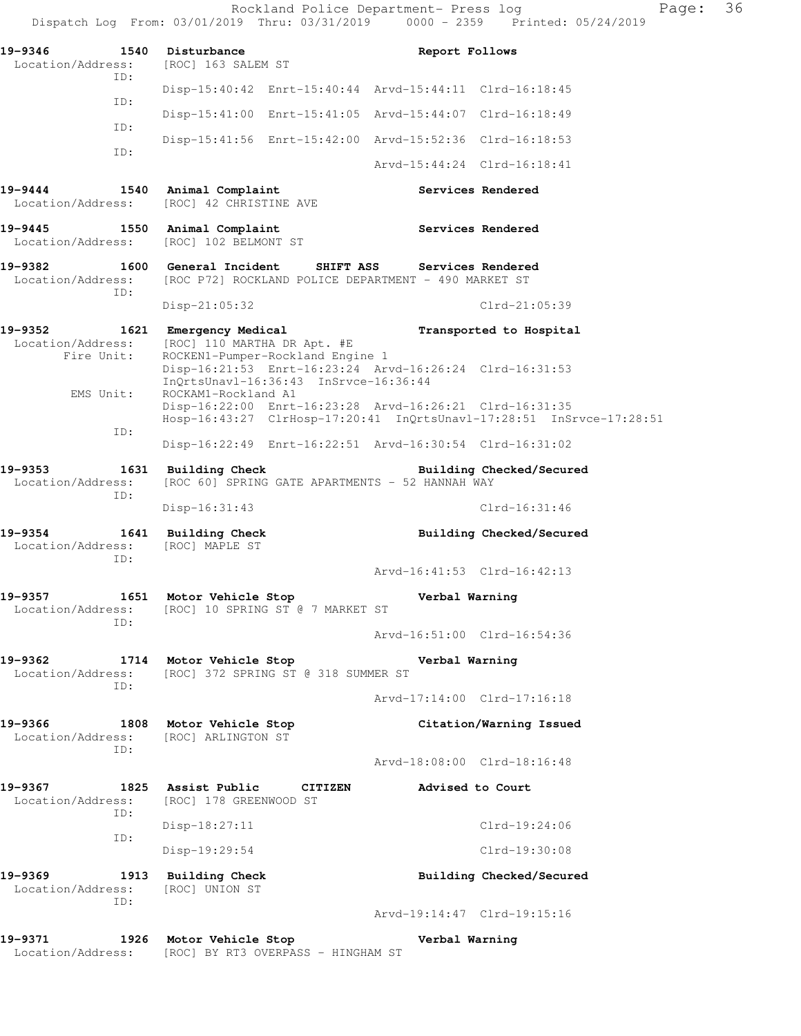**19-9346 1540 Disturbance Report Follows**
Location/Address: [ROC] 163 SALEM ST
ID:
Disp-15:40:42 Enrt-15:40:44 Arvd-15:44:11 Clrd-16:18:45
ID:
Disp-15:41:00 Enrt-15:41:05 Arvd-15:44:07 Clrd-16:18:49
ID:
Disp-15:41:56 Enrt-15:42:00 Arvd-15:52:36 Clrd-16:18:53
ID:
Arvd-15:44:24 Clrd-16:18:41

**19-9444 1540 Animal Complaint Services Rendered**
Location/Address: [ROC] 42 CHRISTINE AVE

**19-9445 1550 Animal Complaint Services Rendered**
Location/Address: [ROC] 102 BELMONT ST

**19-9382 1600 General Incident SHIFT ASS Services Rendered**
Location/Address: [ROC P72] ROCKLAND POLICE DEPARTMENT - 490 MARKET ST
ID:
Disp-21:05:32 Clrd-21:05:39

**19-9352 1621 Emergency Medical Transported to Hospital**
Location/Address: [ROC] 110 MARTHA DR Apt. #E
Fire Unit: ROCKEN1-Pumper-Rockland Engine 1
Disp-16:21:53 Enrt-16:23:24 Arvd-16:26:24 Clrd-16:31:53
InQrtsUnavl-16:36:43 InSrvce-16:36:44
EMS Unit: ROCKAM1-Rockland A1
Disp-16:22:00 Enrt-16:23:28 Arvd-16:26:21 Clrd-16:31:35
Hosp-16:43:27 ClrHosp-17:20:41 InQrtsUnavl-17:28:51 InSrvce-17:28:51
ID:
Disp-16:22:49 Enrt-16:22:51 Arvd-16:30:54 Clrd-16:31:02

**19-9353 1631 Building Check Building Checked/Secured**
Location/Address: [ROC 60] SPRING GATE APARTMENTS - 52 HANNAH WAY
ID:
Disp-16:31:43 Clrd-16:31:46

**19-9354 1641 Building Check Building Checked/Secured**
Location/Address: [ROC] MAPLE ST
ID:
Arvd-16:41:53 Clrd-16:42:13

**19-9357 1651 Motor Vehicle Stop Verbal Warning**
Location/Address: [ROC] 10 SPRING ST @ 7 MARKET ST
ID:
Arvd-16:51:00 Clrd-16:54:36

**19-9362 1714 Motor Vehicle Stop Verbal Warning**
Location/Address: [ROC] 372 SPRING ST @ 318 SUMMER ST
ID:
Arvd-17:14:00 Clrd-17:16:18

**19-9366 1808 Motor Vehicle Stop Citation/Warning Issued**
Location/Address: [ROC] ARLINGTON ST
ID:
Arvd-18:08:00 Clrd-18:16:48

**19-9367 1825 Assist Public CITIZEN Advised to Court**
Location/Address: [ROC] 178 GREENWOOD ST
ID:
Disp-18:27:11 Clrd-19:24:06
ID:
Disp-19:29:54 Clrd-19:30:08

**19-9369 1913 Building Check Building Checked/Secured**
Location/Address: [ROC] UNION ST
ID:
Arvd-19:14:47 Clrd-19:15:16

**19-9371 1926 Motor Vehicle Stop Verbal Warning**
Location/Address: [ROC] BY RT3 OVERPASS - HINGHAM ST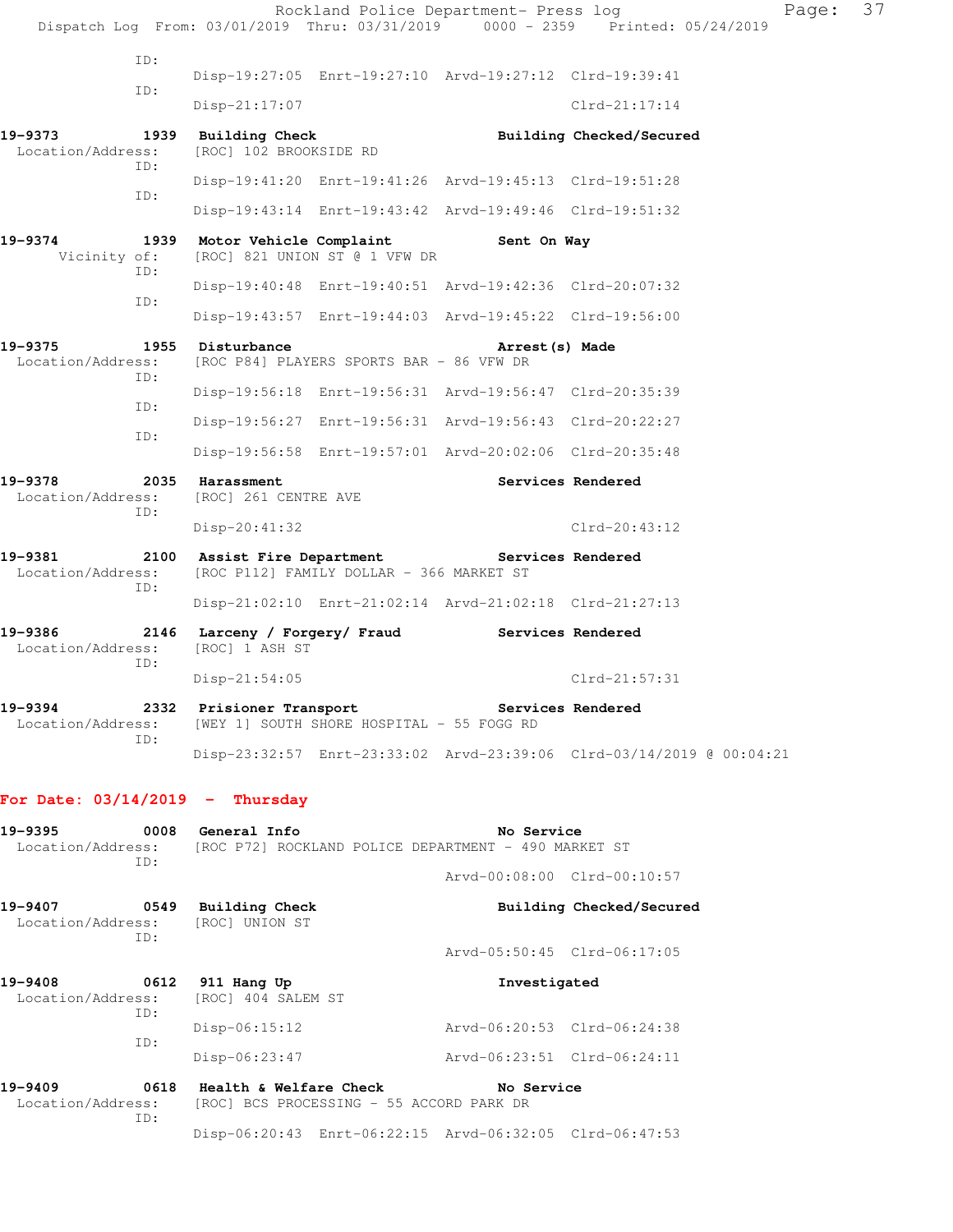ID:
Disp-19:27:05 Enrt-19:27:10 Arvd-19:27:12 Clrd-19:39:41

ID:
Disp-21:17:07 Clrd-21:17:14

**19-9373 1939 Building Check Building Checked/Secured**
Location/Address: [ROC] 102 BROOKSIDE RD
ID:
Disp-19:41:20 Enrt-19:41:26 Arvd-19:45:13 Clrd-19:51:28
ID:
Disp-19:43:14 Enrt-19:43:42 Arvd-19:49:46 Clrd-19:51:32

**19-9374 1939 Motor Vehicle Complaint Sent On Way**
Vicinity of: [ROC] 821 UNION ST @ 1 VFW DR
ID:
Disp-19:40:48 Enrt-19:40:51 Arvd-19:42:36 Clrd-20:07:32
ID:
Disp-19:43:57 Enrt-19:44:03 Arvd-19:45:22 Clrd-19:56:00

**19-9375 1955 Disturbance Arrest(s) Made**
Location/Address: [ROC P84] PLAYERS SPORTS BAR - 86 VFW DR
ID:
Disp-19:56:18 Enrt-19:56:31 Arvd-19:56:47 Clrd-20:35:39
ID:
Disp-19:56:27 Enrt-19:56:31 Arvd-19:56:43 Clrd-20:22:27
ID:
Disp-19:56:58 Enrt-19:57:01 Arvd-20:02:06 Clrd-20:35:48

**19-9378 2035 Harassment Services Rendered**
Location/Address: [ROC] 261 CENTRE AVE
ID:
Disp-20:41:32 Clrd-20:43:12

**19-9381 2100 Assist Fire Department Services Rendered**
Location/Address: [ROC P112] FAMILY DOLLAR - 366 MARKET ST
ID:
Disp-21:02:10 Enrt-21:02:14 Arvd-21:02:18 Clrd-21:27:13

**19-9386 2146 Larceny / Forgery/ Fraud Services Rendered**
Location/Address: [ROC] 1 ASH ST
ID:
Disp-21:54:05 Clrd-21:57:31

**19-9394 2332 Prisioner Transport Services Rendered**
Location/Address: [WEY 1] SOUTH SHORE HOSPITAL - 55 FOGG RD
ID:
Disp-23:32:57 Enrt-23:33:02 Arvd-23:39:06 Clrd-03/14/2019 @ 00:04:21

## For Date: 03/14/2019 - Thursday

**19-9395 0008 General Info No Service**
Location/Address: [ROC P72] ROCKLAND POLICE DEPARTMENT - 490 MARKET ST
ID:
Arvd-00:08:00 Clrd-00:10:57

**19-9407 0549 Building Check Building Checked/Secured**
Location/Address: [ROC] UNION ST
ID:
Arvd-05:50:45 Clrd-06:17:05

**19-9408 0612 911 Hang Up Investigated**
Location/Address: [ROC] 404 SALEM ST
ID:
Disp-06:15:12 Arvd-06:20:53 Clrd-06:24:38
ID:
Disp-06:23:47 Arvd-06:23:51 Clrd-06:24:11

**19-9409 0618 Health & Welfare Check No Service**
Location/Address: [ROC] BCS PROCESSING - 55 ACCORD PARK DR
ID:
Disp-06:20:43 Enrt-06:22:15 Arvd-06:32:05 Clrd-06:47:53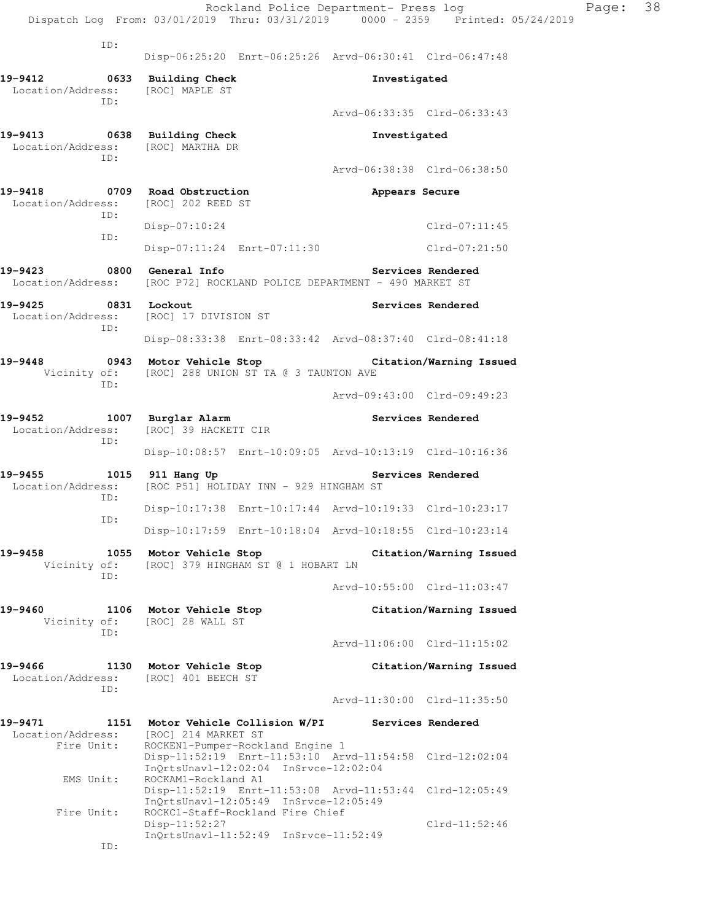```
          ID:
                   Disp-06:25:20  Enrt-06:25:26  Arvd-06:30:41  Clrd-06:47:48

19-9412        0633  Building Check                         Investigated
 Location/Address:    [ROC] MAPLE ST
          ID:
                                                 Arvd-06:33:35  Clrd-06:33:43

19-9413        0638  Building Check                         Investigated
 Location/Address:    [ROC] MARTHA DR
          ID:
                                                 Arvd-06:38:38  Clrd-06:38:50

19-9418        0709  Road Obstruction                       Appears Secure
 Location/Address:    [ROC] 202 REED ST
          ID:
                   Disp-07:10:24                                Clrd-07:11:45
          ID:
                   Disp-07:11:24  Enrt-07:11:30                 Clrd-07:21:50

19-9423        0800  General Info                           Services Rendered
 Location/Address:    [ROC P72] ROCKLAND POLICE DEPARTMENT - 490 MARKET ST

19-9425        0831  Lockout                                Services Rendered
 Location/Address:    [ROC] 17 DIVISION ST
          ID:
                   Disp-08:33:38  Enrt-08:33:42  Arvd-08:37:40  Clrd-08:41:18

19-9448        0943  Motor Vehicle Stop                     Citation/Warning Issued
      Vicinity of:    [ROC] 288 UNION ST TA @ 3 TAUNTON AVE
          ID:
                                                 Arvd-09:43:00  Clrd-09:49:23

19-9452        1007  Burglar Alarm                          Services Rendered
 Location/Address:    [ROC] 39 HACKETT CIR
          ID:
                   Disp-10:08:57  Enrt-10:09:05  Arvd-10:13:19  Clrd-10:16:36

19-9455        1015  911 Hang Up                            Services Rendered
 Location/Address:    [ROC P51] HOLIDAY INN - 929 HINGHAM ST
          ID:
                   Disp-10:17:38  Enrt-10:17:44  Arvd-10:19:33  Clrd-10:23:17
          ID:
                   Disp-10:17:59  Enrt-10:18:04  Arvd-10:18:55  Clrd-10:23:14

19-9458        1055  Motor Vehicle Stop                     Citation/Warning Issued
      Vicinity of:    [ROC] 379 HINGHAM ST @ 1 HOBART LN
          ID:
                                                 Arvd-10:55:00  Clrd-11:03:47

19-9460        1106  Motor Vehicle Stop                     Citation/Warning Issued
      Vicinity of:    [ROC] 28 WALL ST
          ID:
                                                 Arvd-11:06:00  Clrd-11:15:02

19-9466        1130  Motor Vehicle Stop                     Citation/Warning Issued
 Location/Address:    [ROC] 401 BEECH ST
          ID:
                                                 Arvd-11:30:00  Clrd-11:35:50

19-9471        1151  Motor Vehicle Collision W/PI           Services Rendered
 Location/Address:    [ROC] 214 MARKET ST
       Fire Unit:     ROCKEN1-Pumper-Rockland Engine 1
                   Disp-11:52:19  Enrt-11:53:10  Arvd-11:54:58  Clrd-12:02:04
                   InQrtsUnavl-12:02:04  InSrvce-12:02:04
        EMS Unit:     ROCKAM1-Rockland A1
                   Disp-11:52:19  Enrt-11:53:08  Arvd-11:53:44  Clrd-12:05:49
                   InQrtsUnavl-12:05:49  InSrvce-12:05:49
       Fire Unit:     ROCKC1-Staff-Rockland Fire Chief
                   Disp-11:52:27                                Clrd-11:52:46
                   InQrtsUnavl-11:52:49  InSrvce-11:52:49
          ID:
```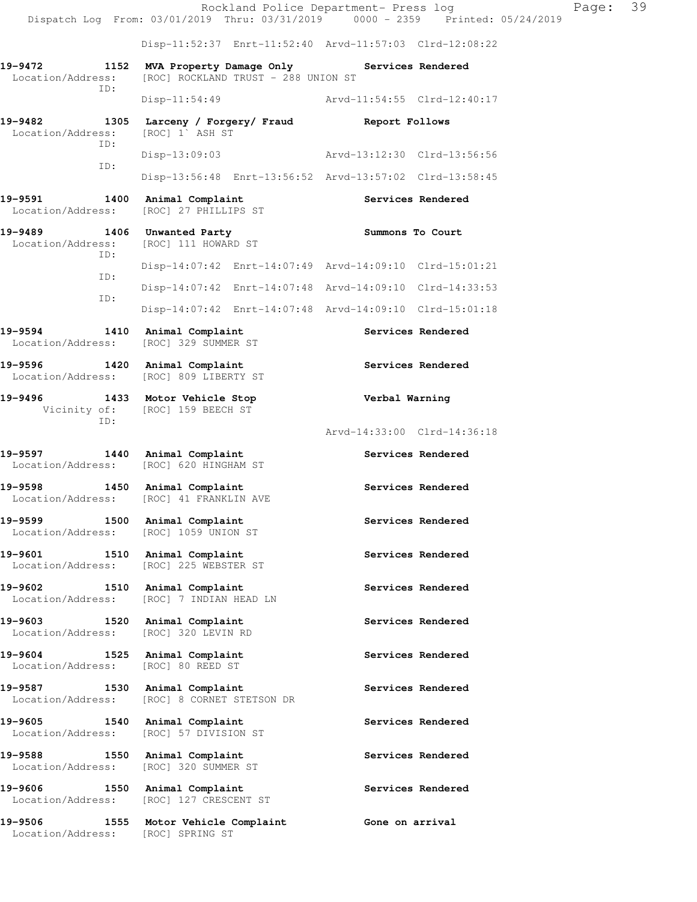Disp-11:52:37 Enrt-11:52:40 Arvd-11:57:03 Clrd-12:08:22

**19-9472 1152 MVA Property Damage Only** **Services Rendered**
Location/Address: [ROC] ROCKLAND TRUST - 288 UNION ST
ID:
Disp-11:54:49 Arvd-11:54:55 Clrd-12:40:17

**19-9482 1305 Larceny / Forgery/ Fraud** **Report Follows**
Location/Address: [ROC] 1` ASH ST
ID:
Disp-13:09:03 Arvd-13:12:30 Clrd-13:56:56
ID:
Disp-13:56:48 Enrt-13:56:52 Arvd-13:57:02 Clrd-13:58:45

**19-9591 1400 Animal Complaint** **Services Rendered**
Location/Address: [ROC] 27 PHILLIPS ST

**19-9489 1406 Unwanted Party** **Summons To Court**
Location/Address: [ROC] 111 HOWARD ST
ID:
Disp-14:07:42 Enrt-14:07:49 Arvd-14:09:10 Clrd-15:01:21
ID:
Disp-14:07:42 Enrt-14:07:48 Arvd-14:09:10 Clrd-14:33:53
ID:
Disp-14:07:42 Enrt-14:07:48 Arvd-14:09:10 Clrd-15:01:18

**19-9594 1410 Animal Complaint** **Services Rendered**
Location/Address: [ROC] 329 SUMMER ST

**19-9596 1420 Animal Complaint** **Services Rendered**
Location/Address: [ROC] 809 LIBERTY ST

**19-9496 1433 Motor Vehicle Stop** **Verbal Warning**
Vicinity of: [ROC] 159 BEECH ST
ID:
Arvd-14:33:00 Clrd-14:36:18

**19-9597 1440 Animal Complaint** **Services Rendered**
Location/Address: [ROC] 620 HINGHAM ST

**19-9598 1450 Animal Complaint** **Services Rendered**
Location/Address: [ROC] 41 FRANKLIN AVE

**19-9599 1500 Animal Complaint** **Services Rendered**
Location/Address: [ROC] 1059 UNION ST

**19-9601 1510 Animal Complaint** **Services Rendered**
Location/Address: [ROC] 225 WEBSTER ST

**19-9602 1510 Animal Complaint** **Services Rendered**
Location/Address: [ROC] 7 INDIAN HEAD LN

**19-9603 1520 Animal Complaint** **Services Rendered**
Location/Address: [ROC] 320 LEVIN RD

**19-9604 1525 Animal Complaint** **Services Rendered**
Location/Address: [ROC] 80 REED ST

**19-9587 1530 Animal Complaint** **Services Rendered**
Location/Address: [ROC] 8 CORNET STETSON DR

**19-9605 1540 Animal Complaint** **Services Rendered**
Location/Address: [ROC] 57 DIVISION ST

**19-9588 1550 Animal Complaint** **Services Rendered**
Location/Address: [ROC] 320 SUMMER ST

**19-9606 1550 Animal Complaint** **Services Rendered**
Location/Address: [ROC] 127 CRESCENT ST

**19-9506 1555 Motor Vehicle Complaint** **Gone on arrival**
Location/Address: [ROC] SPRING ST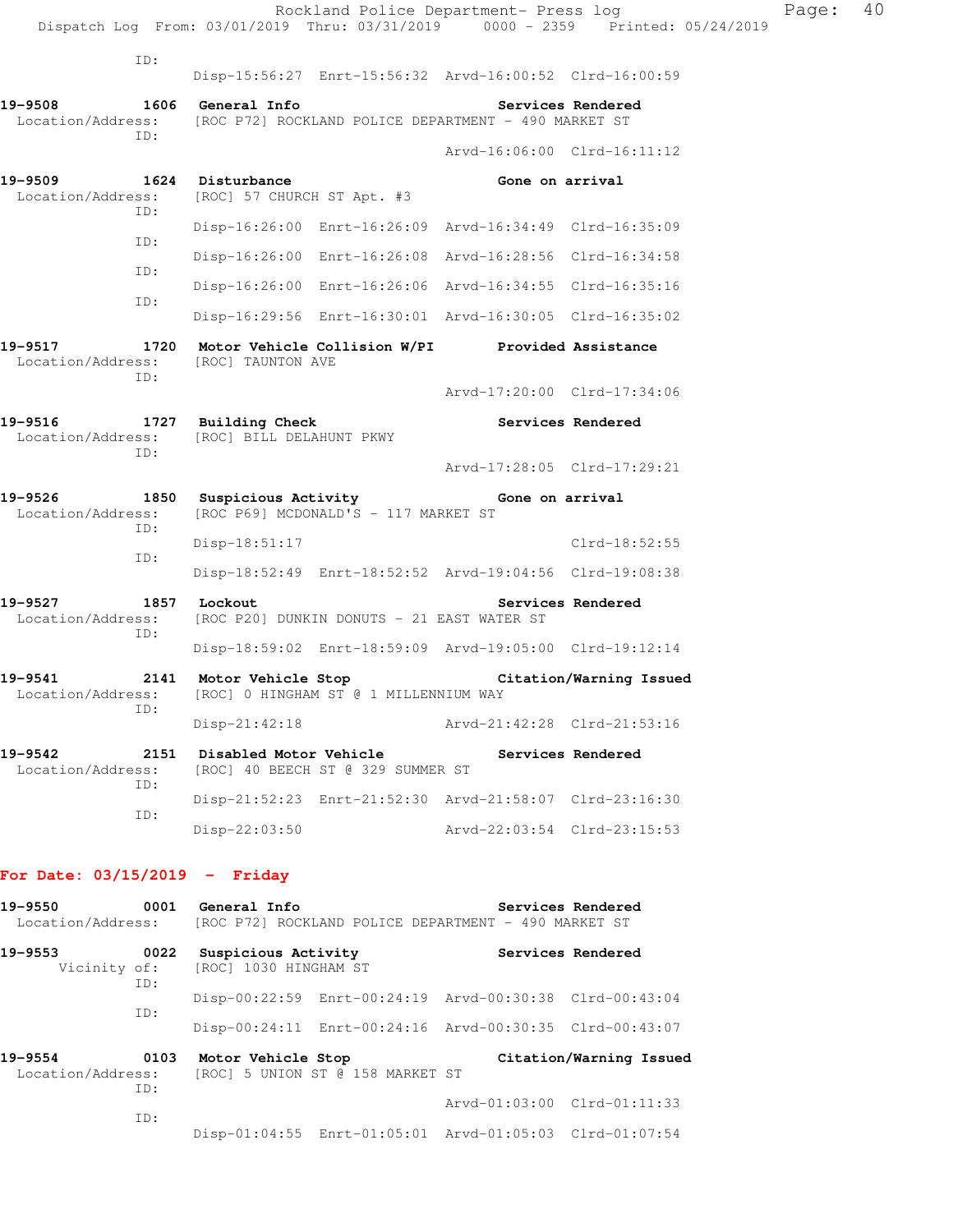ID:
    Disp-15:56:27 Enrt-15:56:32 Arvd-16:00:52 Clrd-16:00:59

**19-9508 1606 General Info Services Rendered**
Location/Address: [ROC P72] ROCKLAND POLICE DEPARTMENT - 490 MARKET ST
ID:
    Arvd-16:06:00 Clrd-16:11:12

**19-9509 1624 Disturbance Gone on arrival**
Location/Address: [ROC] 57 CHURCH ST Apt. #3
ID:
    Disp-16:26:00 Enrt-16:26:09 Arvd-16:34:49 Clrd-16:35:09
ID:
    Disp-16:26:00 Enrt-16:26:08 Arvd-16:28:56 Clrd-16:34:58
ID:
    Disp-16:26:00 Enrt-16:26:06 Arvd-16:34:55 Clrd-16:35:16
ID:
    Disp-16:29:56 Enrt-16:30:01 Arvd-16:30:05 Clrd-16:35:02

**19-9517 1720 Motor Vehicle Collision W/PI Provided Assistance**
Location/Address: [ROC] TAUNTON AVE
ID:
    Arvd-17:20:00 Clrd-17:34:06

**19-9516 1727 Building Check Services Rendered**
Location/Address: [ROC] BILL DELAHUNT PKWY
ID:
    Arvd-17:28:05 Clrd-17:29:21

**19-9526 1850 Suspicious Activity Gone on arrival**
Location/Address: [ROC P69] MCDONALD'S - 117 MARKET ST
ID:
    Disp-18:51:17 Clrd-18:52:55
ID:
    Disp-18:52:49 Enrt-18:52:52 Arvd-19:04:56 Clrd-19:08:38

**19-9527 1857 Lockout Services Rendered**
Location/Address: [ROC P20] DUNKIN DONUTS - 21 EAST WATER ST
ID:
    Disp-18:59:02 Enrt-18:59:09 Arvd-19:05:00 Clrd-19:12:14

**19-9541 2141 Motor Vehicle Stop Citation/Warning Issued**
Location/Address: [ROC] 0 HINGHAM ST @ 1 MILLENNIUM WAY
ID:
    Disp-21:42:18 Arvd-21:42:28 Clrd-21:53:16

**19-9542 2151 Disabled Motor Vehicle Services Rendered**
Location/Address: [ROC] 40 BEECH ST @ 329 SUMMER ST
ID:
    Disp-21:52:23 Enrt-21:52:30 Arvd-21:58:07 Clrd-23:16:30
ID:
    Disp-22:03:50 Arvd-22:03:54 Clrd-23:15:53

## For Date: 03/15/2019 - Friday

**19-9550 0001 General Info Services Rendered**
Location/Address: [ROC P72] ROCKLAND POLICE DEPARTMENT - 490 MARKET ST

**19-9553 0022 Suspicious Activity Services Rendered**
Vicinity of: [ROC] 1030 HINGHAM ST
ID:
    Disp-00:22:59 Enrt-00:24:19 Arvd-00:30:38 Clrd-00:43:04
ID:
    Disp-00:24:11 Enrt-00:24:16 Arvd-00:30:35 Clrd-00:43:07

**19-9554 0103 Motor Vehicle Stop Citation/Warning Issued**
Location/Address: [ROC] 5 UNION ST @ 158 MARKET ST
ID:
    Arvd-01:03:00 Clrd-01:11:33
ID:
    Disp-01:04:55 Enrt-01:05:01 Arvd-01:05:03 Clrd-01:07:54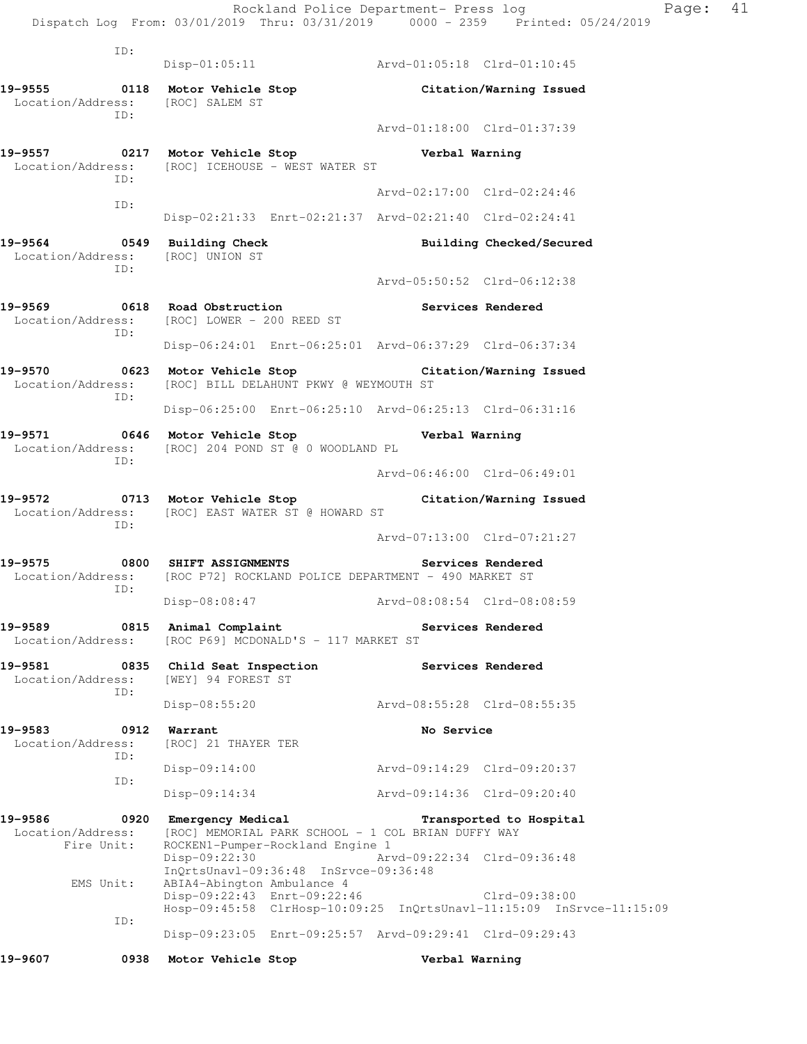Dispatch Log From: 03/01/2019 Thru: 03/31/2019 0000 - 2359 Printed: 05/24/2019

```
         ID:
                Disp-01:05:11                Arvd-01:05:18  Clrd-01:10:45

19-9555        0118  Motor Vehicle Stop              Citation/Warning Issued
 Location/Address:   [ROC] SALEM ST
         ID:
                                             Arvd-01:18:00  Clrd-01:37:39

19-9557        0217  Motor Vehicle Stop              Verbal Warning
 Location/Address:   [ROC] ICEHOUSE - WEST WATER ST
         ID:
                                             Arvd-02:17:00  Clrd-02:24:46
         ID:
                Disp-02:21:33  Enrt-02:21:37  Arvd-02:21:40  Clrd-02:24:41

19-9564        0549  Building Check                  Building Checked/Secured
 Location/Address:   [ROC] UNION ST
         ID:
                                             Arvd-05:50:52  Clrd-06:12:38

19-9569        0618  Road Obstruction                Services Rendered
 Location/Address:   [ROC] LOWER - 200 REED ST
         ID:
                Disp-06:24:01  Enrt-06:25:01  Arvd-06:37:29  Clrd-06:37:34

19-9570        0623  Motor Vehicle Stop              Citation/Warning Issued
 Location/Address:   [ROC] BILL DELAHUNT PKWY @ WEYMOUTH ST
         ID:
                Disp-06:25:00  Enrt-06:25:10  Arvd-06:25:13  Clrd-06:31:16

19-9571        0646  Motor Vehicle Stop              Verbal Warning
 Location/Address:   [ROC] 204 POND ST @ 0 WOODLAND PL
         ID:
                                             Arvd-06:46:00  Clrd-06:49:01

19-9572        0713  Motor Vehicle Stop              Citation/Warning Issued
 Location/Address:   [ROC] EAST WATER ST @ HOWARD ST
         ID:
                                             Arvd-07:13:00  Clrd-07:21:27

19-9575        0800  SHIFT ASSIGNMENTS               Services Rendered
 Location/Address:   [ROC P72] ROCKLAND POLICE DEPARTMENT - 490 MARKET ST
         ID:
                Disp-08:08:47                Arvd-08:08:54  Clrd-08:08:59

19-9589        0815  Animal Complaint                Services Rendered
 Location/Address:   [ROC P69] MCDONALD'S - 117 MARKET ST

19-9581        0835  Child Seat Inspection           Services Rendered
 Location/Address:   [WEY] 94 FOREST ST
         ID:
                Disp-08:55:20                Arvd-08:55:28  Clrd-08:55:35

19-9583        0912  Warrant                         No Service
 Location/Address:   [ROC] 21 THAYER TER
         ID:
                Disp-09:14:00                Arvd-09:14:29  Clrd-09:20:37
         ID:
                Disp-09:14:34                Arvd-09:14:36  Clrd-09:20:40

19-9586        0920  Emergency Medical               Transported to Hospital
 Location/Address:   [ROC] MEMORIAL PARK SCHOOL - 1 COL BRIAN DUFFY WAY
       Fire Unit:    ROCKEN1-Pumper-Rockland Engine 1
                Disp-09:22:30                Arvd-09:22:34  Clrd-09:36:48
                InQrtsUnavl-09:36:48  InSrvce-09:36:48
        EMS Unit:    ABIA4-Abington Ambulance 4
                Disp-09:22:43  Enrt-09:22:46                Clrd-09:38:00
                Hosp-09:45:58  ClrHosp-10:09:25  InQrtsUnavl-11:15:09  InSrvce-11:15:09
         ID:
                Disp-09:23:05  Enrt-09:25:57  Arvd-09:29:41  Clrd-09:29:43

19-9607        0938  Motor Vehicle Stop              Verbal Warning
```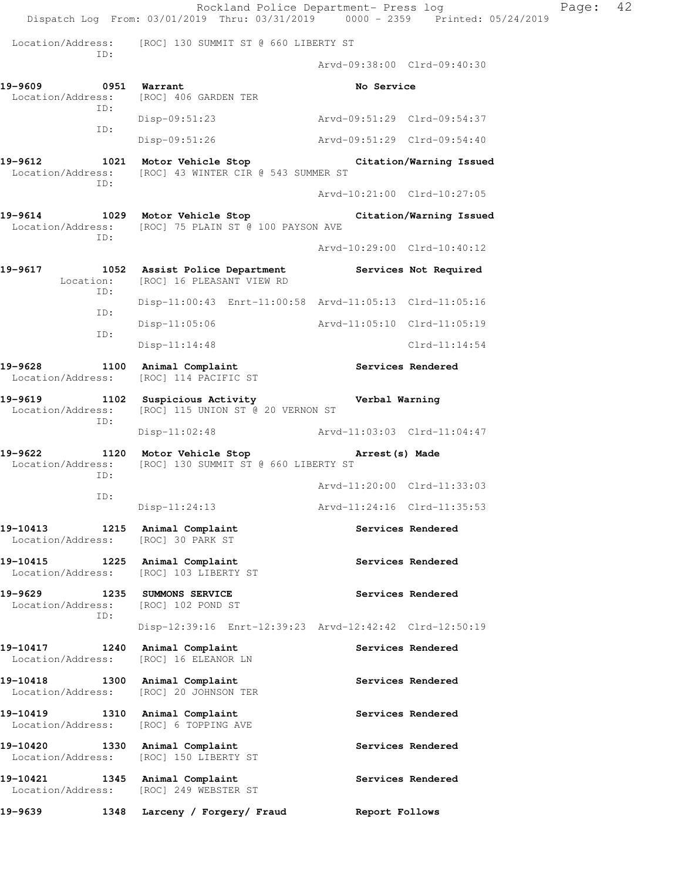Location/Address: [ROC] 130 SUMMIT ST @ 660 LIBERTY ST
ID:
Arvd-09:38:00 Clrd-09:40:30

**19-9609 0951 Warrant** **No Service**
Location/Address: [ROC] 406 GARDEN TER
ID:
Disp-09:51:23 Arvd-09:51:29 Clrd-09:54:37
ID:
Disp-09:51:26 Arvd-09:51:29 Clrd-09:54:40

**19-9612 1021 Motor Vehicle Stop** **Citation/Warning Issued**
Location/Address: [ROC] 43 WINTER CIR @ 543 SUMMER ST
ID:
Arvd-10:21:00 Clrd-10:27:05

**19-9614 1029 Motor Vehicle Stop** **Citation/Warning Issued**
Location/Address: [ROC] 75 PLAIN ST @ 100 PAYSON AVE
ID:
Arvd-10:29:00 Clrd-10:40:12

**19-9617 1052 Assist Police Department** **Services Not Required**
Location: [ROC] 16 PLEASANT VIEW RD
ID:
Disp-11:00:43 Enrt-11:00:58 Arvd-11:05:13 Clrd-11:05:16
ID:
Disp-11:05:06 Arvd-11:05:10 Clrd-11:05:19
ID:
Disp-11:14:48 Clrd-11:14:54

**19-9628 1100 Animal Complaint** **Services Rendered**
Location/Address: [ROC] 114 PACIFIC ST

**19-9619 1102 Suspicious Activity** **Verbal Warning**
Location/Address: [ROC] 115 UNION ST @ 20 VERNON ST
ID:
Disp-11:02:48 Arvd-11:03:03 Clrd-11:04:47

**19-9622 1120 Motor Vehicle Stop** **Arrest(s) Made**
Location/Address: [ROC] 130 SUMMIT ST @ 660 LIBERTY ST
ID:
Arvd-11:20:00 Clrd-11:33:03
ID:
Disp-11:24:13 Arvd-11:24:16 Clrd-11:35:53

**19-10413 1215 Animal Complaint** **Services Rendered**
Location/Address: [ROC] 30 PARK ST

**19-10415 1225 Animal Complaint** **Services Rendered**
Location/Address: [ROC] 103 LIBERTY ST

**19-9629 1235 SUMMONS SERVICE** **Services Rendered**
Location/Address: [ROC] 102 POND ST
ID:
Disp-12:39:16 Enrt-12:39:23 Arvd-12:42:42 Clrd-12:50:19

**19-10417 1240 Animal Complaint** **Services Rendered**
Location/Address: [ROC] 16 ELEANOR LN

**19-10418 1300 Animal Complaint** **Services Rendered**
Location/Address: [ROC] 20 JOHNSON TER

**19-10419 1310 Animal Complaint** **Services Rendered**
Location/Address: [ROC] 6 TOPPING AVE

**19-10420 1330 Animal Complaint** **Services Rendered**
Location/Address: [ROC] 150 LIBERTY ST

**19-10421 1345 Animal Complaint** **Services Rendered**
Location/Address: [ROC] 249 WEBSTER ST

**19-9639 1348 Larceny / Forgery/ Fraud** **Report Follows**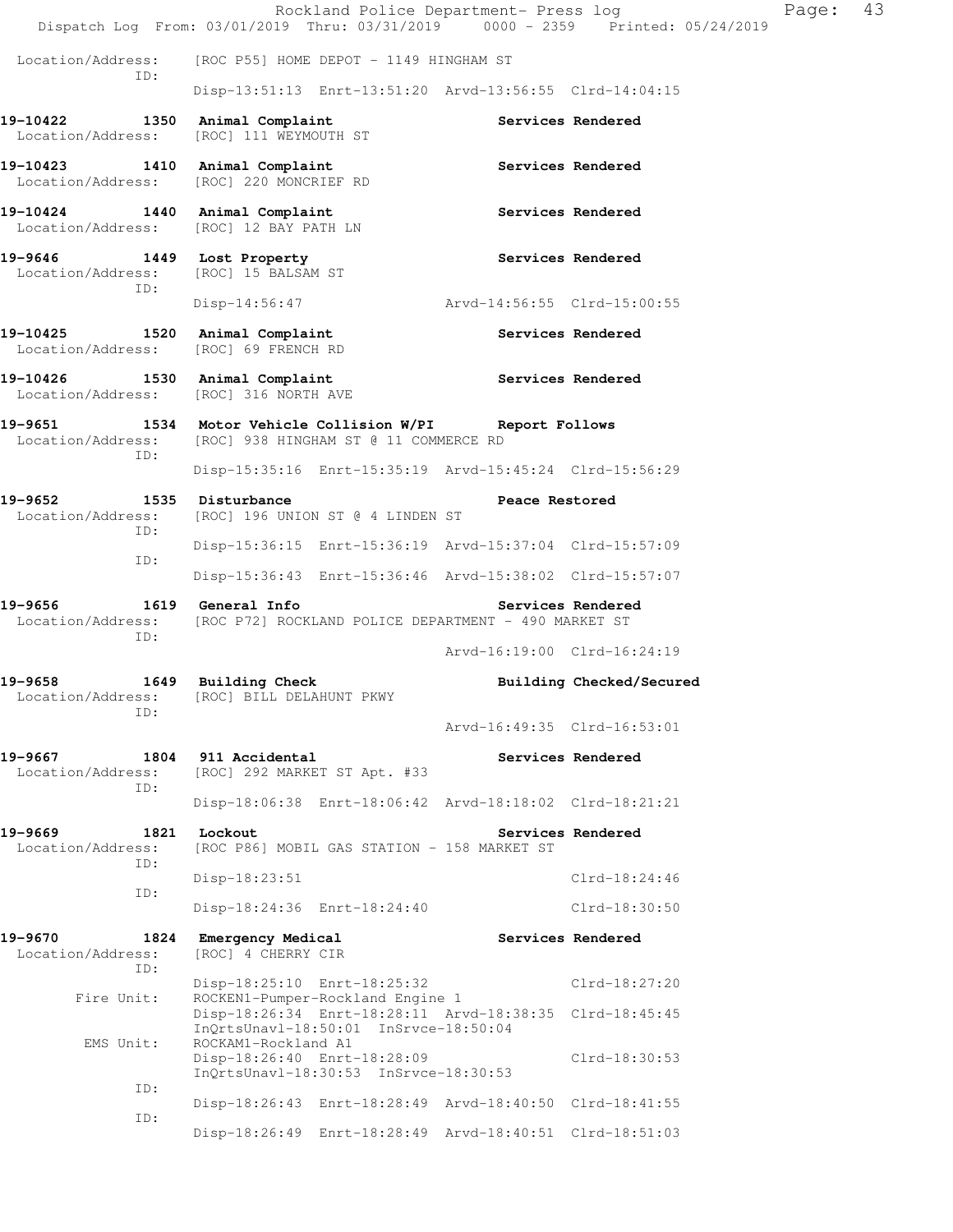Location/Address: [ROC P55] HOME DEPOT - 1149 HINGHAM ST
ID:
Disp-13:51:13 Enrt-13:51:20 Arvd-13:56:55 Clrd-14:04:15

**19-10422 1350 Animal Complaint** **Services Rendered**
Location/Address: [ROC] 111 WEYMOUTH ST

**19-10423 1410 Animal Complaint** **Services Rendered**
Location/Address: [ROC] 220 MONCRIEF RD

**19-10424 1440 Animal Complaint** **Services Rendered**
Location/Address: [ROC] 12 BAY PATH LN

**19-9646 1449 Lost Property** **Services Rendered**
Location/Address: [ROC] 15 BALSAM ST
ID:
Disp-14:56:47 Arvd-14:56:55 Clrd-15:00:55

**19-10425 1520 Animal Complaint** **Services Rendered**
Location/Address: [ROC] 69 FRENCH RD

**19-10426 1530 Animal Complaint** **Services Rendered**
Location/Address: [ROC] 316 NORTH AVE

**19-9651 1534 Motor Vehicle Collision W/PI** **Report Follows**
Location/Address: [ROC] 938 HINGHAM ST @ 11 COMMERCE RD
ID:
Disp-15:35:16 Enrt-15:35:19 Arvd-15:45:24 Clrd-15:56:29

**19-9652 1535 Disturbance** **Peace Restored**
Location/Address: [ROC] 196 UNION ST @ 4 LINDEN ST
ID:
Disp-15:36:15 Enrt-15:36:19 Arvd-15:37:04 Clrd-15:57:09
ID:
Disp-15:36:43 Enrt-15:36:46 Arvd-15:38:02 Clrd-15:57:07

**19-9656 1619 General Info** **Services Rendered**
Location/Address: [ROC P72] ROCKLAND POLICE DEPARTMENT - 490 MARKET ST
ID:
Arvd-16:19:00 Clrd-16:24:19

**19-9658 1649 Building Check** **Building Checked/Secured**
Location/Address: [ROC] BILL DELAHUNT PKWY
ID:
Arvd-16:49:35 Clrd-16:53:01

**19-9667 1804 911 Accidental** **Services Rendered**
Location/Address: [ROC] 292 MARKET ST Apt. #33
ID:
Disp-18:06:38 Enrt-18:06:42 Arvd-18:18:02 Clrd-18:21:21

**19-9669 1821 Lockout** **Services Rendered**
Location/Address: [ROC P86] MOBIL GAS STATION - 158 MARKET ST
ID:
Disp-18:23:51 Clrd-18:24:46
ID:
Disp-18:24:36 Enrt-18:24:40 Clrd-18:30:50

**19-9670 1824 Emergency Medical** **Services Rendered**
Location/Address: [ROC] 4 CHERRY CIR
ID:
Disp-18:25:10 Enrt-18:25:32 Clrd-18:27:20
Fire Unit: ROCKEN1-Pumper-Rockland Engine 1
Disp-18:26:34 Enrt-18:28:11 Arvd-18:38:35 Clrd-18:45:45
InQrtsUnavl-18:50:01 InSrvce-18:50:04
EMS Unit: ROCKAM1-Rockland A1
Disp-18:26:40 Enrt-18:28:09 Clrd-18:30:53
InQrtsUnavl-18:30:53 InSrvce-18:30:53
ID:
Disp-18:26:43 Enrt-18:28:49 Arvd-18:40:50 Clrd-18:41:55
ID:
Disp-18:26:49 Enrt-18:28:49 Arvd-18:40:51 Clrd-18:51:03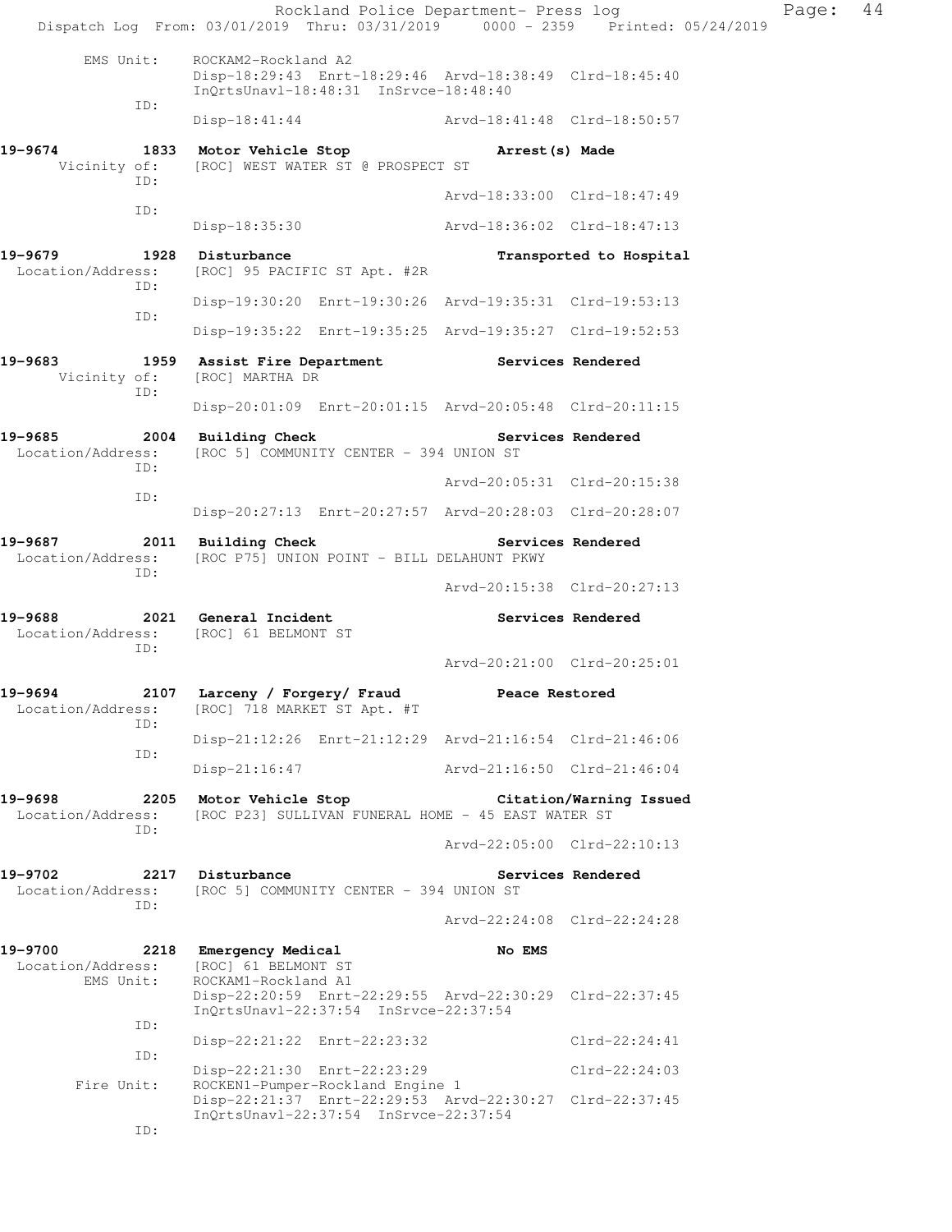```
        EMS Unit:     ROCKAM2-Rockland A2
                      Disp-18:29:43  Enrt-18:29:46  Arvd-18:38:49  Clrd-18:45:40
                      InQrtsUnavl-18:48:31  InSrvce-18:48:40
              ID:
                      Disp-18:41:44                 Arvd-18:41:48  Clrd-18:50:57

19-9674        1833  Motor Vehicle Stop                    Arrest(s) Made
     Vicinity of:    [ROC] WEST WATER ST @ PROSPECT ST
              ID:
                                                    Arvd-18:33:00  Clrd-18:47:49
              ID:
                      Disp-18:35:30                 Arvd-18:36:02  Clrd-18:47:13

19-9679        1928  Disturbance                           Transported to Hospital
 Location/Address:   [ROC] 95 PACIFIC ST Apt. #2R
              ID:
                      Disp-19:30:20  Enrt-19:30:26  Arvd-19:35:31  Clrd-19:53:13
              ID:
                      Disp-19:35:22  Enrt-19:35:25  Arvd-19:35:27  Clrd-19:52:53

19-9683        1959  Assist Fire Department                Services Rendered
     Vicinity of:    [ROC] MARTHA DR
              ID:
                      Disp-20:01:09  Enrt-20:01:15  Arvd-20:05:48  Clrd-20:11:15

19-9685        2004  Building Check                        Services Rendered
 Location/Address:   [ROC 5] COMMUNITY CENTER - 394 UNION ST
              ID:
                                                    Arvd-20:05:31  Clrd-20:15:38
              ID:
                      Disp-20:27:13  Enrt-20:27:57  Arvd-20:28:03  Clrd-20:28:07

19-9687        2011  Building Check                        Services Rendered
 Location/Address:   [ROC P75] UNION POINT - BILL DELAHUNT PKWY
              ID:
                                                    Arvd-20:15:38  Clrd-20:27:13

19-9688        2021  General Incident                      Services Rendered
 Location/Address:   [ROC] 61 BELMONT ST
              ID:
                                                    Arvd-20:21:00  Clrd-20:25:01

19-9694        2107  Larceny / Forgery/ Fraud              Peace Restored
 Location/Address:   [ROC] 718 MARKET ST Apt. #T
              ID:
                      Disp-21:12:26  Enrt-21:12:29  Arvd-21:16:54  Clrd-21:46:06
              ID:
                      Disp-21:16:47                 Arvd-21:16:50  Clrd-21:46:04

19-9698        2205  Motor Vehicle Stop                    Citation/Warning Issued
 Location/Address:   [ROC P23] SULLIVAN FUNERAL HOME - 45 EAST WATER ST
              ID:
                                                    Arvd-22:05:00  Clrd-22:10:13

19-9702        2217  Disturbance                           Services Rendered
 Location/Address:   [ROC 5] COMMUNITY CENTER - 394 UNION ST
              ID:
                                                    Arvd-22:24:08  Clrd-22:24:28

19-9700        2218  Emergency Medical                     No EMS
 Location/Address:   [ROC] 61 BELMONT ST
        EMS Unit:    ROCKAM1-Rockland A1
                      Disp-22:20:59  Enrt-22:29:55  Arvd-22:30:29  Clrd-22:37:45
                      InQrtsUnavl-22:37:54  InSrvce-22:37:54
              ID:
                      Disp-22:21:22  Enrt-22:23:32                 Clrd-22:24:41
              ID:
                      Disp-22:21:30  Enrt-22:23:29                 Clrd-22:24:03
       Fire Unit:    ROCKEN1-Pumper-Rockland Engine 1
                      Disp-22:21:37  Enrt-22:29:53  Arvd-22:30:27  Clrd-22:37:45
                      InQrtsUnavl-22:37:54  InSrvce-22:37:54
              ID:
```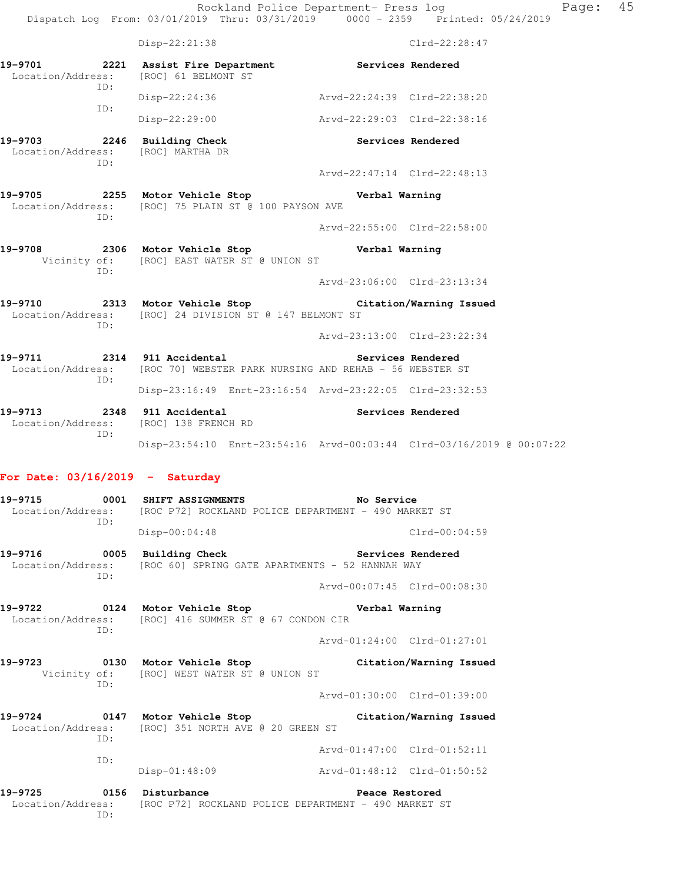Disp-22:21:38 Clrd-22:28:47

**19-9701** 2221 **Assist Fire Department** **Services Rendered**
Location/Address: [ROC] 61 BELMONT ST
ID:
Disp-22:24:36 Arvd-22:24:39 Clrd-22:38:20
ID:
Disp-22:29:00 Arvd-22:29:03 Clrd-22:38:16

**19-9703** 2246 **Building Check** **Services Rendered**
Location/Address: [ROC] MARTHA DR
ID:
Arvd-22:47:14 Clrd-22:48:13

**19-9705** 2255 **Motor Vehicle Stop** **Verbal Warning**
Location/Address: [ROC] 75 PLAIN ST @ 100 PAYSON AVE
ID:
Arvd-22:55:00 Clrd-22:58:00

**19-9708** 2306 **Motor Vehicle Stop** **Verbal Warning**
Vicinity of: [ROC] EAST WATER ST @ UNION ST
ID:
Arvd-23:06:00 Clrd-23:13:34

**19-9710** 2313 **Motor Vehicle Stop** **Citation/Warning Issued**
Location/Address: [ROC] 24 DIVISION ST @ 147 BELMONT ST
ID:
Arvd-23:13:00 Clrd-23:22:34

**19-9711** 2314 **911 Accidental** **Services Rendered**
Location/Address: [ROC 70] WEBSTER PARK NURSING AND REHAB - 56 WEBSTER ST
ID:
Disp-23:16:49 Enrt-23:16:54 Arvd-23:22:05 Clrd-23:32:53

**19-9713** 2348 **911 Accidental** **Services Rendered**
Location/Address: [ROC] 138 FRENCH RD
ID:
Disp-23:54:10 Enrt-23:54:16 Arvd-00:03:44 Clrd-03/16/2019 @ 00:07:22

## For Date: 03/16/2019 - Saturday

**19-9715** 0001 **SHIFT ASSIGNMENTS** **No Service**
Location/Address: [ROC P72] ROCKLAND POLICE DEPARTMENT - 490 MARKET ST
ID:
Disp-00:04:48 Clrd-00:04:59

**19-9716** 0005 **Building Check** **Services Rendered**
Location/Address: [ROC 60] SPRING GATE APARTMENTS - 52 HANNAH WAY
ID:
Arvd-00:07:45 Clrd-00:08:30

**19-9722** 0124 **Motor Vehicle Stop** **Verbal Warning**
Location/Address: [ROC] 416 SUMMER ST @ 67 CONDON CIR
ID:
Arvd-01:24:00 Clrd-01:27:01

**19-9723** 0130 **Motor Vehicle Stop** **Citation/Warning Issued**
Vicinity of: [ROC] WEST WATER ST @ UNION ST
ID:
Arvd-01:30:00 Clrd-01:39:00

**19-9724** 0147 **Motor Vehicle Stop** **Citation/Warning Issued**
Location/Address: [ROC] 351 NORTH AVE @ 20 GREEN ST
ID:
Arvd-01:47:00 Clrd-01:52:11
ID:
Disp-01:48:09 Arvd-01:48:12 Clrd-01:50:52

**19-9725** 0156 **Disturbance** **Peace Restored**
Location/Address: [ROC P72] ROCKLAND POLICE DEPARTMENT - 490 MARKET ST
ID: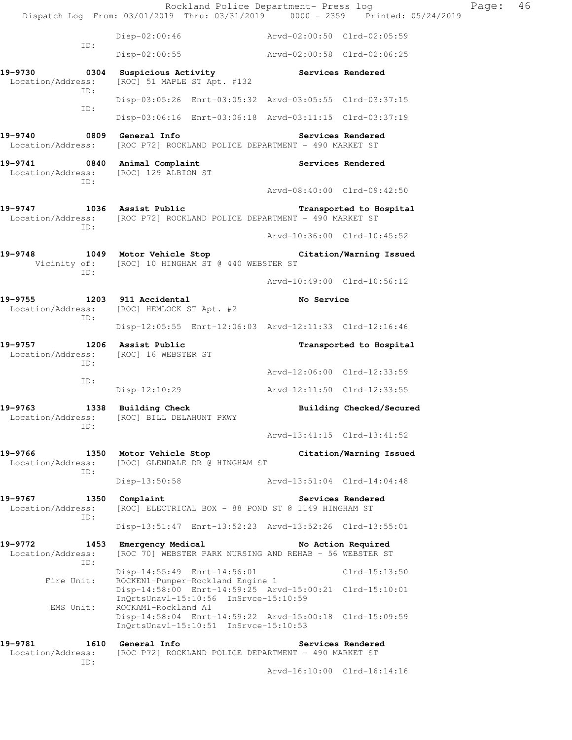```
            Disp-02:00:46               Arvd-02:00:50  Clrd-02:05:59
        ID:
            Disp-02:00:55               Arvd-02:00:58  Clrd-02:06:25

19-9730      0304  Suspicious Activity              Services Rendered
  Location/Address:  [ROC] 51 MAPLE ST Apt. #132
        ID:
            Disp-03:05:26  Enrt-03:05:32  Arvd-03:05:55  Clrd-03:37:15
        ID:
            Disp-03:06:16  Enrt-03:06:18  Arvd-03:11:15  Clrd-03:37:19

19-9740      0809  General Info                     Services Rendered
  Location/Address:  [ROC P72] ROCKLAND POLICE DEPARTMENT - 490 MARKET ST

19-9741      0840  Animal Complaint                 Services Rendered
  Location/Address:  [ROC] 129 ALBION ST
        ID:
                                        Arvd-08:40:00  Clrd-09:42:50

19-9747      1036  Assist Public                    Transported to Hospital
  Location/Address:  [ROC P72] ROCKLAND POLICE DEPARTMENT - 490 MARKET ST
        ID:
                                        Arvd-10:36:00  Clrd-10:45:52

19-9748      1049  Motor Vehicle Stop               Citation/Warning Issued
      Vicinity of:  [ROC] 10 HINGHAM ST @ 440 WEBSTER ST
        ID:
                                        Arvd-10:49:00  Clrd-10:56:12

19-9755      1203  911 Accidental                   No Service
  Location/Address:  [ROC] HEMLOCK ST Apt. #2
        ID:
            Disp-12:05:55  Enrt-12:06:03  Arvd-12:11:33  Clrd-12:16:46

19-9757      1206  Assist Public                    Transported to Hospital
  Location/Address:  [ROC] 16 WEBSTER ST
        ID:
                                        Arvd-12:06:00  Clrd-12:33:59
        ID:
            Disp-12:10:29               Arvd-12:11:50  Clrd-12:33:55

19-9763      1338  Building Check                   Building Checked/Secured
  Location/Address:  [ROC] BILL DELAHUNT PKWY
        ID:
                                        Arvd-13:41:15  Clrd-13:41:52

19-9766      1350  Motor Vehicle Stop               Citation/Warning Issued
  Location/Address:  [ROC] GLENDALE DR @ HINGHAM ST
        ID:
            Disp-13:50:58               Arvd-13:51:04  Clrd-14:04:48

19-9767      1350  Complaint                        Services Rendered
  Location/Address:  [ROC] ELECTRICAL BOX - 88 POND ST @ 1149 HINGHAM ST
        ID:
            Disp-13:51:47  Enrt-13:52:23  Arvd-13:52:26  Clrd-13:55:01

19-9772      1453  Emergency Medical                No Action Required
  Location/Address:  [ROC 70] WEBSTER PARK NURSING AND REHAB - 56 WEBSTER ST
        ID:
            Disp-14:55:49  Enrt-14:56:01                 Clrd-15:13:50
       Fire Unit:   ROCKEN1-Pumper-Rockland Engine 1
            Disp-14:58:00  Enrt-14:59:25  Arvd-15:00:21  Clrd-15:10:01
            InQrtsUnavl-15:10:56  InSrvce-15:10:59
        EMS Unit:   ROCKAM1-Rockland A1
            Disp-14:58:04  Enrt-14:59:22  Arvd-15:00:18  Clrd-15:09:59
            InQrtsUnavl-15:10:51  InSrvce-15:10:53

19-9781      1610  General Info                     Services Rendered
  Location/Address:  [ROC P72] ROCKLAND POLICE DEPARTMENT - 490 MARKET ST
        ID:
                                        Arvd-16:10:00  Clrd-16:14:16
```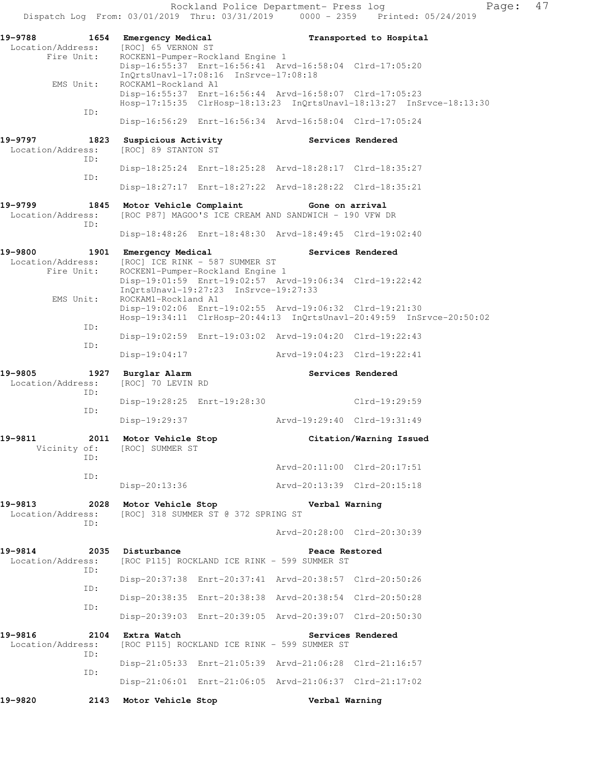**19-9788 1654 Emergency Medical — Transported to Hospital**

Location/Address: [ROC] 65 VERNON ST

Fire Unit: ROCKEN1-Pumper-Rockland Engine 1
Disp-16:55:37 Enrt-16:56:41 Arvd-16:58:04 Clrd-17:05:20
InQrtsUnavl-17:08:16 InSrvce-17:08:18

EMS Unit: ROCKAM1-Rockland A1
Disp-16:55:37 Enrt-16:56:44 Arvd-16:58:07 Clrd-17:05:23
Hosp-17:15:35 ClrHosp-18:13:23 InQrtsUnavl-18:13:27 InSrvce-18:13:30

ID: Disp-16:56:29 Enrt-16:56:34 Arvd-16:58:04 Clrd-17:05:24

**19-9797 1823 Suspicious Activity — Services Rendered**

Location/Address: [ROC] 89 STANTON ST

ID: Disp-18:25:24 Enrt-18:25:28 Arvd-18:28:17 Clrd-18:35:27

ID: Disp-18:27:17 Enrt-18:27:22 Arvd-18:28:22 Clrd-18:35:21

**19-9799 1845 Motor Vehicle Complaint — Gone on arrival**

Location/Address: [ROC P87] MAGOO'S ICE CREAM AND SANDWICH - 190 VFW DR

ID: Disp-18:48:26 Enrt-18:48:30 Arvd-18:49:45 Clrd-19:02:40

**19-9800 1901 Emergency Medical — Services Rendered**

Location/Address: [ROC] ICE RINK - 587 SUMMER ST

Fire Unit: ROCKEN1-Pumper-Rockland Engine 1
Disp-19:01:59 Enrt-19:02:57 Arvd-19:06:34 Clrd-19:22:42
InQrtsUnavl-19:27:23 InSrvce-19:27:33

EMS Unit: ROCKAM1-Rockland A1
Disp-19:02:06 Enrt-19:02:55 Arvd-19:06:32 Clrd-19:21:30
Hosp-19:34:11 ClrHosp-20:44:13 InQrtsUnavl-20:49:59 InSrvce-20:50:02

ID: Disp-19:02:59 Enrt-19:03:02 Arvd-19:04:20 Clrd-19:22:43

ID: Disp-19:04:17 Arvd-19:04:23 Clrd-19:22:41

**19-9805 1927 Burglar Alarm — Services Rendered**

Location/Address: [ROC] 70 LEVIN RD

ID: Disp-19:28:25 Enrt-19:28:30 Clrd-19:29:59

ID: Disp-19:29:37 Arvd-19:29:40 Clrd-19:31:49

**19-9811 2011 Motor Vehicle Stop — Citation/Warning Issued**

Vicinity of: [ROC] SUMMER ST

ID: Arvd-20:11:00 Clrd-20:17:51

ID: Disp-20:13:36 Arvd-20:13:39 Clrd-20:15:18

**19-9813 2028 Motor Vehicle Stop — Verbal Warning**

Location/Address: [ROC] 318 SUMMER ST @ 372 SPRING ST

ID: Arvd-20:28:00 Clrd-20:30:39

**19-9814 2035 Disturbance — Peace Restored**

Location/Address: [ROC P115] ROCKLAND ICE RINK - 599 SUMMER ST

ID: Disp-20:37:38 Enrt-20:37:41 Arvd-20:38:57 Clrd-20:50:26

ID: Disp-20:38:35 Enrt-20:38:38 Arvd-20:38:54 Clrd-20:50:28

ID: Disp-20:39:03 Enrt-20:39:05 Arvd-20:39:07 Clrd-20:50:30

**19-9816 2104 Extra Watch — Services Rendered**

Location/Address: [ROC P115] ROCKLAND ICE RINK - 599 SUMMER ST

ID: Disp-21:05:33 Enrt-21:05:39 Arvd-21:06:28 Clrd-21:16:57

ID: Disp-21:06:01 Enrt-21:06:05 Arvd-21:06:37 Clrd-21:17:02

**19-9820 2143 Motor Vehicle Stop — Verbal Warning**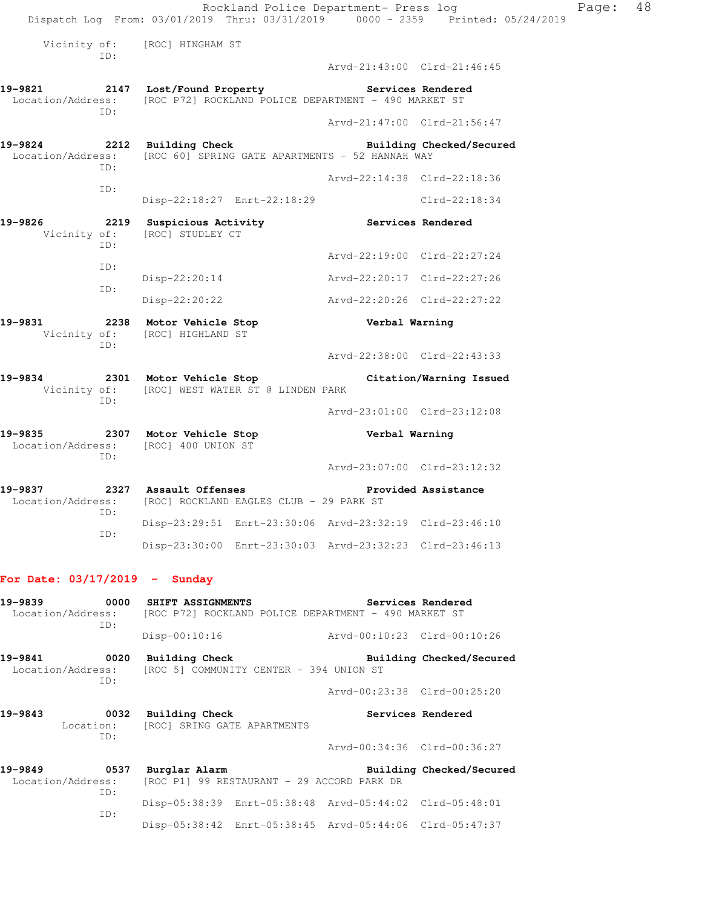Vicinity of: [ROC] HINGHAM ST
ID:
Arvd-21:43:00 Clrd-21:46:45

**19-9821 2147 Lost/Found Property Services Rendered**
Location/Address: [ROC P72] ROCKLAND POLICE DEPARTMENT - 490 MARKET ST
ID:
Arvd-21:47:00 Clrd-21:56:47

**19-9824 2212 Building Check Building Checked/Secured**
Location/Address: [ROC 60] SPRING GATE APARTMENTS - 52 HANNAH WAY
ID:
Arvd-22:14:38 Clrd-22:18:36
ID:
Disp-22:18:27 Enrt-22:18:29 Clrd-22:18:34

**19-9826 2219 Suspicious Activity Services Rendered**
Vicinity of: [ROC] STUDLEY CT
ID:
Arvd-22:19:00 Clrd-22:27:24
ID:
Disp-22:20:14 Arvd-22:20:17 Clrd-22:27:26
ID:
Disp-22:20:22 Arvd-22:20:26 Clrd-22:27:22

**19-9831 2238 Motor Vehicle Stop Verbal Warning**
Vicinity of: [ROC] HIGHLAND ST
ID:
Arvd-22:38:00 Clrd-22:43:33

**19-9834 2301 Motor Vehicle Stop Citation/Warning Issued**
Vicinity of: [ROC] WEST WATER ST @ LINDEN PARK
ID:
Arvd-23:01:00 Clrd-23:12:08

**19-9835 2307 Motor Vehicle Stop Verbal Warning**
Location/Address: [ROC] 400 UNION ST
ID:
Arvd-23:07:00 Clrd-23:12:32

**19-9837 2327 Assault Offenses Provided Assistance**
Location/Address: [ROC] ROCKLAND EAGLES CLUB - 29 PARK ST
ID:
Disp-23:29:51 Enrt-23:30:06 Arvd-23:32:19 Clrd-23:46:10
ID:
Disp-23:30:00 Enrt-23:30:03 Arvd-23:32:23 Clrd-23:46:13

## For Date: 03/17/2019 - Sunday

**19-9839 0000 SHIFT ASSIGNMENTS Services Rendered**
Location/Address: [ROC P72] ROCKLAND POLICE DEPARTMENT - 490 MARKET ST
ID:
Disp-00:10:16 Arvd-00:10:23 Clrd-00:10:26

**19-9841 0020 Building Check Building Checked/Secured**
Location/Address: [ROC 5] COMMUNITY CENTER - 394 UNION ST
ID:
Arvd-00:23:38 Clrd-00:25:20

**19-9843 0032 Building Check Services Rendered**
Location: [ROC] SRING GATE APARTMENTS
ID:
Arvd-00:34:36 Clrd-00:36:27

**19-9849 0537 Burglar Alarm Building Checked/Secured**
Location/Address: [ROC P1] 99 RESTAURANT - 29 ACCORD PARK DR
ID:
Disp-05:38:39 Enrt-05:38:48 Arvd-05:44:02 Clrd-05:48:01
ID:
Disp-05:38:42 Enrt-05:38:45 Arvd-05:44:06 Clrd-05:47:37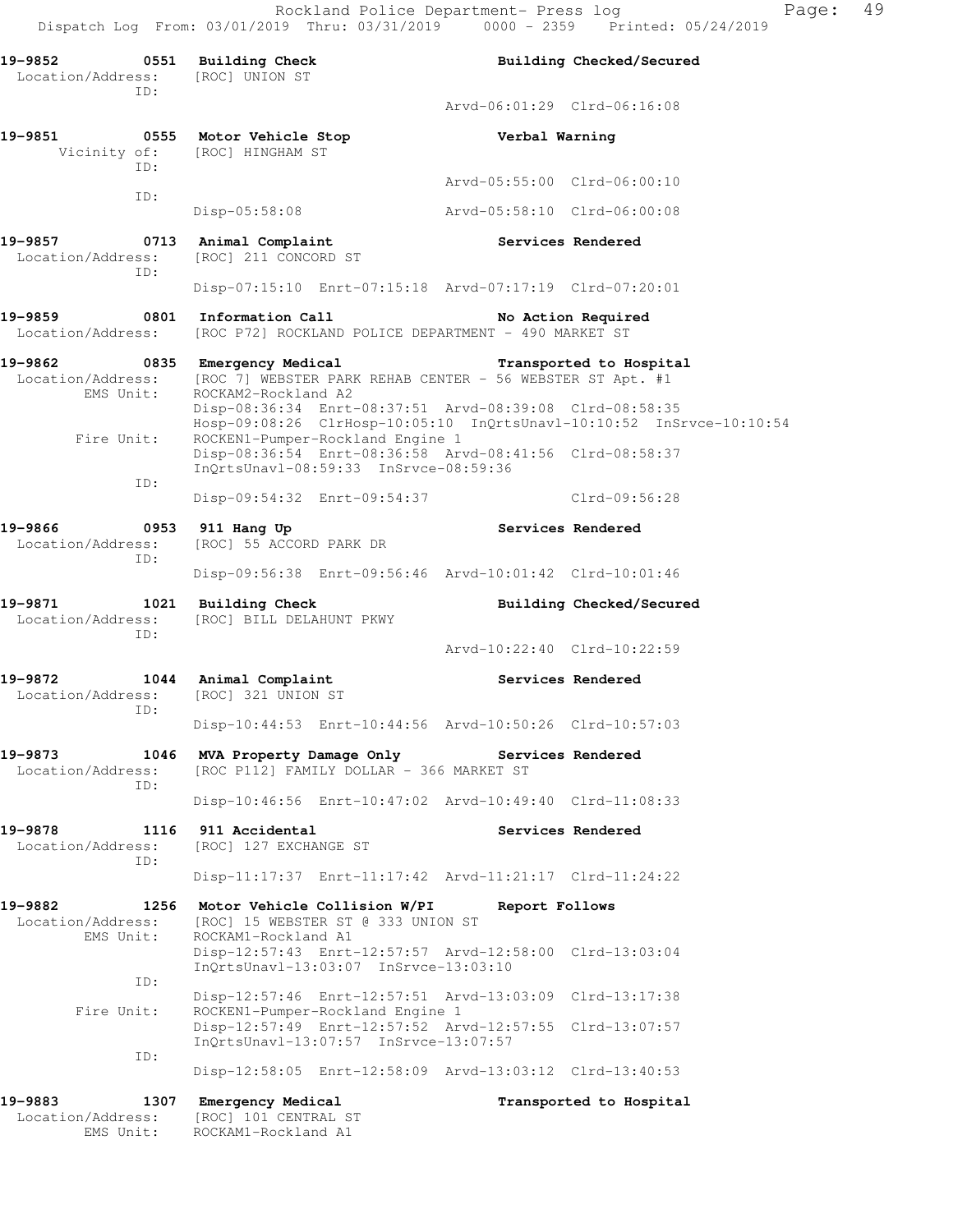Rockland Police Department- Press log
Dispatch Log From: 03/01/2019 Thru: 03/31/2019 0000 - 2359 Printed: 05/24/2019

```
19-9852        0551  Building Check                        Building Checked/Secured
 Location/Address:   [ROC] UNION ST
              ID:
                                                     Arvd-06:01:29  Clrd-06:16:08

19-9851        0555  Motor Vehicle Stop                    Verbal Warning
     Vicinity of:    [ROC] HINGHAM ST
              ID:
                                                     Arvd-05:55:00  Clrd-06:00:10
              ID:
                     Disp-05:58:08                   Arvd-05:58:10  Clrd-06:00:08

19-9857        0713  Animal Complaint                      Services Rendered
 Location/Address:   [ROC] 211 CONCORD ST
              ID:
                     Disp-07:15:10  Enrt-07:15:18  Arvd-07:17:19  Clrd-07:20:01

19-9859        0801  Information Call                      No Action Required
 Location/Address:   [ROC P72] ROCKLAND POLICE DEPARTMENT - 490 MARKET ST

19-9862        0835  Emergency Medical                     Transported to Hospital
 Location/Address:   [ROC 7] WEBSTER PARK REHAB CENTER - 56 WEBSTER ST Apt. #1
        EMS Unit:    ROCKAM2-Rockland A2
                     Disp-08:36:34  Enrt-08:37:51  Arvd-08:39:08  Clrd-08:58:35
                     Hosp-09:08:26  ClrHosp-10:05:10  InQrtsUnavl-10:10:52  InSrvce-10:10:54
       Fire Unit:    ROCKEN1-Pumper-Rockland Engine 1
                     Disp-08:36:54  Enrt-08:36:58  Arvd-08:41:56  Clrd-08:58:37
                     InQrtsUnavl-08:59:33  InSrvce-08:59:36
              ID:
                     Disp-09:54:32  Enrt-09:54:37                 Clrd-09:56:28

19-9866        0953  911 Hang Up                           Services Rendered
 Location/Address:   [ROC] 55 ACCORD PARK DR
              ID:
                     Disp-09:56:38  Enrt-09:56:46  Arvd-10:01:42  Clrd-10:01:46

19-9871        1021  Building Check                        Building Checked/Secured
 Location/Address:   [ROC] BILL DELAHUNT PKWY
              ID:
                                                     Arvd-10:22:40  Clrd-10:22:59

19-9872        1044  Animal Complaint                      Services Rendered
 Location/Address:   [ROC] 321 UNION ST
              ID:
                     Disp-10:44:53  Enrt-10:44:56  Arvd-10:50:26  Clrd-10:57:03

19-9873        1046  MVA Property Damage Only              Services Rendered
 Location/Address:   [ROC P112] FAMILY DOLLAR - 366 MARKET ST
              ID:
                     Disp-10:46:56  Enrt-10:47:02  Arvd-10:49:40  Clrd-11:08:33

19-9878        1116  911 Accidental                        Services Rendered
 Location/Address:   [ROC] 127 EXCHANGE ST
              ID:
                     Disp-11:17:37  Enrt-11:17:42  Arvd-11:21:17  Clrd-11:24:22

19-9882        1256  Motor Vehicle Collision W/PI          Report Follows
 Location/Address:   [ROC] 15 WEBSTER ST @ 333 UNION ST
        EMS Unit:    ROCKAM1-Rockland A1
                     Disp-12:57:43  Enrt-12:57:57  Arvd-12:58:00  Clrd-13:03:04
                     InQrtsUnavl-13:03:07  InSrvce-13:03:10
              ID:
                     Disp-12:57:46  Enrt-12:57:51  Arvd-13:03:09  Clrd-13:17:38
       Fire Unit:    ROCKEN1-Pumper-Rockland Engine 1
                     Disp-12:57:49  Enrt-12:57:52  Arvd-12:57:55  Clrd-13:07:57
                     InQrtsUnavl-13:07:57  InSrvce-13:07:57
              ID:
                     Disp-12:58:05  Enrt-12:58:09  Arvd-13:03:12  Clrd-13:40:53

19-9883        1307  Emergency Medical                     Transported to Hospital
 Location/Address:   [ROC] 101 CENTRAL ST
        EMS Unit:    ROCKAM1-Rockland A1
```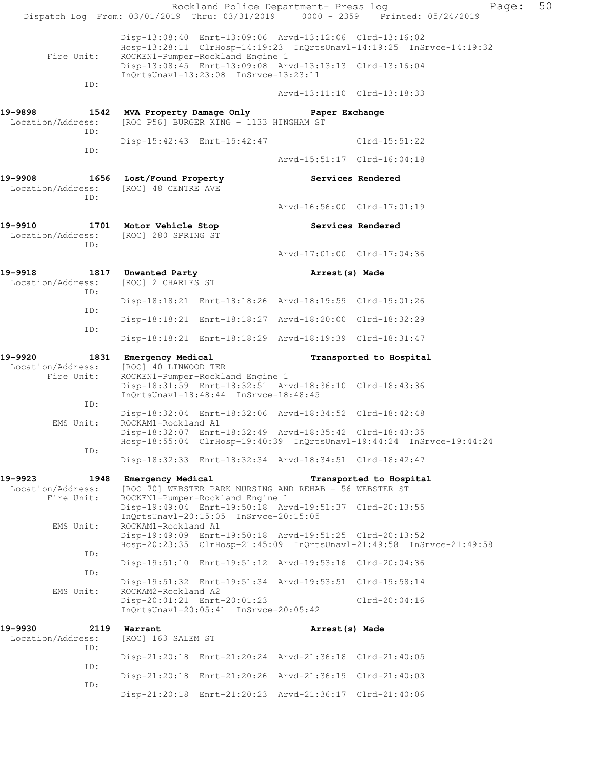```
          Disp-13:08:40  Enrt-13:09:06  Arvd-13:12:06  Clrd-13:16:02
          Hosp-13:28:11  ClrHosp-14:19:23  InQrtsUnavl-14:19:25  InSrvce-14:19:32
Fire Unit:  ROCKEN1-Pumper-Rockland Engine 1
          Disp-13:08:45  Enrt-13:09:08  Arvd-13:13:13  Clrd-13:16:04
          InQrtsUnavl-13:23:08  InSrvce-13:23:11
ID:
                                        Arvd-13:11:10  Clrd-13:18:33

19-9898        1542  MVA Property Damage Only           Paper Exchange
 Location/Address:   [ROC P56] BURGER KING - 1133 HINGHAM ST
          ID:
                     Disp-15:42:43  Enrt-15:42:47                  Clrd-15:51:22
          ID:
                                                   Arvd-15:51:17  Clrd-16:04:18

19-9908        1656  Lost/Found Property                Services Rendered
 Location/Address:   [ROC] 48 CENTRE AVE
          ID:
                                                   Arvd-16:56:00  Clrd-17:01:19

19-9910        1701  Motor Vehicle Stop                 Services Rendered
 Location/Address:   [ROC] 280 SPRING ST
          ID:
                                                   Arvd-17:01:00  Clrd-17:04:36

19-9918        1817  Unwanted Party                     Arrest(s) Made
 Location/Address:   [ROC] 2 CHARLES ST
          ID:
                     Disp-18:18:21  Enrt-18:18:26  Arvd-18:19:59  Clrd-19:01:26
          ID:
                     Disp-18:18:21  Enrt-18:18:27  Arvd-18:20:00  Clrd-18:32:29
          ID:
                     Disp-18:18:21  Enrt-18:18:29  Arvd-18:19:39  Clrd-18:31:47

19-9920        1831  Emergency Medical                  Transported to Hospital
 Location/Address:   [ROC] 40 LINWOOD TER
       Fire Unit:    ROCKEN1-Pumper-Rockland Engine 1
                     Disp-18:31:59  Enrt-18:32:51  Arvd-18:36:10  Clrd-18:43:36
                     InQrtsUnavl-18:48:44  InSrvce-18:48:45
          ID:
                     Disp-18:32:04  Enrt-18:32:06  Arvd-18:34:52  Clrd-18:42:48
        EMS Unit:    ROCKAM1-Rockland A1
                     Disp-18:32:07  Enrt-18:32:49  Arvd-18:35:42  Clrd-18:43:35
                     Hosp-18:55:04  ClrHosp-19:40:39  InQrtsUnavl-19:44:24  InSrvce-19:44:24
          ID:
                     Disp-18:32:33  Enrt-18:32:34  Arvd-18:34:51  Clrd-18:42:47

19-9923        1948  Emergency Medical                  Transported to Hospital
 Location/Address:   [ROC 70] WEBSTER PARK NURSING AND REHAB - 56 WEBSTER ST
       Fire Unit:    ROCKEN1-Pumper-Rockland Engine 1
                     Disp-19:49:04  Enrt-19:50:18  Arvd-19:51:37  Clrd-20:13:55
                     InQrtsUnavl-20:15:05  InSrvce-20:15:05
        EMS Unit:    ROCKAM1-Rockland A1
                     Disp-19:49:09  Enrt-19:50:18  Arvd-19:51:25  Clrd-20:13:52
                     Hosp-20:23:35  ClrHosp-21:45:09  InQrtsUnavl-21:49:58  InSrvce-21:49:58
          ID:
                     Disp-19:51:10  Enrt-19:51:12  Arvd-19:53:16  Clrd-20:04:36
          ID:
                     Disp-19:51:32  Enrt-19:51:34  Arvd-19:53:51  Clrd-19:58:14
        EMS Unit:    ROCKAM2-Rockland A2
                     Disp-20:01:21  Enrt-20:01:23                  Clrd-20:04:16
                     InQrtsUnavl-20:05:41  InSrvce-20:05:42

19-9930        2119  Warrant                            Arrest(s) Made
 Location/Address:   [ROC] 163 SALEM ST
          ID:
                     Disp-21:20:18  Enrt-21:20:24  Arvd-21:36:18  Clrd-21:40:05
          ID:
                     Disp-21:20:18  Enrt-21:20:26  Arvd-21:36:19  Clrd-21:40:03
          ID:
                     Disp-21:20:18  Enrt-21:20:23  Arvd-21:36:17  Clrd-21:40:06
```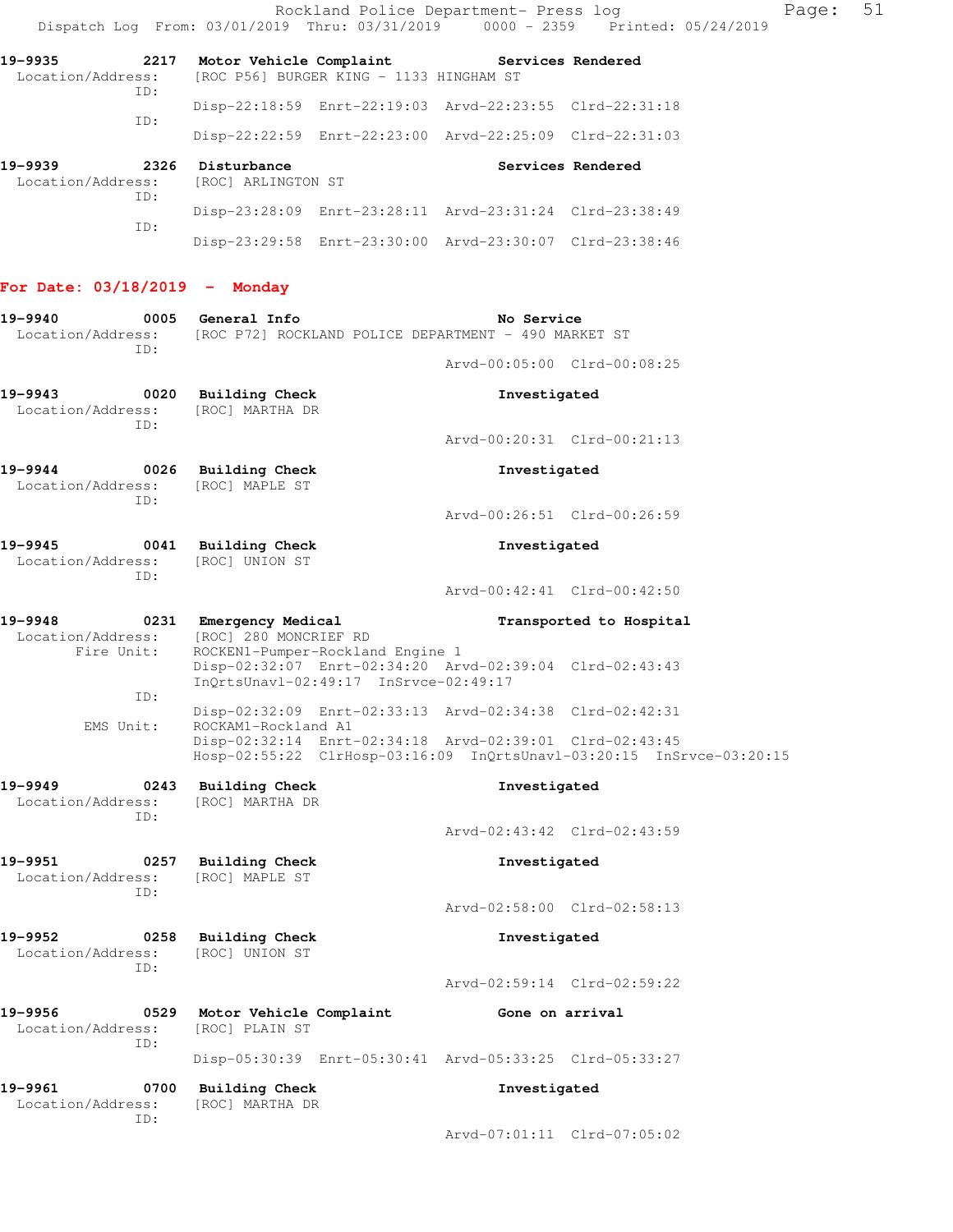Rockland Police Department- Press log
Dispatch Log From: 03/01/2019 Thru: 03/31/2019 0000 - 2359 Printed: 05/24/2019

```
19-9935        2217  Motor Vehicle Complaint              Services Rendered
  Location/Address:  [ROC P56] BURGER KING - 1133 HINGHAM ST
               ID:
                     Disp-22:18:59  Enrt-22:19:03  Arvd-22:23:55  Clrd-22:31:18
               ID:
                     Disp-22:22:59  Enrt-22:23:00  Arvd-22:25:09  Clrd-22:31:03

19-9939        2326  Disturbance                          Services Rendered
  Location/Address:  [ROC] ARLINGTON ST
               ID:
                     Disp-23:28:09  Enrt-23:28:11  Arvd-23:31:24  Clrd-23:38:49
               ID:
                     Disp-23:29:58  Enrt-23:30:00  Arvd-23:30:07  Clrd-23:38:46
```

**For Date: 03/18/2019 - Monday**

```
19-9940        0005  General Info                         No Service
  Location/Address:  [ROC P72] ROCKLAND POLICE DEPARTMENT - 490 MARKET ST
               ID:
                                                   Arvd-00:05:00  Clrd-00:08:25

19-9943        0020  Building Check                       Investigated
  Location/Address:  [ROC] MARTHA DR
               ID:
                                                   Arvd-00:20:31  Clrd-00:21:13

19-9944        0026  Building Check                       Investigated
  Location/Address:  [ROC] MAPLE ST
               ID:
                                                   Arvd-00:26:51  Clrd-00:26:59

19-9945        0041  Building Check                       Investigated
  Location/Address:  [ROC] UNION ST
               ID:
                                                   Arvd-00:42:41  Clrd-00:42:50

19-9948        0231  Emergency Medical                    Transported to Hospital
  Location/Address:  [ROC] 280 MONCRIEF RD
         Fire Unit:  ROCKEN1-Pumper-Rockland Engine 1
                     Disp-02:32:07  Enrt-02:34:20  Arvd-02:39:04  Clrd-02:43:43
                     InQrtsUnavl-02:49:17  InSrvce-02:49:17
               ID:
                     Disp-02:32:09  Enrt-02:33:13  Arvd-02:34:38  Clrd-02:42:31
          EMS Unit:  ROCKAM1-Rockland A1
                     Disp-02:32:14  Enrt-02:34:18  Arvd-02:39:01  Clrd-02:43:45
                     Hosp-02:55:22  ClrHosp-03:16:09  InQrtsUnavl-03:20:15  InSrvce-03:20:15

19-9949        0243  Building Check                       Investigated
  Location/Address:  [ROC] MARTHA DR
               ID:
                                                   Arvd-02:43:42  Clrd-02:43:59

19-9951        0257  Building Check                       Investigated
  Location/Address:  [ROC] MAPLE ST
               ID:
                                                   Arvd-02:58:00  Clrd-02:58:13

19-9952        0258  Building Check                       Investigated
  Location/Address:  [ROC] UNION ST
               ID:
                                                   Arvd-02:59:14  Clrd-02:59:22

19-9956        0529  Motor Vehicle Complaint              Gone on arrival
  Location/Address:  [ROC] PLAIN ST
               ID:
                     Disp-05:30:39  Enrt-05:30:41  Arvd-05:33:25  Clrd-05:33:27

19-9961        0700  Building Check                       Investigated
  Location/Address:  [ROC] MARTHA DR
               ID:
                                                   Arvd-07:01:11  Clrd-07:05:02
```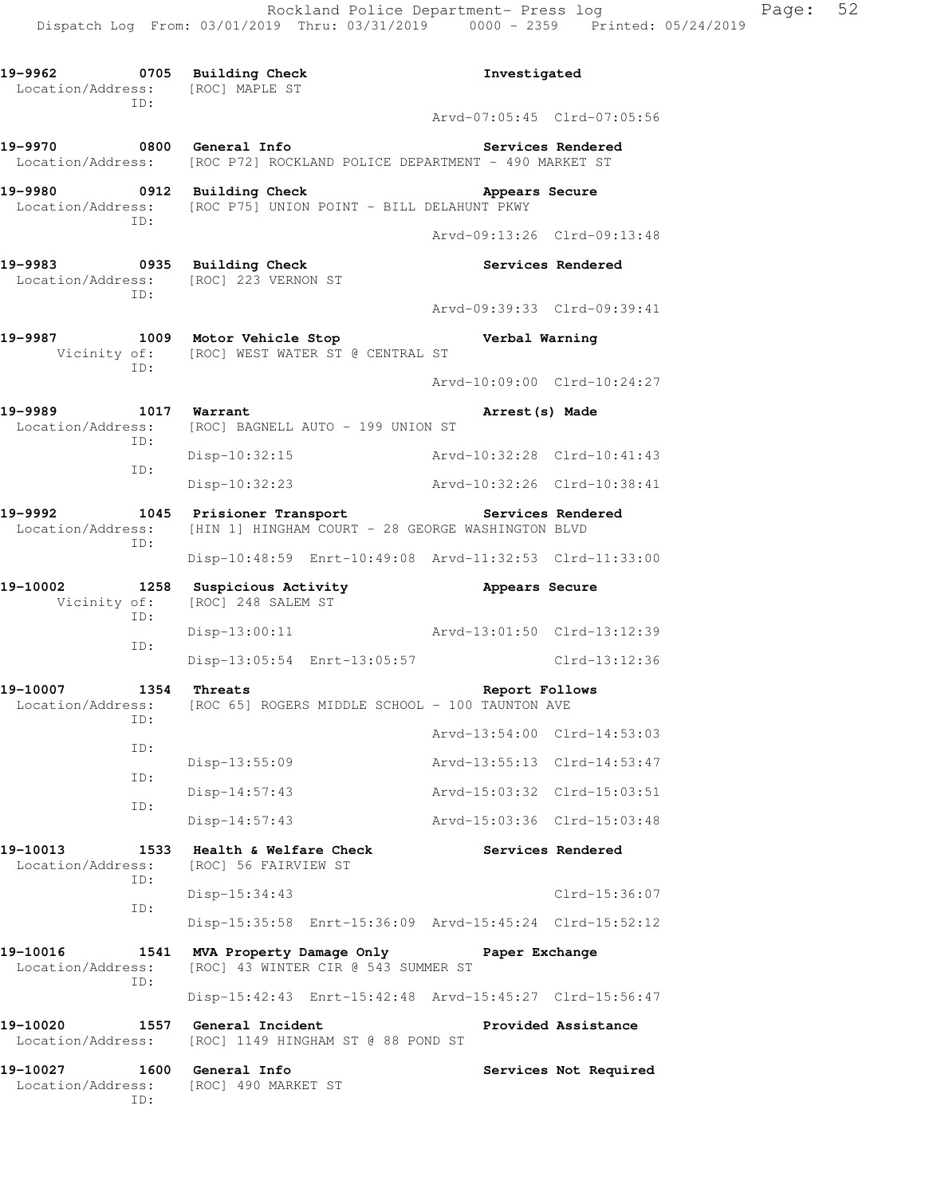**19-9962 0705 Building Check** — **Investigated**
Location/Address: [ROC] MAPLE ST
ID:
Arvd-07:05:45 Clrd-07:05:56

**19-9970 0800 General Info** — **Services Rendered**
Location/Address: [ROC P72] ROCKLAND POLICE DEPARTMENT - 490 MARKET ST

**19-9980 0912 Building Check** — **Appears Secure**
Location/Address: [ROC P75] UNION POINT - BILL DELAHUNT PKWY
ID:
Arvd-09:13:26 Clrd-09:13:48

**19-9983 0935 Building Check** — **Services Rendered**
Location/Address: [ROC] 223 VERNON ST
ID:
Arvd-09:39:33 Clrd-09:39:41

**19-9987 1009 Motor Vehicle Stop** — **Verbal Warning**
Vicinity of: [ROC] WEST WATER ST @ CENTRAL ST
ID:
Arvd-10:09:00 Clrd-10:24:27

**19-9989 1017 Warrant** — **Arrest(s) Made**
Location/Address: [ROC] BAGNELL AUTO - 199 UNION ST
ID:
Disp-10:32:15 Arvd-10:32:28 Clrd-10:41:43
ID:
Disp-10:32:23 Arvd-10:32:26 Clrd-10:38:41

**19-9992 1045 Prisioner Transport** — **Services Rendered**
Location/Address: [HIN 1] HINGHAM COURT - 28 GEORGE WASHINGTON BLVD
ID:
Disp-10:48:59 Enrt-10:49:08 Arvd-11:32:53 Clrd-11:33:00

**19-10002 1258 Suspicious Activity** — **Appears Secure**
Vicinity of: [ROC] 248 SALEM ST
ID:
Disp-13:00:11 Arvd-13:01:50 Clrd-13:12:39
ID:
Disp-13:05:54 Enrt-13:05:57 Clrd-13:12:36

**19-10007 1354 Threats** — **Report Follows**
Location/Address: [ROC 65] ROGERS MIDDLE SCHOOL - 100 TAUNTON AVE
ID:
Arvd-13:54:00 Clrd-14:53:03
ID:
Disp-13:55:09 Arvd-13:55:13 Clrd-14:53:47
ID:
Disp-14:57:43 Arvd-15:03:32 Clrd-15:03:51
ID:
Disp-14:57:43 Arvd-15:03:36 Clrd-15:03:48

**19-10013 1533 Health & Welfare Check** — **Services Rendered**
Location/Address: [ROC] 56 FAIRVIEW ST
ID:
Disp-15:34:43 Clrd-15:36:07
ID:
Disp-15:35:58 Enrt-15:36:09 Arvd-15:45:24 Clrd-15:52:12

**19-10016 1541 MVA Property Damage Only** — **Paper Exchange**
Location/Address: [ROC] 43 WINTER CIR @ 543 SUMMER ST
ID:
Disp-15:42:43 Enrt-15:42:48 Arvd-15:45:27 Clrd-15:56:47

**19-10020 1557 General Incident** — **Provided Assistance**
Location/Address: [ROC] 1149 HINGHAM ST @ 88 POND ST

**19-10027 1600 General Info** — **Services Not Required**
Location/Address: [ROC] 490 MARKET ST
ID: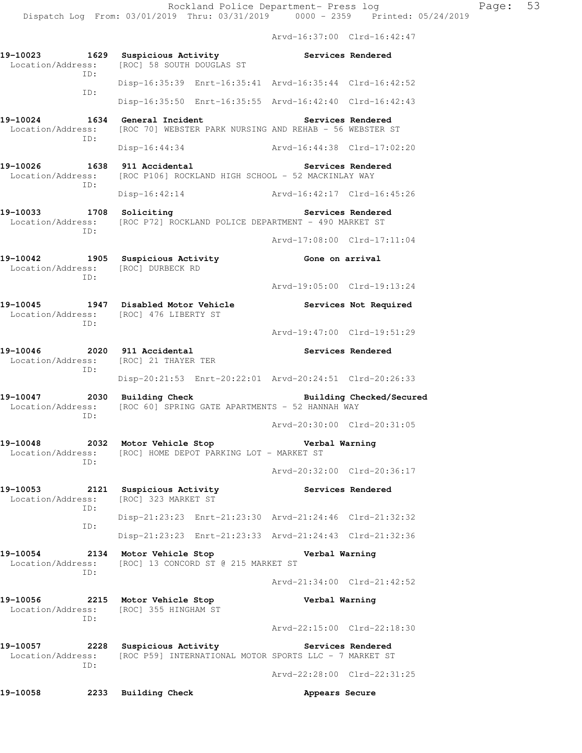Arvd-16:37:00 Clrd-16:42:47

**19-10023 1629 Suspicious Activity — Services Rendered**
Location/Address: [ROC] 58 SOUTH DOUGLAS ST
ID:
Disp-16:35:39 Enrt-16:35:41 Arvd-16:35:44 Clrd-16:42:52
ID:
Disp-16:35:50 Enrt-16:35:55 Arvd-16:42:40 Clrd-16:42:43

**19-10024 1634 General Incident — Services Rendered**
Location/Address: [ROC 70] WEBSTER PARK NURSING AND REHAB - 56 WEBSTER ST
ID:
Disp-16:44:34 Arvd-16:44:38 Clrd-17:02:20

**19-10026 1638 911 Accidental — Services Rendered**
Location/Address: [ROC P106] ROCKLAND HIGH SCHOOL - 52 MACKINLAY WAY
ID:
Disp-16:42:14 Arvd-16:42:17 Clrd-16:45:26

**19-10033 1708 Soliciting — Services Rendered**
Location/Address: [ROC P72] ROCKLAND POLICE DEPARTMENT - 490 MARKET ST
ID:
Arvd-17:08:00 Clrd-17:11:04

**19-10042 1905 Suspicious Activity — Gone on arrival**
Location/Address: [ROC] DURBECK RD
ID:
Arvd-19:05:00 Clrd-19:13:24

**19-10045 1947 Disabled Motor Vehicle — Services Not Required**
Location/Address: [ROC] 476 LIBERTY ST
ID:
Arvd-19:47:00 Clrd-19:51:29

**19-10046 2020 911 Accidental — Services Rendered**
Location/Address: [ROC] 21 THAYER TER
ID:
Disp-20:21:53 Enrt-20:22:01 Arvd-20:24:51 Clrd-20:26:33

**19-10047 2030 Building Check — Building Checked/Secured**
Location/Address: [ROC 60] SPRING GATE APARTMENTS - 52 HANNAH WAY
ID:
Arvd-20:30:00 Clrd-20:31:05

**19-10048 2032 Motor Vehicle Stop — Verbal Warning**
Location/Address: [ROC] HOME DEPOT PARKING LOT - MARKET ST
ID:
Arvd-20:32:00 Clrd-20:36:17

**19-10053 2121 Suspicious Activity — Services Rendered**
Location/Address: [ROC] 323 MARKET ST
ID:
Disp-21:23:23 Enrt-21:23:30 Arvd-21:24:46 Clrd-21:32:32
ID:
Disp-21:23:23 Enrt-21:23:33 Arvd-21:24:43 Clrd-21:32:36

**19-10054 2134 Motor Vehicle Stop — Verbal Warning**
Location/Address: [ROC] 13 CONCORD ST @ 215 MARKET ST
ID:
Arvd-21:34:00 Clrd-21:42:52

**19-10056 2215 Motor Vehicle Stop — Verbal Warning**
Location/Address: [ROC] 355 HINGHAM ST
ID:
Arvd-22:15:00 Clrd-22:18:30

**19-10057 2228 Suspicious Activity — Services Rendered**
Location/Address: [ROC P59] INTERNATIONAL MOTOR SPORTS LLC - 7 MARKET ST
ID:
Arvd-22:28:00 Clrd-22:31:25

**19-10058 2233 Building Check — Appears Secure**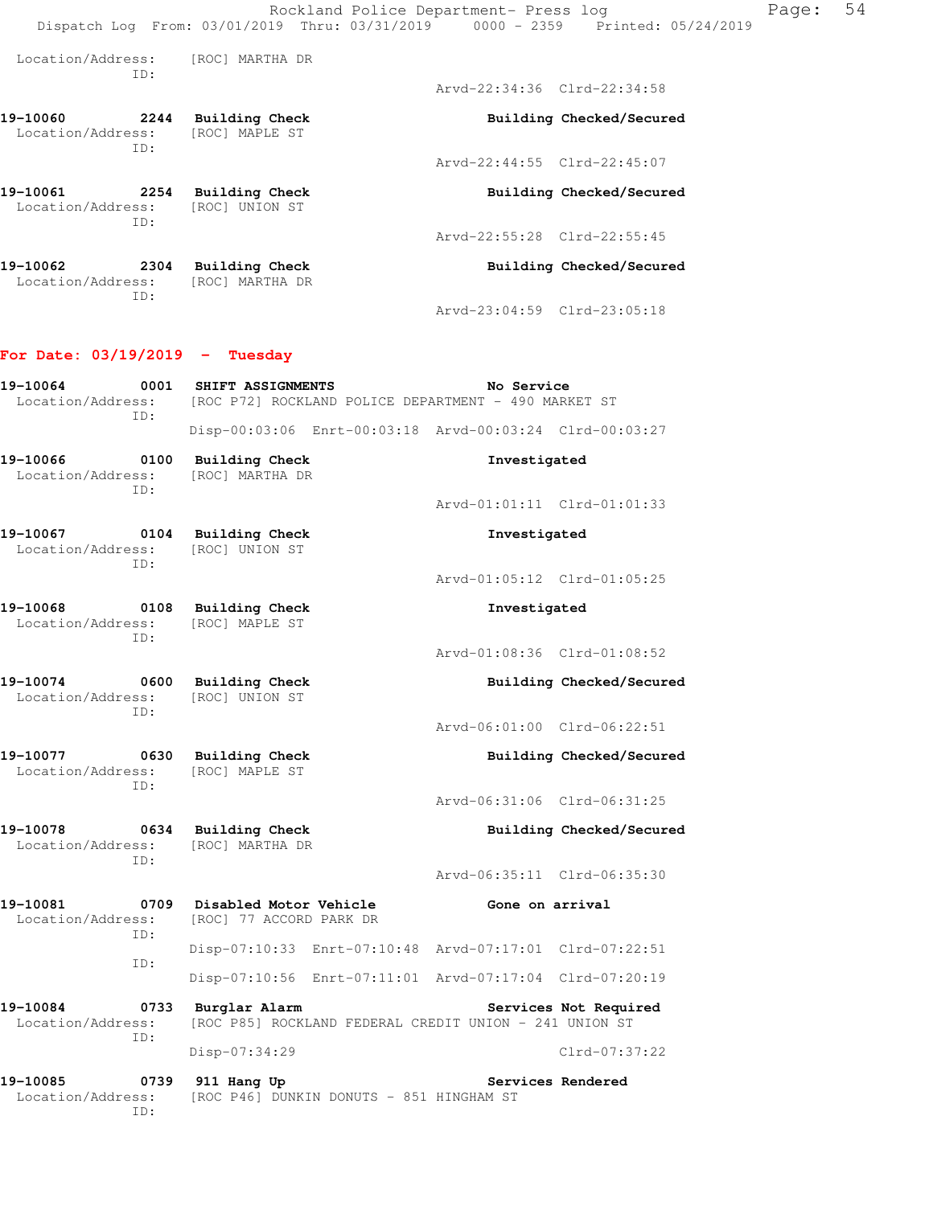Location/Address: [ROC] MARTHA DR
ID:
Arvd-22:34:36 Clrd-22:34:58

**19-10060 2244 Building Check** **Building Checked/Secured**
Location/Address: [ROC] MAPLE ST
ID:
Arvd-22:44:55 Clrd-22:45:07

**19-10061 2254 Building Check** **Building Checked/Secured**
Location/Address: [ROC] UNION ST
ID:
Arvd-22:55:28 Clrd-22:55:45

**19-10062 2304 Building Check** **Building Checked/Secured**
Location/Address: [ROC] MARTHA DR
ID:
Arvd-23:04:59 Clrd-23:05:18

## For Date: 03/19/2019 - Tuesday

**19-10064 0001 SHIFT ASSIGNMENTS** **No Service**
Location/Address: [ROC P72] ROCKLAND POLICE DEPARTMENT - 490 MARKET ST
ID:
Disp-00:03:06 Enrt-00:03:18 Arvd-00:03:24 Clrd-00:03:27

**19-10066 0100 Building Check** **Investigated**
Location/Address: [ROC] MARTHA DR
ID:
Arvd-01:01:11 Clrd-01:01:33

**19-10067 0104 Building Check** **Investigated**
Location/Address: [ROC] UNION ST
ID:
Arvd-01:05:12 Clrd-01:05:25

**19-10068 0108 Building Check** **Investigated**
Location/Address: [ROC] MAPLE ST
ID:
Arvd-01:08:36 Clrd-01:08:52

**19-10074 0600 Building Check** **Building Checked/Secured**
Location/Address: [ROC] UNION ST
ID:
Arvd-06:01:00 Clrd-06:22:51

**19-10077 0630 Building Check** **Building Checked/Secured**
Location/Address: [ROC] MAPLE ST
ID:
Arvd-06:31:06 Clrd-06:31:25

**19-10078 0634 Building Check** **Building Checked/Secured**
Location/Address: [ROC] MARTHA DR
ID:
Arvd-06:35:11 Clrd-06:35:30

**19-10081 0709 Disabled Motor Vehicle** **Gone on arrival**
Location/Address: [ROC] 77 ACCORD PARK DR
ID:
Disp-07:10:33 Enrt-07:10:48 Arvd-07:17:01 Clrd-07:22:51
ID:
Disp-07:10:56 Enrt-07:11:01 Arvd-07:17:04 Clrd-07:20:19

**19-10084 0733 Burglar Alarm** **Services Not Required**
Location/Address: [ROC P85] ROCKLAND FEDERAL CREDIT UNION - 241 UNION ST
ID:
Disp-07:34:29 Clrd-07:37:22

**19-10085 0739 911 Hang Up** **Services Rendered**
Location/Address: [ROC P46] DUNKIN DONUTS - 851 HINGHAM ST
ID: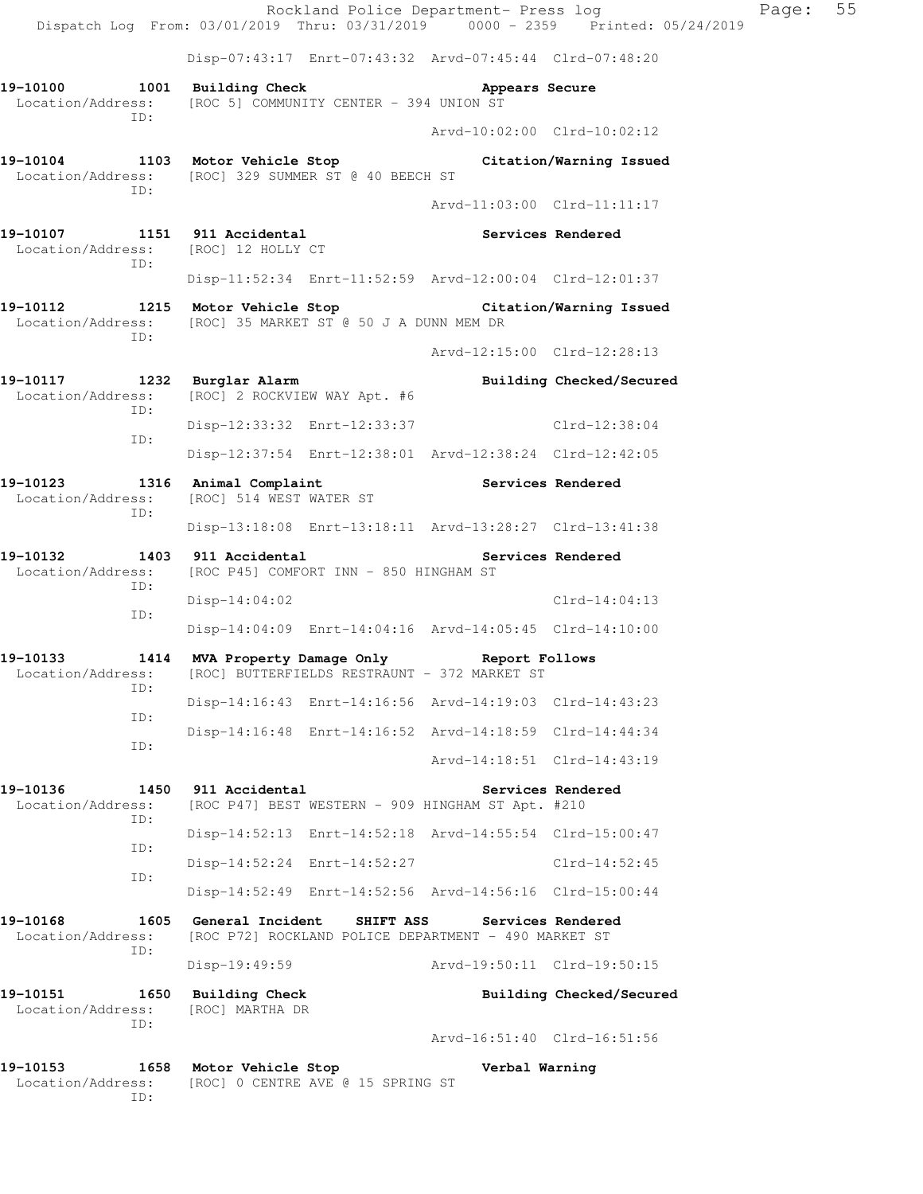Disp-07:43:17 Enrt-07:43:32 Arvd-07:45:44 Clrd-07:48:20

**19-10100 1001 Building Check** **Appears Secure**
Location/Address: [ROC 5] COMMUNITY CENTER - 394 UNION ST
ID:
Arvd-10:02:00 Clrd-10:02:12

**19-10104 1103 Motor Vehicle Stop** **Citation/Warning Issued**
Location/Address: [ROC] 329 SUMMER ST @ 40 BEECH ST
ID:
Arvd-11:03:00 Clrd-11:11:17

**19-10107 1151 911 Accidental** **Services Rendered**
Location/Address: [ROC] 12 HOLLY CT
ID:
Disp-11:52:34 Enrt-11:52:59 Arvd-12:00:04 Clrd-12:01:37

**19-10112 1215 Motor Vehicle Stop** **Citation/Warning Issued**
Location/Address: [ROC] 35 MARKET ST @ 50 J A DUNN MEM DR
ID:
Arvd-12:15:00 Clrd-12:28:13

**19-10117 1232 Burglar Alarm** **Building Checked/Secured**
Location/Address: [ROC] 2 ROCKVIEW WAY Apt. #6
ID:
Disp-12:33:32 Enrt-12:33:37 Clrd-12:38:04
ID:
Disp-12:37:54 Enrt-12:38:01 Arvd-12:38:24 Clrd-12:42:05

**19-10123 1316 Animal Complaint** **Services Rendered**
Location/Address: [ROC] 514 WEST WATER ST
ID:
Disp-13:18:08 Enrt-13:18:11 Arvd-13:28:27 Clrd-13:41:38

**19-10132 1403 911 Accidental** **Services Rendered**
Location/Address: [ROC P45] COMFORT INN - 850 HINGHAM ST
ID:
Disp-14:04:02 Clrd-14:04:13
ID:
Disp-14:04:09 Enrt-14:04:16 Arvd-14:05:45 Clrd-14:10:00

**19-10133 1414 MVA Property Damage Only** **Report Follows**
Location/Address: [ROC] BUTTERFIELDS RESTRAUNT - 372 MARKET ST
ID:
Disp-14:16:43 Enrt-14:16:56 Arvd-14:19:03 Clrd-14:43:23
ID:
Disp-14:16:48 Enrt-14:16:52 Arvd-14:18:59 Clrd-14:44:34
ID:
Arvd-14:18:51 Clrd-14:43:19

**19-10136 1450 911 Accidental** **Services Rendered**
Location/Address: [ROC P47] BEST WESTERN - 909 HINGHAM ST Apt. #210
ID:
Disp-14:52:13 Enrt-14:52:18 Arvd-14:55:54 Clrd-15:00:47
ID:
Disp-14:52:24 Enrt-14:52:27 Clrd-14:52:45
ID:
Disp-14:52:49 Enrt-14:52:56 Arvd-14:56:16 Clrd-15:00:44

**19-10168 1605 General Incident SHIFT ASS** **Services Rendered**
Location/Address: [ROC P72] ROCKLAND POLICE DEPARTMENT - 490 MARKET ST
ID:
Disp-19:49:59 Arvd-19:50:11 Clrd-19:50:15

**19-10151 1650 Building Check** **Building Checked/Secured**
Location/Address: [ROC] MARTHA DR
ID:
Arvd-16:51:40 Clrd-16:51:56

**19-10153 1658 Motor Vehicle Stop** **Verbal Warning**
Location/Address: [ROC] 0 CENTRE AVE @ 15 SPRING ST
ID: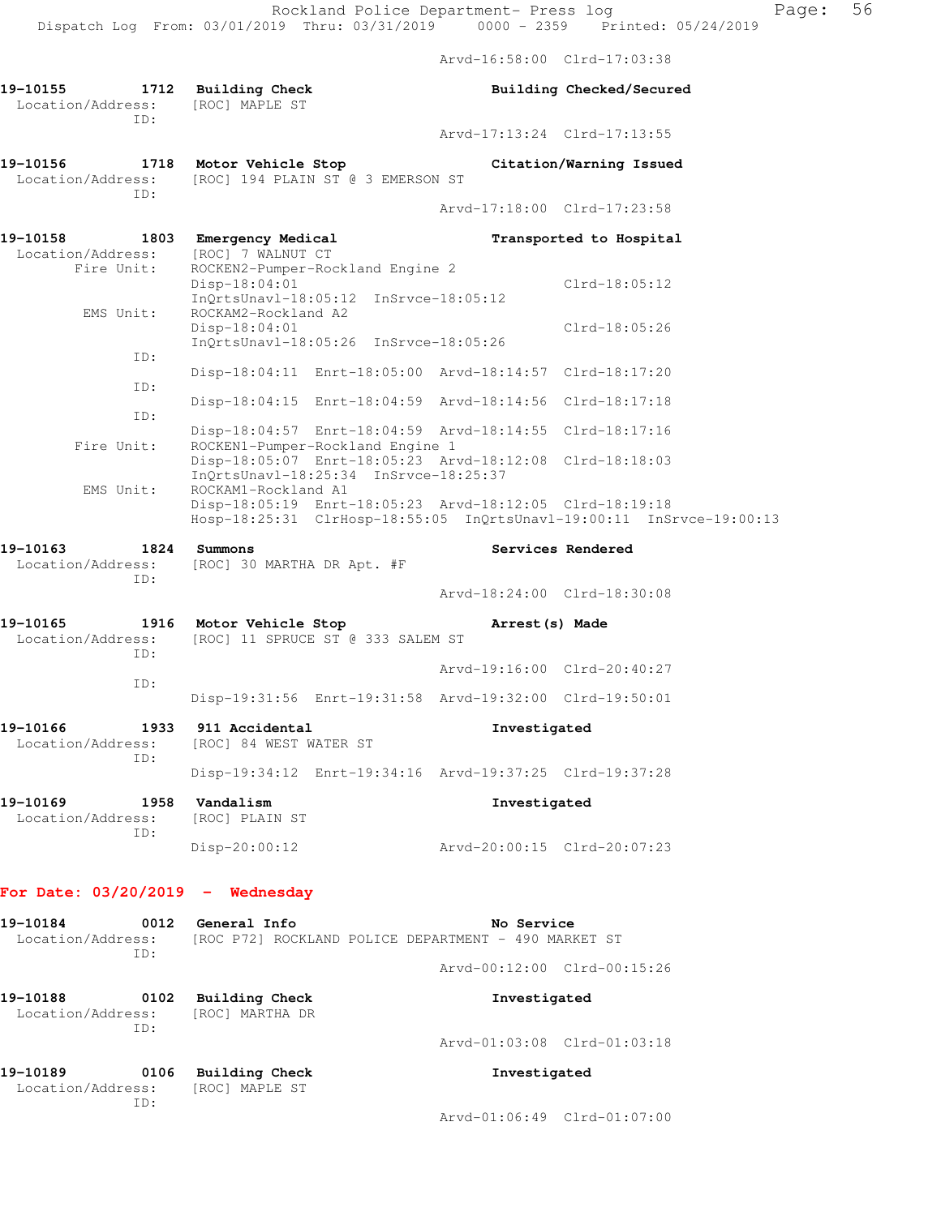Arvd-16:58:00 Clrd-17:03:38

**19-10155** 1712 **Building Check** **Building Checked/Secured**
Location/Address: [ROC] MAPLE ST
ID:
Arvd-17:13:24 Clrd-17:13:55

**19-10156** 1718 **Motor Vehicle Stop** **Citation/Warning Issued**
Location/Address: [ROC] 194 PLAIN ST @ 3 EMERSON ST
ID:
Arvd-17:18:00 Clrd-17:23:58

**19-10158** 1803 **Emergency Medical** **Transported to Hospital**
Location/Address: [ROC] 7 WALNUT CT
Fire Unit: ROCKEN2-Pumper-Rockland Engine 2
Disp-18:04:01 Clrd-18:05:12
InQrtsUnavl-18:05:12 InSrvce-18:05:12
EMS Unit: ROCKAM2-Rockland A2
Disp-18:04:01 Clrd-18:05:26
InQrtsUnavl-18:05:26 InSrvce-18:05:26
ID:
Disp-18:04:11 Enrt-18:05:00 Arvd-18:14:57 Clrd-18:17:20
ID:
Disp-18:04:15 Enrt-18:04:59 Arvd-18:14:56 Clrd-18:17:18
ID:
Disp-18:04:57 Enrt-18:04:59 Arvd-18:14:55 Clrd-18:17:16
Fire Unit: ROCKEN1-Pumper-Rockland Engine 1
Disp-18:05:07 Enrt-18:05:23 Arvd-18:12:08 Clrd-18:18:03
InQrtsUnavl-18:25:34 InSrvce-18:25:37
EMS Unit: ROCKAM1-Rockland A1
Disp-18:05:19 Enrt-18:05:23 Arvd-18:12:05 Clrd-18:19:18
Hosp-18:25:31 ClrHosp-18:55:05 InQrtsUnavl-19:00:11 InSrvce-19:00:13

**19-10163** 1824 **Summons** **Services Rendered**
Location/Address: [ROC] 30 MARTHA DR Apt. #F
ID:
Arvd-18:24:00 Clrd-18:30:08

**19-10165** 1916 **Motor Vehicle Stop** **Arrest(s) Made**
Location/Address: [ROC] 11 SPRUCE ST @ 333 SALEM ST
ID:
Arvd-19:16:00 Clrd-20:40:27
ID:
Disp-19:31:56 Enrt-19:31:58 Arvd-19:32:00 Clrd-19:50:01

**19-10166** 1933 **911 Accidental** **Investigated**
Location/Address: [ROC] 84 WEST WATER ST
ID:
Disp-19:34:12 Enrt-19:34:16 Arvd-19:37:25 Clrd-19:37:28

**19-10169** 1958 **Vandalism** **Investigated**
Location/Address: [ROC] PLAIN ST
ID:
Disp-20:00:12 Arvd-20:00:15 Clrd-20:07:23

## For Date: 03/20/2019 - Wednesday

**19-10184** 0012 **General Info** **No Service**
Location/Address: [ROC P72] ROCKLAND POLICE DEPARTMENT - 490 MARKET ST
ID:
Arvd-00:12:00 Clrd-00:15:26

**19-10188** 0102 **Building Check** **Investigated**
Location/Address: [ROC] MARTHA DR
ID:
Arvd-01:03:08 Clrd-01:03:18

**19-10189** 0106 **Building Check** **Investigated**
Location/Address: [ROC] MAPLE ST
ID:
Arvd-01:06:49 Clrd-01:07:00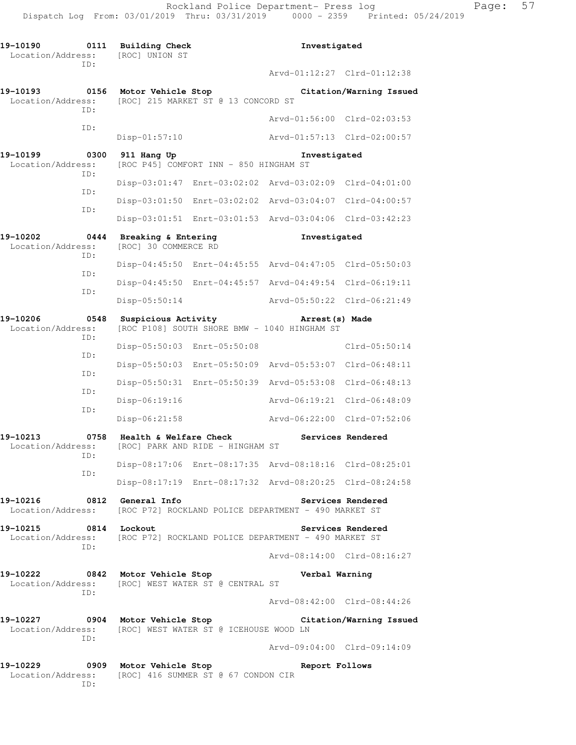19-10190 0111 Building Check Investigated
Location/Address: [ROC] UNION ST
ID:
Arvd-01:12:27 Clrd-01:12:38

19-10193 0156 Motor Vehicle Stop Citation/Warning Issued
Location/Address: [ROC] 215 MARKET ST @ 13 CONCORD ST
ID:
Arvd-01:56:00 Clrd-02:03:53
ID:
Disp-01:57:10 Arvd-01:57:13 Clrd-02:00:57

19-10199 0300 911 Hang Up Investigated
Location/Address: [ROC P45] COMFORT INN - 850 HINGHAM ST
ID:
Disp-03:01:47 Enrt-03:02:02 Arvd-03:02:09 Clrd-04:01:00
ID:
Disp-03:01:50 Enrt-03:02:02 Arvd-03:04:07 Clrd-04:00:57
ID:
Disp-03:01:51 Enrt-03:01:53 Arvd-03:04:06 Clrd-03:42:23

19-10202 0444 Breaking & Entering Investigated
Location/Address: [ROC] 30 COMMERCE RD
ID:
Disp-04:45:50 Enrt-04:45:55 Arvd-04:47:05 Clrd-05:50:03
ID:
Disp-04:45:50 Enrt-04:45:57 Arvd-04:49:54 Clrd-06:19:11
ID:
Disp-05:50:14 Arvd-05:50:22 Clrd-06:21:49

19-10206 0548 Suspicious Activity Arrest(s) Made
Location/Address: [ROC P108] SOUTH SHORE BMW - 1040 HINGHAM ST
ID:
Disp-05:50:03 Enrt-05:50:08 Clrd-05:50:14
ID:
Disp-05:50:03 Enrt-05:50:09 Arvd-05:53:07 Clrd-06:48:11
ID:
Disp-05:50:31 Enrt-05:50:39 Arvd-05:53:08 Clrd-06:48:13
ID:
Disp-06:19:16 Arvd-06:19:21 Clrd-06:48:09
ID:
Disp-06:21:58 Arvd-06:22:00 Clrd-07:52:06

19-10213 0758 Health & Welfare Check Services Rendered
Location/Address: [ROC] PARK AND RIDE - HINGHAM ST
ID:
Disp-08:17:06 Enrt-08:17:35 Arvd-08:18:16 Clrd-08:25:01
ID:
Disp-08:17:19 Enrt-08:17:32 Arvd-08:20:25 Clrd-08:24:58

19-10216 0812 General Info Services Rendered
Location/Address: [ROC P72] ROCKLAND POLICE DEPARTMENT - 490 MARKET ST

19-10215 0814 Lockout Services Rendered
Location/Address: [ROC P72] ROCKLAND POLICE DEPARTMENT - 490 MARKET ST
ID:
Arvd-08:14:00 Clrd-08:16:27

19-10222 0842 Motor Vehicle Stop Verbal Warning
Location/Address: [ROC] WEST WATER ST @ CENTRAL ST
ID:
Arvd-08:42:00 Clrd-08:44:26

19-10227 0904 Motor Vehicle Stop Citation/Warning Issued
Location/Address: [ROC] WEST WATER ST @ ICEHOUSE WOOD LN
ID:
Arvd-09:04:00 Clrd-09:14:09

19-10229 0909 Motor Vehicle Stop Report Follows
Location/Address: [ROC] 416 SUMMER ST @ 67 CONDON CIR
ID: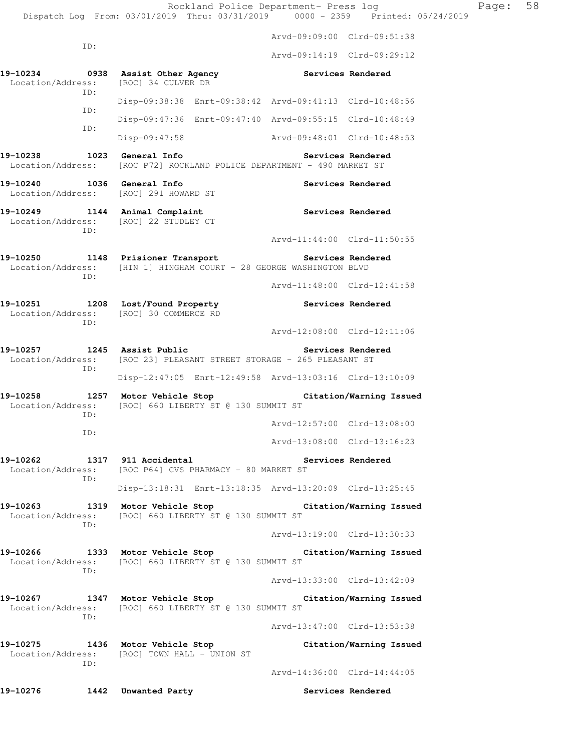Arvd-09:09:00 Clrd-09:51:38
ID:
Arvd-09:14:19 Clrd-09:29:12

**19-10234 0938 Assist Other Agency Services Rendered**
Location/Address: [ROC] 34 CULVER DR
ID:
Disp-09:38:38 Enrt-09:38:42 Arvd-09:41:13 Clrd-10:48:56
ID:
Disp-09:47:36 Enrt-09:47:40 Arvd-09:55:15 Clrd-10:48:49
ID:
Disp-09:47:58 Arvd-09:48:01 Clrd-10:48:53

**19-10238 1023 General Info Services Rendered**
Location/Address: [ROC P72] ROCKLAND POLICE DEPARTMENT - 490 MARKET ST

**19-10240 1036 General Info Services Rendered**
Location/Address: [ROC] 291 HOWARD ST

**19-10249 1144 Animal Complaint Services Rendered**
Location/Address: [ROC] 22 STUDLEY CT
ID:
Arvd-11:44:00 Clrd-11:50:55

**19-10250 1148 Prisioner Transport Services Rendered**
Location/Address: [HIN 1] HINGHAM COURT - 28 GEORGE WASHINGTON BLVD
ID:
Arvd-11:48:00 Clrd-12:41:58

**19-10251 1208 Lost/Found Property Services Rendered**
Location/Address: [ROC] 30 COMMERCE RD
ID:
Arvd-12:08:00 Clrd-12:11:06

**19-10257 1245 Assist Public Services Rendered**
Location/Address: [ROC 23] PLEASANT STREET STORAGE - 265 PLEASANT ST
ID:
Disp-12:47:05 Enrt-12:49:58 Arvd-13:03:16 Clrd-13:10:09

**19-10258 1257 Motor Vehicle Stop Citation/Warning Issued**
Location/Address: [ROC] 660 LIBERTY ST @ 130 SUMMIT ST
ID:
Arvd-12:57:00 Clrd-13:08:00
ID:
Arvd-13:08:00 Clrd-13:16:23

**19-10262 1317 911 Accidental Services Rendered**
Location/Address: [ROC P64] CVS PHARMACY - 80 MARKET ST
ID:
Disp-13:18:31 Enrt-13:18:35 Arvd-13:20:09 Clrd-13:25:45

**19-10263 1319 Motor Vehicle Stop Citation/Warning Issued**
Location/Address: [ROC] 660 LIBERTY ST @ 130 SUMMIT ST
ID:
Arvd-13:19:00 Clrd-13:30:33

**19-10266 1333 Motor Vehicle Stop Citation/Warning Issued**
Location/Address: [ROC] 660 LIBERTY ST @ 130 SUMMIT ST
ID:
Arvd-13:33:00 Clrd-13:42:09

**19-10267 1347 Motor Vehicle Stop Citation/Warning Issued**
Location/Address: [ROC] 660 LIBERTY ST @ 130 SUMMIT ST
ID:
Arvd-13:47:00 Clrd-13:53:38

**19-10275 1436 Motor Vehicle Stop Citation/Warning Issued**
Location/Address: [ROC] TOWN HALL - UNION ST
ID:
Arvd-14:36:00 Clrd-14:44:05

**19-10276 1442 Unwanted Party Services Rendered**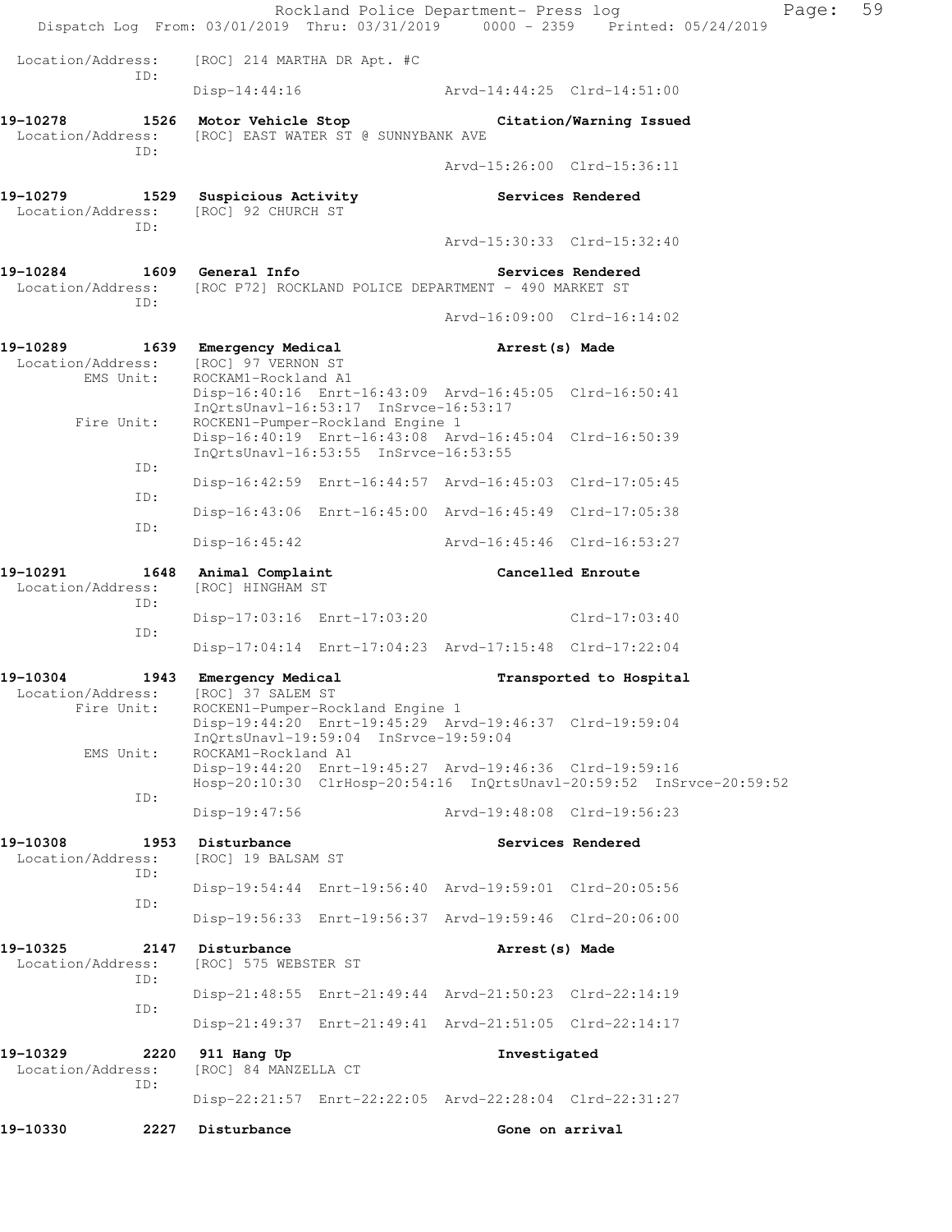```
 Location/Address:    [ROC] 214 MARTHA DR Apt. #C
               ID:
                      Disp-14:44:16                 Arvd-14:44:25  Clrd-14:51:00

19-10278         1526  Motor Vehicle Stop                 Citation/Warning Issued
 Location/Address:    [ROC] EAST WATER ST @ SUNNYBANK AVE
               ID:
                                                    Arvd-15:26:00  Clrd-15:36:11

19-10279         1529  Suspicious Activity                Services Rendered
 Location/Address:    [ROC] 92 CHURCH ST
               ID:
                                                    Arvd-15:30:33  Clrd-15:32:40

19-10284         1609  General Info                       Services Rendered
 Location/Address:    [ROC P72] ROCKLAND POLICE DEPARTMENT - 490 MARKET ST
               ID:
                                                    Arvd-16:09:00  Clrd-16:14:02

19-10289         1639  Emergency Medical                  Arrest(s) Made
 Location/Address:    [ROC] 97 VERNON ST
        EMS Unit:     ROCKAM1-Rockland A1
                      Disp-16:40:16  Enrt-16:43:09  Arvd-16:45:05  Clrd-16:50:41
                      InQrtsUnavl-16:53:17  InSrvce-16:53:17
       Fire Unit:     ROCKEN1-Pumper-Rockland Engine 1
                      Disp-16:40:19  Enrt-16:43:08  Arvd-16:45:04  Clrd-16:50:39
                      InQrtsUnavl-16:53:55  InSrvce-16:53:55
               ID:
                      Disp-16:42:59  Enrt-16:44:57  Arvd-16:45:03  Clrd-17:05:45
               ID:
                      Disp-16:43:06  Enrt-16:45:00  Arvd-16:45:49  Clrd-17:05:38
               ID:
                      Disp-16:45:42                 Arvd-16:45:46  Clrd-16:53:27

19-10291         1648  Animal Complaint                   Cancelled Enroute
 Location/Address:    [ROC] HINGHAM ST
               ID:
                      Disp-17:03:16  Enrt-17:03:20                 Clrd-17:03:40
               ID:
                      Disp-17:04:14  Enrt-17:04:23  Arvd-17:15:48  Clrd-17:22:04

19-10304         1943  Emergency Medical                  Transported to Hospital
 Location/Address:    [ROC] 37 SALEM ST
       Fire Unit:     ROCKEN1-Pumper-Rockland Engine 1
                      Disp-19:44:20  Enrt-19:45:29  Arvd-19:46:37  Clrd-19:59:04
                      InQrtsUnavl-19:59:04  InSrvce-19:59:04
        EMS Unit:     ROCKAM1-Rockland A1
                      Disp-19:44:20  Enrt-19:45:27  Arvd-19:46:36  Clrd-19:59:16
                      Hosp-20:10:30  ClrHosp-20:54:16  InQrtsUnavl-20:59:52  InSrvce-20:59:52
               ID:
                      Disp-19:47:56                 Arvd-19:48:08  Clrd-19:56:23

19-10308         1953  Disturbance                        Services Rendered
 Location/Address:    [ROC] 19 BALSAM ST
               ID:
                      Disp-19:54:44  Enrt-19:56:40  Arvd-19:59:01  Clrd-20:05:56
               ID:
                      Disp-19:56:33  Enrt-19:56:37  Arvd-19:59:46  Clrd-20:06:00

19-10325         2147  Disturbance                        Arrest(s) Made
 Location/Address:    [ROC] 575 WEBSTER ST
               ID:
                      Disp-21:48:55  Enrt-21:49:44  Arvd-21:50:23  Clrd-22:14:19
               ID:
                      Disp-21:49:37  Enrt-21:49:41  Arvd-21:51:05  Clrd-22:14:17

19-10329         2220  911 Hang Up                        Investigated
 Location/Address:    [ROC] 84 MANZELLA CT
               ID:
                      Disp-22:21:57  Enrt-22:22:05  Arvd-22:28:04  Clrd-22:31:27

19-10330         2227  Disturbance                        Gone on arrival
```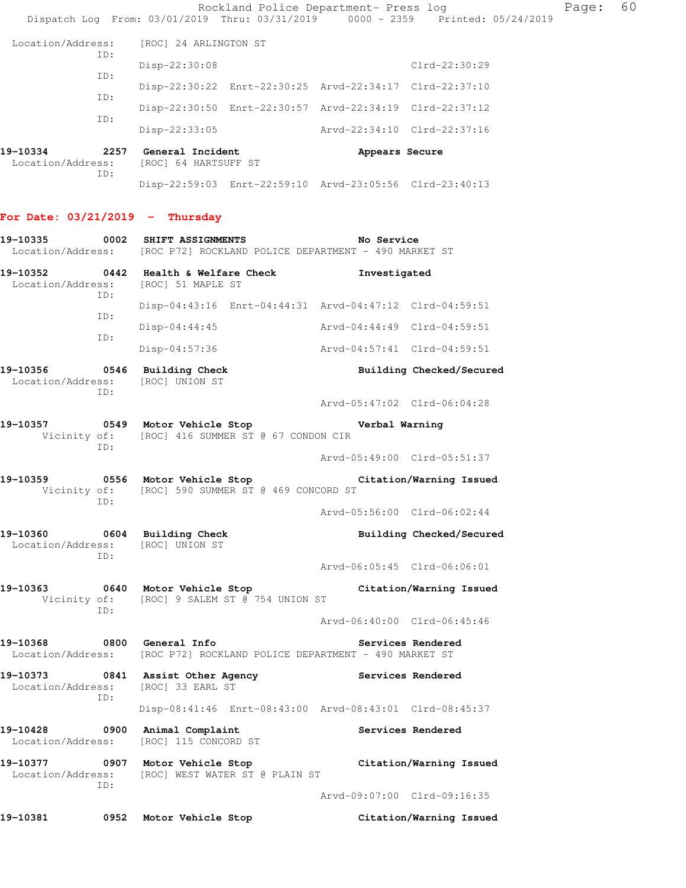Location/Address: [ROC] 24 ARLINGTON ST

```
ID:
    Disp-22:30:08                                    Clrd-22:30:29
ID:
    Disp-22:30:22  Enrt-22:30:25  Arvd-22:34:17  Clrd-22:37:10
ID:
    Disp-22:30:50  Enrt-22:30:57  Arvd-22:34:19  Clrd-22:37:12
ID:
    Disp-22:33:05                 Arvd-22:34:10  Clrd-22:37:16
```

**19-10334 2257 General Incident** — **Appears Secure**
Location/Address: [ROC] 64 HARTSUFF ST

```
ID:
    Disp-22:59:03  Enrt-22:59:10  Arvd-23:05:56  Clrd-23:40:13
```

## For Date: 03/21/2019 - Thursday

**19-10335 0002 SHIFT ASSIGNMENTS** — **No Service**
Location/Address: [ROC P72] ROCKLAND POLICE DEPARTMENT - 490 MARKET ST

**19-10352 0442 Health & Welfare Check** — **Investigated**
Location/Address: [ROC] 51 MAPLE ST

```
ID:
    Disp-04:43:16  Enrt-04:44:31  Arvd-04:47:12  Clrd-04:59:51
ID:
    Disp-04:44:45                 Arvd-04:44:49  Clrd-04:59:51
ID:
    Disp-04:57:36                 Arvd-04:57:41  Clrd-04:59:51
```

**19-10356 0546 Building Check** — **Building Checked/Secured**
Location/Address: [ROC] UNION ST

```
ID:
                                  Arvd-05:47:02  Clrd-06:04:28
```

**19-10357 0549 Motor Vehicle Stop** — **Verbal Warning**
Vicinity of: [ROC] 416 SUMMER ST @ 67 CONDON CIR

```
ID:
                                  Arvd-05:49:00  Clrd-05:51:37
```

**19-10359 0556 Motor Vehicle Stop** — **Citation/Warning Issued**
Vicinity of: [ROC] 590 SUMMER ST @ 469 CONCORD ST

```
ID:
                                  Arvd-05:56:00  Clrd-06:02:44
```

**19-10360 0604 Building Check** — **Building Checked/Secured**
Location/Address: [ROC] UNION ST

```
ID:
                                  Arvd-06:05:45  Clrd-06:06:01
```

**19-10363 0640 Motor Vehicle Stop** — **Citation/Warning Issued**
Vicinity of: [ROC] 9 SALEM ST @ 754 UNION ST

```
ID:
                                  Arvd-06:40:00  Clrd-06:45:46
```

**19-10368 0800 General Info** — **Services Rendered**
Location/Address: [ROC P72] ROCKLAND POLICE DEPARTMENT - 490 MARKET ST

**19-10373 0841 Assist Other Agency** — **Services Rendered**
Location/Address: [ROC] 33 EARL ST

```
ID:
    Disp-08:41:46  Enrt-08:43:00  Arvd-08:43:01  Clrd-08:45:37
```

**19-10428 0900 Animal Complaint** — **Services Rendered**
Location/Address: [ROC] 115 CONCORD ST

**19-10377 0907 Motor Vehicle Stop** — **Citation/Warning Issued**
Location/Address: [ROC] WEST WATER ST @ PLAIN ST

```
ID:
                                  Arvd-09:07:00  Clrd-09:16:35
```

**19-10381 0952 Motor Vehicle Stop** — **Citation/Warning Issued**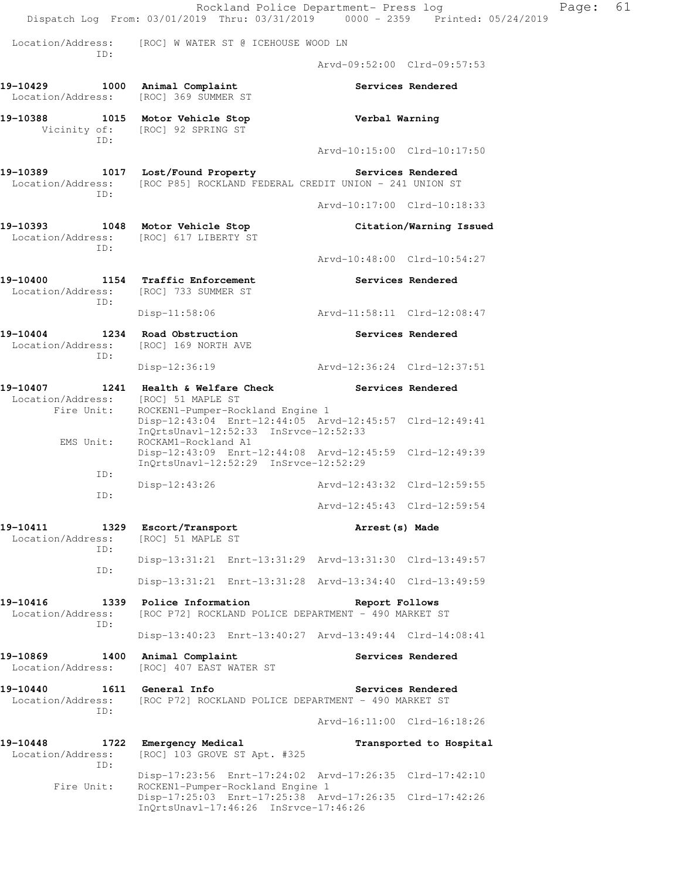Location/Address: [ROC] W WATER ST @ ICEHOUSE WOOD LN
ID:
Arvd-09:52:00 Clrd-09:57:53

**19-10429 1000 Animal Complaint** — **Services Rendered**
Location/Address: [ROC] 369 SUMMER ST

**19-10388 1015 Motor Vehicle Stop** — **Verbal Warning**
Vicinity of: [ROC] 92 SPRING ST
ID:
Arvd-10:15:00 Clrd-10:17:50

**19-10389 1017 Lost/Found Property** — **Services Rendered**
Location/Address: [ROC P85] ROCKLAND FEDERAL CREDIT UNION - 241 UNION ST
ID:
Arvd-10:17:00 Clrd-10:18:33

**19-10393 1048 Motor Vehicle Stop** — **Citation/Warning Issued**
Location/Address: [ROC] 617 LIBERTY ST
ID:
Arvd-10:48:00 Clrd-10:54:27

**19-10400 1154 Traffic Enforcement** — **Services Rendered**
Location/Address: [ROC] 733 SUMMER ST
ID:
Disp-11:58:06 Arvd-11:58:11 Clrd-12:08:47

**19-10404 1234 Road Obstruction** — **Services Rendered**
Location/Address: [ROC] 169 NORTH AVE
ID:
Disp-12:36:19 Arvd-12:36:24 Clrd-12:37:51

**19-10407 1241 Health & Welfare Check** — **Services Rendered**
Location/Address: [ROC] 51 MAPLE ST
Fire Unit: ROCKEN1-Pumper-Rockland Engine 1
Disp-12:43:04 Enrt-12:44:05 Arvd-12:45:57 Clrd-12:49:41
InQrtsUnavl-12:52:33 InSrvce-12:52:33
EMS Unit: ROCKAM1-Rockland A1
Disp-12:43:09 Enrt-12:44:08 Arvd-12:45:59 Clrd-12:49:39
InQrtsUnavl-12:52:29 InSrvce-12:52:29
ID:
Disp-12:43:26 Arvd-12:43:32 Clrd-12:59:55
ID:
Arvd-12:45:43 Clrd-12:59:54

**19-10411 1329 Escort/Transport** — **Arrest(s) Made**
Location/Address: [ROC] 51 MAPLE ST
ID:
Disp-13:31:21 Enrt-13:31:29 Arvd-13:31:30 Clrd-13:49:57
ID:
Disp-13:31:21 Enrt-13:31:28 Arvd-13:34:40 Clrd-13:49:59

**19-10416 1339 Police Information** — **Report Follows**
Location/Address: [ROC P72] ROCKLAND POLICE DEPARTMENT - 490 MARKET ST
ID:
Disp-13:40:23 Enrt-13:40:27 Arvd-13:49:44 Clrd-14:08:41

**19-10869 1400 Animal Complaint** — **Services Rendered**
Location/Address: [ROC] 407 EAST WATER ST

**19-10440 1611 General Info** — **Services Rendered**
Location/Address: [ROC P72] ROCKLAND POLICE DEPARTMENT - 490 MARKET ST
ID:
Arvd-16:11:00 Clrd-16:18:26

**19-10448 1722 Emergency Medical** — **Transported to Hospital**
Location/Address: [ROC] 103 GROVE ST Apt. #325
ID:
Disp-17:23:56 Enrt-17:24:02 Arvd-17:26:35 Clrd-17:42:10
Fire Unit: ROCKEN1-Pumper-Rockland Engine 1
Disp-17:25:03 Enrt-17:25:38 Arvd-17:26:35 Clrd-17:42:26
InQrtsUnavl-17:46:26 InSrvce-17:46:26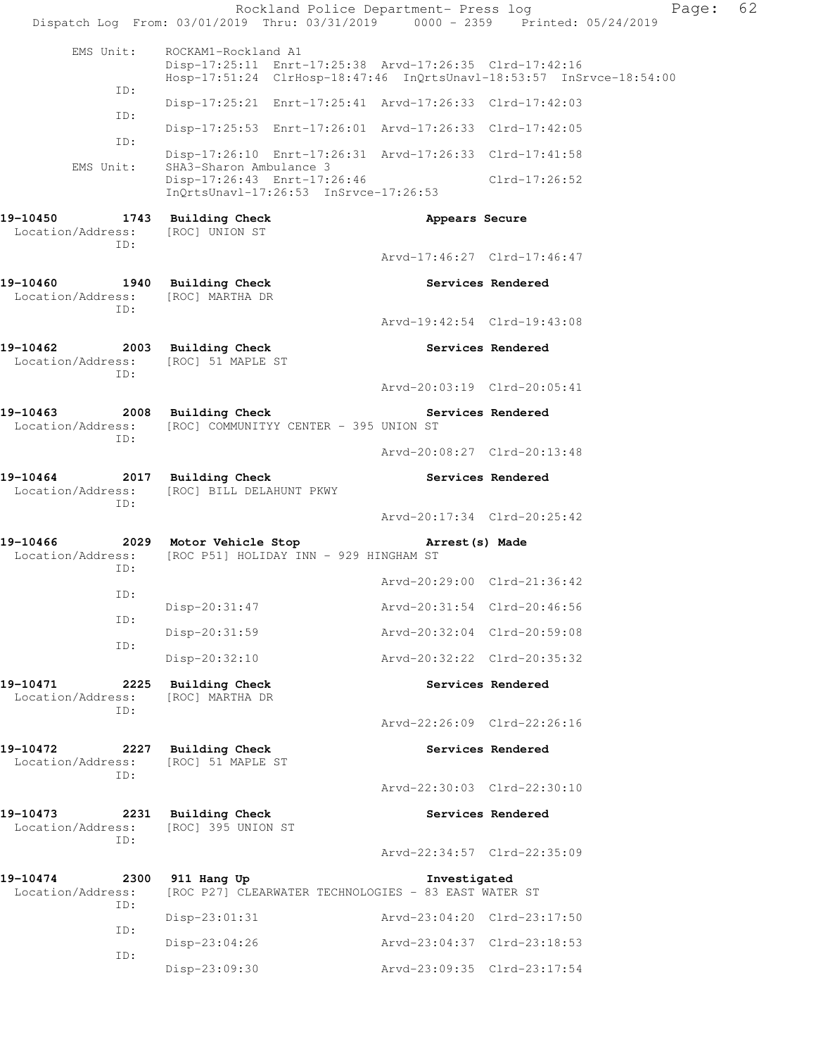Rockland Police Department- Press log
Dispatch Log From: 03/01/2019 Thru: 03/31/2019 0000 - 2359 Printed: 05/24/2019

```
        EMS Unit:      ROCKAM1-Rockland A1
                       Disp-17:25:11  Enrt-17:25:38  Arvd-17:26:35  Clrd-17:42:16
                       Hosp-17:51:24  ClrHosp-18:47:46  InQrtsUnavl-18:53:57  InSrvce-18:54:00
             ID:
                       Disp-17:25:21  Enrt-17:25:41  Arvd-17:26:33  Clrd-17:42:03
             ID:
                       Disp-17:25:53  Enrt-17:26:01  Arvd-17:26:33  Clrd-17:42:05
             ID:
                       Disp-17:26:10  Enrt-17:26:31  Arvd-17:26:33  Clrd-17:41:58
        EMS Unit:      SHA3-Sharon Ambulance 3
                       Disp-17:26:43  Enrt-17:26:46                 Clrd-17:26:52
                       InQrtsUnavl-17:26:53  InSrvce-17:26:53

19-10450        1743  Building Check                        Appears Secure
 Location/Address:    [ROC] UNION ST
             ID:
                                                     Arvd-17:46:27  Clrd-17:46:47

19-10460        1940  Building Check                        Services Rendered
 Location/Address:    [ROC] MARTHA DR
             ID:
                                                     Arvd-19:42:54  Clrd-19:43:08

19-10462        2003  Building Check                        Services Rendered
 Location/Address:    [ROC] 51 MAPLE ST
             ID:
                                                     Arvd-20:03:19  Clrd-20:05:41

19-10463        2008  Building Check                        Services Rendered
 Location/Address:    [ROC] COMMUNITYY CENTER - 395 UNION ST
             ID:
                                                     Arvd-20:08:27  Clrd-20:13:48

19-10464        2017  Building Check                        Services Rendered
 Location/Address:    [ROC] BILL DELAHUNT PKWY
             ID:
                                                     Arvd-20:17:34  Clrd-20:25:42

19-10466        2029  Motor Vehicle Stop                    Arrest(s) Made
 Location/Address:    [ROC P51] HOLIDAY INN - 929 HINGHAM ST
             ID:
                                                     Arvd-20:29:00  Clrd-21:36:42
             ID:
                      Disp-20:31:47                  Arvd-20:31:54  Clrd-20:46:56
             ID:
                      Disp-20:31:59                  Arvd-20:32:04  Clrd-20:59:08
             ID:
                      Disp-20:32:10                  Arvd-20:32:22  Clrd-20:35:32

19-10471        2225  Building Check                        Services Rendered
 Location/Address:    [ROC] MARTHA DR
             ID:
                                                     Arvd-22:26:09  Clrd-22:26:16

19-10472        2227  Building Check                        Services Rendered
 Location/Address:    [ROC] 51 MAPLE ST
             ID:
                                                     Arvd-22:30:03  Clrd-22:30:10

19-10473        2231  Building Check                        Services Rendered
 Location/Address:    [ROC] 395 UNION ST
             ID:
                                                     Arvd-22:34:57  Clrd-22:35:09

19-10474        2300  911 Hang Up                           Investigated
 Location/Address:    [ROC P27] CLEARWATER TECHNOLOGIES - 83 EAST WATER ST
             ID:
                      Disp-23:01:31                  Arvd-23:04:20  Clrd-23:17:50
             ID:
                      Disp-23:04:26                  Arvd-23:04:37  Clrd-23:18:53
             ID:
                      Disp-23:09:30                  Arvd-23:09:35  Clrd-23:17:54
```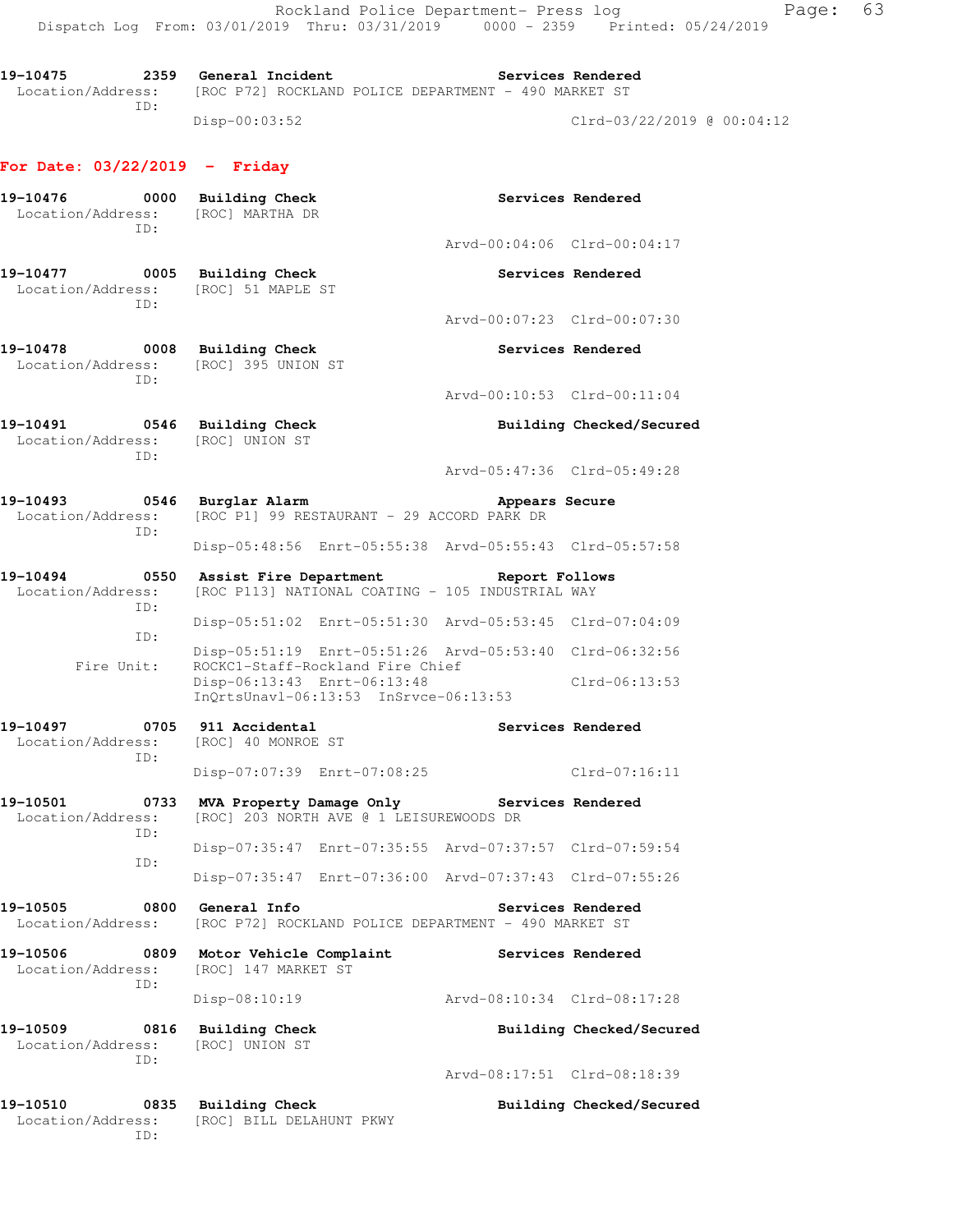19-10475 2359 General Incident Services Rendered
Location/Address: [ROC P72] ROCKLAND POLICE DEPARTMENT - 490 MARKET ST
ID:
Disp-00:03:52 Clrd-03/22/2019 @ 00:04:12

**For Date: 03/22/2019 - Friday**

19-10476 0000 Building Check Services Rendered
Location/Address: [ROC] MARTHA DR
ID:
Arvd-00:04:06 Clrd-00:04:17

19-10477 0005 Building Check Services Rendered
Location/Address: [ROC] 51 MAPLE ST
ID:
Arvd-00:07:23 Clrd-00:07:30

19-10478 0008 Building Check Services Rendered
Location/Address: [ROC] 395 UNION ST
ID:
Arvd-00:10:53 Clrd-00:11:04

19-10491 0546 Building Check Building Checked/Secured
Location/Address: [ROC] UNION ST
ID:
Arvd-05:47:36 Clrd-05:49:28

19-10493 0546 Burglar Alarm Appears Secure
Location/Address: [ROC P1] 99 RESTAURANT - 29 ACCORD PARK DR
ID:
Disp-05:48:56 Enrt-05:55:38 Arvd-05:55:43 Clrd-05:57:58

19-10494 0550 Assist Fire Department Report Follows
Location/Address: [ROC P113] NATIONAL COATING - 105 INDUSTRIAL WAY
ID:
Disp-05:51:02 Enrt-05:51:30 Arvd-05:53:45 Clrd-07:04:09
ID:
Disp-05:51:19 Enrt-05:51:26 Arvd-05:53:40 Clrd-06:32:56
Fire Unit: ROCKC1-Staff-Rockland Fire Chief
Disp-06:13:43 Enrt-06:13:48 Clrd-06:13:53
InQrtsUnavl-06:13:53 InSrvce-06:13:53

19-10497 0705 911 Accidental Services Rendered
Location/Address: [ROC] 40 MONROE ST
ID:
Disp-07:07:39 Enrt-07:08:25 Clrd-07:16:11

19-10501 0733 MVA Property Damage Only Services Rendered
Location/Address: [ROC] 203 NORTH AVE @ 1 LEISUREWOODS DR
ID:
Disp-07:35:47 Enrt-07:35:55 Arvd-07:37:57 Clrd-07:59:54
ID:
Disp-07:35:47 Enrt-07:36:00 Arvd-07:37:43 Clrd-07:55:26

19-10505 0800 General Info Services Rendered
Location/Address: [ROC P72] ROCKLAND POLICE DEPARTMENT - 490 MARKET ST

19-10506 0809 Motor Vehicle Complaint Services Rendered
Location/Address: [ROC] 147 MARKET ST
ID:
Disp-08:10:19 Arvd-08:10:34 Clrd-08:17:28

19-10509 0816 Building Check Building Checked/Secured
Location/Address: [ROC] UNION ST
ID:
Arvd-08:17:51 Clrd-08:18:39

19-10510 0835 Building Check Building Checked/Secured
Location/Address: [ROC] BILL DELAHUNT PKWY
ID: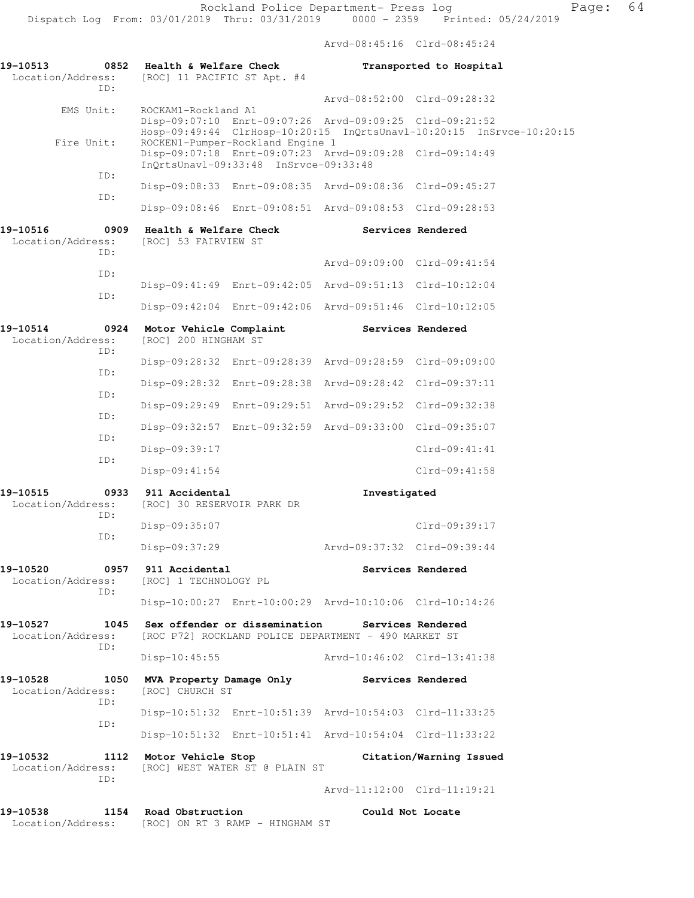Arvd-08:45:16 Clrd-08:45:24

**19-10513 0852 Health & Welfare Check — Transported to Hospital**
Location/Address: [ROC] 11 PACIFIC ST Apt. #4
ID:
Arvd-08:52:00 Clrd-09:28:32
EMS Unit: ROCKAM1-Rockland A1
Disp-09:07:10 Enrt-09:07:26 Arvd-09:09:25 Clrd-09:21:52
Hosp-09:49:44 ClrHosp-10:20:15 InQrtsUnavl-10:20:15 InSrvce-10:20:15
Fire Unit: ROCKEN1-Pumper-Rockland Engine 1
Disp-09:07:18 Enrt-09:07:23 Arvd-09:09:28 Clrd-09:14:49
InQrtsUnavl-09:33:48 InSrvce-09:33:48
ID:
Disp-09:08:33 Enrt-09:08:35 Arvd-09:08:36 Clrd-09:45:27
ID:
Disp-09:08:46 Enrt-09:08:51 Arvd-09:08:53 Clrd-09:28:53

**19-10516 0909 Health & Welfare Check — Services Rendered**
Location/Address: [ROC] 53 FAIRVIEW ST
ID:
Arvd-09:09:00 Clrd-09:41:54
ID:
Disp-09:41:49 Enrt-09:42:05 Arvd-09:51:13 Clrd-10:12:04
ID:
Disp-09:42:04 Enrt-09:42:06 Arvd-09:51:46 Clrd-10:12:05

**19-10514 0924 Motor Vehicle Complaint — Services Rendered**
Location/Address: [ROC] 200 HINGHAM ST
ID:
Disp-09:28:32 Enrt-09:28:39 Arvd-09:28:59 Clrd-09:09:00
ID:
Disp-09:28:32 Enrt-09:28:38 Arvd-09:28:42 Clrd-09:37:11
ID:
Disp-09:29:49 Enrt-09:29:51 Arvd-09:29:52 Clrd-09:32:38
ID:
Disp-09:32:57 Enrt-09:32:59 Arvd-09:33:00 Clrd-09:35:07
ID:
Disp-09:39:17 Clrd-09:41:41
ID:
Disp-09:41:54 Clrd-09:41:58

**19-10515 0933 911 Accidental — Investigated**
Location/Address: [ROC] 30 RESERVOIR PARK DR
ID:
Disp-09:35:07 Clrd-09:39:17
ID:
Disp-09:37:29 Arvd-09:37:32 Clrd-09:39:44

**19-10520 0957 911 Accidental — Services Rendered**
Location/Address: [ROC] 1 TECHNOLOGY PL
ID:
Disp-10:00:27 Enrt-10:00:29 Arvd-10:10:06 Clrd-10:14:26

**19-10527 1045 Sex offender or dissemination — Services Rendered**
Location/Address: [ROC P72] ROCKLAND POLICE DEPARTMENT - 490 MARKET ST
ID:
Disp-10:45:55 Arvd-10:46:02 Clrd-13:41:38

**19-10528 1050 MVA Property Damage Only — Services Rendered**
Location/Address: [ROC] CHURCH ST
ID:
Disp-10:51:32 Enrt-10:51:39 Arvd-10:54:03 Clrd-11:33:25
ID:
Disp-10:51:32 Enrt-10:51:41 Arvd-10:54:04 Clrd-11:33:22

**19-10532 1112 Motor Vehicle Stop — Citation/Warning Issued**
Location/Address: [ROC] WEST WATER ST @ PLAIN ST
ID:
Arvd-11:12:00 Clrd-11:19:21

**19-10538 1154 Road Obstruction — Could Not Locate**
Location/Address: [ROC] ON RT 3 RAMP - HINGHAM ST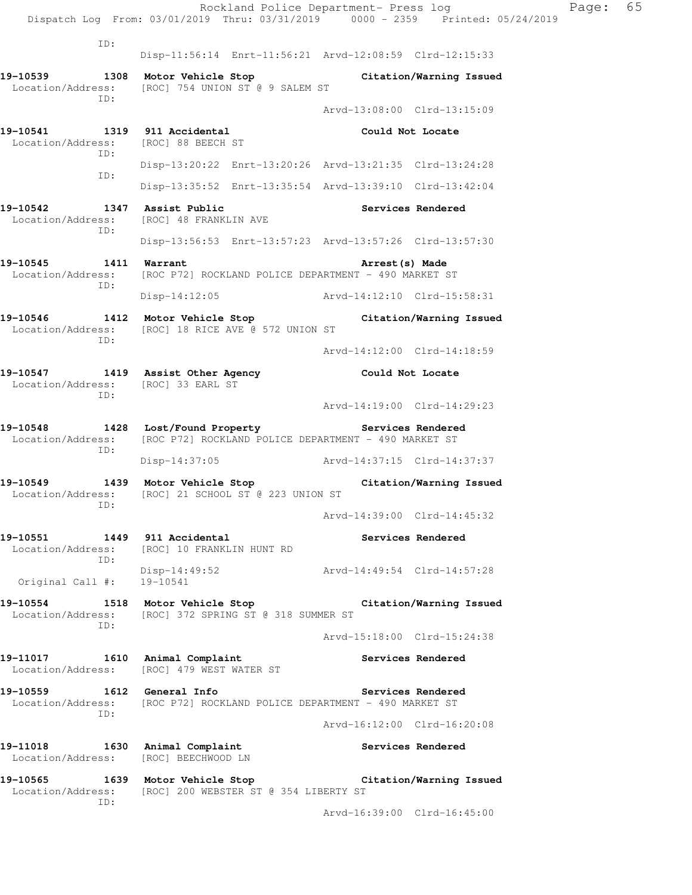```
ID:
                    Disp-11:56:14  Enrt-11:56:21  Arvd-12:08:59  Clrd-12:15:33

19-10539        1308  Motor Vehicle Stop                    Citation/Warning Issued
  Location/Address:   [ROC] 754 UNION ST @ 9 SALEM ST
               ID:
                                                  Arvd-13:08:00  Clrd-13:15:09

19-10541        1319  911 Accidental                        Could Not Locate
  Location/Address:   [ROC] 88 BEECH ST
               ID:
                    Disp-13:20:22  Enrt-13:20:26  Arvd-13:21:35  Clrd-13:24:28
               ID:
                    Disp-13:35:52  Enrt-13:35:54  Arvd-13:39:10  Clrd-13:42:04

19-10542        1347  Assist Public                         Services Rendered
  Location/Address:   [ROC] 48 FRANKLIN AVE
               ID:
                    Disp-13:56:53  Enrt-13:57:23  Arvd-13:57:26  Clrd-13:57:30

19-10545        1411  Warrant                               Arrest(s) Made
  Location/Address:   [ROC P72] ROCKLAND POLICE DEPARTMENT - 490 MARKET ST
               ID:
                    Disp-14:12:05                 Arvd-14:12:10  Clrd-15:58:31

19-10546        1412  Motor Vehicle Stop                    Citation/Warning Issued
  Location/Address:   [ROC] 18 RICE AVE @ 572 UNION ST
               ID:
                                                  Arvd-14:12:00  Clrd-14:18:59

19-10547        1419  Assist Other Agency                   Could Not Locate
  Location/Address:   [ROC] 33 EARL ST
               ID:
                                                  Arvd-14:19:00  Clrd-14:29:23

19-10548        1428  Lost/Found Property                   Services Rendered
  Location/Address:   [ROC P72] ROCKLAND POLICE DEPARTMENT - 490 MARKET ST
               ID:
                    Disp-14:37:05                 Arvd-14:37:15  Clrd-14:37:37

19-10549        1439  Motor Vehicle Stop                    Citation/Warning Issued
  Location/Address:   [ROC] 21 SCHOOL ST @ 223 UNION ST
               ID:
                                                  Arvd-14:39:00  Clrd-14:45:32

19-10551        1449  911 Accidental                        Services Rendered
  Location/Address:   [ROC] 10 FRANKLIN HUNT RD
               ID:
                    Disp-14:49:52                 Arvd-14:49:54  Clrd-14:57:28
  Original Call #:    19-10541

19-10554        1518  Motor Vehicle Stop                    Citation/Warning Issued
  Location/Address:   [ROC] 372 SPRING ST @ 318 SUMMER ST
               ID:
                                                  Arvd-15:18:00  Clrd-15:24:38

19-11017        1610  Animal Complaint                      Services Rendered
  Location/Address:   [ROC] 479 WEST WATER ST

19-10559        1612  General Info                          Services Rendered
  Location/Address:   [ROC P72] ROCKLAND POLICE DEPARTMENT - 490 MARKET ST
               ID:
                                                  Arvd-16:12:00  Clrd-16:20:08

19-11018        1630  Animal Complaint                      Services Rendered
  Location/Address:   [ROC] BEECHWOOD LN

19-10565        1639  Motor Vehicle Stop                    Citation/Warning Issued
  Location/Address:   [ROC] 200 WEBSTER ST @ 354 LIBERTY ST
               ID:
                                                  Arvd-16:39:00  Clrd-16:45:00
```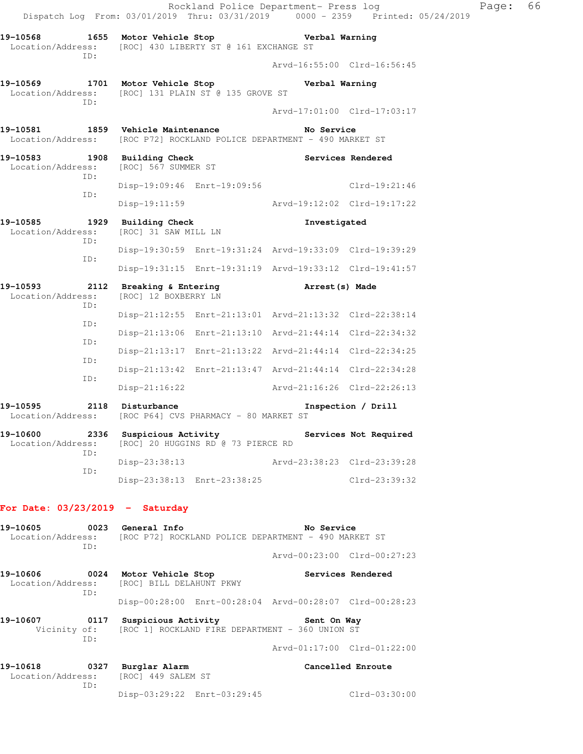19-10568 1655 Motor Vehicle Stop Verbal Warning
Location/Address: [ROC] 430 LIBERTY ST @ 161 EXCHANGE ST
ID:
Arvd-16:55:00 Clrd-16:56:45

19-10569 1701 Motor Vehicle Stop Verbal Warning
Location/Address: [ROC] 131 PLAIN ST @ 135 GROVE ST
ID:
Arvd-17:01:00 Clrd-17:03:17

19-10581 1859 Vehicle Maintenance No Service
Location/Address: [ROC P72] ROCKLAND POLICE DEPARTMENT - 490 MARKET ST

19-10583 1908 Building Check Services Rendered
Location/Address: [ROC] 567 SUMMER ST
ID:
Disp-19:09:46 Enrt-19:09:56 Clrd-19:21:46
ID:
Disp-19:11:59 Arvd-19:12:02 Clrd-19:17:22

19-10585 1929 Building Check Investigated
Location/Address: [ROC] 31 SAW MILL LN
ID:
Disp-19:30:59 Enrt-19:31:24 Arvd-19:33:09 Clrd-19:39:29
ID:
Disp-19:31:15 Enrt-19:31:19 Arvd-19:33:12 Clrd-19:41:57

19-10593 2112 Breaking & Entering Arrest(s) Made
Location/Address: [ROC] 12 BOXBERRY LN
ID:
Disp-21:12:55 Enrt-21:13:01 Arvd-21:13:32 Clrd-22:38:14
ID:
Disp-21:13:06 Enrt-21:13:10 Arvd-21:44:14 Clrd-22:34:32
ID:
Disp-21:13:17 Enrt-21:13:22 Arvd-21:44:14 Clrd-22:34:25
ID:
Disp-21:13:42 Enrt-21:13:47 Arvd-21:44:14 Clrd-22:34:28
ID:
Disp-21:16:22 Arvd-21:16:26 Clrd-22:26:13

19-10595 2118 Disturbance Inspection / Drill
Location/Address: [ROC P64] CVS PHARMACY - 80 MARKET ST

19-10600 2336 Suspicious Activity Services Not Required
Location/Address: [ROC] 20 HUGGINS RD @ 73 PIERCE RD
ID:
Disp-23:38:13 Arvd-23:38:23 Clrd-23:39:28
ID:
Disp-23:38:13 Enrt-23:38:25 Clrd-23:39:32

## For Date: 03/23/2019 - Saturday

19-10605 0023 General Info No Service
Location/Address: [ROC P72] ROCKLAND POLICE DEPARTMENT - 490 MARKET ST
ID:
Arvd-00:23:00 Clrd-00:27:23

19-10606 0024 Motor Vehicle Stop Services Rendered
Location/Address: [ROC] BILL DELAHUNT PKWY
ID:
Disp-00:28:00 Enrt-00:28:04 Arvd-00:28:07 Clrd-00:28:23

19-10607 0117 Suspicious Activity Sent On Way
Vicinity of: [ROC 1] ROCKLAND FIRE DEPARTMENT - 360 UNION ST
ID:
Arvd-01:17:00 Clrd-01:22:00

19-10618 0327 Burglar Alarm Cancelled Enroute
Location/Address: [ROC] 449 SALEM ST
ID:
Disp-03:29:22 Enrt-03:29:45 Clrd-03:30:00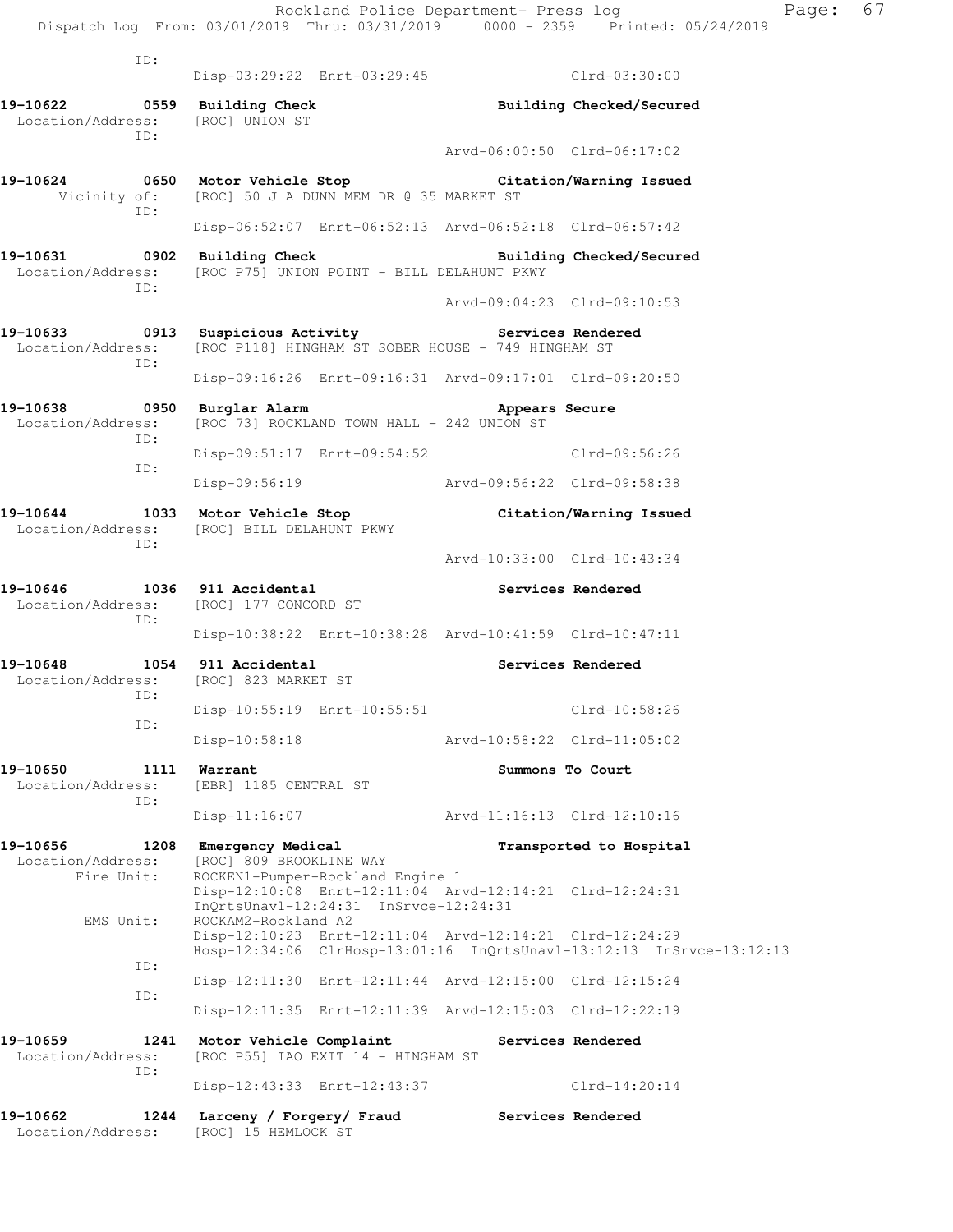```
 ID:
                 Disp-03:29:22  Enrt-03:29:45                Clrd-03:30:00

19-10622         0559  Building Check                    Building Checked/Secured
 Location/Address:     [ROC] UNION ST
              ID:
                                                Arvd-06:00:50  Clrd-06:17:02

19-10624         0650  Motor Vehicle Stop                Citation/Warning Issued
      Vicinity of:     [ROC] 50 J A DUNN MEM DR @ 35 MARKET ST
              ID:
                 Disp-06:52:07  Enrt-06:52:13  Arvd-06:52:18  Clrd-06:57:42

19-10631         0902  Building Check                    Building Checked/Secured
 Location/Address:     [ROC P75] UNION POINT - BILL DELAHUNT PKWY
              ID:
                                                Arvd-09:04:23  Clrd-09:10:53

19-10633         0913  Suspicious Activity               Services Rendered
 Location/Address:     [ROC P118] HINGHAM ST SOBER HOUSE - 749 HINGHAM ST
              ID:
                 Disp-09:16:26  Enrt-09:16:31  Arvd-09:17:01  Clrd-09:20:50

19-10638         0950  Burglar Alarm                     Appears Secure
 Location/Address:     [ROC 73] ROCKLAND TOWN HALL - 242 UNION ST
              ID:
                 Disp-09:51:17  Enrt-09:54:52                Clrd-09:56:26
              ID:
                 Disp-09:56:19                 Arvd-09:56:22  Clrd-09:58:38

19-10644         1033  Motor Vehicle Stop                Citation/Warning Issued
 Location/Address:     [ROC] BILL DELAHUNT PKWY
              ID:
                                                Arvd-10:33:00  Clrd-10:43:34

19-10646         1036  911 Accidental                    Services Rendered
 Location/Address:     [ROC] 177 CONCORD ST
              ID:
                 Disp-10:38:22  Enrt-10:38:28  Arvd-10:41:59  Clrd-10:47:11

19-10648         1054  911 Accidental                    Services Rendered
 Location/Address:     [ROC] 823 MARKET ST
              ID:
                 Disp-10:55:19  Enrt-10:55:51                Clrd-10:58:26
              ID:
                 Disp-10:58:18                 Arvd-10:58:22  Clrd-11:05:02

19-10650         1111  Warrant                           Summons To Court
 Location/Address:     [EBR] 1185 CENTRAL ST
              ID:
                 Disp-11:16:07                 Arvd-11:16:13  Clrd-12:10:16

19-10656         1208  Emergency Medical                 Transported to Hospital
 Location/Address:     [ROC] 809 BROOKLINE WAY
       Fire Unit:      ROCKEN1-Pumper-Rockland Engine 1
                 Disp-12:10:08  Enrt-12:11:04  Arvd-12:14:21  Clrd-12:24:31
                 InQrtsUnavl-12:24:31  InSrvce-12:24:31
        EMS Unit:      ROCKAM2-Rockland A2
                 Disp-12:10:23  Enrt-12:11:04  Arvd-12:14:21  Clrd-12:24:29
                 Hosp-12:34:06  ClrHosp-13:01:16  InQrtsUnavl-13:12:13  InSrvce-13:12:13
              ID:
                 Disp-12:11:30  Enrt-12:11:44  Arvd-12:15:00  Clrd-12:15:24
              ID:
                 Disp-12:11:35  Enrt-12:11:39  Arvd-12:15:03  Clrd-12:22:19

19-10659         1241  Motor Vehicle Complaint           Services Rendered
 Location/Address:     [ROC P55] IAO EXIT 14 - HINGHAM ST
              ID:
                 Disp-12:43:33  Enrt-12:43:37                Clrd-14:20:14

19-10662         1244  Larceny / Forgery/ Fraud          Services Rendered
 Location/Address:     [ROC] 15 HEMLOCK ST
```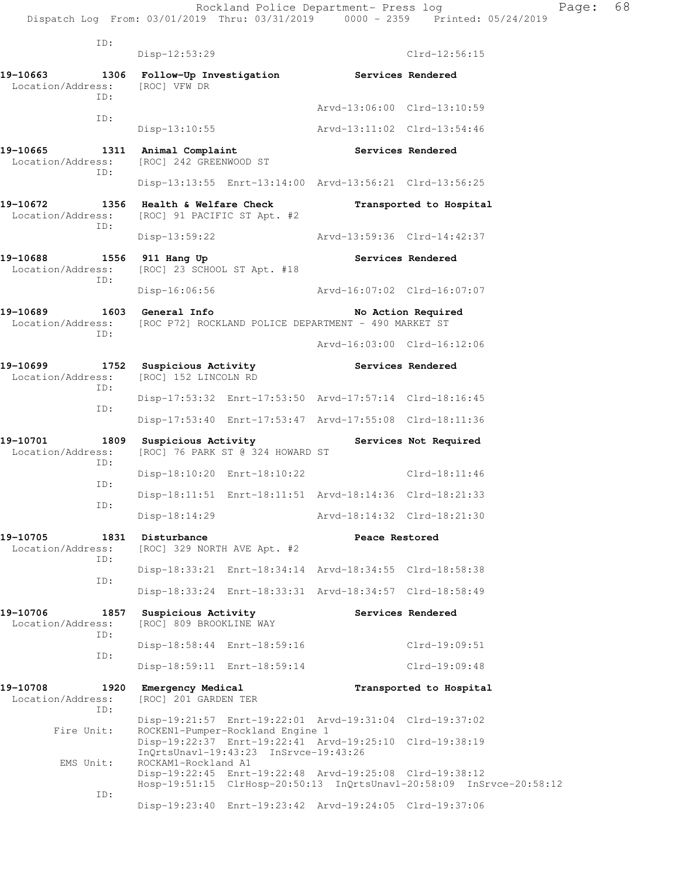```
          ID:
                 Disp-12:53:29                              Clrd-12:56:15

19-10663        1306  Follow-Up Investigation          Services Rendered
 Location/Address:    [ROC] VFW DR
          ID:
                                             Arvd-13:06:00  Clrd-13:10:59
          ID:
                 Disp-13:10:55               Arvd-13:11:02  Clrd-13:54:46

19-10665        1311  Animal Complaint                 Services Rendered
 Location/Address:    [ROC] 242 GREENWOOD ST
          ID:
                 Disp-13:13:55  Enrt-13:14:00  Arvd-13:56:21  Clrd-13:56:25

19-10672        1356  Health & Welfare Check           Transported to Hospital
 Location/Address:    [ROC] 91 PACIFIC ST Apt. #2
          ID:
                 Disp-13:59:22               Arvd-13:59:36  Clrd-14:42:37

19-10688        1556  911 Hang Up                      Services Rendered
 Location/Address:    [ROC] 23 SCHOOL ST Apt. #18
          ID:
                 Disp-16:06:56               Arvd-16:07:02  Clrd-16:07:07

19-10689        1603  General Info                     No Action Required
 Location/Address:    [ROC P72] ROCKLAND POLICE DEPARTMENT - 490 MARKET ST
          ID:
                                             Arvd-16:03:00  Clrd-16:12:06

19-10699        1752  Suspicious Activity              Services Rendered
 Location/Address:    [ROC] 152 LINCOLN RD
          ID:
                 Disp-17:53:32  Enrt-17:53:50  Arvd-17:57:14  Clrd-18:16:45
          ID:
                 Disp-17:53:40  Enrt-17:53:47  Arvd-17:55:08  Clrd-18:11:36

19-10701        1809  Suspicious Activity              Services Not Required
 Location/Address:    [ROC] 76 PARK ST @ 324 HOWARD ST
          ID:
                 Disp-18:10:20  Enrt-18:10:22                Clrd-18:11:46
          ID:
                 Disp-18:11:51  Enrt-18:11:51  Arvd-18:14:36  Clrd-18:21:33
          ID:
                 Disp-18:14:29               Arvd-18:14:32  Clrd-18:21:30

19-10705        1831  Disturbance                      Peace Restored
 Location/Address:    [ROC] 329 NORTH AVE Apt. #2
          ID:
                 Disp-18:33:21  Enrt-18:34:14  Arvd-18:34:55  Clrd-18:58:38
          ID:
                 Disp-18:33:24  Enrt-18:33:31  Arvd-18:34:57  Clrd-18:58:49

19-10706        1857  Suspicious Activity              Services Rendered
 Location/Address:    [ROC] 809 BROOKLINE WAY
          ID:
                 Disp-18:58:44  Enrt-18:59:16                Clrd-19:09:51
          ID:
                 Disp-18:59:11  Enrt-18:59:14                Clrd-19:09:48

19-10708        1920  Emergency Medical                Transported to Hospital
 Location/Address:    [ROC] 201 GARDEN TER
          ID:
                 Disp-19:21:57  Enrt-19:22:01  Arvd-19:31:04  Clrd-19:37:02
       Fire Unit:     ROCKEN1-Pumper-Rockland Engine 1
                 Disp-19:22:37  Enrt-19:22:41  Arvd-19:25:10  Clrd-19:38:19
                 InQrtsUnavl-19:43:23  InSrvce-19:43:26
        EMS Unit:     ROCKAM1-Rockland A1
                 Disp-19:22:45  Enrt-19:22:48  Arvd-19:25:08  Clrd-19:38:12
                 Hosp-19:51:15  ClrHosp-20:50:13  InQrtsUnavl-20:58:09  InSrvce-20:58:12
          ID:
                 Disp-19:23:40  Enrt-19:23:42  Arvd-19:24:05  Clrd-19:37:06
```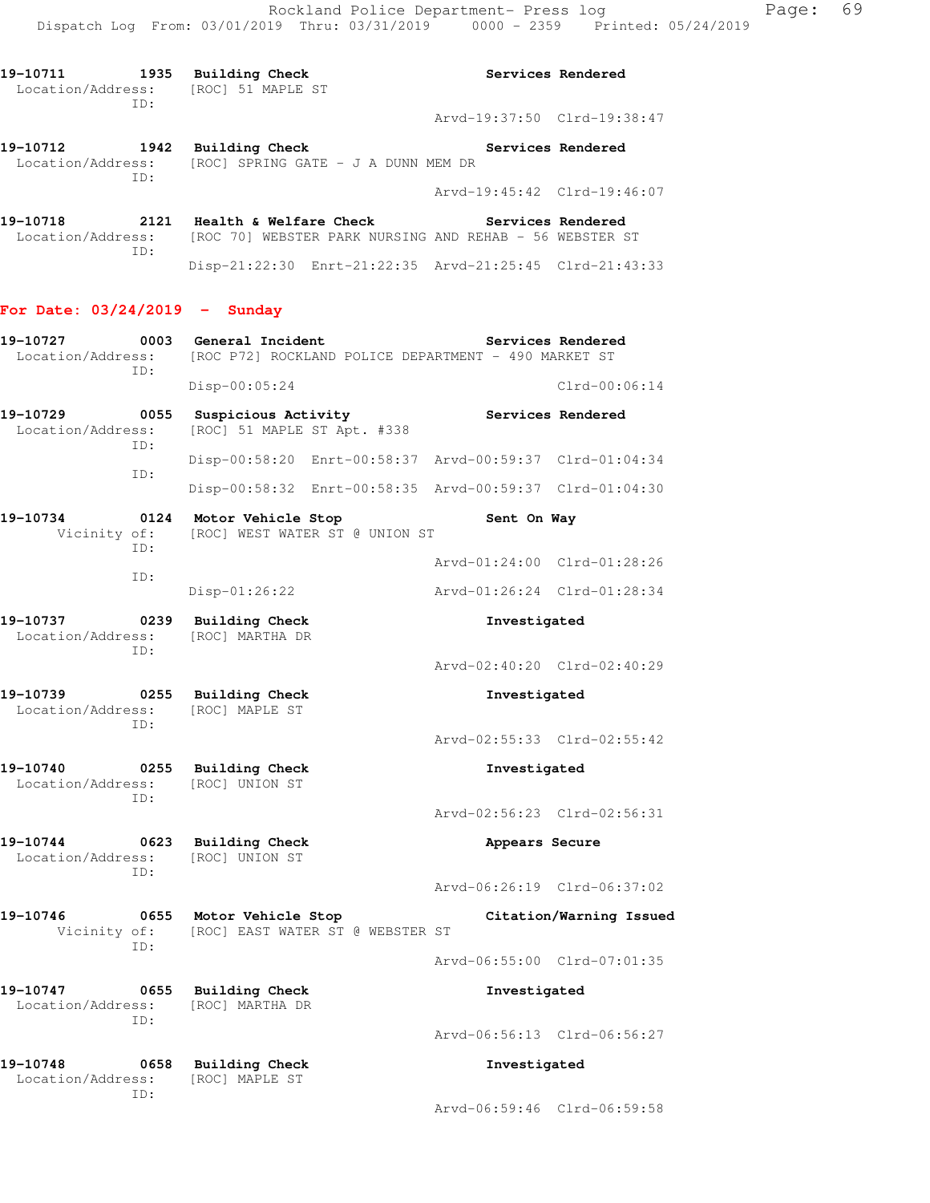19-10711 1935 Building Check Services Rendered
Location/Address: [ROC] 51 MAPLE ST
ID:
Arvd-19:37:50 Clrd-19:38:47

19-10712 1942 Building Check Services Rendered
Location/Address: [ROC] SPRING GATE - J A DUNN MEM DR
ID:
Arvd-19:45:42 Clrd-19:46:07

19-10718 2121 Health & Welfare Check Services Rendered
Location/Address: [ROC 70] WEBSTER PARK NURSING AND REHAB - 56 WEBSTER ST
ID:
Disp-21:22:30 Enrt-21:22:35 Arvd-21:25:45 Clrd-21:43:33

**For Date: 03/24/2019 - Sunday**

19-10727 0003 General Incident Services Rendered
Location/Address: [ROC P72] ROCKLAND POLICE DEPARTMENT - 490 MARKET ST
ID:
Disp-00:05:24 Clrd-00:06:14

19-10729 0055 Suspicious Activity Services Rendered
Location/Address: [ROC] 51 MAPLE ST Apt. #338
ID:
Disp-00:58:20 Enrt-00:58:37 Arvd-00:59:37 Clrd-01:04:34
ID:
Disp-00:58:32 Enrt-00:58:35 Arvd-00:59:37 Clrd-01:04:30

19-10734 0124 Motor Vehicle Stop Sent On Way
Vicinity of: [ROC] WEST WATER ST @ UNION ST
ID:
Arvd-01:24:00 Clrd-01:28:26
ID:
Disp-01:26:22 Arvd-01:26:24 Clrd-01:28:34

19-10737 0239 Building Check Investigated
Location/Address: [ROC] MARTHA DR
ID:
Arvd-02:40:20 Clrd-02:40:29

19-10739 0255 Building Check Investigated
Location/Address: [ROC] MAPLE ST
ID:
Arvd-02:55:33 Clrd-02:55:42

19-10740 0255 Building Check Investigated
Location/Address: [ROC] UNION ST
ID:
Arvd-02:56:23 Clrd-02:56:31

19-10744 0623 Building Check Appears Secure
Location/Address: [ROC] UNION ST
ID:
Arvd-06:26:19 Clrd-06:37:02

19-10746 0655 Motor Vehicle Stop Citation/Warning Issued
Vicinity of: [ROC] EAST WATER ST @ WEBSTER ST
ID:
Arvd-06:55:00 Clrd-07:01:35

19-10747 0655 Building Check Investigated
Location/Address: [ROC] MARTHA DR
ID:
Arvd-06:56:13 Clrd-06:56:27

19-10748 0658 Building Check Investigated
Location/Address: [ROC] MAPLE ST
ID:
Arvd-06:59:46 Clrd-06:59:58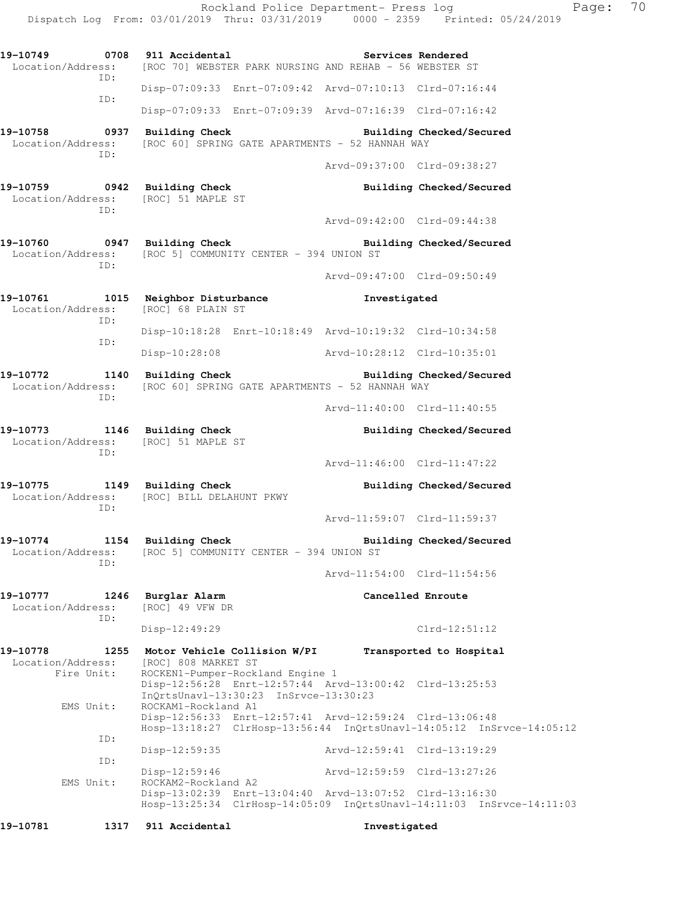**19-10749 0708 911 Accidental — Services Rendered**
Location/Address: [ROC 70] WEBSTER PARK NURSING AND REHAB - 56 WEBSTER ST
ID:
Disp-07:09:33 Enrt-07:09:42 Arvd-07:10:13 Clrd-07:16:44
ID:
Disp-07:09:33 Enrt-07:09:39 Arvd-07:16:39 Clrd-07:16:42

**19-10758 0937 Building Check — Building Checked/Secured**
Location/Address: [ROC 60] SPRING GATE APARTMENTS - 52 HANNAH WAY
ID:
Arvd-09:37:00 Clrd-09:38:27

**19-10759 0942 Building Check — Building Checked/Secured**
Location/Address: [ROC] 51 MAPLE ST
ID:
Arvd-09:42:00 Clrd-09:44:38

**19-10760 0947 Building Check — Building Checked/Secured**
Location/Address: [ROC 5] COMMUNITY CENTER - 394 UNION ST
ID:
Arvd-09:47:00 Clrd-09:50:49

**19-10761 1015 Neighbor Disturbance — Investigated**
Location/Address: [ROC] 68 PLAIN ST
ID:
Disp-10:18:28 Enrt-10:18:49 Arvd-10:19:32 Clrd-10:34:58
ID:
Disp-10:28:08 Arvd-10:28:12 Clrd-10:35:01

**19-10772 1140 Building Check — Building Checked/Secured**
Location/Address: [ROC 60] SPRING GATE APARTMENTS - 52 HANNAH WAY
ID:
Arvd-11:40:00 Clrd-11:40:55

**19-10773 1146 Building Check — Building Checked/Secured**
Location/Address: [ROC] 51 MAPLE ST
ID:
Arvd-11:46:00 Clrd-11:47:22

**19-10775 1149 Building Check — Building Checked/Secured**
Location/Address: [ROC] BILL DELAHUNT PKWY
ID:
Arvd-11:59:07 Clrd-11:59:37

**19-10774 1154 Building Check — Building Checked/Secured**
Location/Address: [ROC 5] COMMUNITY CENTER - 394 UNION ST
ID:
Arvd-11:54:00 Clrd-11:54:56

**19-10777 1246 Burglar Alarm — Cancelled Enroute**
Location/Address: [ROC] 49 VFW DR
ID:
Disp-12:49:29 Clrd-12:51:12

**19-10778 1255 Motor Vehicle Collision W/PI — Transported to Hospital**
Location/Address: [ROC] 808 MARKET ST
Fire Unit: ROCKEN1-Pumper-Rockland Engine 1
Disp-12:56:28 Enrt-12:57:44 Arvd-13:00:42 Clrd-13:25:53
InQrtsUnavl-13:30:23 InSrvce-13:30:23
EMS Unit: ROCKAM1-Rockland A1
Disp-12:56:33 Enrt-12:57:41 Arvd-12:59:24 Clrd-13:06:48
Hosp-13:18:27 ClrHosp-13:56:44 InQrtsUnavl-14:05:12 InSrvce-14:05:12
ID:
Disp-12:59:35 Arvd-12:59:41 Clrd-13:19:29
ID:
Disp-12:59:46 Arvd-12:59:59 Clrd-13:27:26
EMS Unit: ROCKAM2-Rockland A2
Disp-13:02:39 Enrt-13:04:40 Arvd-13:07:52 Clrd-13:16:30
Hosp-13:25:34 ClrHosp-14:05:09 InQrtsUnavl-14:11:03 InSrvce-14:11:03

**19-10781 1317 911 Accidental — Investigated**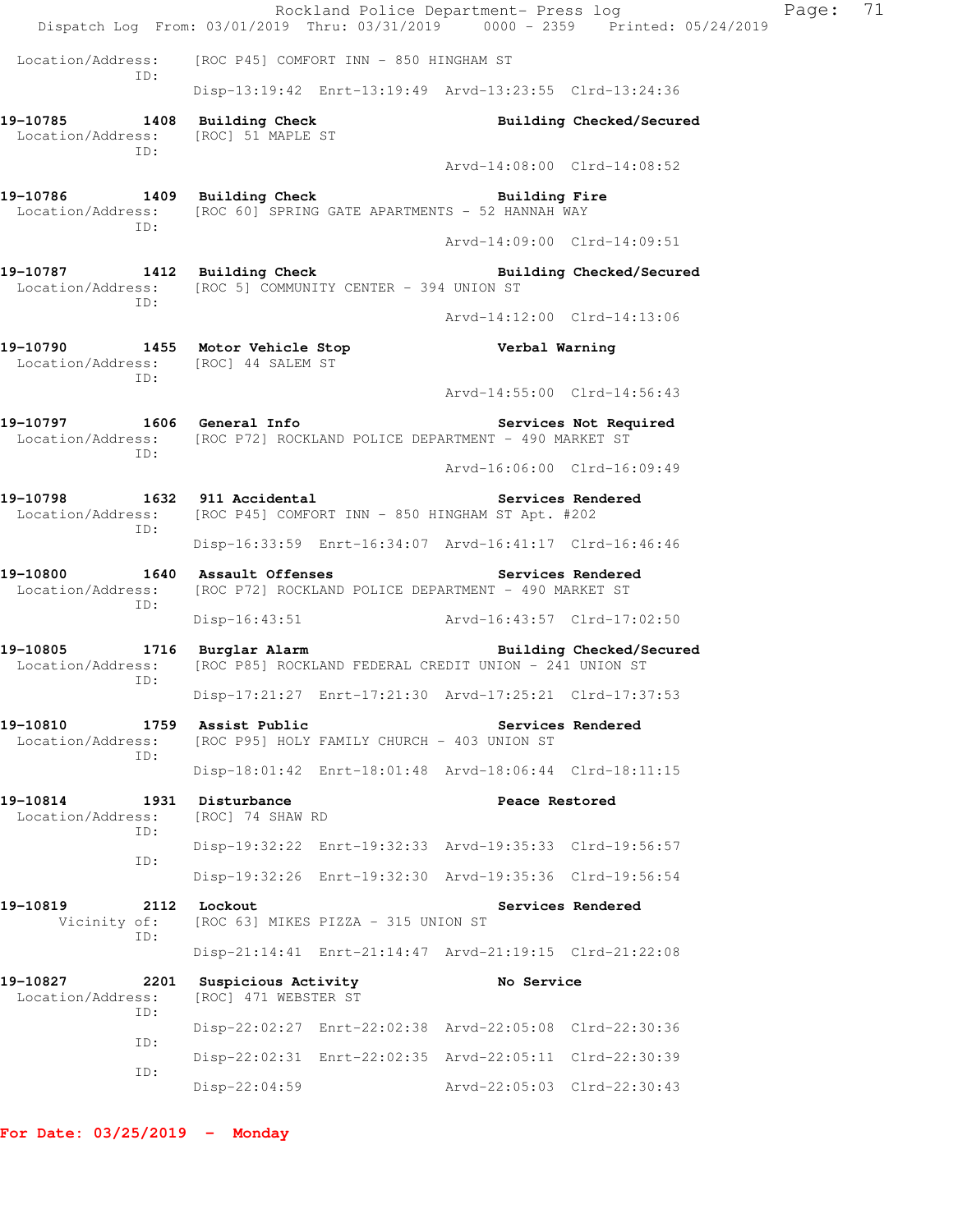Location/Address: [ROC P45] COMFORT INN - 850 HINGHAM ST
ID:
Disp-13:19:42 Enrt-13:19:49 Arvd-13:23:55 Clrd-13:24:36

**19-10785 1408 Building Check** — **Building Checked/Secured**
Location/Address: [ROC] 51 MAPLE ST
ID:
Arvd-14:08:00 Clrd-14:08:52

**19-10786 1409 Building Check** — **Building Fire**
Location/Address: [ROC 60] SPRING GATE APARTMENTS - 52 HANNAH WAY
ID:
Arvd-14:09:00 Clrd-14:09:51

**19-10787 1412 Building Check** — **Building Checked/Secured**
Location/Address: [ROC 5] COMMUNITY CENTER - 394 UNION ST
ID:
Arvd-14:12:00 Clrd-14:13:06

**19-10790 1455 Motor Vehicle Stop** — **Verbal Warning**
Location/Address: [ROC] 44 SALEM ST
ID:
Arvd-14:55:00 Clrd-14:56:43

**19-10797 1606 General Info** — **Services Not Required**
Location/Address: [ROC P72] ROCKLAND POLICE DEPARTMENT - 490 MARKET ST
ID:
Arvd-16:06:00 Clrd-16:09:49

**19-10798 1632 911 Accidental** — **Services Rendered**
Location/Address: [ROC P45] COMFORT INN - 850 HINGHAM ST Apt. #202
ID:
Disp-16:33:59 Enrt-16:34:07 Arvd-16:41:17 Clrd-16:46:46

**19-10800 1640 Assault Offenses** — **Services Rendered**
Location/Address: [ROC P72] ROCKLAND POLICE DEPARTMENT - 490 MARKET ST
ID:
Disp-16:43:51 Arvd-16:43:57 Clrd-17:02:50

**19-10805 1716 Burglar Alarm** — **Building Checked/Secured**
Location/Address: [ROC P85] ROCKLAND FEDERAL CREDIT UNION - 241 UNION ST
ID:
Disp-17:21:27 Enrt-17:21:30 Arvd-17:25:21 Clrd-17:37:53

**19-10810 1759 Assist Public** — **Services Rendered**
Location/Address: [ROC P95] HOLY FAMILY CHURCH - 403 UNION ST
ID:
Disp-18:01:42 Enrt-18:01:48 Arvd-18:06:44 Clrd-18:11:15

**19-10814 1931 Disturbance** — **Peace Restored**
Location/Address: [ROC] 74 SHAW RD
ID:
Disp-19:32:22 Enrt-19:32:33 Arvd-19:35:33 Clrd-19:56:57
ID:
Disp-19:32:26 Enrt-19:32:30 Arvd-19:35:36 Clrd-19:56:54

**19-10819 2112 Lockout** — **Services Rendered**
Vicinity of: [ROC 63] MIKES PIZZA - 315 UNION ST
ID:
Disp-21:14:41 Enrt-21:14:47 Arvd-21:19:15 Clrd-21:22:08

**19-10827 2201 Suspicious Activity** — **No Service**
Location/Address: [ROC] 471 WEBSTER ST
ID:
Disp-22:02:27 Enrt-22:02:38 Arvd-22:05:08 Clrd-22:30:36
ID:
Disp-22:02:31 Enrt-22:02:35 Arvd-22:05:11 Clrd-22:30:39
ID:
Disp-22:04:59 Arvd-22:05:03 Clrd-22:30:43

**For Date: 03/25/2019 - Monday**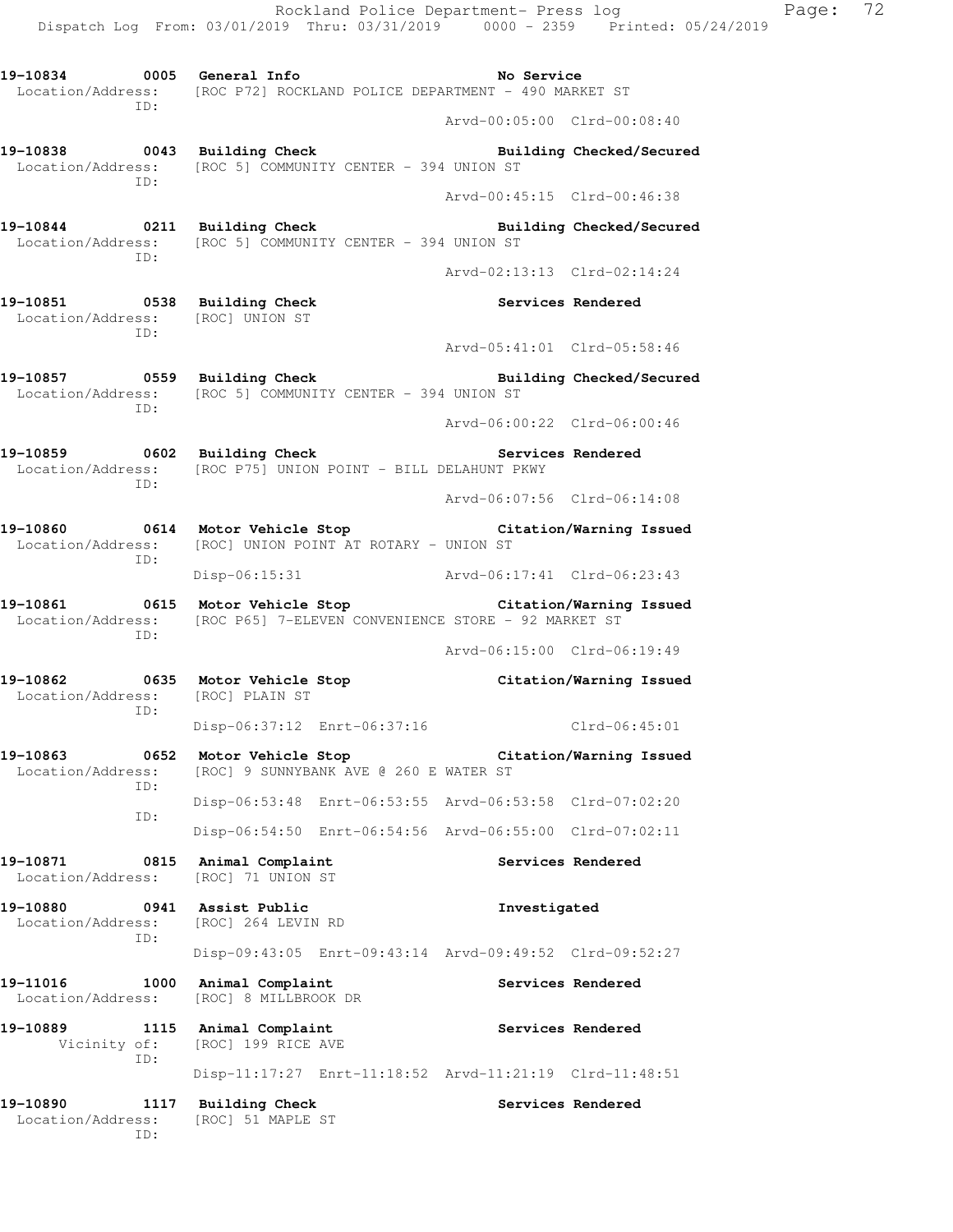19-10834 0005 General Info No Service
Location/Address: [ROC P72] ROCKLAND POLICE DEPARTMENT - 490 MARKET ST
ID:
Arvd-00:05:00 Clrd-00:08:40

19-10838 0043 Building Check Building Checked/Secured
Location/Address: [ROC 5] COMMUNITY CENTER - 394 UNION ST
ID:
Arvd-00:45:15 Clrd-00:46:38

19-10844 0211 Building Check Building Checked/Secured
Location/Address: [ROC 5] COMMUNITY CENTER - 394 UNION ST
ID:
Arvd-02:13:13 Clrd-02:14:24

19-10851 0538 Building Check Services Rendered
Location/Address: [ROC] UNION ST
ID:
Arvd-05:41:01 Clrd-05:58:46

19-10857 0559 Building Check Building Checked/Secured
Location/Address: [ROC 5] COMMUNITY CENTER - 394 UNION ST
ID:
Arvd-06:00:22 Clrd-06:00:46

19-10859 0602 Building Check Services Rendered
Location/Address: [ROC P75] UNION POINT - BILL DELAHUNT PKWY
ID:
Arvd-06:07:56 Clrd-06:14:08

19-10860 0614 Motor Vehicle Stop Citation/Warning Issued
Location/Address: [ROC] UNION POINT AT ROTARY - UNION ST
ID:
Disp-06:15:31 Arvd-06:17:41 Clrd-06:23:43

19-10861 0615 Motor Vehicle Stop Citation/Warning Issued
Location/Address: [ROC P65] 7-ELEVEN CONVENIENCE STORE - 92 MARKET ST
ID:
Arvd-06:15:00 Clrd-06:19:49

19-10862 0635 Motor Vehicle Stop Citation/Warning Issued
Location/Address: [ROC] PLAIN ST
ID:
Disp-06:37:12 Enrt-06:37:16 Clrd-06:45:01

19-10863 0652 Motor Vehicle Stop Citation/Warning Issued
Location/Address: [ROC] 9 SUNNYBANK AVE @ 260 E WATER ST
ID:
Disp-06:53:48 Enrt-06:53:55 Arvd-06:53:58 Clrd-07:02:20
ID:
Disp-06:54:50 Enrt-06:54:56 Arvd-06:55:00 Clrd-07:02:11

19-10871 0815 Animal Complaint Services Rendered
Location/Address: [ROC] 71 UNION ST

19-10880 0941 Assist Public Investigated
Location/Address: [ROC] 264 LEVIN RD
ID:
Disp-09:43:05 Enrt-09:43:14 Arvd-09:49:52 Clrd-09:52:27

19-11016 1000 Animal Complaint Services Rendered
Location/Address: [ROC] 8 MILLBROOK DR

19-10889 1115 Animal Complaint Services Rendered
Vicinity of: [ROC] 199 RICE AVE
ID:
Disp-11:17:27 Enrt-11:18:52 Arvd-11:21:19 Clrd-11:48:51

19-10890 1117 Building Check Services Rendered
Location/Address: [ROC] 51 MAPLE ST
ID: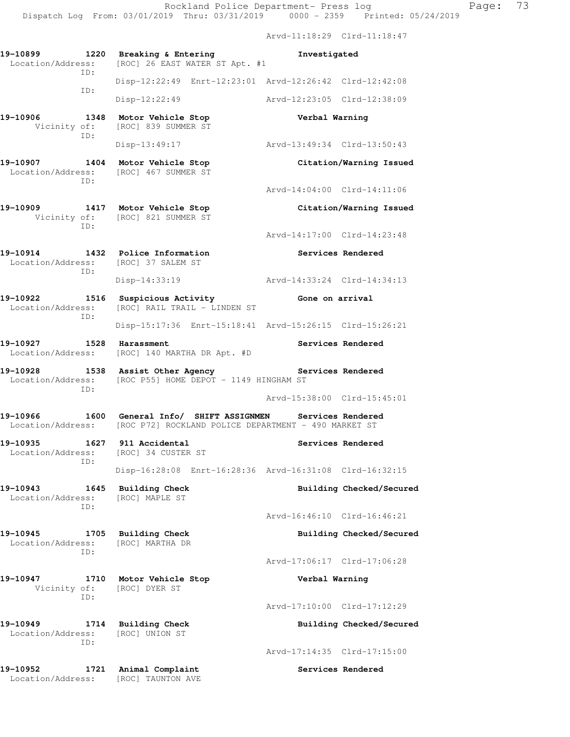Arvd-11:18:29 Clrd-11:18:47

```
19-10899        1220  Breaking & Entering                    Investigated
 Location/Address:    [ROC] 26 EAST WATER ST Apt. #1
              ID:
                      Disp-12:22:49  Enrt-12:23:01  Arvd-12:26:42  Clrd-12:42:08
              ID:
                      Disp-12:22:49                 Arvd-12:23:05  Clrd-12:38:09

19-10906        1348  Motor Vehicle Stop                     Verbal Warning
      Vicinity of:    [ROC] 839 SUMMER ST
              ID:
                      Disp-13:49:17                 Arvd-13:49:34  Clrd-13:50:43

19-10907        1404  Motor Vehicle Stop                     Citation/Warning Issued
 Location/Address:    [ROC] 467 SUMMER ST
              ID:
                                                    Arvd-14:04:00  Clrd-14:11:06

19-10909        1417  Motor Vehicle Stop                     Citation/Warning Issued
      Vicinity of:    [ROC] 821 SUMMER ST
              ID:
                                                    Arvd-14:17:00  Clrd-14:23:48

19-10914        1432  Police Information                     Services Rendered
 Location/Address:    [ROC] 37 SALEM ST
              ID:
                      Disp-14:33:19                 Arvd-14:33:24  Clrd-14:34:13

19-10922        1516  Suspicious Activity                    Gone on arrival
 Location/Address:    [ROC] RAIL TRAIL - LINDEN ST
              ID:
                      Disp-15:17:36  Enrt-15:18:41  Arvd-15:26:15  Clrd-15:26:21

19-10927        1528  Harassment                             Services Rendered
 Location/Address:    [ROC] 140 MARTHA DR Apt. #D

19-10928        1538  Assist Other Agency                    Services Rendered
 Location/Address:    [ROC P55] HOME DEPOT - 1149 HINGHAM ST
              ID:
                                                    Arvd-15:38:00  Clrd-15:45:01

19-10966        1600  General Info/ SHIFT ASSIGNMEN          Services Rendered
 Location/Address:    [ROC P72] ROCKLAND POLICE DEPARTMENT - 490 MARKET ST

19-10935        1627  911 Accidental                         Services Rendered
 Location/Address:    [ROC] 34 CUSTER ST
              ID:
                      Disp-16:28:08  Enrt-16:28:36  Arvd-16:31:08  Clrd-16:32:15

19-10943        1645  Building Check                         Building Checked/Secured
 Location/Address:    [ROC] MAPLE ST
              ID:
                                                    Arvd-16:46:10  Clrd-16:46:21

19-10945        1705  Building Check                         Building Checked/Secured
 Location/Address:    [ROC] MARTHA DR
              ID:
                                                    Arvd-17:06:17  Clrd-17:06:28

19-10947        1710  Motor Vehicle Stop                     Verbal Warning
      Vicinity of:    [ROC] DYER ST
              ID:
                                                    Arvd-17:10:00  Clrd-17:12:29

19-10949        1714  Building Check                         Building Checked/Secured
 Location/Address:    [ROC] UNION ST
              ID:
                                                    Arvd-17:14:35  Clrd-17:15:00

19-10952        1721  Animal Complaint                       Services Rendered
 Location/Address:    [ROC] TAUNTON AVE
```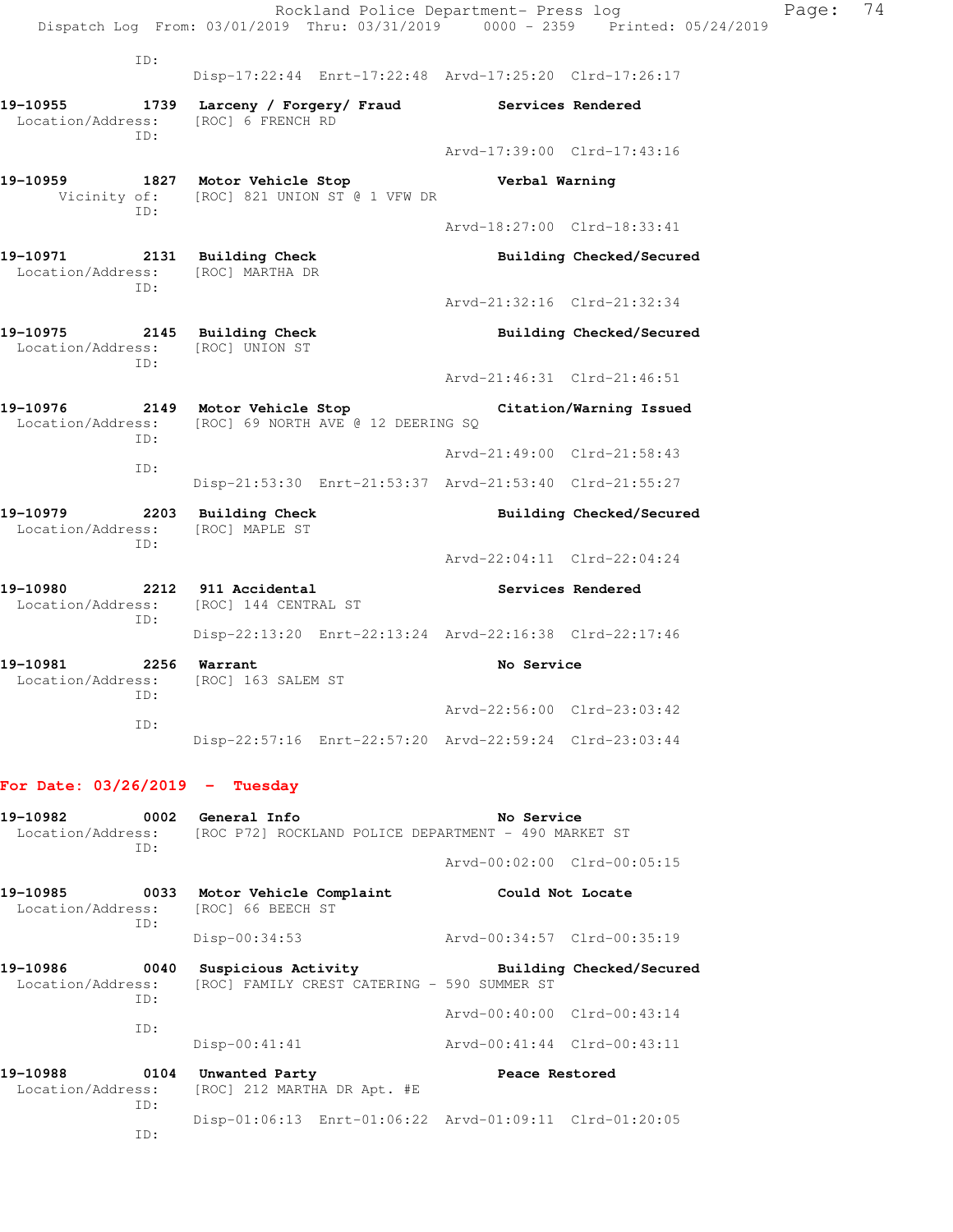ID:
Disp-17:22:44 Enrt-17:22:48 Arvd-17:25:20 Clrd-17:26:17

**19-10955 1739 Larceny / Forgery/ Fraud** — **Services Rendered**
Location/Address: [ROC] 6 FRENCH RD
ID:
Arvd-17:39:00 Clrd-17:43:16

**19-10959 1827 Motor Vehicle Stop** — **Verbal Warning**
Vicinity of: [ROC] 821 UNION ST @ 1 VFW DR
ID:
Arvd-18:27:00 Clrd-18:33:41

**19-10971 2131 Building Check** — **Building Checked/Secured**
Location/Address: [ROC] MARTHA DR
ID:
Arvd-21:32:16 Clrd-21:32:34

**19-10975 2145 Building Check** — **Building Checked/Secured**
Location/Address: [ROC] UNION ST
ID:
Arvd-21:46:31 Clrd-21:46:51

**19-10976 2149 Motor Vehicle Stop** — **Citation/Warning Issued**
Location/Address: [ROC] 69 NORTH AVE @ 12 DEERING SQ
ID:
Arvd-21:49:00 Clrd-21:58:43
ID:
Disp-21:53:30 Enrt-21:53:37 Arvd-21:53:40 Clrd-21:55:27

**19-10979 2203 Building Check** — **Building Checked/Secured**
Location/Address: [ROC] MAPLE ST
ID:
Arvd-22:04:11 Clrd-22:04:24

**19-10980 2212 911 Accidental** — **Services Rendered**
Location/Address: [ROC] 144 CENTRAL ST
ID:
Disp-22:13:20 Enrt-22:13:24 Arvd-22:16:38 Clrd-22:17:46

**19-10981 2256 Warrant** — **No Service**
Location/Address: [ROC] 163 SALEM ST
ID:
Arvd-22:56:00 Clrd-23:03:42
ID:
Disp-22:57:16 Enrt-22:57:20 Arvd-22:59:24 Clrd-23:03:44

## For Date: 03/26/2019 - Tuesday

**19-10982 0002 General Info** — **No Service**
Location/Address: [ROC P72] ROCKLAND POLICE DEPARTMENT - 490 MARKET ST
ID:
Arvd-00:02:00 Clrd-00:05:15

**19-10985 0033 Motor Vehicle Complaint** — **Could Not Locate**
Location/Address: [ROC] 66 BEECH ST
ID:
Disp-00:34:53 Arvd-00:34:57 Clrd-00:35:19

**19-10986 0040 Suspicious Activity** — **Building Checked/Secured**
Location/Address: [ROC] FAMILY CREST CATERING - 590 SUMMER ST
ID:
Arvd-00:40:00 Clrd-00:43:14
ID:
Disp-00:41:41 Arvd-00:41:44 Clrd-00:43:11

**19-10988 0104 Unwanted Party** — **Peace Restored**
Location/Address: [ROC] 212 MARTHA DR Apt. #E
ID:
Disp-01:06:13 Enrt-01:06:22 Arvd-01:09:11 Clrd-01:20:05
ID: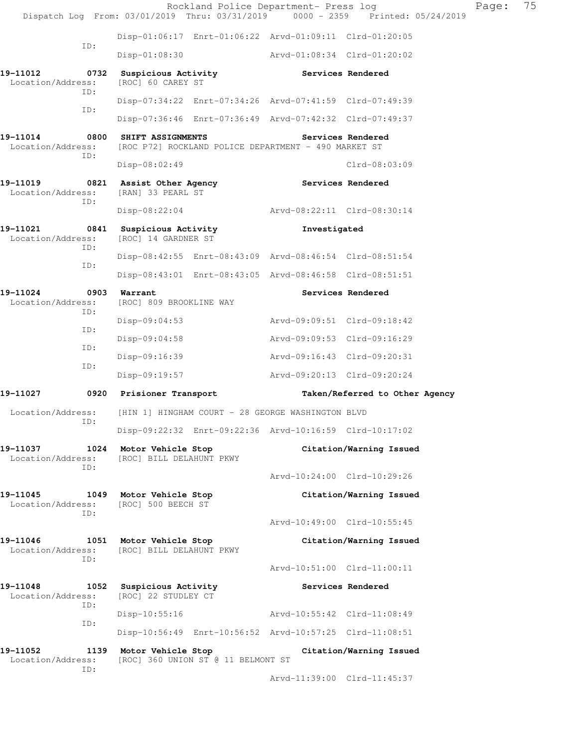Dispatch Log From: 03/01/2019 Thru: 03/31/2019 0000 - 2359 Printed: 05/24/2019

```
                Disp-01:06:17  Enrt-01:06:22  Arvd-01:09:11  Clrd-01:20:05
        ID:
                Disp-01:08:30                 Arvd-01:08:34  Clrd-01:20:02

19-11012        0732  Suspicious Activity              Services Rendered
 Location/Address:    [ROC] 60 CAREY ST
        ID:
                Disp-07:34:22  Enrt-07:34:26  Arvd-07:41:59  Clrd-07:49:39
        ID:
                Disp-07:36:46  Enrt-07:36:49  Arvd-07:42:32  Clrd-07:49:37

19-11014        0800  SHIFT ASSIGNMENTS                Services Rendered
 Location/Address:    [ROC P72] ROCKLAND POLICE DEPARTMENT - 490 MARKET ST
        ID:
                Disp-08:02:49                                Clrd-08:03:09

19-11019        0821  Assist Other Agency              Services Rendered
 Location/Address:    [RAN] 33 PEARL ST
        ID:
                Disp-08:22:04                 Arvd-08:22:11  Clrd-08:30:14

19-11021        0841  Suspicious Activity              Investigated
 Location/Address:    [ROC] 14 GARDNER ST
        ID:
                Disp-08:42:55  Enrt-08:43:09  Arvd-08:46:54  Clrd-08:51:54
        ID:
                Disp-08:43:01  Enrt-08:43:05  Arvd-08:46:58  Clrd-08:51:51

19-11024        0903  Warrant                          Services Rendered
 Location/Address:    [ROC] 809 BROOKLINE WAY
        ID:
                Disp-09:04:53                 Arvd-09:09:51  Clrd-09:18:42
        ID:
                Disp-09:04:58                 Arvd-09:09:53  Clrd-09:16:29
        ID:
                Disp-09:16:39                 Arvd-09:16:43  Clrd-09:20:31
        ID:
                Disp-09:19:57                 Arvd-09:20:13  Clrd-09:20:24

19-11027        0920  Prisioner Transport              Taken/Referred to Other Agency

 Location/Address:    [HIN 1] HINGHAM COURT - 28 GEORGE WASHINGTON BLVD
        ID:
                Disp-09:22:32  Enrt-09:22:36  Arvd-10:16:59  Clrd-10:17:02

19-11037        1024  Motor Vehicle Stop               Citation/Warning Issued
 Location/Address:    [ROC] BILL DELAHUNT PKWY
        ID:
                                              Arvd-10:24:00  Clrd-10:29:26

19-11045        1049  Motor Vehicle Stop               Citation/Warning Issued
 Location/Address:    [ROC] 500 BEECH ST
        ID:
                                              Arvd-10:49:00  Clrd-10:55:45

19-11046        1051  Motor Vehicle Stop               Citation/Warning Issued
 Location/Address:    [ROC] BILL DELAHUNT PKWY
        ID:
                                              Arvd-10:51:00  Clrd-11:00:11

19-11048        1052  Suspicious Activity              Services Rendered
 Location/Address:    [ROC] 22 STUDLEY CT
        ID:
                Disp-10:55:16                 Arvd-10:55:42  Clrd-11:08:49
        ID:
                Disp-10:56:49  Enrt-10:56:52  Arvd-10:57:25  Clrd-11:08:51

19-11052        1139  Motor Vehicle Stop               Citation/Warning Issued
 Location/Address:    [ROC] 360 UNION ST @ 11 BELMONT ST
        ID:
                                              Arvd-11:39:00  Clrd-11:45:37
```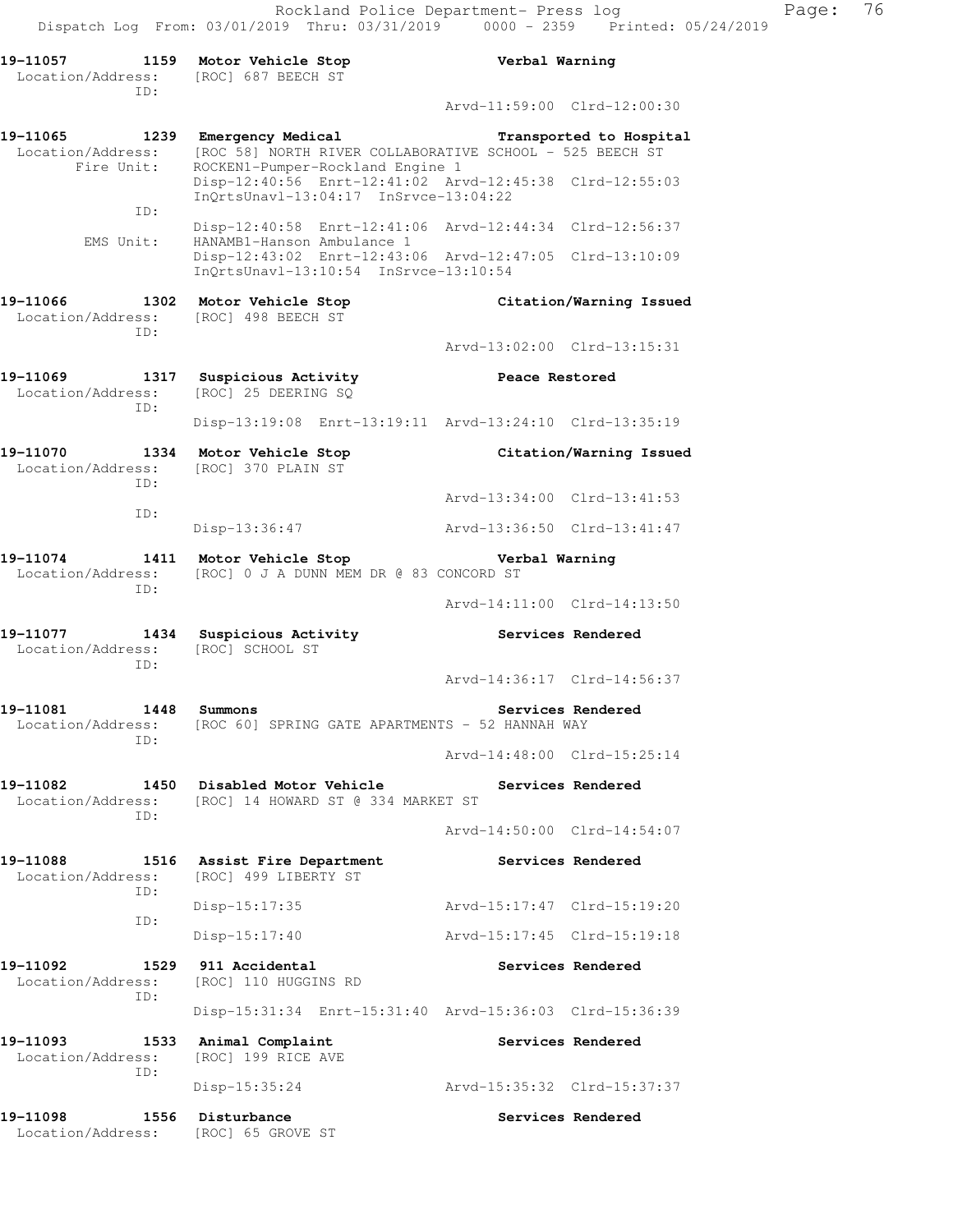19-11057 1159 Motor Vehicle Stop Verbal Warning
Location/Address: [ROC] 687 BEECH ST
ID:
Arvd-11:59:00 Clrd-12:00:30

19-11065 1239 Emergency Medical Transported to Hospital
Location/Address: [ROC 58] NORTH RIVER COLLABORATIVE SCHOOL - 525 BEECH ST
Fire Unit: ROCKEN1-Pumper-Rockland Engine 1
Disp-12:40:56 Enrt-12:41:02 Arvd-12:45:38 Clrd-12:55:03
InQrtsUnavl-13:04:17 InSrvce-13:04:22
ID:
Disp-12:40:58 Enrt-12:41:06 Arvd-12:44:34 Clrd-12:56:37
EMS Unit: HANAMB1-Hanson Ambulance 1
Disp-12:43:02 Enrt-12:43:06 Arvd-12:47:05 Clrd-13:10:09
InQrtsUnavl-13:10:54 InSrvce-13:10:54

19-11066 1302 Motor Vehicle Stop Citation/Warning Issued
Location/Address: [ROC] 498 BEECH ST
ID:
Arvd-13:02:00 Clrd-13:15:31

19-11069 1317 Suspicious Activity Peace Restored
Location/Address: [ROC] 25 DEERING SQ
ID:
Disp-13:19:08 Enrt-13:19:11 Arvd-13:24:10 Clrd-13:35:19

19-11070 1334 Motor Vehicle Stop Citation/Warning Issued
Location/Address: [ROC] 370 PLAIN ST
ID:
Arvd-13:34:00 Clrd-13:41:53
ID:
Disp-13:36:47 Arvd-13:36:50 Clrd-13:41:47

19-11074 1411 Motor Vehicle Stop Verbal Warning
Location/Address: [ROC] 0 J A DUNN MEM DR @ 83 CONCORD ST
ID:
Arvd-14:11:00 Clrd-14:13:50

19-11077 1434 Suspicious Activity Services Rendered
Location/Address: [ROC] SCHOOL ST
ID:
Arvd-14:36:17 Clrd-14:56:37

19-11081 1448 Summons Services Rendered
Location/Address: [ROC 60] SPRING GATE APARTMENTS - 52 HANNAH WAY
ID:
Arvd-14:48:00 Clrd-15:25:14

19-11082 1450 Disabled Motor Vehicle Services Rendered
Location/Address: [ROC] 14 HOWARD ST @ 334 MARKET ST
ID:
Arvd-14:50:00 Clrd-14:54:07

19-11088 1516 Assist Fire Department Services Rendered
Location/Address: [ROC] 499 LIBERTY ST
ID:
Disp-15:17:35 Arvd-15:17:47 Clrd-15:19:20
ID:
Disp-15:17:40 Arvd-15:17:45 Clrd-15:19:18

19-11092 1529 911 Accidental Services Rendered
Location/Address: [ROC] 110 HUGGINS RD
ID:
Disp-15:31:34 Enrt-15:31:40 Arvd-15:36:03 Clrd-15:36:39

19-11093 1533 Animal Complaint Services Rendered
Location/Address: [ROC] 199 RICE AVE
ID:
Disp-15:35:24 Arvd-15:35:32 Clrd-15:37:37

19-11098 1556 Disturbance Services Rendered
Location/Address: [ROC] 65 GROVE ST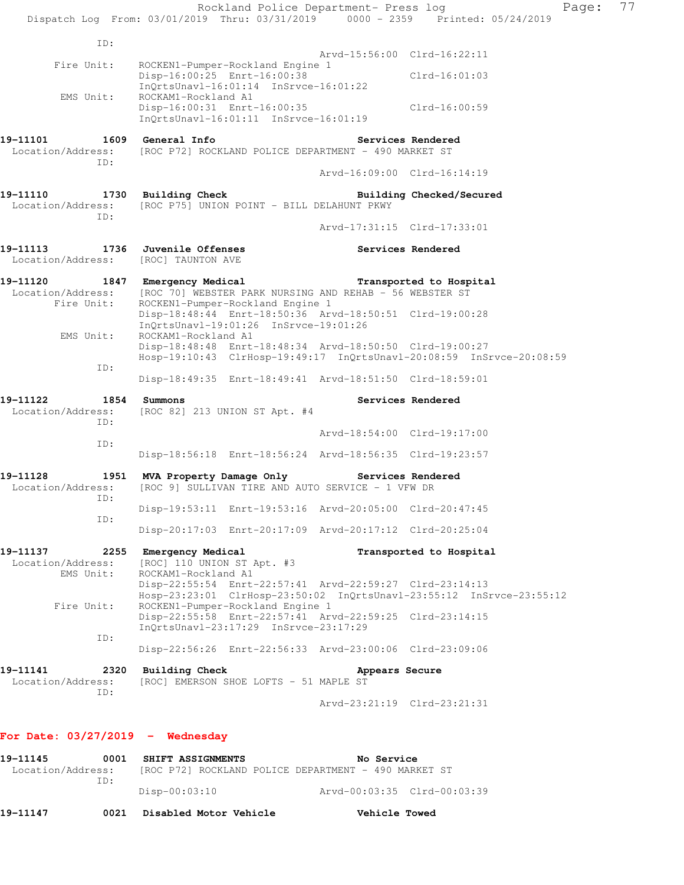```
          ID:
                                              Arvd-15:56:00  Clrd-16:22:11
   Fire Unit:     ROCKEN1-Pumper-Rockland Engine 1
                  Disp-16:00:25  Enrt-16:00:38                Clrd-16:01:03
                  InQrtsUnavl-16:01:14  InSrvce-16:01:22
    EMS Unit:     ROCKAM1-Rockland A1
                  Disp-16:00:31  Enrt-16:00:35                Clrd-16:00:59
                  InQrtsUnavl-16:01:11  InSrvce-16:01:19

19-11101        1609  General Info                    Services Rendered
  Location/Address:   [ROC P72] ROCKLAND POLICE DEPARTMENT - 490 MARKET ST
          ID:
                                              Arvd-16:09:00  Clrd-16:14:19

19-11110        1730  Building Check                  Building Checked/Secured
  Location/Address:   [ROC P75] UNION POINT - BILL DELAHUNT PKWY
          ID:
                                              Arvd-17:31:15  Clrd-17:33:01

19-11113        1736  Juvenile Offenses               Services Rendered
  Location/Address:   [ROC] TAUNTON AVE

19-11120        1847  Emergency Medical               Transported to Hospital
  Location/Address:   [ROC 70] WEBSTER PARK NURSING AND REHAB - 56 WEBSTER ST
   Fire Unit:     ROCKEN1-Pumper-Rockland Engine 1
                  Disp-18:48:44  Enrt-18:50:36  Arvd-18:50:51  Clrd-19:00:28
                  InQrtsUnavl-19:01:26  InSrvce-19:01:26
    EMS Unit:     ROCKAM1-Rockland A1
                  Disp-18:48:48  Enrt-18:48:34  Arvd-18:50:50  Clrd-19:00:27
                  Hosp-19:10:43  ClrHosp-19:49:17  InQrtsUnavl-20:08:59  InSrvce-20:08:59
          ID:
                  Disp-18:49:35  Enrt-18:49:41  Arvd-18:51:50  Clrd-18:59:01

19-11122        1854  Summons                         Services Rendered
  Location/Address:   [ROC 82] 213 UNION ST Apt. #4
          ID:
                                              Arvd-18:54:00  Clrd-19:17:00
          ID:
                  Disp-18:56:18  Enrt-18:56:24  Arvd-18:56:35  Clrd-19:23:57

19-11128        1951  MVA Property Damage Only        Services Rendered
  Location/Address:   [ROC 9] SULLIVAN TIRE AND AUTO SERVICE - 1 VFW DR
          ID:
                  Disp-19:53:11  Enrt-19:53:16  Arvd-20:05:00  Clrd-20:47:45
          ID:
                  Disp-20:17:03  Enrt-20:17:09  Arvd-20:17:12  Clrd-20:25:04

19-11137        2255  Emergency Medical               Transported to Hospital
  Location/Address:   [ROC] 110 UNION ST Apt. #3
    EMS Unit:     ROCKAM1-Rockland A1
                  Disp-22:55:54  Enrt-22:57:41  Arvd-22:59:27  Clrd-23:14:13
                  Hosp-23:23:01  ClrHosp-23:50:02  InQrtsUnavl-23:55:12  InSrvce-23:55:12
   Fire Unit:     ROCKEN1-Pumper-Rockland Engine 1
                  Disp-22:55:58  Enrt-22:57:41  Arvd-22:59:25  Clrd-23:14:15
                  InQrtsUnavl-23:17:29  InSrvce-23:17:29
          ID:
                  Disp-22:56:26  Enrt-22:56:33  Arvd-23:00:06  Clrd-23:09:06

19-11141        2320  Building Check                  Appears Secure
  Location/Address:   [ROC] EMERSON SHOE LOFTS - 51 MAPLE ST
          ID:
                                              Arvd-23:21:19  Clrd-23:21:31
```

**For Date: 03/27/2019 - Wednesday**

```
19-11145        0001  SHIFT ASSIGNMENTS               No Service
  Location/Address:   [ROC P72] ROCKLAND POLICE DEPARTMENT - 490 MARKET ST
          ID:
                  Disp-00:03:10                Arvd-00:03:35  Clrd-00:03:39

19-11147        0021  Disabled Motor Vehicle          Vehicle Towed
```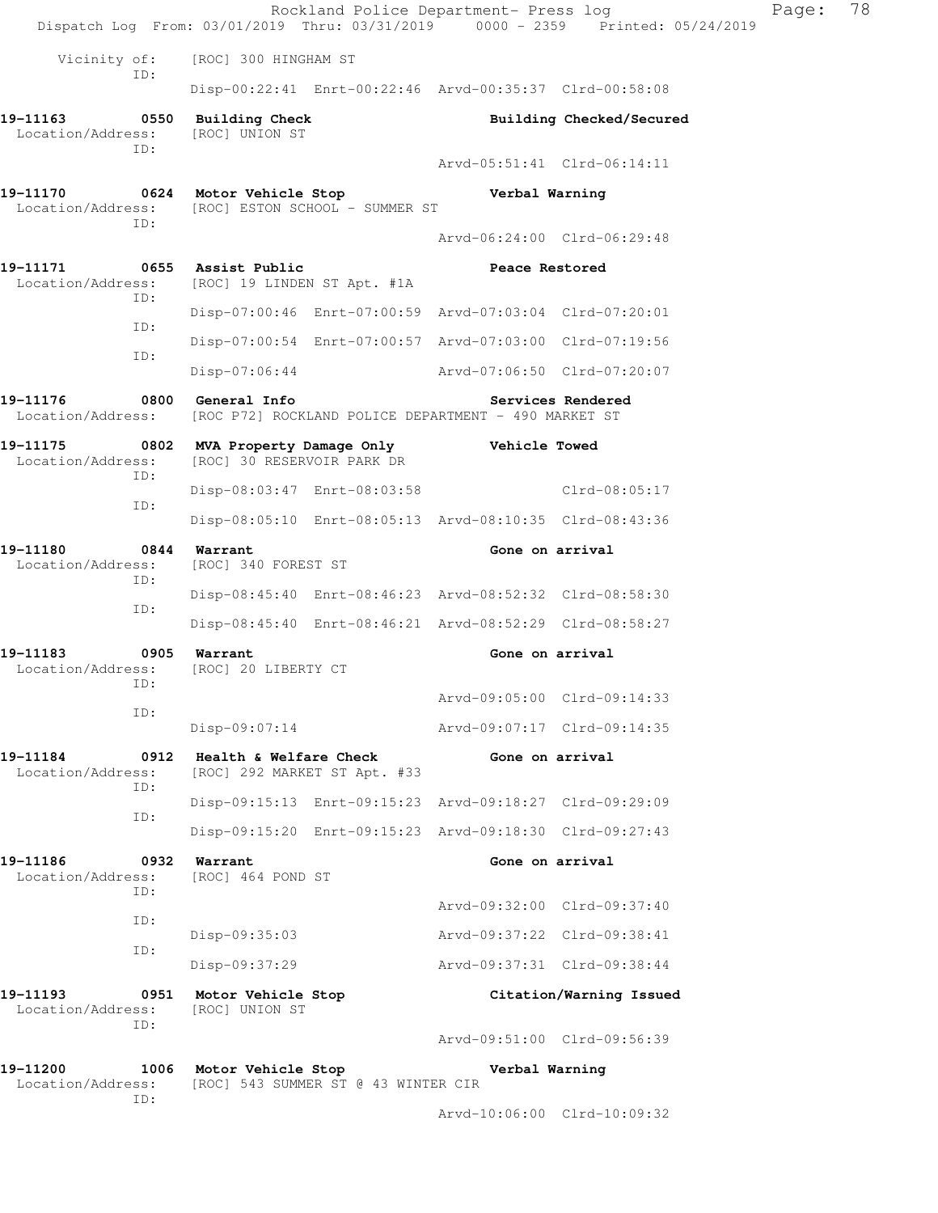Vicinity of: [ROC] 300 HINGHAM ST
ID:
Disp-00:22:41 Enrt-00:22:46 Arvd-00:35:37 Clrd-00:58:08

**19-11163 0550 Building Check** **Building Checked/Secured**
Location/Address: [ROC] UNION ST
ID:
Arvd-05:51:41 Clrd-06:14:11

**19-11170 0624 Motor Vehicle Stop** **Verbal Warning**
Location/Address: [ROC] ESTON SCHOOL - SUMMER ST
ID:
Arvd-06:24:00 Clrd-06:29:48

**19-11171 0655 Assist Public** **Peace Restored**
Location/Address: [ROC] 19 LINDEN ST Apt. #1A
ID:
Disp-07:00:46 Enrt-07:00:59 Arvd-07:03:04 Clrd-07:20:01
ID:
Disp-07:00:54 Enrt-07:00:57 Arvd-07:03:00 Clrd-07:19:56
ID:
Disp-07:06:44 Arvd-07:06:50 Clrd-07:20:07

**19-11176 0800 General Info** **Services Rendered**
Location/Address: [ROC P72] ROCKLAND POLICE DEPARTMENT - 490 MARKET ST

**19-11175 0802 MVA Property Damage Only** **Vehicle Towed**
Location/Address: [ROC] 30 RESERVOIR PARK DR
ID:
Disp-08:03:47 Enrt-08:03:58 Clrd-08:05:17
ID:
Disp-08:05:10 Enrt-08:05:13 Arvd-08:10:35 Clrd-08:43:36

**19-11180 0844 Warrant** **Gone on arrival**
Location/Address: [ROC] 340 FOREST ST
ID:
Disp-08:45:40 Enrt-08:46:23 Arvd-08:52:32 Clrd-08:58:30
ID:
Disp-08:45:40 Enrt-08:46:21 Arvd-08:52:29 Clrd-08:58:27

**19-11183 0905 Warrant** **Gone on arrival**
Location/Address: [ROC] 20 LIBERTY CT
ID:
Arvd-09:05:00 Clrd-09:14:33
ID:
Disp-09:07:14 Arvd-09:07:17 Clrd-09:14:35

**19-11184 0912 Health & Welfare Check** **Gone on arrival**
Location/Address: [ROC] 292 MARKET ST Apt. #33
ID:
Disp-09:15:13 Enrt-09:15:23 Arvd-09:18:27 Clrd-09:29:09
ID:
Disp-09:15:20 Enrt-09:15:23 Arvd-09:18:30 Clrd-09:27:43

**19-11186 0932 Warrant** **Gone on arrival**
Location/Address: [ROC] 464 POND ST
ID:
Arvd-09:32:00 Clrd-09:37:40
ID:
Disp-09:35:03 Arvd-09:37:22 Clrd-09:38:41
ID:
Disp-09:37:29 Arvd-09:37:31 Clrd-09:38:44

**19-11193 0951 Motor Vehicle Stop** **Citation/Warning Issued**
Location/Address: [ROC] UNION ST
ID:
Arvd-09:51:00 Clrd-09:56:39

**19-11200 1006 Motor Vehicle Stop** **Verbal Warning**
Location/Address: [ROC] 543 SUMMER ST @ 43 WINTER CIR
ID:
Arvd-10:06:00 Clrd-10:09:32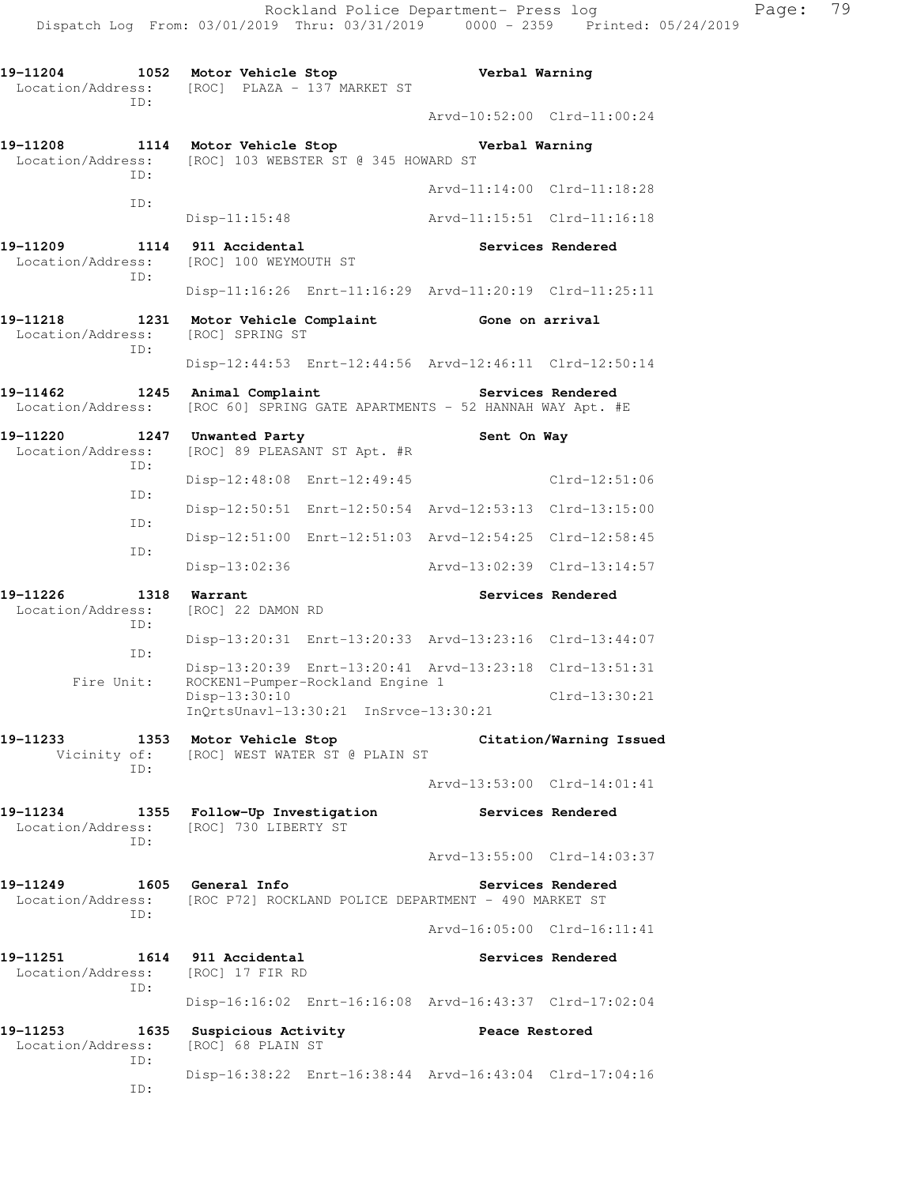19-11204 1052 Motor Vehicle Stop Verbal Warning
Location/Address: [ROC] PLAZA - 137 MARKET ST
ID:
Arvd-10:52:00 Clrd-11:00:24

19-11208 1114 Motor Vehicle Stop Verbal Warning
Location/Address: [ROC] 103 WEBSTER ST @ 345 HOWARD ST
ID:
Arvd-11:14:00 Clrd-11:18:28
ID:
Disp-11:15:48 Arvd-11:15:51 Clrd-11:16:18

19-11209 1114 911 Accidental Services Rendered
Location/Address: [ROC] 100 WEYMOUTH ST
ID:
Disp-11:16:26 Enrt-11:16:29 Arvd-11:20:19 Clrd-11:25:11

19-11218 1231 Motor Vehicle Complaint Gone on arrival
Location/Address: [ROC] SPRING ST
ID:
Disp-12:44:53 Enrt-12:44:56 Arvd-12:46:11 Clrd-12:50:14

19-11462 1245 Animal Complaint Services Rendered
Location/Address: [ROC 60] SPRING GATE APARTMENTS - 52 HANNAH WAY Apt. #E

19-11220 1247 Unwanted Party Sent On Way
Location/Address: [ROC] 89 PLEASANT ST Apt. #R
ID:
Disp-12:48:08 Enrt-12:49:45 Clrd-12:51:06
ID:
Disp-12:50:51 Enrt-12:50:54 Arvd-12:53:13 Clrd-13:15:00
ID:
Disp-12:51:00 Enrt-12:51:03 Arvd-12:54:25 Clrd-12:58:45
ID:
Disp-13:02:36 Arvd-13:02:39 Clrd-13:14:57

19-11226 1318 Warrant Services Rendered
Location/Address: [ROC] 22 DAMON RD
ID:
Disp-13:20:31 Enrt-13:20:33 Arvd-13:23:16 Clrd-13:44:07
ID:
Disp-13:20:39 Enrt-13:20:41 Arvd-13:23:18 Clrd-13:51:31
Fire Unit: ROCKEN1-Pumper-Rockland Engine 1
Disp-13:30:10 Clrd-13:30:21
InQrtsUnavl-13:30:21 InSrvce-13:30:21

19-11233 1353 Motor Vehicle Stop Citation/Warning Issued
Vicinity of: [ROC] WEST WATER ST @ PLAIN ST
ID:
Arvd-13:53:00 Clrd-14:01:41

19-11234 1355 Follow-Up Investigation Services Rendered
Location/Address: [ROC] 730 LIBERTY ST
ID:
Arvd-13:55:00 Clrd-14:03:37

19-11249 1605 General Info Services Rendered
Location/Address: [ROC P72] ROCKLAND POLICE DEPARTMENT - 490 MARKET ST
ID:
Arvd-16:05:00 Clrd-16:11:41

19-11251 1614 911 Accidental Services Rendered
Location/Address: [ROC] 17 FIR RD
ID:
Disp-16:16:02 Enrt-16:16:08 Arvd-16:43:37 Clrd-17:02:04

19-11253 1635 Suspicious Activity Peace Restored
Location/Address: [ROC] 68 PLAIN ST
ID:
Disp-16:38:22 Enrt-16:38:44 Arvd-16:43:04 Clrd-17:04:16
ID: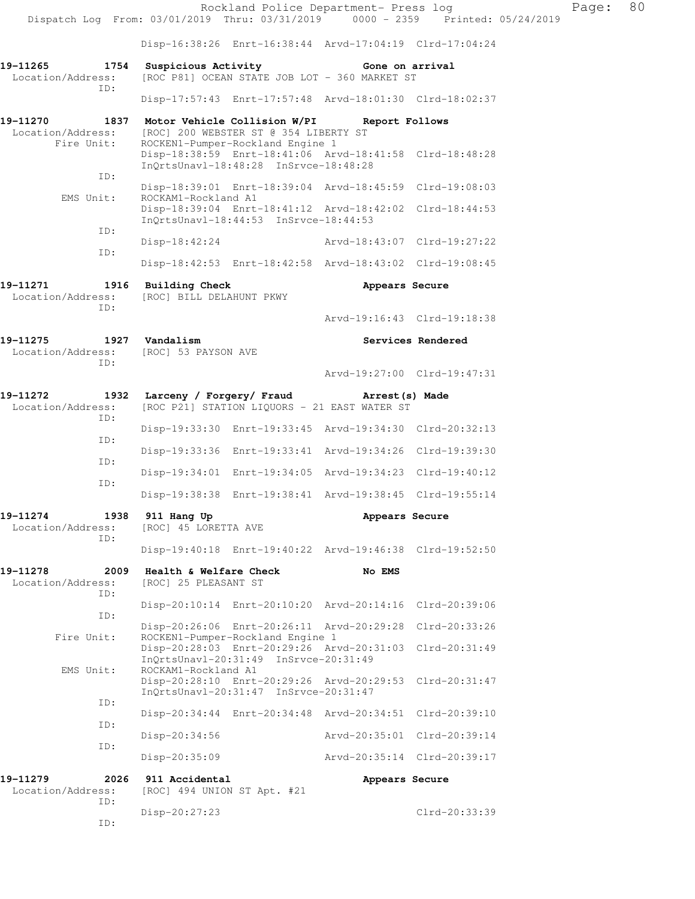Disp-16:38:26 Enrt-16:38:44 Arvd-17:04:19 Clrd-17:04:24

**19-11265 1754 Suspicious Activity** **Gone on arrival**
Location/Address: [ROC P81] OCEAN STATE JOB LOT - 360 MARKET ST
ID:
Disp-17:57:43 Enrt-17:57:48 Arvd-18:01:30 Clrd-18:02:37

**19-11270 1837 Motor Vehicle Collision W/PI** **Report Follows**
Location/Address: [ROC] 200 WEBSTER ST @ 354 LIBERTY ST
Fire Unit: ROCKEN1-Pumper-Rockland Engine 1
Disp-18:38:59 Enrt-18:41:06 Arvd-18:41:58 Clrd-18:48:28
InQrtsUnavl-18:48:28 InSrvce-18:48:28
ID:
Disp-18:39:01 Enrt-18:39:04 Arvd-18:45:59 Clrd-19:08:03
EMS Unit: ROCKAM1-Rockland A1
Disp-18:39:04 Enrt-18:41:12 Arvd-18:42:02 Clrd-18:44:53
InQrtsUnavl-18:44:53 InSrvce-18:44:53
ID:
Disp-18:42:24 Arvd-18:43:07 Clrd-19:27:22
ID:
Disp-18:42:53 Enrt-18:42:58 Arvd-18:43:02 Clrd-19:08:45

**19-11271 1916 Building Check** **Appears Secure**
Location/Address: [ROC] BILL DELAHUNT PKWY
ID:
Arvd-19:16:43 Clrd-19:18:38

**19-11275 1927 Vandalism** **Services Rendered**
Location/Address: [ROC] 53 PAYSON AVE
ID:
Arvd-19:27:00 Clrd-19:47:31

**19-11272 1932 Larceny / Forgery/ Fraud** **Arrest(s) Made**
Location/Address: [ROC P21] STATION LIQUORS - 21 EAST WATER ST
ID:
Disp-19:33:30 Enrt-19:33:45 Arvd-19:34:30 Clrd-20:32:13
ID:
Disp-19:33:36 Enrt-19:33:41 Arvd-19:34:26 Clrd-19:39:30
ID:
Disp-19:34:01 Enrt-19:34:05 Arvd-19:34:23 Clrd-19:40:12
ID:
Disp-19:38:38 Enrt-19:38:41 Arvd-19:38:45 Clrd-19:55:14

**19-11274 1938 911 Hang Up** **Appears Secure**
Location/Address: [ROC] 45 LORETTA AVE
ID:
Disp-19:40:18 Enrt-19:40:22 Arvd-19:46:38 Clrd-19:52:50

**19-11278 2009 Health & Welfare Check** **No EMS**
Location/Address: [ROC] 25 PLEASANT ST
ID:
Disp-20:10:14 Enrt-20:10:20 Arvd-20:14:16 Clrd-20:39:06
ID:
Disp-20:26:06 Enrt-20:26:11 Arvd-20:29:28 Clrd-20:33:26
Fire Unit: ROCKEN1-Pumper-Rockland Engine 1
Disp-20:28:03 Enrt-20:29:26 Arvd-20:31:03 Clrd-20:31:49
InQrtsUnavl-20:31:49 InSrvce-20:31:49
EMS Unit: ROCKAM1-Rockland A1
Disp-20:28:10 Enrt-20:29:26 Arvd-20:29:53 Clrd-20:31:47
InQrtsUnavl-20:31:47 InSrvce-20:31:47
ID:
Disp-20:34:44 Enrt-20:34:48 Arvd-20:34:51 Clrd-20:39:10
ID:
Disp-20:34:56 Arvd-20:35:01 Clrd-20:39:14
ID:
Disp-20:35:09 Arvd-20:35:14 Clrd-20:39:17

**19-11279 2026 911 Accidental** **Appears Secure**
Location/Address: [ROC] 494 UNION ST Apt. #21
ID:
Disp-20:27:23 Clrd-20:33:39
ID: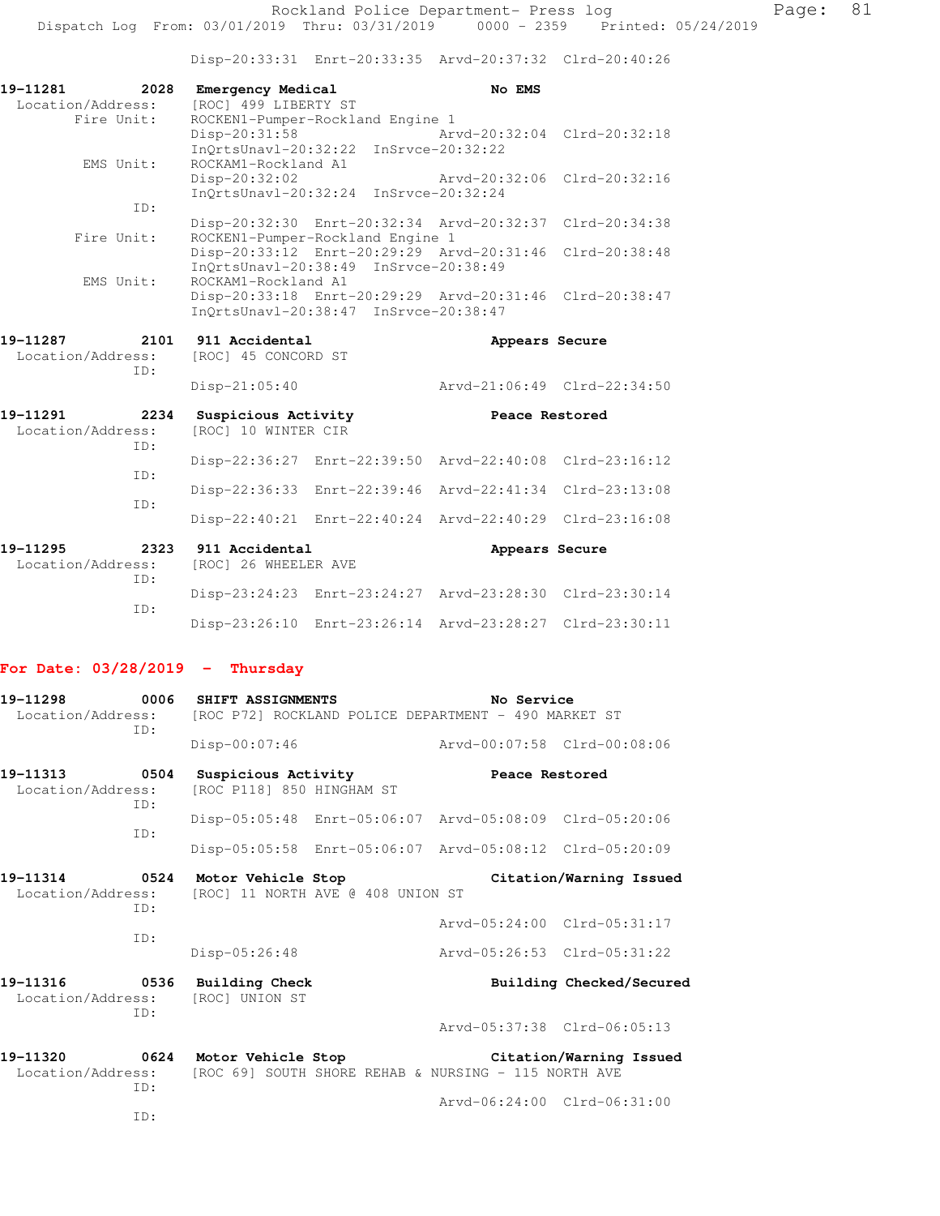Rockland Police Department- Press log
Dispatch Log From: 03/01/2019 Thru: 03/31/2019 0000 - 2359 Printed: 05/24/2019

```
                 Disp-20:33:31  Enrt-20:33:35  Arvd-20:37:32  Clrd-20:40:26

19-11281       2028  Emergency Medical                    No EMS
 Location/Address:   [ROC] 499 LIBERTY ST
       Fire Unit:    ROCKEN1-Pumper-Rockland Engine 1
                     Disp-20:31:58                Arvd-20:32:04  Clrd-20:32:18
                     InQrtsUnavl-20:32:22  InSrvce-20:32:22
        EMS Unit:    ROCKAM1-Rockland A1
                     Disp-20:32:02                Arvd-20:32:06  Clrd-20:32:16
                     InQrtsUnavl-20:32:24  InSrvce-20:32:24
              ID:
                     Disp-20:32:30  Enrt-20:32:34  Arvd-20:32:37  Clrd-20:34:38
       Fire Unit:    ROCKEN1-Pumper-Rockland Engine 1
                     Disp-20:33:12  Enrt-20:29:29  Arvd-20:31:46  Clrd-20:38:48
                     InQrtsUnavl-20:38:49  InSrvce-20:38:49
        EMS Unit:    ROCKAM1-Rockland A1
                     Disp-20:33:18  Enrt-20:29:29  Arvd-20:31:46  Clrd-20:38:47
                     InQrtsUnavl-20:38:47  InSrvce-20:38:47

19-11287       2101  911 Accidental                       Appears Secure
 Location/Address:   [ROC] 45 CONCORD ST
              ID:
                     Disp-21:05:40                Arvd-21:06:49  Clrd-22:34:50

19-11291       2234  Suspicious Activity                  Peace Restored
 Location/Address:   [ROC] 10 WINTER CIR
              ID:
                     Disp-22:36:27  Enrt-22:39:50  Arvd-22:40:08  Clrd-23:16:12
              ID:
                     Disp-22:36:33  Enrt-22:39:46  Arvd-22:41:34  Clrd-23:13:08
              ID:
                     Disp-22:40:21  Enrt-22:40:24  Arvd-22:40:29  Clrd-23:16:08

19-11295       2323  911 Accidental                       Appears Secure
 Location/Address:   [ROC] 26 WHEELER AVE
              ID:
                     Disp-23:24:23  Enrt-23:24:27  Arvd-23:28:30  Clrd-23:30:14
              ID:
                     Disp-23:26:10  Enrt-23:26:14  Arvd-23:28:27  Clrd-23:30:11
```

**For Date: 03/28/2019 - Thursday**

```
19-11298       0006  SHIFT ASSIGNMENTS                    No Service
 Location/Address:   [ROC P72] ROCKLAND POLICE DEPARTMENT - 490 MARKET ST
              ID:
                     Disp-00:07:46                Arvd-00:07:58  Clrd-00:08:06

19-11313       0504  Suspicious Activity                  Peace Restored
 Location/Address:   [ROC P118] 850 HINGHAM ST
              ID:
                     Disp-05:05:48  Enrt-05:06:07  Arvd-05:08:09  Clrd-05:20:06
              ID:
                     Disp-05:05:58  Enrt-05:06:07  Arvd-05:08:12  Clrd-05:20:09

19-11314       0524  Motor Vehicle Stop                   Citation/Warning Issued
 Location/Address:   [ROC] 11 NORTH AVE @ 408 UNION ST
              ID:
                                                  Arvd-05:24:00  Clrd-05:31:17
              ID:
                     Disp-05:26:48                Arvd-05:26:53  Clrd-05:31:22

19-11316       0536  Building Check                       Building Checked/Secured
 Location/Address:   [ROC] UNION ST
              ID:
                                                  Arvd-05:37:38  Clrd-06:05:13

19-11320       0624  Motor Vehicle Stop                   Citation/Warning Issued
 Location/Address:   [ROC 69] SOUTH SHORE REHAB & NURSING - 115 NORTH AVE
              ID:
                                                  Arvd-06:24:00  Clrd-06:31:00
              ID:
```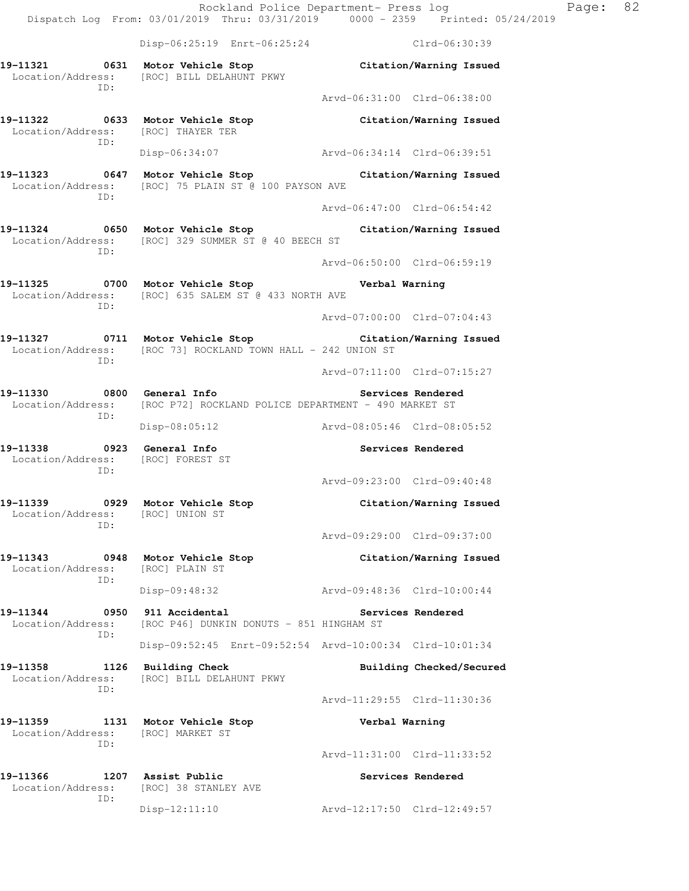Disp-06:25:19 Enrt-06:25:24 Clrd-06:30:39

**19-11321 0631 Motor Vehicle Stop** **Citation/Warning Issued**
Location/Address: [ROC] BILL DELAHUNT PKWY
ID:
Arvd-06:31:00 Clrd-06:38:00

**19-11322 0633 Motor Vehicle Stop** **Citation/Warning Issued**
Location/Address: [ROC] THAYER TER
ID:
Disp-06:34:07 Arvd-06:34:14 Clrd-06:39:51

**19-11323 0647 Motor Vehicle Stop** **Citation/Warning Issued**
Location/Address: [ROC] 75 PLAIN ST @ 100 PAYSON AVE
ID:
Arvd-06:47:00 Clrd-06:54:42

**19-11324 0650 Motor Vehicle Stop** **Citation/Warning Issued**
Location/Address: [ROC] 329 SUMMER ST @ 40 BEECH ST
ID:
Arvd-06:50:00 Clrd-06:59:19

**19-11325 0700 Motor Vehicle Stop** **Verbal Warning**
Location/Address: [ROC] 635 SALEM ST @ 433 NORTH AVE
ID:
Arvd-07:00:00 Clrd-07:04:43

**19-11327 0711 Motor Vehicle Stop** **Citation/Warning Issued**
Location/Address: [ROC 73] ROCKLAND TOWN HALL - 242 UNION ST
ID:
Arvd-07:11:00 Clrd-07:15:27

**19-11330 0800 General Info** **Services Rendered**
Location/Address: [ROC P72] ROCKLAND POLICE DEPARTMENT - 490 MARKET ST
ID:
Disp-08:05:12 Arvd-08:05:46 Clrd-08:05:52

**19-11338 0923 General Info** **Services Rendered**
Location/Address: [ROC] FOREST ST
ID:
Arvd-09:23:00 Clrd-09:40:48

**19-11339 0929 Motor Vehicle Stop** **Citation/Warning Issued**
Location/Address: [ROC] UNION ST
ID:
Arvd-09:29:00 Clrd-09:37:00

**19-11343 0948 Motor Vehicle Stop** **Citation/Warning Issued**
Location/Address: [ROC] PLAIN ST
ID:
Disp-09:48:32 Arvd-09:48:36 Clrd-10:00:44

**19-11344 0950 911 Accidental** **Services Rendered**
Location/Address: [ROC P46] DUNKIN DONUTS - 851 HINGHAM ST
ID:
Disp-09:52:45 Enrt-09:52:54 Arvd-10:00:34 Clrd-10:01:34

**19-11358 1126 Building Check** **Building Checked/Secured**
Location/Address: [ROC] BILL DELAHUNT PKWY
ID:
Arvd-11:29:55 Clrd-11:30:36

**19-11359 1131 Motor Vehicle Stop** **Verbal Warning**
Location/Address: [ROC] MARKET ST
ID:
Arvd-11:31:00 Clrd-11:33:52

**19-11366 1207 Assist Public** **Services Rendered**
Location/Address: [ROC] 38 STANLEY AVE
ID:
Disp-12:11:10 Arvd-12:17:50 Clrd-12:49:57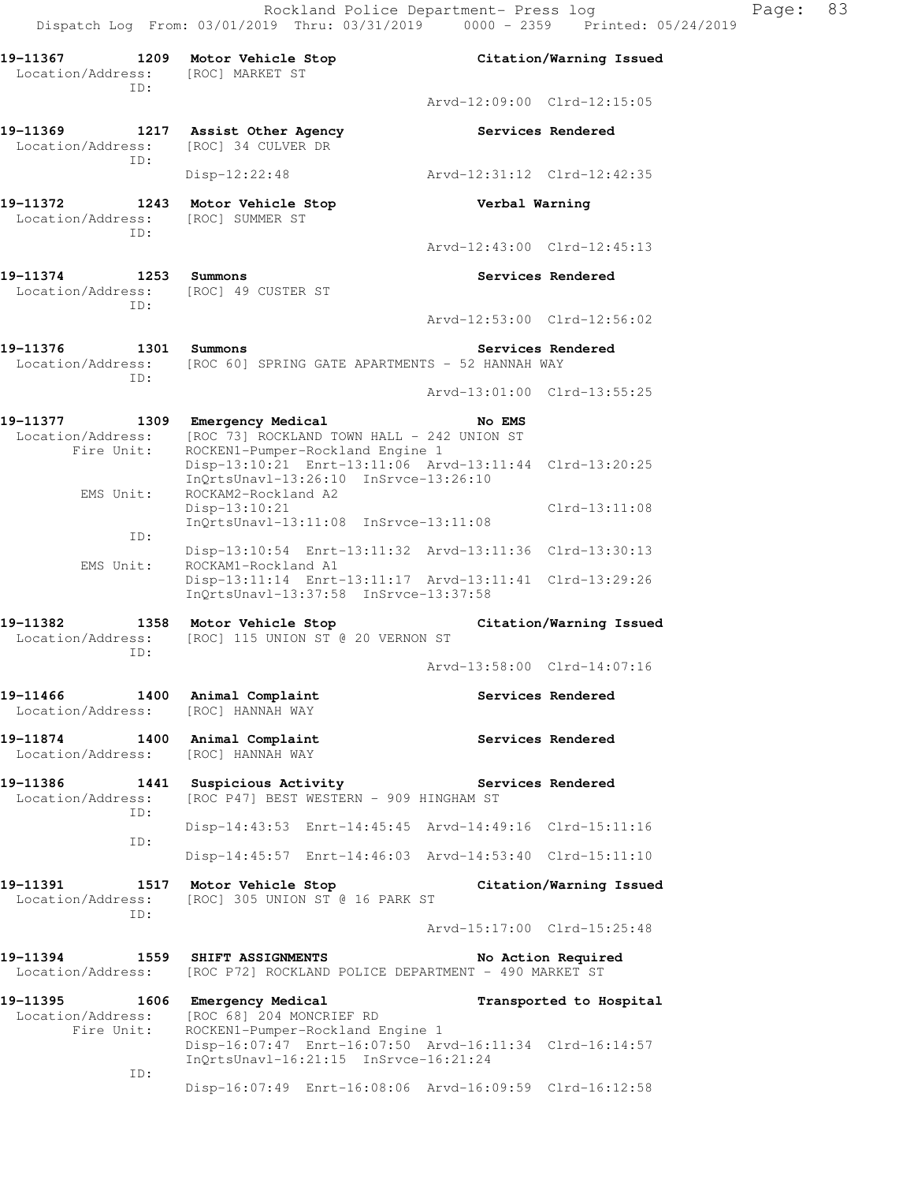```
19-11367        1209  Motor Vehicle Stop                    Citation/Warning Issued
  Location/Address:     [ROC] MARKET ST
              ID:
                                                    Arvd-12:09:00  Clrd-12:15:05

19-11369        1217  Assist Other Agency                   Services Rendered
  Location/Address:     [ROC] 34 CULVER DR
              ID:
                        Disp-12:22:48               Arvd-12:31:12  Clrd-12:42:35

19-11372        1243  Motor Vehicle Stop                    Verbal Warning
  Location/Address:     [ROC] SUMMER ST
              ID:
                                                    Arvd-12:43:00  Clrd-12:45:13

19-11374        1253  Summons                               Services Rendered
  Location/Address:     [ROC] 49 CUSTER ST
              ID:
                                                    Arvd-12:53:00  Clrd-12:56:02

19-11376        1301  Summons                               Services Rendered
  Location/Address:     [ROC 60] SPRING GATE APARTMENTS - 52 HANNAH WAY
              ID:
                                                    Arvd-13:01:00  Clrd-13:55:25

19-11377        1309  Emergency Medical                     No EMS
  Location/Address:     [ROC 73] ROCKLAND TOWN HALL - 242 UNION ST
       Fire Unit:       ROCKEN1-Pumper-Rockland Engine 1
                        Disp-13:10:21  Enrt-13:11:06  Arvd-13:11:44  Clrd-13:20:25
                        InQrtsUnavl-13:26:10  InSrvce-13:26:10
        EMS Unit:       ROCKAM2-Rockland A2
                        Disp-13:10:21                                Clrd-13:11:08
                        InQrtsUnavl-13:11:08  InSrvce-13:11:08
              ID:
                        Disp-13:10:54  Enrt-13:11:32  Arvd-13:11:36  Clrd-13:30:13
        EMS Unit:       ROCKAM1-Rockland A1
                        Disp-13:11:14  Enrt-13:11:17  Arvd-13:11:41  Clrd-13:29:26
                        InQrtsUnavl-13:37:58  InSrvce-13:37:58

19-11382        1358  Motor Vehicle Stop                    Citation/Warning Issued
  Location/Address:     [ROC] 115 UNION ST @ 20 VERNON ST
              ID:
                                                    Arvd-13:58:00  Clrd-14:07:16

19-11466        1400  Animal Complaint                      Services Rendered
  Location/Address:     [ROC] HANNAH WAY

19-11874        1400  Animal Complaint                      Services Rendered
  Location/Address:     [ROC] HANNAH WAY

19-11386        1441  Suspicious Activity                   Services Rendered
  Location/Address:     [ROC P47] BEST WESTERN - 909 HINGHAM ST
              ID:
                        Disp-14:43:53  Enrt-14:45:45  Arvd-14:49:16  Clrd-15:11:16
              ID:
                        Disp-14:45:57  Enrt-14:46:03  Arvd-14:53:40  Clrd-15:11:10

19-11391        1517  Motor Vehicle Stop                    Citation/Warning Issued
  Location/Address:     [ROC] 305 UNION ST @ 16 PARK ST
              ID:
                                                    Arvd-15:17:00  Clrd-15:25:48

19-11394        1559  SHIFT ASSIGNMENTS                     No Action Required
  Location/Address:     [ROC P72] ROCKLAND POLICE DEPARTMENT - 490 MARKET ST

19-11395        1606  Emergency Medical                     Transported to Hospital
  Location/Address:     [ROC 68] 204 MONCRIEF RD
       Fire Unit:       ROCKEN1-Pumper-Rockland Engine 1
                        Disp-16:07:47  Enrt-16:07:50  Arvd-16:11:34  Clrd-16:14:57
                        InQrtsUnavl-16:21:15  InSrvce-16:21:24
              ID:
                        Disp-16:07:49  Enrt-16:08:06  Arvd-16:09:59  Clrd-16:12:58
```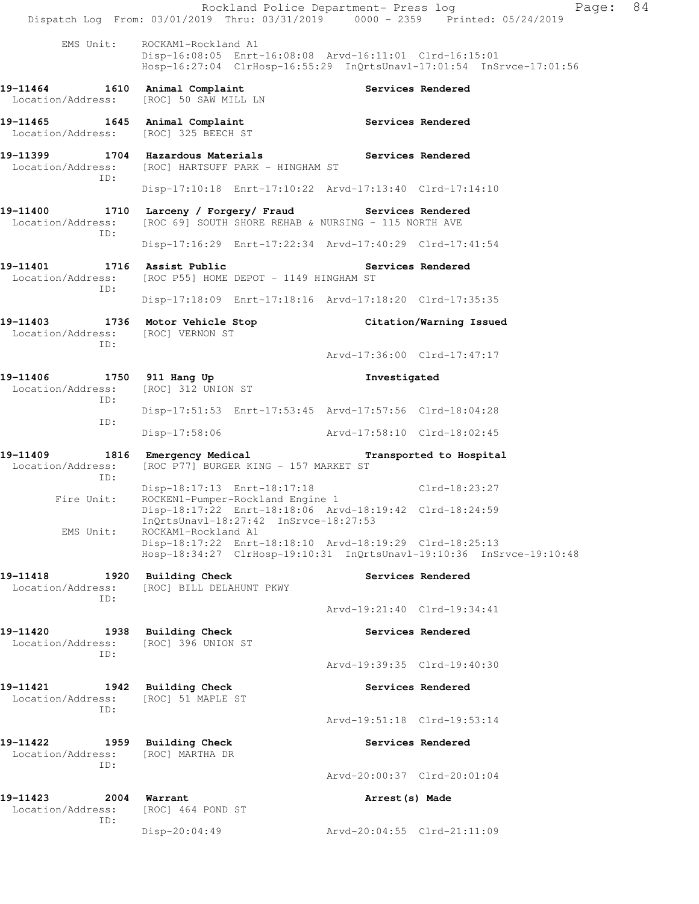```
        EMS Unit:    ROCKAM1-Rockland A1
                     Disp-16:08:05  Enrt-16:08:08  Arvd-16:11:01  Clrd-16:15:01
                     Hosp-16:27:04  ClrHosp-16:55:29  InQrtsUnavl-17:01:54  InSrvce-17:01:56

19-11464        1610  Animal Complaint                      Services Rendered
 Location/Address:    [ROC] 50 SAW MILL LN

19-11465        1645  Animal Complaint                      Services Rendered
 Location/Address:    [ROC] 325 BEECH ST

19-11399        1704  Hazardous Materials                   Services Rendered
 Location/Address:    [ROC] HARTSUFF PARK - HINGHAM ST
              ID:
                     Disp-17:10:18  Enrt-17:10:22  Arvd-17:13:40  Clrd-17:14:10

19-11400        1710  Larceny / Forgery/ Fraud              Services Rendered
 Location/Address:    [ROC 69] SOUTH SHORE REHAB & NURSING - 115 NORTH AVE
              ID:
                     Disp-17:16:29  Enrt-17:22:34  Arvd-17:40:29  Clrd-17:41:54

19-11401        1716  Assist Public                         Services Rendered
 Location/Address:    [ROC P55] HOME DEPOT - 1149 HINGHAM ST
              ID:
                     Disp-17:18:09  Enrt-17:18:16  Arvd-17:18:20  Clrd-17:35:35

19-11403        1736  Motor Vehicle Stop                    Citation/Warning Issued
 Location/Address:    [ROC] VERNON ST
              ID:
                                                   Arvd-17:36:00  Clrd-17:47:17

19-11406        1750  911 Hang Up                           Investigated
 Location/Address:    [ROC] 312 UNION ST
              ID:
                     Disp-17:51:53  Enrt-17:53:45  Arvd-17:57:56  Clrd-18:04:28
              ID:
                     Disp-17:58:06                 Arvd-17:58:10  Clrd-18:02:45

19-11409        1816  Emergency Medical                     Transported to Hospital
 Location/Address:    [ROC P77] BURGER KING - 157 MARKET ST
              ID:
                     Disp-18:17:13  Enrt-18:17:18                 Clrd-18:23:27
       Fire Unit:    ROCKEN1-Pumper-Rockland Engine 1
                     Disp-18:17:22  Enrt-18:18:06  Arvd-18:19:42  Clrd-18:24:59
                     InQrtsUnavl-18:27:42  InSrvce-18:27:53
        EMS Unit:    ROCKAM1-Rockland A1
                     Disp-18:17:22  Enrt-18:18:10  Arvd-18:19:29  Clrd-18:25:13
                     Hosp-18:34:27  ClrHosp-19:10:31  InQrtsUnavl-19:10:36  InSrvce-19:10:48

19-11418        1920  Building Check                        Services Rendered
 Location/Address:    [ROC] BILL DELAHUNT PKWY
              ID:
                                                   Arvd-19:21:40  Clrd-19:34:41

19-11420        1938  Building Check                        Services Rendered
 Location/Address:    [ROC] 396 UNION ST
              ID:
                                                   Arvd-19:39:35  Clrd-19:40:30

19-11421        1942  Building Check                        Services Rendered
 Location/Address:    [ROC] 51 MAPLE ST
              ID:
                                                   Arvd-19:51:18  Clrd-19:53:14

19-11422        1959  Building Check                        Services Rendered
 Location/Address:    [ROC] MARTHA DR
              ID:
                                                   Arvd-20:00:37  Clrd-20:01:04

19-11423        2004  Warrant                               Arrest(s) Made
 Location/Address:    [ROC] 464 POND ST
              ID:
                     Disp-20:04:49                 Arvd-20:04:55  Clrd-21:11:09
```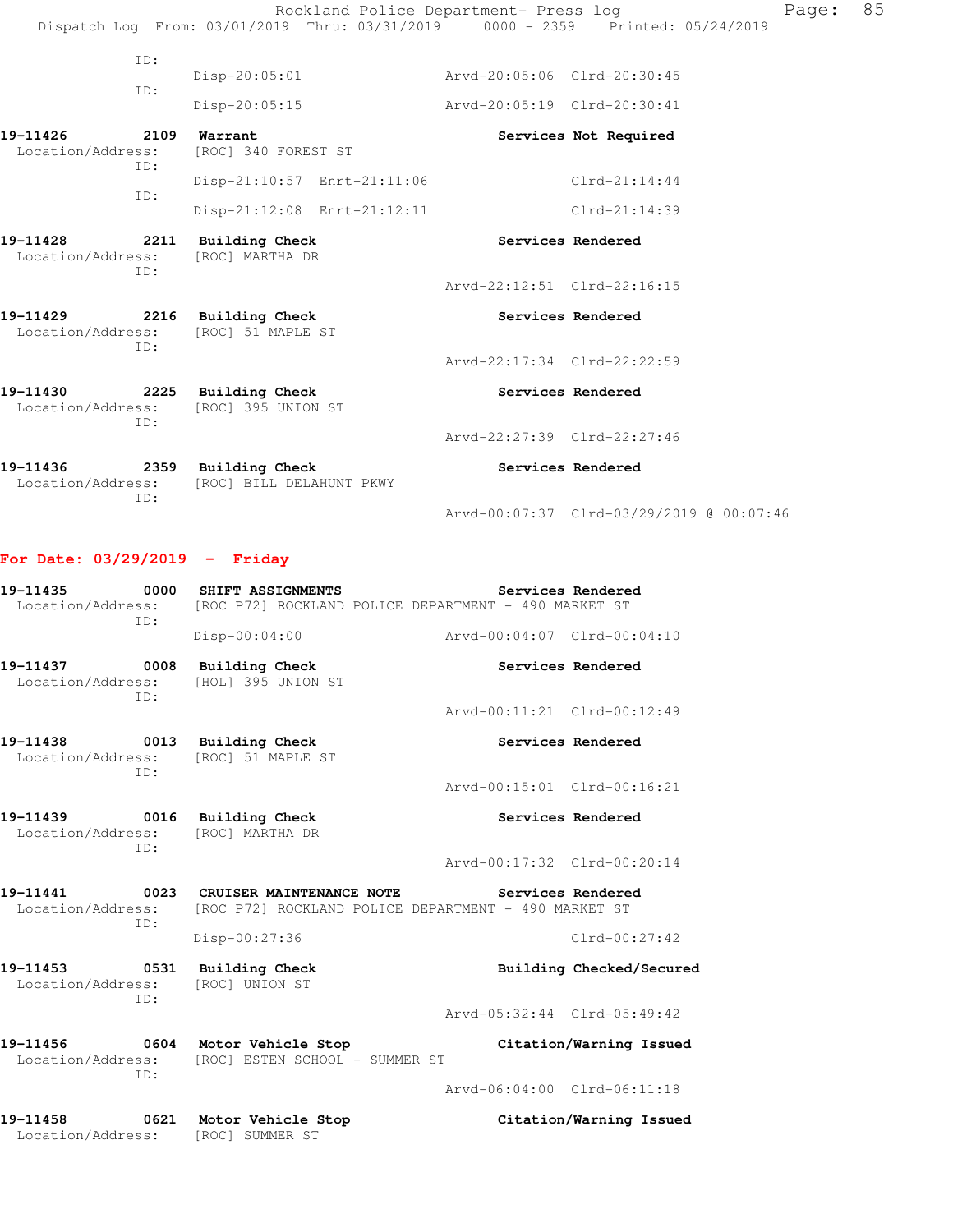```
            ID:
                Disp-20:05:01                Arvd-20:05:06  Clrd-20:30:45
            ID:
                Disp-20:05:15                Arvd-20:05:19  Clrd-20:30:41
```

**19-11426 2109 Warrant** — **Services Not Required**

```
 Location/Address:    [ROC] 340 FOREST ST
            ID:
                Disp-21:10:57  Enrt-21:11:06                Clrd-21:14:44
            ID:
                Disp-21:12:08  Enrt-21:12:11                Clrd-21:14:39
```

**19-11428 2211 Building Check** — **Services Rendered**

```
 Location/Address:    [ROC] MARTHA DR
            ID:
                                             Arvd-22:12:51  Clrd-22:16:15
```

**19-11429 2216 Building Check** — **Services Rendered**

```
 Location/Address:    [ROC] 51 MAPLE ST
            ID:
                                             Arvd-22:17:34  Clrd-22:22:59
```

**19-11430 2225 Building Check** — **Services Rendered**

```
 Location/Address:    [ROC] 395 UNION ST
            ID:
                                             Arvd-22:27:39  Clrd-22:27:46
```

**19-11436 2359 Building Check** — **Services Rendered**

```
 Location/Address:    [ROC] BILL DELAHUNT PKWY
            ID:
                                             Arvd-00:07:37  Clrd-03/29/2019 @ 00:07:46
```

## For Date: 03/29/2019 - Friday

**19-11435 0000 SHIFT ASSIGNMENTS** — **Services Rendered**

```
 Location/Address:    [ROC P72] ROCKLAND POLICE DEPARTMENT - 490 MARKET ST
            ID:
                Disp-00:04:00                Arvd-00:04:07  Clrd-00:04:10
```

**19-11437 0008 Building Check** — **Services Rendered**

```
 Location/Address:    [HOL] 395 UNION ST
            ID:
                                             Arvd-00:11:21  Clrd-00:12:49
```

**19-11438 0013 Building Check** — **Services Rendered**

```
 Location/Address:    [ROC] 51 MAPLE ST
            ID:
                                             Arvd-00:15:01  Clrd-00:16:21
```

**19-11439 0016 Building Check** — **Services Rendered**

```
 Location/Address:    [ROC] MARTHA DR
            ID:
                                             Arvd-00:17:32  Clrd-00:20:14
```

**19-11441 0023 CRUISER MAINTENANCE NOTE** — **Services Rendered**

```
 Location/Address:    [ROC P72] ROCKLAND POLICE DEPARTMENT - 490 MARKET ST
            ID:
                Disp-00:27:36                               Clrd-00:27:42
```

**19-11453 0531 Building Check** — **Building Checked/Secured**

```
 Location/Address:    [ROC] UNION ST
            ID:
                                             Arvd-05:32:44  Clrd-05:49:42
```

**19-11456 0604 Motor Vehicle Stop** — **Citation/Warning Issued**

```
 Location/Address:    [ROC] ESTEN SCHOOL - SUMMER ST
            ID:
                                             Arvd-06:04:00  Clrd-06:11:18
```

**19-11458 0621 Motor Vehicle Stop** — **Citation/Warning Issued**

```
 Location/Address:    [ROC] SUMMER ST
```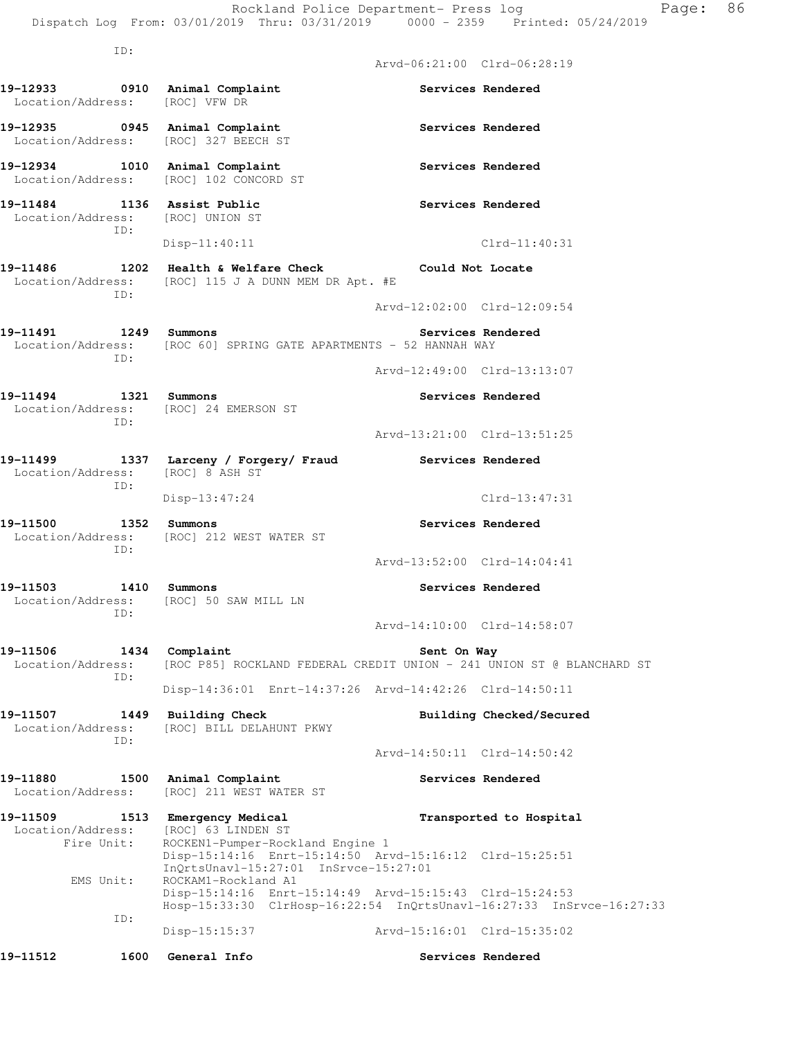ID:

Arvd-06:21:00 Clrd-06:28:19

**19-12933 0910 Animal Complaint** — **Services Rendered**
Location/Address: [ROC] VFW DR

**19-12935 0945 Animal Complaint** — **Services Rendered**
Location/Address: [ROC] 327 BEECH ST

**19-12934 1010 Animal Complaint** — **Services Rendered**
Location/Address: [ROC] 102 CONCORD ST

**19-11484 1136 Assist Public** — **Services Rendered**
Location/Address: [ROC] UNION ST
ID:
Disp-11:40:11 Clrd-11:40:31

**19-11486 1202 Health & Welfare Check** — **Could Not Locate**
Location/Address: [ROC] 115 J A DUNN MEM DR Apt. #E
ID:
Arvd-12:02:00 Clrd-12:09:54

**19-11491 1249 Summons** — **Services Rendered**
Location/Address: [ROC 60] SPRING GATE APARTMENTS - 52 HANNAH WAY
ID:
Arvd-12:49:00 Clrd-13:13:07

**19-11494 1321 Summons** — **Services Rendered**
Location/Address: [ROC] 24 EMERSON ST
ID:
Arvd-13:21:00 Clrd-13:51:25

**19-11499 1337 Larceny / Forgery/ Fraud** — **Services Rendered**
Location/Address: [ROC] 8 ASH ST
ID:
Disp-13:47:24 Clrd-13:47:31

**19-11500 1352 Summons** — **Services Rendered**
Location/Address: [ROC] 212 WEST WATER ST
ID:
Arvd-13:52:00 Clrd-14:04:41

**19-11503 1410 Summons** — **Services Rendered**
Location/Address: [ROC] 50 SAW MILL LN
ID:
Arvd-14:10:00 Clrd-14:58:07

**19-11506 1434 Complaint** — **Sent On Way**
Location/Address: [ROC P85] ROCKLAND FEDERAL CREDIT UNION - 241 UNION ST @ BLANCHARD ST
ID:
Disp-14:36:01 Enrt-14:37:26 Arvd-14:42:26 Clrd-14:50:11

**19-11507 1449 Building Check** — **Building Checked/Secured**
Location/Address: [ROC] BILL DELAHUNT PKWY
ID:
Arvd-14:50:11 Clrd-14:50:42

**19-11880 1500 Animal Complaint** — **Services Rendered**
Location/Address: [ROC] 211 WEST WATER ST

**19-11509 1513 Emergency Medical** — **Transported to Hospital**
Location/Address: [ROC] 63 LINDEN ST
Fire Unit: ROCKEN1-Pumper-Rockland Engine 1
Disp-15:14:16 Enrt-15:14:50 Arvd-15:16:12 Clrd-15:25:51
InQrtsUnavl-15:27:01 InSrvce-15:27:01
EMS Unit: ROCKAM1-Rockland A1
Disp-15:14:16 Enrt-15:14:49 Arvd-15:15:43 Clrd-15:24:53
Hosp-15:33:30 ClrHosp-16:22:54 InQrtsUnavl-16:27:33 InSrvce-16:27:33
ID:
Disp-15:15:37 Arvd-15:16:01 Clrd-15:35:02

**19-11512 1600 General Info** — **Services Rendered**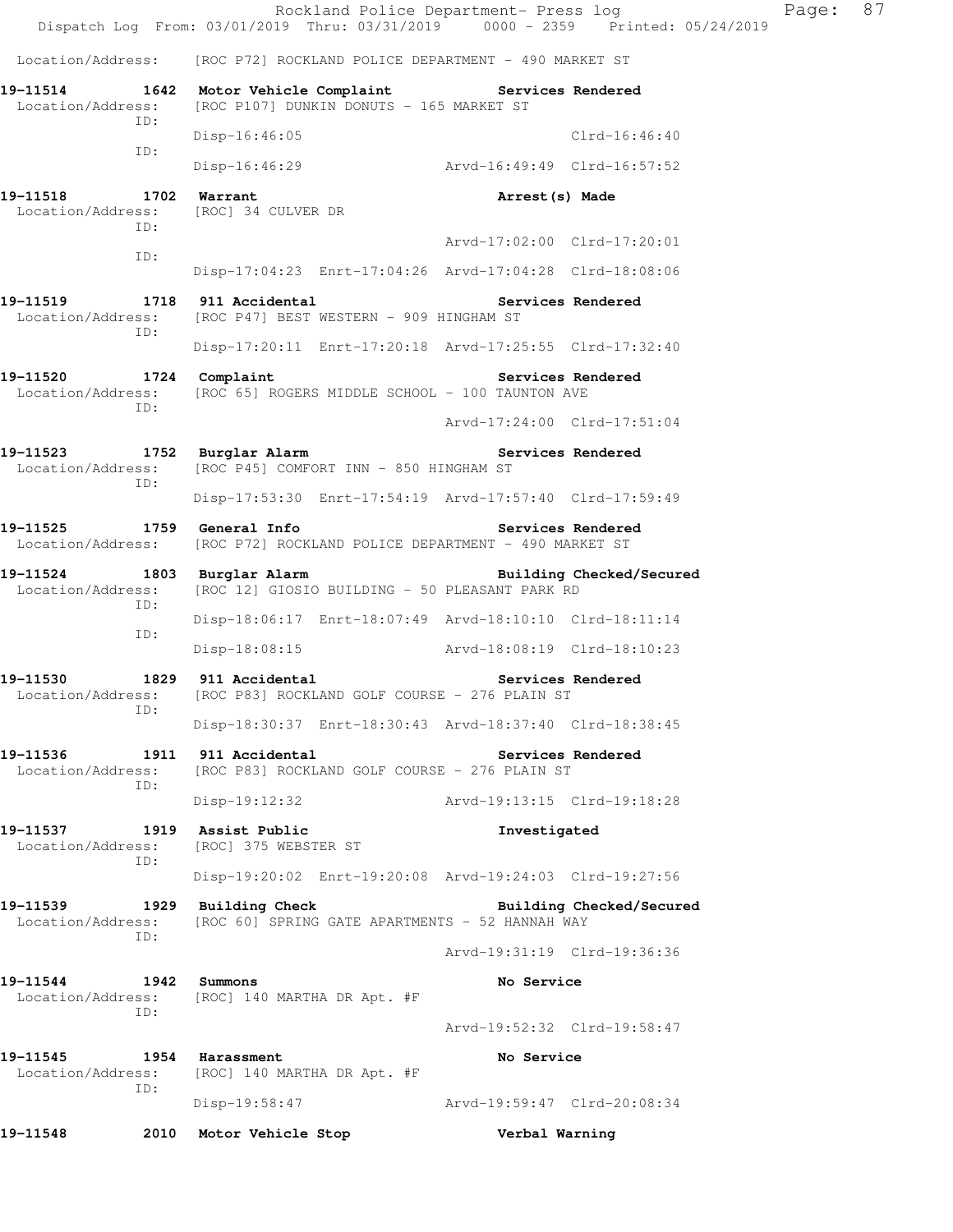Location/Address: [ROC P72] ROCKLAND POLICE DEPARTMENT - 490 MARKET ST

```
19-11514        1642  Motor Vehicle Complaint              Services Rendered
 Location/Address:    [ROC P107] DUNKIN DONUTS - 165 MARKET ST
               ID:
                      Disp-16:46:05                                Clrd-16:46:40
               ID:
                      Disp-16:46:29                 Arvd-16:49:49  Clrd-16:57:52

19-11518        1702  Warrant                              Arrest(s) Made
 Location/Address:    [ROC] 34 CULVER DR
               ID:
                                                    Arvd-17:02:00  Clrd-17:20:01
               ID:
                      Disp-17:04:23  Enrt-17:04:26  Arvd-17:04:28  Clrd-18:08:06

19-11519        1718  911 Accidental                       Services Rendered
 Location/Address:    [ROC P47] BEST WESTERN - 909 HINGHAM ST
               ID:
                      Disp-17:20:11  Enrt-17:20:18  Arvd-17:25:55  Clrd-17:32:40

19-11520        1724  Complaint                            Services Rendered
 Location/Address:    [ROC 65] ROGERS MIDDLE SCHOOL - 100 TAUNTON AVE
               ID:
                                                    Arvd-17:24:00  Clrd-17:51:04

19-11523        1752  Burglar Alarm                        Services Rendered
 Location/Address:    [ROC P45] COMFORT INN - 850 HINGHAM ST
               ID:
                      Disp-17:53:30  Enrt-17:54:19  Arvd-17:57:40  Clrd-17:59:49

19-11525        1759  General Info                         Services Rendered
 Location/Address:    [ROC P72] ROCKLAND POLICE DEPARTMENT - 490 MARKET ST

19-11524        1803  Burglar Alarm                        Building Checked/Secured
 Location/Address:    [ROC 12] GIOSIO BUILDING - 50 PLEASANT PARK RD
               ID:
                      Disp-18:06:17  Enrt-18:07:49  Arvd-18:10:10  Clrd-18:11:14
               ID:
                      Disp-18:08:15                 Arvd-18:08:19  Clrd-18:10:23

19-11530        1829  911 Accidental                       Services Rendered
 Location/Address:    [ROC P83] ROCKLAND GOLF COURSE - 276 PLAIN ST
               ID:
                      Disp-18:30:37  Enrt-18:30:43  Arvd-18:37:40  Clrd-18:38:45

19-11536        1911  911 Accidental                       Services Rendered
 Location/Address:    [ROC P83] ROCKLAND GOLF COURSE - 276 PLAIN ST
               ID:
                      Disp-19:12:32                 Arvd-19:13:15  Clrd-19:18:28

19-11537        1919  Assist Public                        Investigated
 Location/Address:    [ROC] 375 WEBSTER ST
               ID:
                      Disp-19:20:02  Enrt-19:20:08  Arvd-19:24:03  Clrd-19:27:56

19-11539        1929  Building Check                       Building Checked/Secured
 Location/Address:    [ROC 60] SPRING GATE APARTMENTS - 52 HANNAH WAY
               ID:
                                                    Arvd-19:31:19  Clrd-19:36:36

19-11544        1942  Summons                              No Service
 Location/Address:    [ROC] 140 MARTHA DR Apt. #F
               ID:
                                                    Arvd-19:52:32  Clrd-19:58:47

19-11545        1954  Harassment                           No Service
 Location/Address:    [ROC] 140 MARTHA DR Apt. #F
               ID:
                      Disp-19:58:47                 Arvd-19:59:47  Clrd-20:08:34

19-11548        2010  Motor Vehicle Stop                   Verbal Warning
```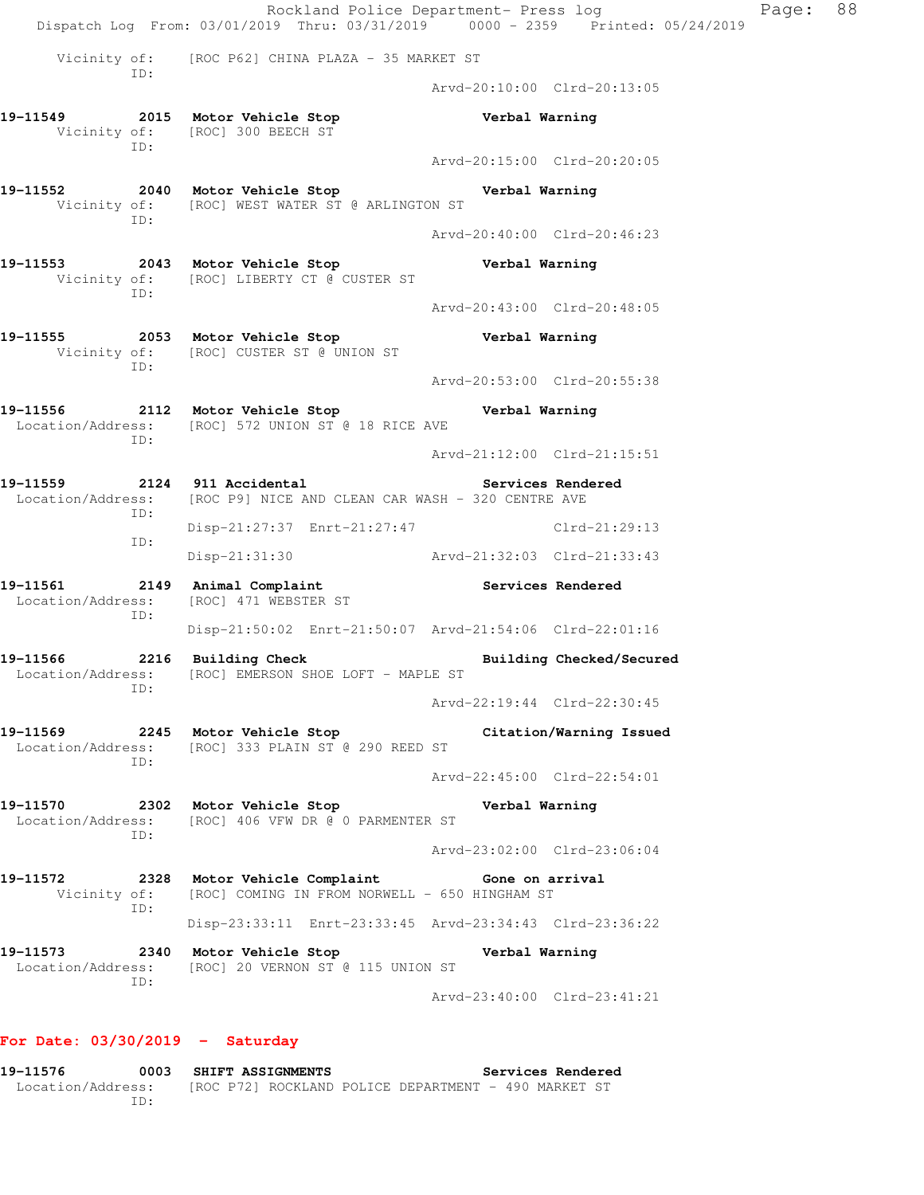Vicinity of: [ROC P62] CHINA PLAZA - 35 MARKET ST
ID:
Arvd-20:10:00 Clrd-20:13:05

**19-11549 2015 Motor Vehicle Stop** **Verbal Warning**
Vicinity of: [ROC] 300 BEECH ST
ID:
Arvd-20:15:00 Clrd-20:20:05

**19-11552 2040 Motor Vehicle Stop** **Verbal Warning**
Vicinity of: [ROC] WEST WATER ST @ ARLINGTON ST
ID:
Arvd-20:40:00 Clrd-20:46:23

**19-11553 2043 Motor Vehicle Stop** **Verbal Warning**
Vicinity of: [ROC] LIBERTY CT @ CUSTER ST
ID:
Arvd-20:43:00 Clrd-20:48:05

**19-11555 2053 Motor Vehicle Stop** **Verbal Warning**
Vicinity of: [ROC] CUSTER ST @ UNION ST
ID:
Arvd-20:53:00 Clrd-20:55:38

**19-11556 2112 Motor Vehicle Stop** **Verbal Warning**
Location/Address: [ROC] 572 UNION ST @ 18 RICE AVE
ID:
Arvd-21:12:00 Clrd-21:15:51

**19-11559 2124 911 Accidental** **Services Rendered**
Location/Address: [ROC P9] NICE AND CLEAN CAR WASH - 320 CENTRE AVE
ID:
Disp-21:27:37 Enrt-21:27:47 Clrd-21:29:13
ID:
Disp-21:31:30 Arvd-21:32:03 Clrd-21:33:43

**19-11561 2149 Animal Complaint** **Services Rendered**
Location/Address: [ROC] 471 WEBSTER ST
ID:
Disp-21:50:02 Enrt-21:50:07 Arvd-21:54:06 Clrd-22:01:16

**19-11566 2216 Building Check** **Building Checked/Secured**
Location/Address: [ROC] EMERSON SHOE LOFT - MAPLE ST
ID:
Arvd-22:19:44 Clrd-22:30:45

**19-11569 2245 Motor Vehicle Stop** **Citation/Warning Issued**
Location/Address: [ROC] 333 PLAIN ST @ 290 REED ST
ID:
Arvd-22:45:00 Clrd-22:54:01

**19-11570 2302 Motor Vehicle Stop** **Verbal Warning**
Location/Address: [ROC] 406 VFW DR @ 0 PARMENTER ST
ID:
Arvd-23:02:00 Clrd-23:06:04

**19-11572 2328 Motor Vehicle Complaint** **Gone on arrival**
Vicinity of: [ROC] COMING IN FROM NORWELL - 650 HINGHAM ST
ID:
Disp-23:33:11 Enrt-23:33:45 Arvd-23:34:43 Clrd-23:36:22

**19-11573 2340 Motor Vehicle Stop** **Verbal Warning**
Location/Address: [ROC] 20 VERNON ST @ 115 UNION ST
ID:
Arvd-23:40:00 Clrd-23:41:21

**For Date: 03/30/2019 - Saturday**

**19-11576 0003 SHIFT ASSIGNMENTS** **Services Rendered**
Location/Address: [ROC P72] ROCKLAND POLICE DEPARTMENT - 490 MARKET ST
ID: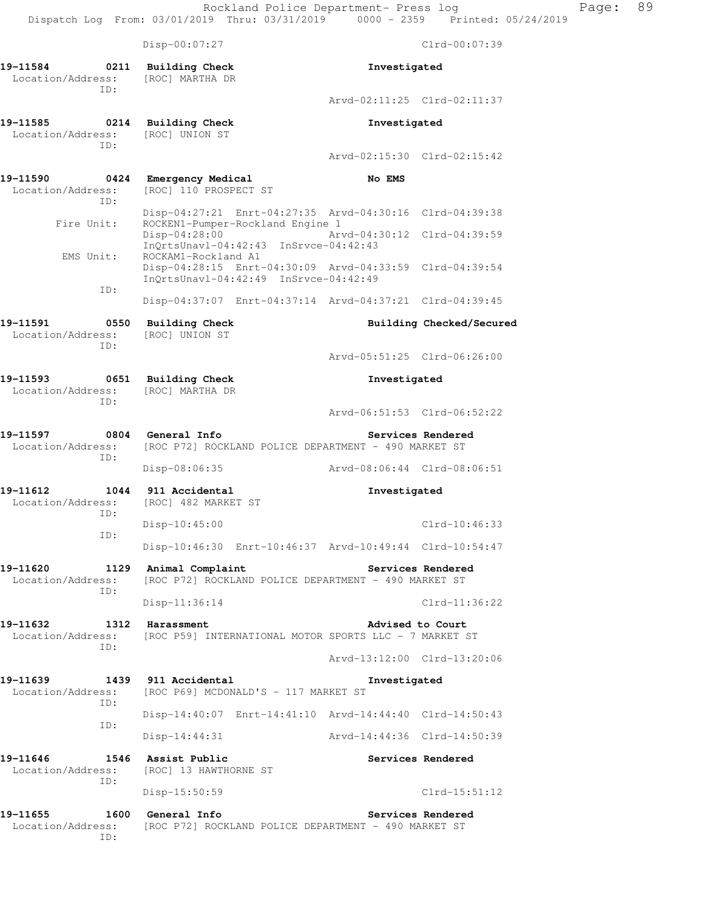Disp-00:07:27 Clrd-00:07:39

```
19-11584       0211  Building Check                        Investigated
 Location/Address:   [ROC] MARTHA DR
              ID:
                                                   Arvd-02:11:25  Clrd-02:11:37

19-11585       0214  Building Check                        Investigated
 Location/Address:   [ROC] UNION ST
              ID:
                                                   Arvd-02:15:30  Clrd-02:15:42

19-11590       0424  Emergency Medical                     No EMS
 Location/Address:   [ROC] 110 PROSPECT ST
              ID:
                     Disp-04:27:21  Enrt-04:27:35  Arvd-04:30:16  Clrd-04:39:38
       Fire Unit:    ROCKEN1-Pumper-Rockland Engine 1
                     Disp-04:28:00                 Arvd-04:30:12  Clrd-04:39:59
                     InQrtsUnavl-04:42:43  InSrvce-04:42:43
        EMS Unit:    ROCKAM1-Rockland A1
                     Disp-04:28:15  Enrt-04:30:09  Arvd-04:33:59  Clrd-04:39:54
                     InQrtsUnavl-04:42:49  InSrvce-04:42:49
              ID:
                     Disp-04:37:07  Enrt-04:37:14  Arvd-04:37:21  Clrd-04:39:45

19-11591       0550  Building Check                        Building Checked/Secured
 Location/Address:   [ROC] UNION ST
              ID:
                                                   Arvd-05:51:25  Clrd-06:26:00

19-11593       0651  Building Check                        Investigated
 Location/Address:   [ROC] MARTHA DR
              ID:
                                                   Arvd-06:51:53  Clrd-06:52:22

19-11597       0804  General Info                          Services Rendered
 Location/Address:   [ROC P72] ROCKLAND POLICE DEPARTMENT - 490 MARKET ST
              ID:
                     Disp-08:06:35                 Arvd-08:06:44  Clrd-08:06:51

19-11612       1044  911 Accidental                        Investigated
 Location/Address:   [ROC] 482 MARKET ST
              ID:
                     Disp-10:45:00                                Clrd-10:46:33
              ID:
                     Disp-10:46:30  Enrt-10:46:37  Arvd-10:49:44  Clrd-10:54:47

19-11620       1129  Animal Complaint                      Services Rendered
 Location/Address:   [ROC P72] ROCKLAND POLICE DEPARTMENT - 490 MARKET ST
              ID:
                     Disp-11:36:14                                Clrd-11:36:22

19-11632       1312  Harassment                            Advised to Court
 Location/Address:   [ROC P59] INTERNATIONAL MOTOR SPORTS LLC - 7 MARKET ST
              ID:
                                                   Arvd-13:12:00  Clrd-13:20:06

19-11639       1439  911 Accidental                        Investigated
 Location/Address:   [ROC P69] MCDONALD'S - 117 MARKET ST
              ID:
                     Disp-14:40:07  Enrt-14:41:10  Arvd-14:44:40  Clrd-14:50:43
              ID:
                     Disp-14:44:31                 Arvd-14:44:36  Clrd-14:50:39

19-11646       1546  Assist Public                         Services Rendered
 Location/Address:   [ROC] 13 HAWTHORNE ST
              ID:
                     Disp-15:50:59                                Clrd-15:51:12

19-11655       1600  General Info                          Services Rendered
 Location/Address:   [ROC P72] ROCKLAND POLICE DEPARTMENT - 490 MARKET ST
              ID:
```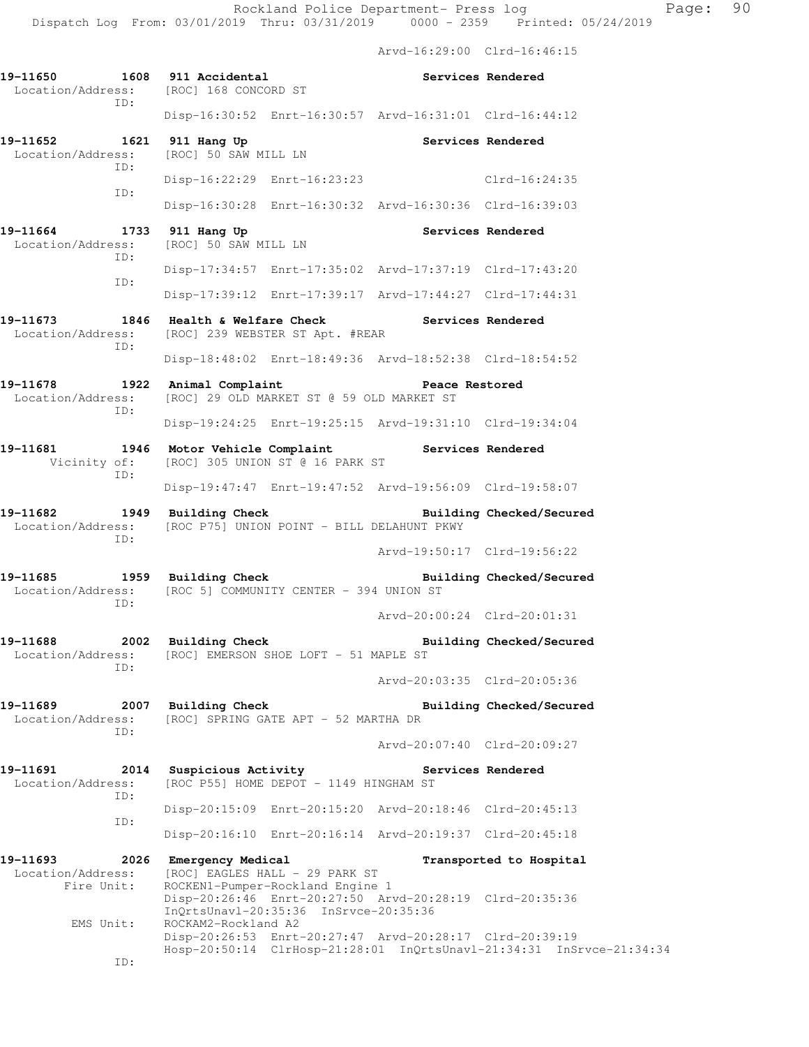Arvd-16:29:00 Clrd-16:46:15

**19-11650 1608 911 Accidental** — Services Rendered
Location/Address: [ROC] 168 CONCORD ST
ID:
Disp-16:30:52 Enrt-16:30:57 Arvd-16:31:01 Clrd-16:44:12

**19-11652 1621 911 Hang Up** — Services Rendered
Location/Address: [ROC] 50 SAW MILL LN
ID:
Disp-16:22:29 Enrt-16:23:23 Clrd-16:24:35
ID:
Disp-16:30:28 Enrt-16:30:32 Arvd-16:30:36 Clrd-16:39:03

**19-11664 1733 911 Hang Up** — Services Rendered
Location/Address: [ROC] 50 SAW MILL LN
ID:
Disp-17:34:57 Enrt-17:35:02 Arvd-17:37:19 Clrd-17:43:20
ID:
Disp-17:39:12 Enrt-17:39:17 Arvd-17:44:27 Clrd-17:44:31

**19-11673 1846 Health & Welfare Check** — Services Rendered
Location/Address: [ROC] 239 WEBSTER ST Apt. #REAR
ID:
Disp-18:48:02 Enrt-18:49:36 Arvd-18:52:38 Clrd-18:54:52

**19-11678 1922 Animal Complaint** — Peace Restored
Location/Address: [ROC] 29 OLD MARKET ST @ 59 OLD MARKET ST
ID:
Disp-19:24:25 Enrt-19:25:15 Arvd-19:31:10 Clrd-19:34:04

**19-11681 1946 Motor Vehicle Complaint** — Services Rendered
Vicinity of: [ROC] 305 UNION ST @ 16 PARK ST
ID:
Disp-19:47:47 Enrt-19:47:52 Arvd-19:56:09 Clrd-19:58:07

**19-11682 1949 Building Check** — Building Checked/Secured
Location/Address: [ROC P75] UNION POINT - BILL DELAHUNT PKWY
ID:
Arvd-19:50:17 Clrd-19:56:22

**19-11685 1959 Building Check** — Building Checked/Secured
Location/Address: [ROC 5] COMMUNITY CENTER - 394 UNION ST
ID:
Arvd-20:00:24 Clrd-20:01:31

**19-11688 2002 Building Check** — Building Checked/Secured
Location/Address: [ROC] EMERSON SHOE LOFT - 51 MAPLE ST
ID:
Arvd-20:03:35 Clrd-20:05:36

**19-11689 2007 Building Check** — Building Checked/Secured
Location/Address: [ROC] SPRING GATE APT - 52 MARTHA DR
ID:
Arvd-20:07:40 Clrd-20:09:27

**19-11691 2014 Suspicious Activity** — Services Rendered
Location/Address: [ROC P55] HOME DEPOT - 1149 HINGHAM ST
ID:
Disp-20:15:09 Enrt-20:15:20 Arvd-20:18:46 Clrd-20:45:13
ID:
Disp-20:16:10 Enrt-20:16:14 Arvd-20:19:37 Clrd-20:45:18

**19-11693 2026 Emergency Medical** — Transported to Hospital
Location/Address: [ROC] EAGLES HALL - 29 PARK ST
Fire Unit: ROCKEN1-Pumper-Rockland Engine 1
Disp-20:26:46 Enrt-20:27:50 Arvd-20:28:19 Clrd-20:35:36
InQrtsUnavl-20:35:36 InSrvce-20:35:36
EMS Unit: ROCKAM2-Rockland A2
Disp-20:26:53 Enrt-20:27:47 Arvd-20:28:17 Clrd-20:39:19
Hosp-20:50:14 ClrHosp-21:28:01 InQrtsUnavl-21:34:31 InSrvce-21:34:34
ID: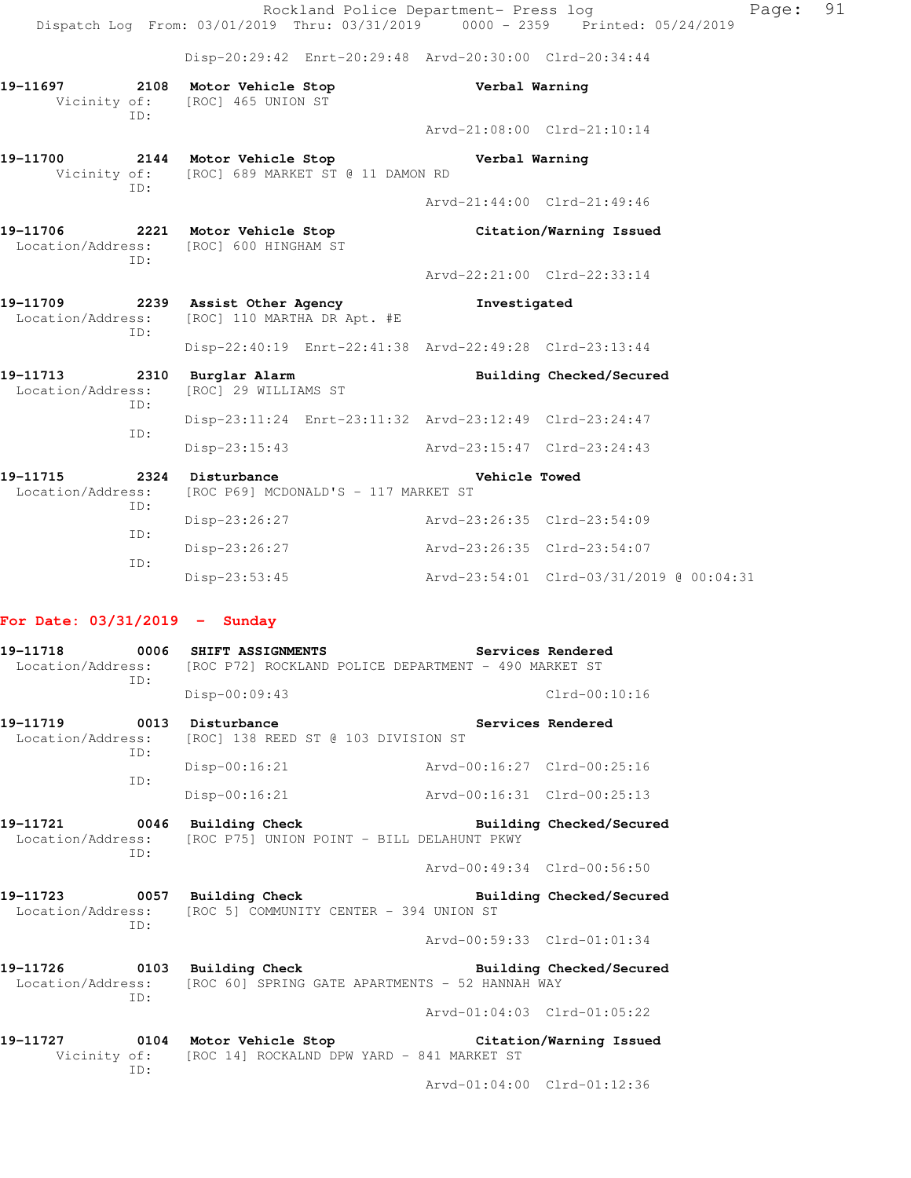Disp-20:29:42 Enrt-20:29:48 Arvd-20:30:00 Clrd-20:34:44

**19-11697** 2108 **Motor Vehicle Stop** **Verbal Warning**
Vicinity of: [ROC] 465 UNION ST
ID:
Arvd-21:08:00 Clrd-21:10:14

**19-11700** 2144 **Motor Vehicle Stop** **Verbal Warning**
Vicinity of: [ROC] 689 MARKET ST @ 11 DAMON RD
ID:
Arvd-21:44:00 Clrd-21:49:46

**19-11706** 2221 **Motor Vehicle Stop** **Citation/Warning Issued**
Location/Address: [ROC] 600 HINGHAM ST
ID:
Arvd-22:21:00 Clrd-22:33:14

**19-11709** 2239 **Assist Other Agency** **Investigated**
Location/Address: [ROC] 110 MARTHA DR Apt. #E
ID:
Disp-22:40:19 Enrt-22:41:38 Arvd-22:49:28 Clrd-23:13:44

**19-11713** 2310 **Burglar Alarm** **Building Checked/Secured**
Location/Address: [ROC] 29 WILLIAMS ST
ID:
Disp-23:11:24 Enrt-23:11:32 Arvd-23:12:49 Clrd-23:24:47
ID:
Disp-23:15:43 Arvd-23:15:47 Clrd-23:24:43

**19-11715** 2324 **Disturbance** **Vehicle Towed**
Location/Address: [ROC P69] MCDONALD'S - 117 MARKET ST
ID:
Disp-23:26:27 Arvd-23:26:35 Clrd-23:54:09
ID:
Disp-23:26:27 Arvd-23:26:35 Clrd-23:54:07
ID:
Disp-23:53:45 Arvd-23:54:01 Clrd-03/31/2019 @ 00:04:31

## For Date: 03/31/2019 - Sunday

**19-11718** 0006 **SHIFT ASSIGNMENTS** **Services Rendered**
Location/Address: [ROC P72] ROCKLAND POLICE DEPARTMENT - 490 MARKET ST
ID:
Disp-00:09:43 Clrd-00:10:16

**19-11719** 0013 **Disturbance** **Services Rendered**
Location/Address: [ROC] 138 REED ST @ 103 DIVISION ST
ID:
Disp-00:16:21 Arvd-00:16:27 Clrd-00:25:16
ID:
Disp-00:16:21 Arvd-00:16:31 Clrd-00:25:13

**19-11721** 0046 **Building Check** **Building Checked/Secured**
Location/Address: [ROC P75] UNION POINT - BILL DELAHUNT PKWY
ID:
Arvd-00:49:34 Clrd-00:56:50

**19-11723** 0057 **Building Check** **Building Checked/Secured**
Location/Address: [ROC 5] COMMUNITY CENTER - 394 UNION ST
ID:
Arvd-00:59:33 Clrd-01:01:34

**19-11726** 0103 **Building Check** **Building Checked/Secured**
Location/Address: [ROC 60] SPRING GATE APARTMENTS - 52 HANNAH WAY
ID:
Arvd-01:04:03 Clrd-01:05:22

**19-11727** 0104 **Motor Vehicle Stop** **Citation/Warning Issued**
Vicinity of: [ROC 14] ROCKALND DPW YARD - 841 MARKET ST
ID:
Arvd-01:04:00 Clrd-01:12:36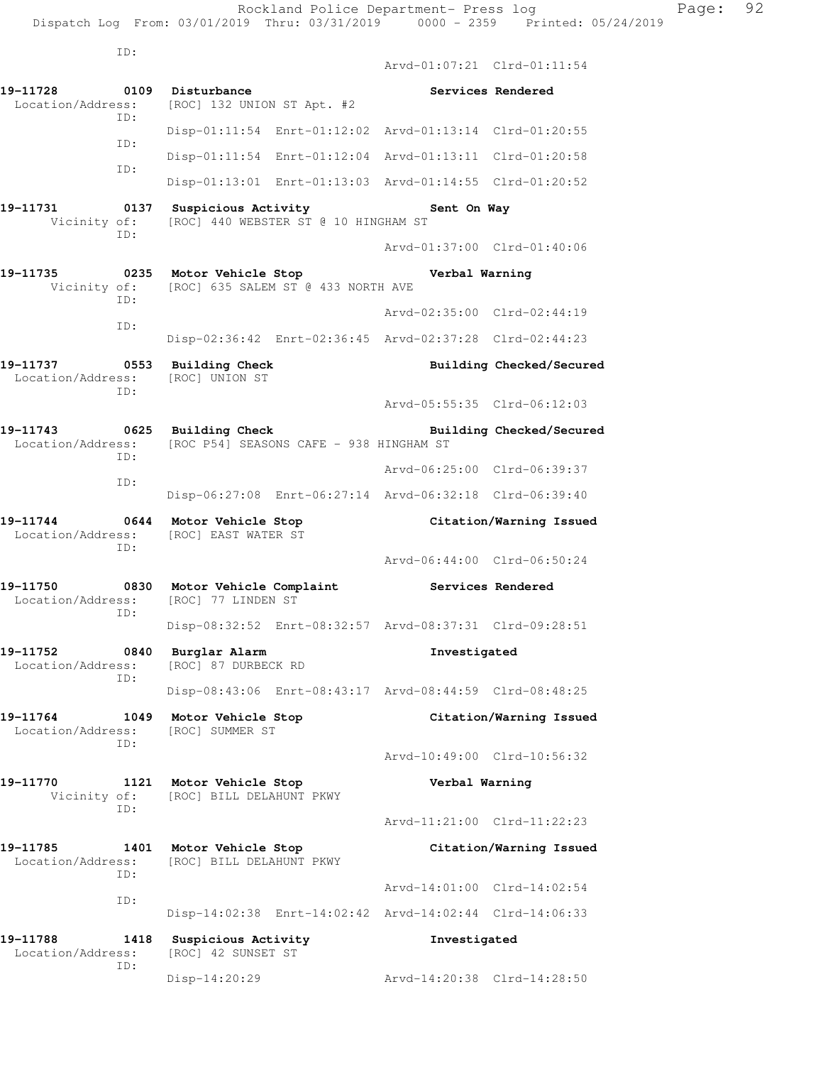ID:
Arvd-01:07:21 Clrd-01:11:54

**19-11728 0109 Disturbance** **Services Rendered**
Location/Address: [ROC] 132 UNION ST Apt. #2
ID:
Disp-01:11:54 Enrt-01:12:02 Arvd-01:13:14 Clrd-01:20:55
ID:
Disp-01:11:54 Enrt-01:12:04 Arvd-01:13:11 Clrd-01:20:58
ID:
Disp-01:13:01 Enrt-01:13:03 Arvd-01:14:55 Clrd-01:20:52

**19-11731 0137 Suspicious Activity** **Sent On Way**
Vicinity of: [ROC] 440 WEBSTER ST @ 10 HINGHAM ST
ID:
Arvd-01:37:00 Clrd-01:40:06

**19-11735 0235 Motor Vehicle Stop** **Verbal Warning**
Vicinity of: [ROC] 635 SALEM ST @ 433 NORTH AVE
ID:
Arvd-02:35:00 Clrd-02:44:19
ID:
Disp-02:36:42 Enrt-02:36:45 Arvd-02:37:28 Clrd-02:44:23

**19-11737 0553 Building Check** **Building Checked/Secured**
Location/Address: [ROC] UNION ST
ID:
Arvd-05:55:35 Clrd-06:12:03

**19-11743 0625 Building Check** **Building Checked/Secured**
Location/Address: [ROC P54] SEASONS CAFE - 938 HINGHAM ST
ID:
Arvd-06:25:00 Clrd-06:39:37
ID:
Disp-06:27:08 Enrt-06:27:14 Arvd-06:32:18 Clrd-06:39:40

**19-11744 0644 Motor Vehicle Stop** **Citation/Warning Issued**
Location/Address: [ROC] EAST WATER ST
ID:
Arvd-06:44:00 Clrd-06:50:24

**19-11750 0830 Motor Vehicle Complaint** **Services Rendered**
Location/Address: [ROC] 77 LINDEN ST
ID:
Disp-08:32:52 Enrt-08:32:57 Arvd-08:37:31 Clrd-09:28:51

**19-11752 0840 Burglar Alarm** **Investigated**
Location/Address: [ROC] 87 DURBECK RD
ID:
Disp-08:43:06 Enrt-08:43:17 Arvd-08:44:59 Clrd-08:48:25

**19-11764 1049 Motor Vehicle Stop** **Citation/Warning Issued**
Location/Address: [ROC] SUMMER ST
ID:
Arvd-10:49:00 Clrd-10:56:32

**19-11770 1121 Motor Vehicle Stop** **Verbal Warning**
Vicinity of: [ROC] BILL DELAHUNT PKWY
ID:
Arvd-11:21:00 Clrd-11:22:23

**19-11785 1401 Motor Vehicle Stop** **Citation/Warning Issued**
Location/Address: [ROC] BILL DELAHUNT PKWY
ID:
Arvd-14:01:00 Clrd-14:02:54
ID:
Disp-14:02:38 Enrt-14:02:42 Arvd-14:02:44 Clrd-14:06:33

**19-11788 1418 Suspicious Activity** **Investigated**
Location/Address: [ROC] 42 SUNSET ST
ID:
Disp-14:20:29 Arvd-14:20:38 Clrd-14:28:50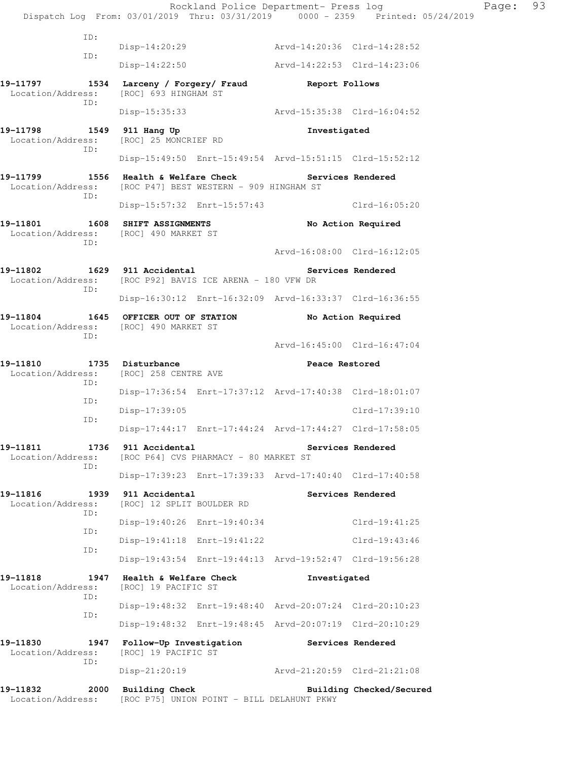```
            ID:
                 Disp-14:20:29                   Arvd-14:20:36  Clrd-14:28:52
            ID:
                 Disp-14:22:50                   Arvd-14:22:53  Clrd-14:23:06

19-11797      1534  Larceny / Forgery/ Fraud           Report Follows
  Location/Address:    [ROC] 693 HINGHAM ST
            ID:
                 Disp-15:35:33                   Arvd-15:35:38  Clrd-16:04:52

19-11798      1549  911 Hang Up                        Investigated
  Location/Address:    [ROC] 25 MONCRIEF RD
            ID:
                 Disp-15:49:50  Enrt-15:49:54  Arvd-15:51:15  Clrd-15:52:12

19-11799      1556  Health & Welfare Check             Services Rendered
  Location/Address:    [ROC P47] BEST WESTERN - 909 HINGHAM ST
            ID:
                 Disp-15:57:32  Enrt-15:57:43                 Clrd-16:05:20

19-11801      1608  SHIFT ASSIGNMENTS                  No Action Required
  Location/Address:    [ROC] 490 MARKET ST
            ID:
                                                 Arvd-16:08:00  Clrd-16:12:05

19-11802      1629  911 Accidental                     Services Rendered
  Location/Address:    [ROC P92] BAVIS ICE ARENA - 180 VFW DR
            ID:
                 Disp-16:30:12  Enrt-16:32:09  Arvd-16:33:37  Clrd-16:36:55

19-11804      1645  OFFICER OUT OF STATION             No Action Required
  Location/Address:    [ROC] 490 MARKET ST
            ID:
                                                 Arvd-16:45:00  Clrd-16:47:04

19-11810      1735  Disturbance                        Peace Restored
  Location/Address:    [ROC] 258 CENTRE AVE
            ID:
                 Disp-17:36:54  Enrt-17:37:12  Arvd-17:40:38  Clrd-18:01:07
            ID:
                 Disp-17:39:05                                Clrd-17:39:10
            ID:
                 Disp-17:44:17  Enrt-17:44:24  Arvd-17:44:27  Clrd-17:58:05

19-11811      1736  911 Accidental                     Services Rendered
  Location/Address:    [ROC P64] CVS PHARMACY - 80 MARKET ST
            ID:
                 Disp-17:39:23  Enrt-17:39:33  Arvd-17:40:40  Clrd-17:40:58

19-11816      1939  911 Accidental                     Services Rendered
  Location/Address:    [ROC] 12 SPLIT BOULDER RD
            ID:
                 Disp-19:40:26  Enrt-19:40:34                 Clrd-19:41:25
            ID:
                 Disp-19:41:18  Enrt-19:41:22                 Clrd-19:43:46
            ID:
                 Disp-19:43:54  Enrt-19:44:13  Arvd-19:52:47  Clrd-19:56:28

19-11818      1947  Health & Welfare Check             Investigated
  Location/Address:    [ROC] 19 PACIFIC ST
            ID:
                 Disp-19:48:32  Enrt-19:48:40  Arvd-20:07:24  Clrd-20:10:23
            ID:
                 Disp-19:48:32  Enrt-19:48:45  Arvd-20:07:19  Clrd-20:10:29

19-11830      1947  Follow-Up Investigation            Services Rendered
  Location/Address:    [ROC] 19 PACIFIC ST
            ID:
                 Disp-21:20:19                   Arvd-21:20:59  Clrd-21:21:08

19-11832      2000  Building Check                     Building Checked/Secured
  Location/Address:    [ROC P75] UNION POINT - BILL DELAHUNT PKWY
```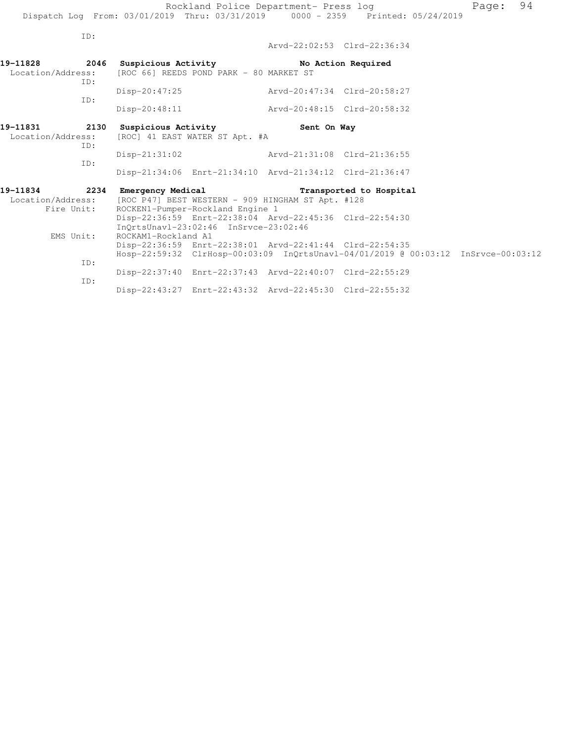ID:

Arvd-22:02:53 Clrd-22:36:34

**19-11828 2046 Suspicious Activity No Action Required**

Location/Address: [ROC 66] REEDS POND PARK - 80 MARKET ST

ID:

Disp-20:47:25 Arvd-20:47:34 Clrd-20:58:27

ID:

Disp-20:48:11 Arvd-20:48:15 Clrd-20:58:32

**19-11831 2130 Suspicious Activity Sent On Way**

Location/Address: [ROC] 41 EAST WATER ST Apt. #A

ID:

Disp-21:31:02 Arvd-21:31:08 Clrd-21:36:55

ID:

Disp-21:34:06 Enrt-21:34:10 Arvd-21:34:12 Clrd-21:36:47

**19-11834 2234 Emergency Medical Transported to Hospital**

Location/Address: [ROC P47] BEST WESTERN - 909 HINGHAM ST Apt. #128

Fire Unit: ROCKEN1-Pumper-Rockland Engine 1

Disp-22:36:59 Enrt-22:38:04 Arvd-22:45:36 Clrd-22:54:30

InQrtsUnavl-23:02:46 InSrvce-23:02:46

EMS Unit: ROCKAM1-Rockland A1

Disp-22:36:59 Enrt-22:38:01 Arvd-22:41:44 Clrd-22:54:35

Hosp-22:59:32 ClrHosp-00:03:09 InQrtsUnavl-04/01/2019 @ 00:03:12 InSrvce-00:03:12

ID:

Disp-22:37:40 Enrt-22:37:43 Arvd-22:40:07 Clrd-22:55:29

ID:

Disp-22:43:27 Enrt-22:43:32 Arvd-22:45:30 Clrd-22:55:32